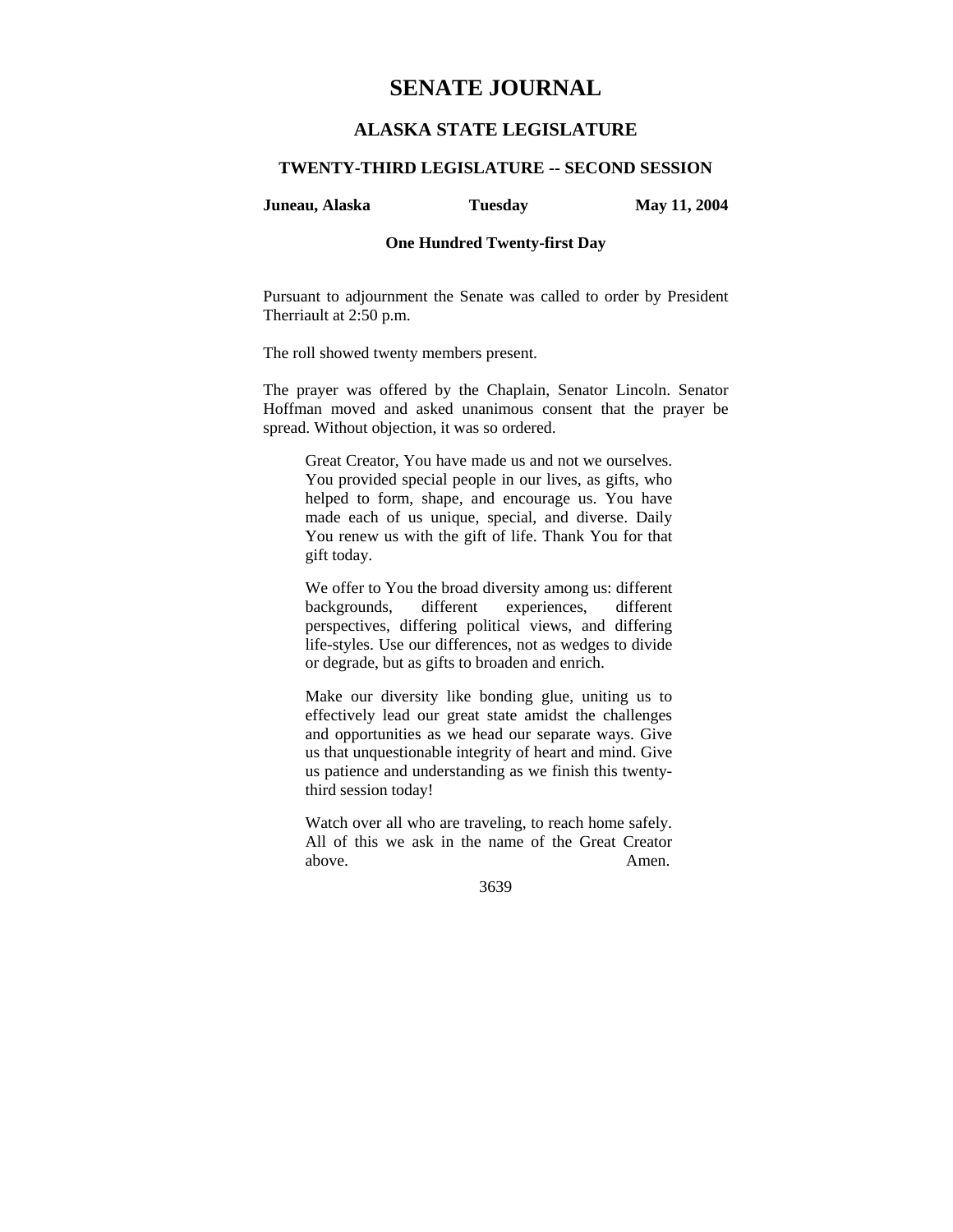# SENATE JOURNAL

## ALASKA STATE LEGISLATURE

### TWENTY-THIRD LEGISLATURE -- SECOND SESSION

**Juneau, Alaska** **Tuesday** **May 11, 2004**

**One Hundred Twenty-first Day**

Pursuant to adjournment the Senate was called to order by President Therriault at 2:50 p.m.

The roll showed twenty members present.

The prayer was offered by the Chaplain, Senator Lincoln. Senator Hoffman moved and asked unanimous consent that the prayer be spread. Without objection, it was so ordered.

> Great Creator, You have made us and not we ourselves. You provided special people in our lives, as gifts, who helped to form, shape, and encourage us. You have made each of us unique, special, and diverse. Daily You renew us with the gift of life. Thank You for that gift today.
>
> We offer to You the broad diversity among us: different backgrounds, different experiences, different perspectives, differing political views, and differing life-styles. Use our differences, not as wedges to divide or degrade, but as gifts to broaden and enrich.
>
> Make our diversity like bonding glue, uniting us to effectively lead our great state amidst the challenges and opportunities as we head our separate ways. Give us that unquestionable integrity of heart and mind. Give us patience and understanding as we finish this twenty-third session today!
>
> Watch over all who are traveling, to reach home safely. All of this we ask in the name of the Great Creator above. Amen.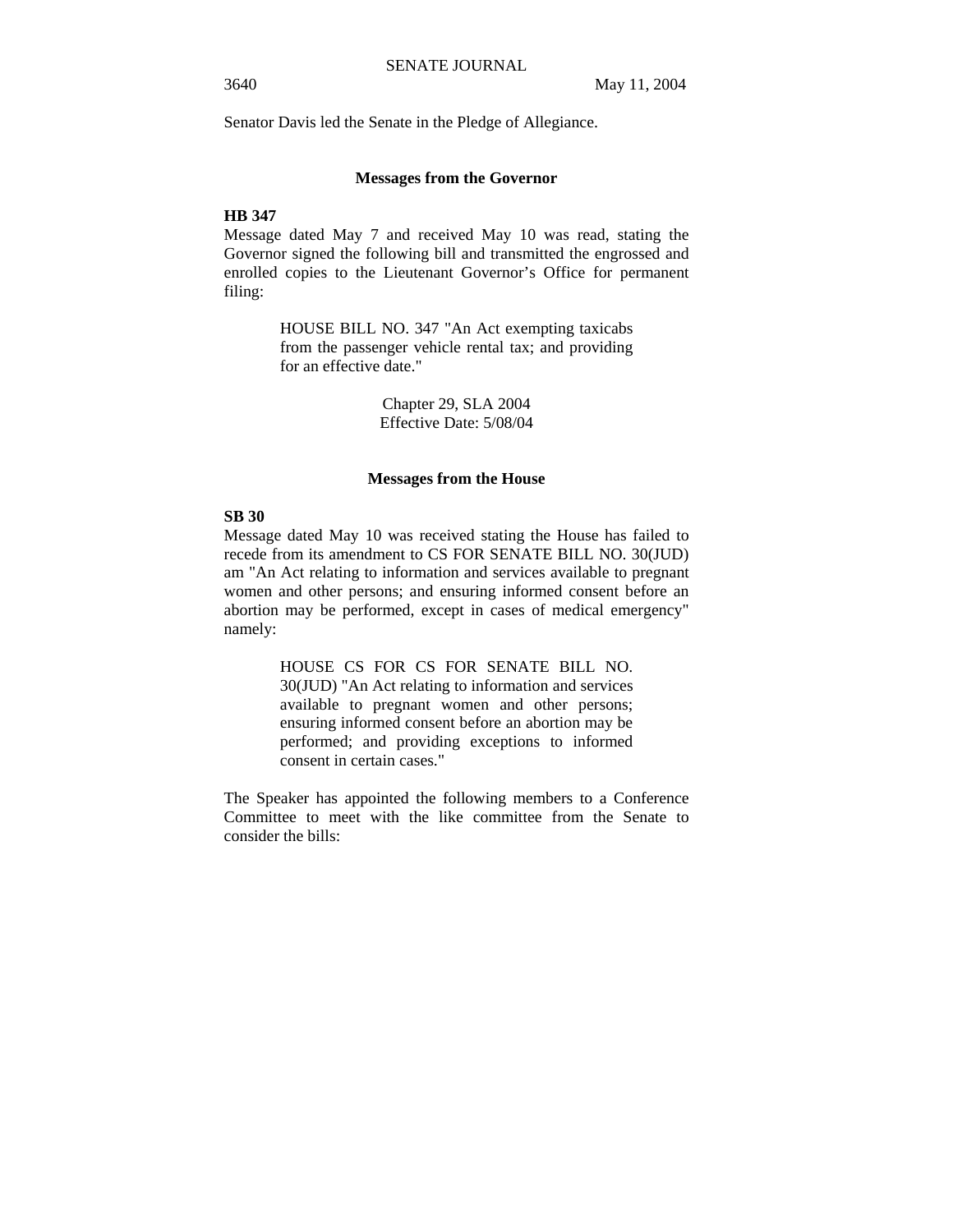Senator Davis led the Senate in the Pledge of Allegiance.

### Messages from the Governor

**HB 347**

Message dated May 7 and received May 10 was read, stating the Governor signed the following bill and transmitted the engrossed and enrolled copies to the Lieutenant Governor's Office for permanent filing:

> HOUSE BILL NO. 347 "An Act exempting taxicabs from the passenger vehicle rental tax; and providing for an effective date."
>
> Chapter 29, SLA 2004
> Effective Date: 5/08/04

### Messages from the House

**SB 30**

Message dated May 10 was received stating the House has failed to recede from its amendment to CS FOR SENATE BILL NO. 30(JUD) am "An Act relating to information and services available to pregnant women and other persons; and ensuring informed consent before an abortion may be performed, except in cases of medical emergency" namely:

> HOUSE CS FOR CS FOR SENATE BILL NO. 30(JUD) "An Act relating to information and services available to pregnant women and other persons; ensuring informed consent before an abortion may be performed; and providing exceptions to informed consent in certain cases."

The Speaker has appointed the following members to a Conference Committee to meet with the like committee from the Senate to consider the bills: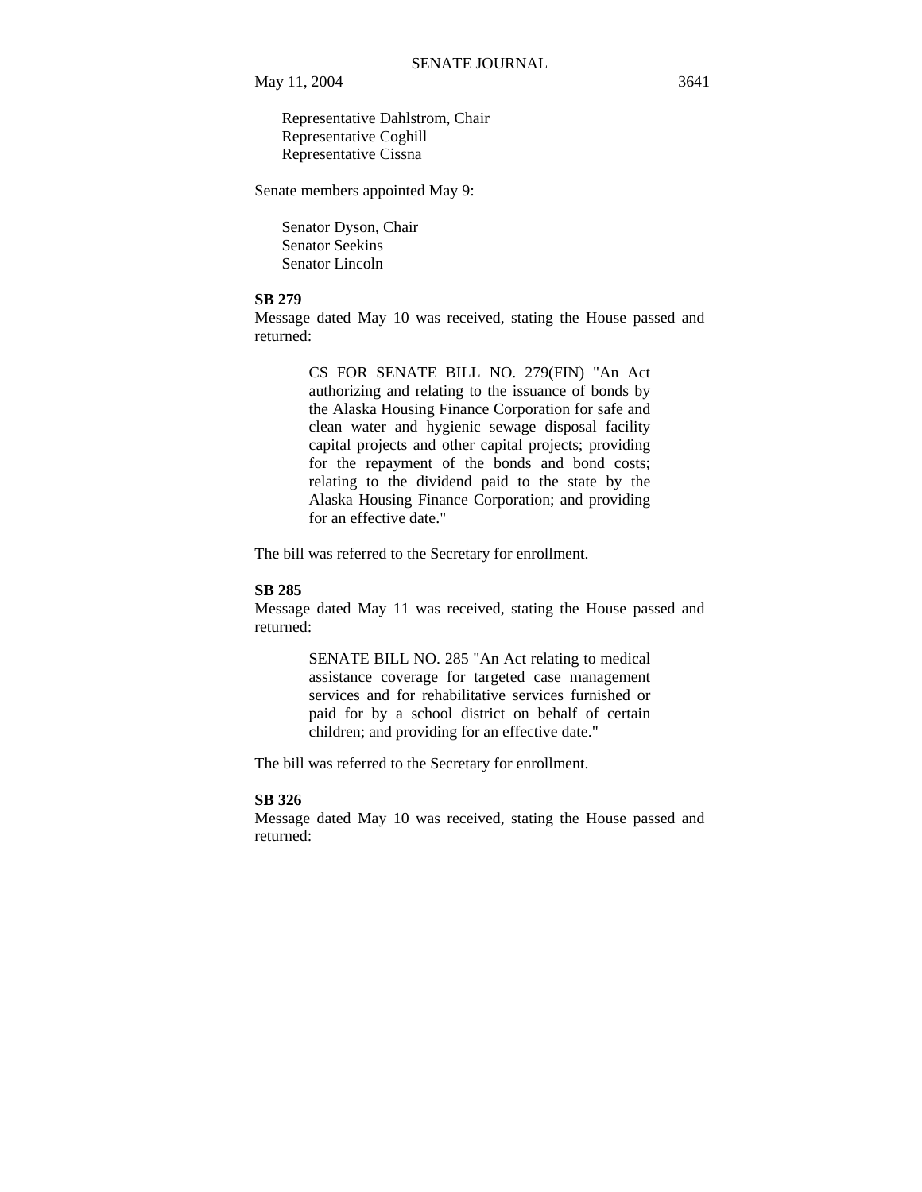Representative Dahlstrom, Chair
Representative Coghill
Representative Cissna

Senate members appointed May 9:

Senator Dyson, Chair
Senator Seekins
Senator Lincoln

**SB 279**

Message dated May 10 was received, stating the House passed and returned:

> CS FOR SENATE BILL NO. 279(FIN) "An Act authorizing and relating to the issuance of bonds by the Alaska Housing Finance Corporation for safe and clean water and hygienic sewage disposal facility capital projects and other capital projects; providing for the repayment of the bonds and bond costs; relating to the dividend paid to the state by the Alaska Housing Finance Corporation; and providing for an effective date."

The bill was referred to the Secretary for enrollment.

**SB 285**

Message dated May 11 was received, stating the House passed and returned:

> SENATE BILL NO. 285 "An Act relating to medical assistance coverage for targeted case management services and for rehabilitative services furnished or paid for by a school district on behalf of certain children; and providing for an effective date."

The bill was referred to the Secretary for enrollment.

**SB 326**

Message dated May 10 was received, stating the House passed and returned: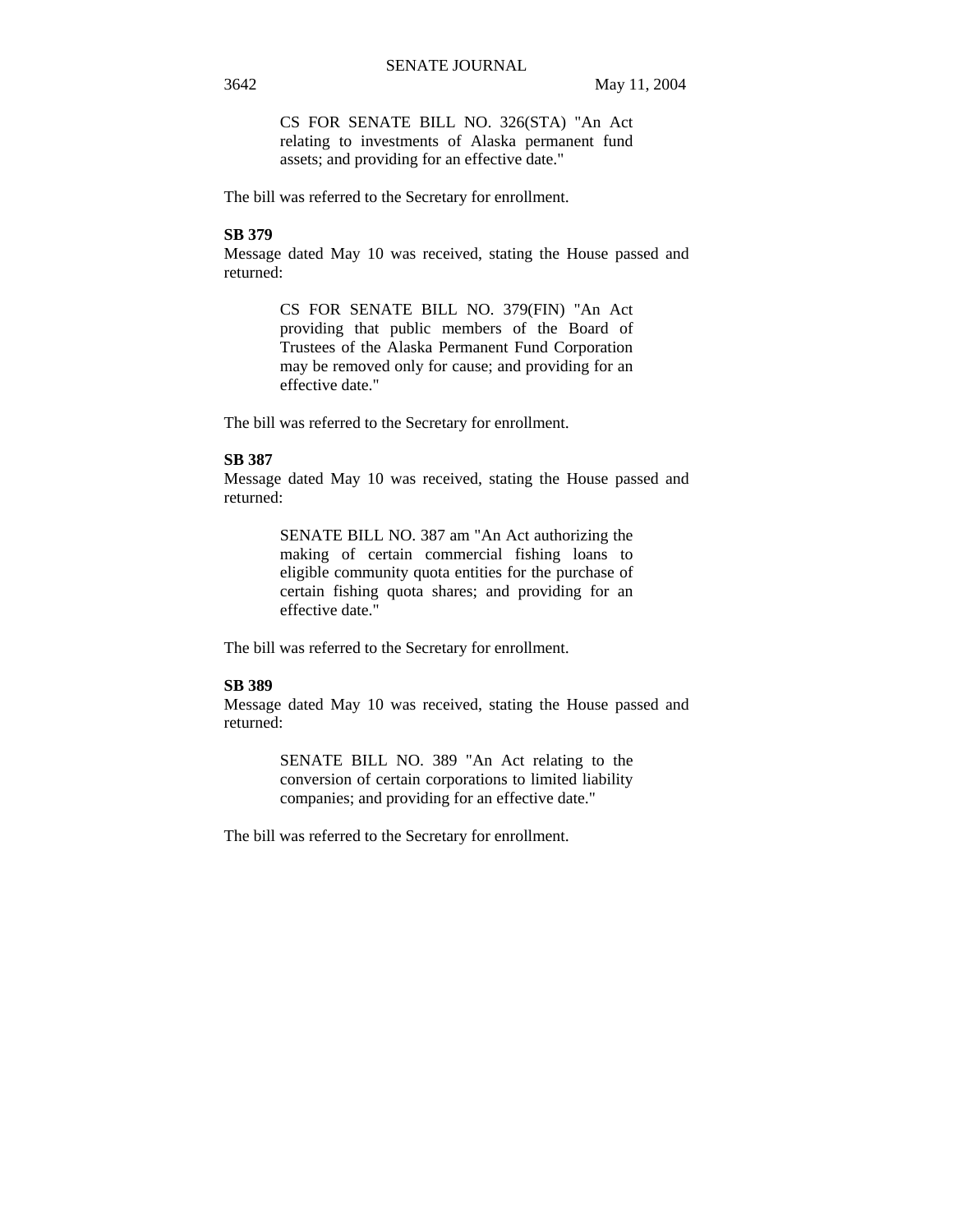CS FOR SENATE BILL NO. 326(STA) "An Act relating to investments of Alaska permanent fund assets; and providing for an effective date."

The bill was referred to the Secretary for enrollment.

**SB 379**

Message dated May 10 was received, stating the House passed and returned:

> CS FOR SENATE BILL NO. 379(FIN) "An Act providing that public members of the Board of Trustees of the Alaska Permanent Fund Corporation may be removed only for cause; and providing for an effective date."

The bill was referred to the Secretary for enrollment.

**SB 387**

Message dated May 10 was received, stating the House passed and returned:

> SENATE BILL NO. 387 am "An Act authorizing the making of certain commercial fishing loans to eligible community quota entities for the purchase of certain fishing quota shares; and providing for an effective date."

The bill was referred to the Secretary for enrollment.

**SB 389**

Message dated May 10 was received, stating the House passed and returned:

> SENATE BILL NO. 389 "An Act relating to the conversion of certain corporations to limited liability companies; and providing for an effective date."

The bill was referred to the Secretary for enrollment.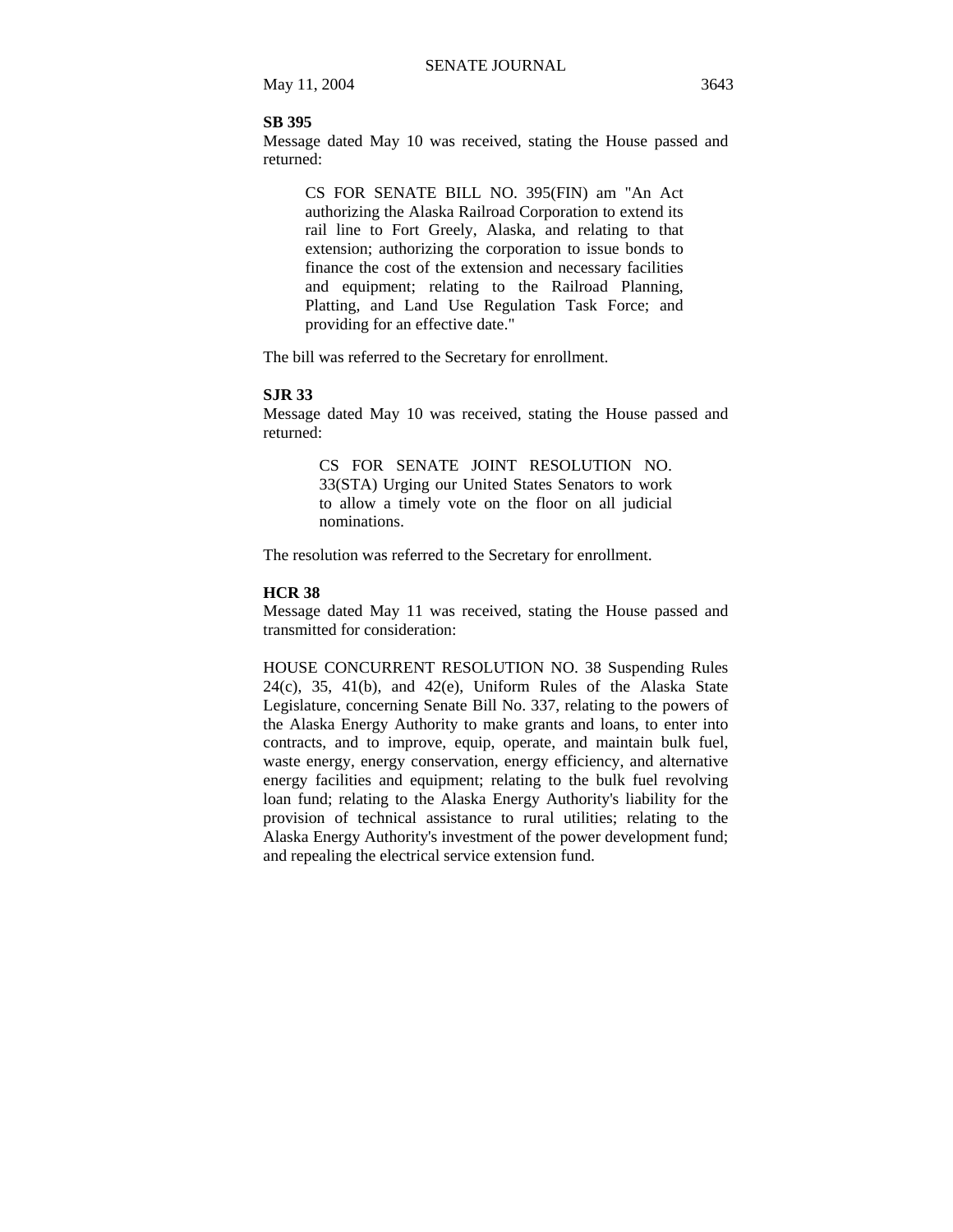**SB 395**

Message dated May 10 was received, stating the House passed and returned:

> CS FOR SENATE BILL NO. 395(FIN) am "An Act authorizing the Alaska Railroad Corporation to extend its rail line to Fort Greely, Alaska, and relating to that extension; authorizing the corporation to issue bonds to finance the cost of the extension and necessary facilities and equipment; relating to the Railroad Planning, Platting, and Land Use Regulation Task Force; and providing for an effective date."

The bill was referred to the Secretary for enrollment.

**SJR 33**

Message dated May 10 was received, stating the House passed and returned:

> CS FOR SENATE JOINT RESOLUTION NO. 33(STA) Urging our United States Senators to work to allow a timely vote on the floor on all judicial nominations.

The resolution was referred to the Secretary for enrollment.

**HCR 38**

Message dated May 11 was received, stating the House passed and transmitted for consideration:

HOUSE CONCURRENT RESOLUTION NO. 38 Suspending Rules 24(c), 35, 41(b), and 42(e), Uniform Rules of the Alaska State Legislature, concerning Senate Bill No. 337, relating to the powers of the Alaska Energy Authority to make grants and loans, to enter into contracts, and to improve, equip, operate, and maintain bulk fuel, waste energy, energy conservation, energy efficiency, and alternative energy facilities and equipment; relating to the bulk fuel revolving loan fund; relating to the Alaska Energy Authority's liability for the provision of technical assistance to rural utilities; relating to the Alaska Energy Authority's investment of the power development fund; and repealing the electrical service extension fund.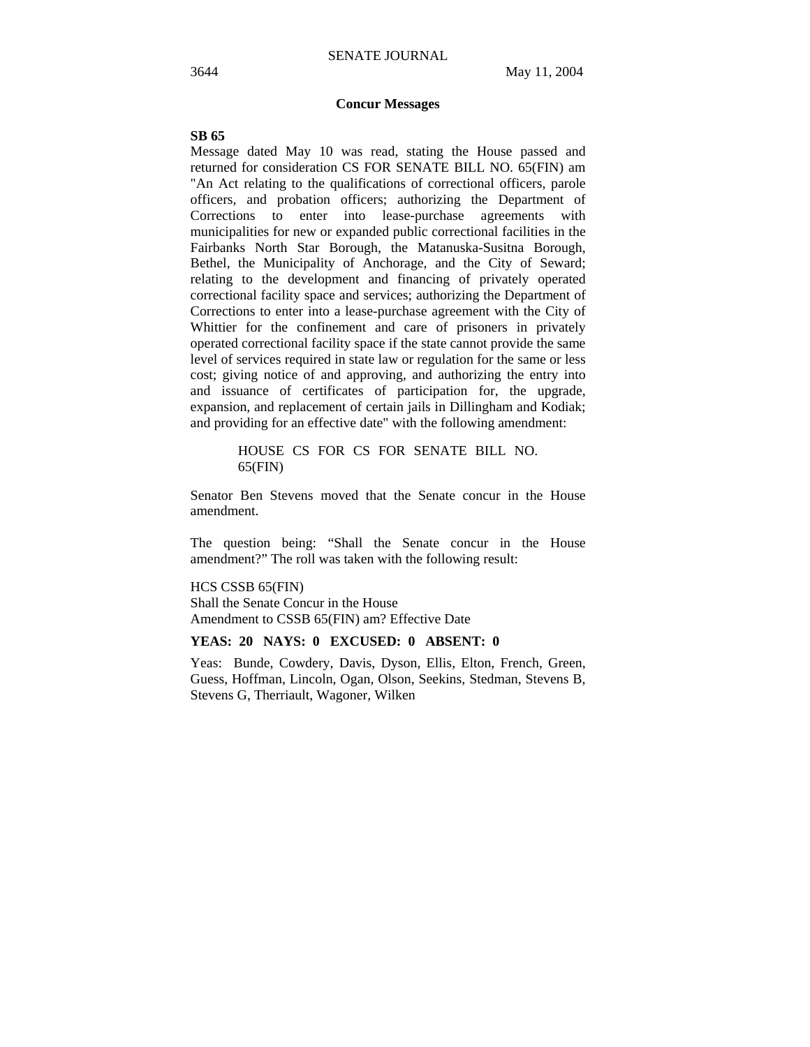## Concur Messages

**SB 65**

Message dated May 10 was read, stating the House passed and returned for consideration CS FOR SENATE BILL NO. 65(FIN) am "An Act relating to the qualifications of correctional officers, parole officers, and probation officers; authorizing the Department of Corrections to enter into lease-purchase agreements with municipalities for new or expanded public correctional facilities in the Fairbanks North Star Borough, the Matanuska-Susitna Borough, Bethel, the Municipality of Anchorage, and the City of Seward; relating to the development and financing of privately operated correctional facility space and services; authorizing the Department of Corrections to enter into a lease-purchase agreement with the City of Whittier for the confinement and care of prisoners in privately operated correctional facility space if the state cannot provide the same level of services required in state law or regulation for the same or less cost; giving notice of and approving, and authorizing the entry into and issuance of certificates of participation for, the upgrade, expansion, and replacement of certain jails in Dillingham and Kodiak; and providing for an effective date" with the following amendment:

> HOUSE CS FOR CS FOR SENATE BILL NO. 65(FIN)

Senator Ben Stevens moved that the Senate concur in the House amendment.

The question being: "Shall the Senate concur in the House amendment?" The roll was taken with the following result:

HCS CSSB 65(FIN)
Shall the Senate Concur in the House
Amendment to CSSB 65(FIN) am? Effective Date

**YEAS: 20 NAYS: 0 EXCUSED: 0 ABSENT: 0**

Yeas: Bunde, Cowdery, Davis, Dyson, Ellis, Elton, French, Green, Guess, Hoffman, Lincoln, Ogan, Olson, Seekins, Stedman, Stevens B, Stevens G, Therriault, Wagoner, Wilken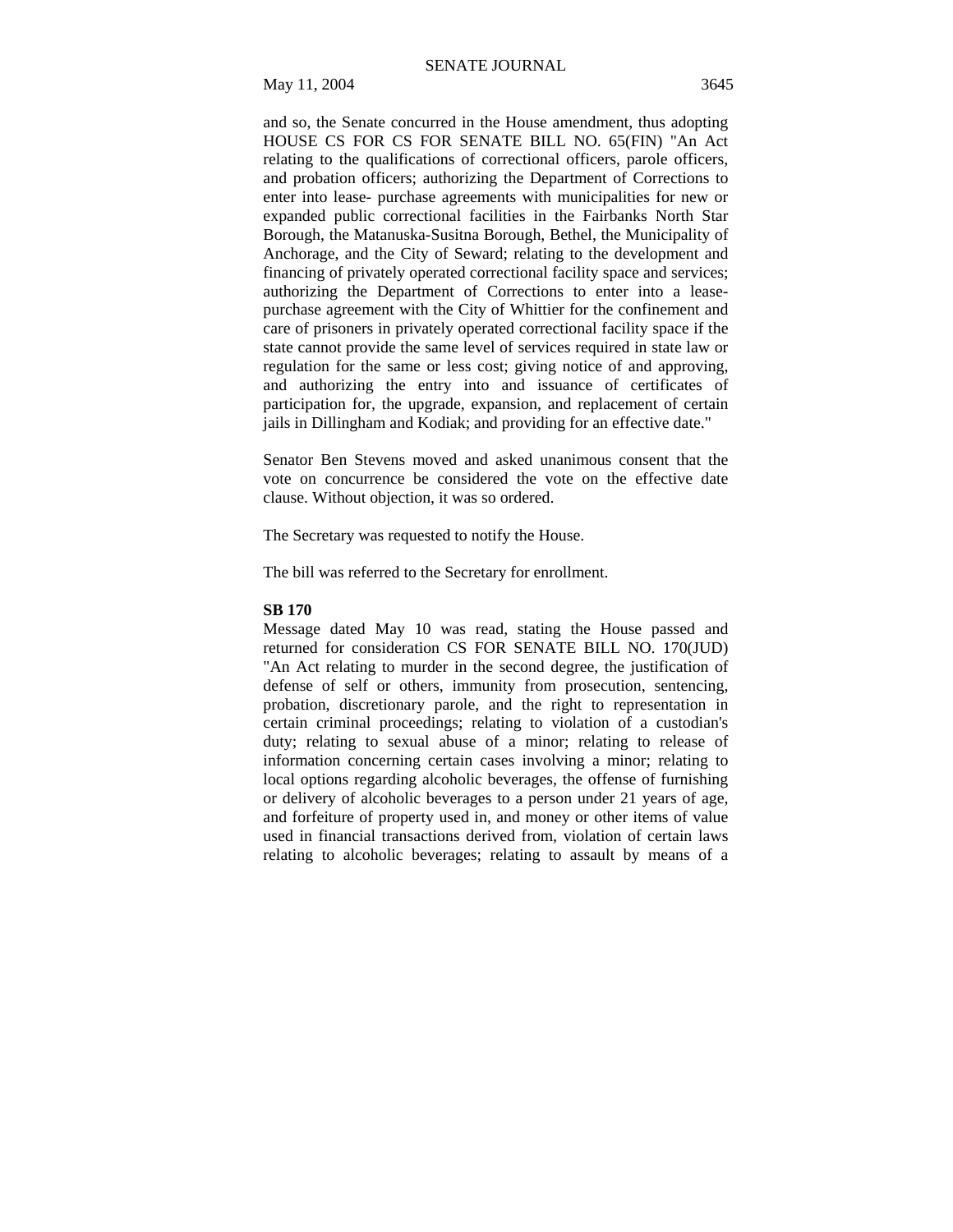and so, the Senate concurred in the House amendment, thus adopting HOUSE CS FOR CS FOR SENATE BILL NO. 65(FIN) "An Act relating to the qualifications of correctional officers, parole officers, and probation officers; authorizing the Department of Corrections to enter into lease- purchase agreements with municipalities for new or expanded public correctional facilities in the Fairbanks North Star Borough, the Matanuska-Susitna Borough, Bethel, the Municipality of Anchorage, and the City of Seward; relating to the development and financing of privately operated correctional facility space and services; authorizing the Department of Corrections to enter into a lease-purchase agreement with the City of Whittier for the confinement and care of prisoners in privately operated correctional facility space if the state cannot provide the same level of services required in state law or regulation for the same or less cost; giving notice of and approving, and authorizing the entry into and issuance of certificates of participation for, the upgrade, expansion, and replacement of certain jails in Dillingham and Kodiak; and providing for an effective date."

Senator Ben Stevens moved and asked unanimous consent that the vote on concurrence be considered the vote on the effective date clause. Without objection, it was so ordered.

The Secretary was requested to notify the House.

The bill was referred to the Secretary for enrollment.

**SB 170**

Message dated May 10 was read, stating the House passed and returned for consideration CS FOR SENATE BILL NO. 170(JUD) "An Act relating to murder in the second degree, the justification of defense of self or others, immunity from prosecution, sentencing, probation, discretionary parole, and the right to representation in certain criminal proceedings; relating to violation of a custodian's duty; relating to sexual abuse of a minor; relating to release of information concerning certain cases involving a minor; relating to local options regarding alcoholic beverages, the offense of furnishing or delivery of alcoholic beverages to a person under 21 years of age, and forfeiture of property used in, and money or other items of value used in financial transactions derived from, violation of certain laws relating to alcoholic beverages; relating to assault by means of a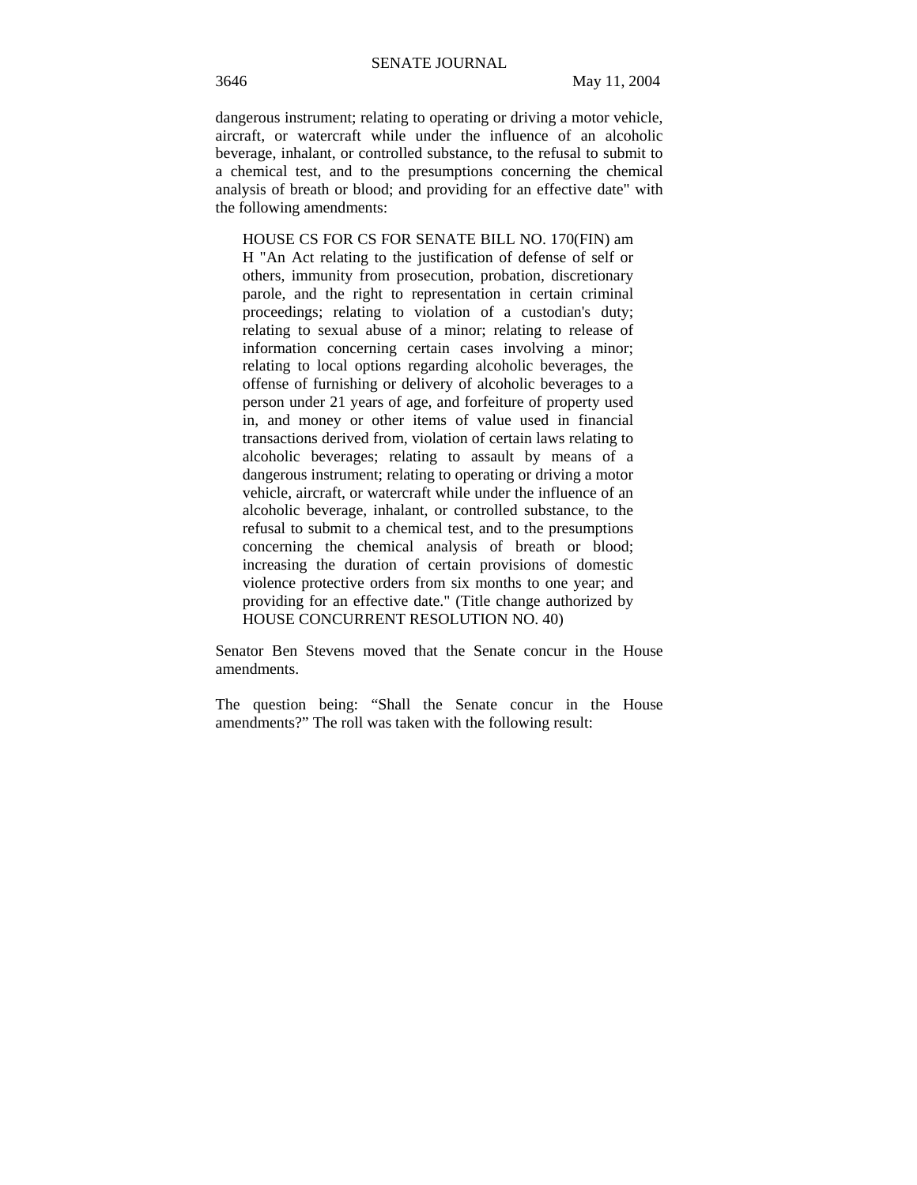dangerous instrument; relating to operating or driving a motor vehicle, aircraft, or watercraft while under the influence of an alcoholic beverage, inhalant, or controlled substance, to the refusal to submit to a chemical test, and to the presumptions concerning the chemical analysis of breath or blood; and providing for an effective date" with the following amendments:

> HOUSE CS FOR CS FOR SENATE BILL NO. 170(FIN) am H "An Act relating to the justification of defense of self or others, immunity from prosecution, probation, discretionary parole, and the right to representation in certain criminal proceedings; relating to violation of a custodian's duty; relating to sexual abuse of a minor; relating to release of information concerning certain cases involving a minor; relating to local options regarding alcoholic beverages, the offense of furnishing or delivery of alcoholic beverages to a person under 21 years of age, and forfeiture of property used in, and money or other items of value used in financial transactions derived from, violation of certain laws relating to alcoholic beverages; relating to assault by means of a dangerous instrument; relating to operating or driving a motor vehicle, aircraft, or watercraft while under the influence of an alcoholic beverage, inhalant, or controlled substance, to the refusal to submit to a chemical test, and to the presumptions concerning the chemical analysis of breath or blood; increasing the duration of certain provisions of domestic violence protective orders from six months to one year; and providing for an effective date." (Title change authorized by HOUSE CONCURRENT RESOLUTION NO. 40)

Senator Ben Stevens moved that the Senate concur in the House amendments.

The question being: "Shall the Senate concur in the House amendments?" The roll was taken with the following result: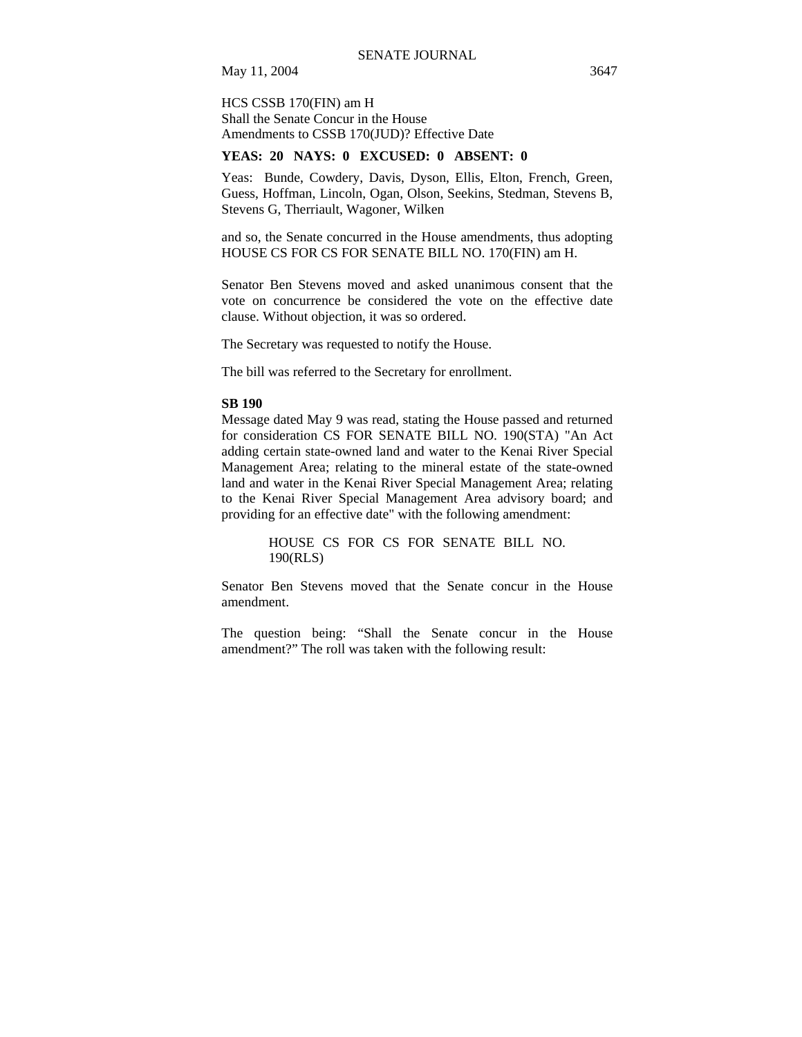HCS CSSB 170(FIN) am H
Shall the Senate Concur in the House
Amendments to CSSB 170(JUD)? Effective Date

**YEAS: 20 NAYS: 0 EXCUSED: 0 ABSENT: 0**

Yeas: Bunde, Cowdery, Davis, Dyson, Ellis, Elton, French, Green, Guess, Hoffman, Lincoln, Ogan, Olson, Seekins, Stedman, Stevens B, Stevens G, Therriault, Wagoner, Wilken

and so, the Senate concurred in the House amendments, thus adopting HOUSE CS FOR CS FOR SENATE BILL NO. 170(FIN) am H.

Senator Ben Stevens moved and asked unanimous consent that the vote on concurrence be considered the vote on the effective date clause. Without objection, it was so ordered.

The Secretary was requested to notify the House.

The bill was referred to the Secretary for enrollment.

**SB 190**

Message dated May 9 was read, stating the House passed and returned for consideration CS FOR SENATE BILL NO. 190(STA) "An Act adding certain state-owned land and water to the Kenai River Special Management Area; relating to the mineral estate of the state-owned land and water in the Kenai River Special Management Area; relating to the Kenai River Special Management Area advisory board; and providing for an effective date" with the following amendment:

> HOUSE CS FOR CS FOR SENATE BILL NO. 190(RLS)

Senator Ben Stevens moved that the Senate concur in the House amendment.

The question being: "Shall the Senate concur in the House amendment?" The roll was taken with the following result: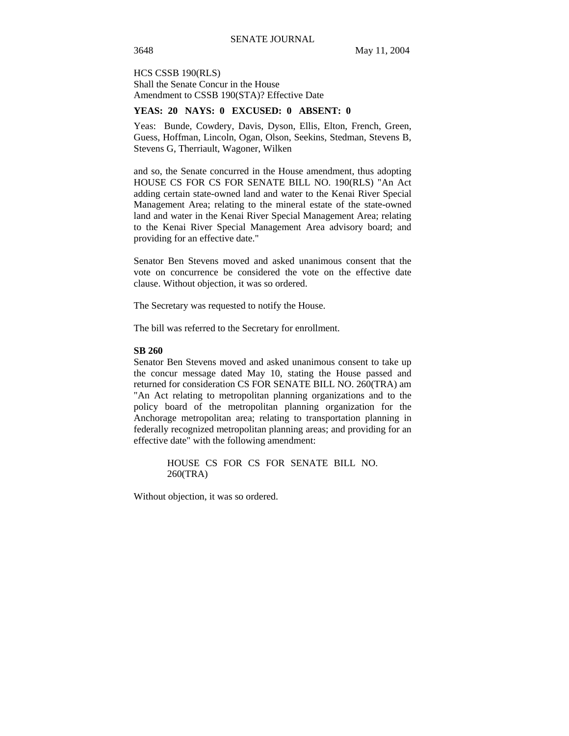HCS CSSB 190(RLS)
Shall the Senate Concur in the House
Amendment to CSSB 190(STA)? Effective Date

**YEAS: 20 NAYS: 0 EXCUSED: 0 ABSENT: 0**

Yeas: Bunde, Cowdery, Davis, Dyson, Ellis, Elton, French, Green, Guess, Hoffman, Lincoln, Ogan, Olson, Seekins, Stedman, Stevens B, Stevens G, Therriault, Wagoner, Wilken

and so, the Senate concurred in the House amendment, thus adopting HOUSE CS FOR CS FOR SENATE BILL NO. 190(RLS) "An Act adding certain state-owned land and water to the Kenai River Special Management Area; relating to the mineral estate of the state-owned land and water in the Kenai River Special Management Area; relating to the Kenai River Special Management Area advisory board; and providing for an effective date."

Senator Ben Stevens moved and asked unanimous consent that the vote on concurrence be considered the vote on the effective date clause. Without objection, it was so ordered.

The Secretary was requested to notify the House.

The bill was referred to the Secretary for enrollment.

**SB 260**

Senator Ben Stevens moved and asked unanimous consent to take up the concur message dated May 10, stating the House passed and returned for consideration CS FOR SENATE BILL NO. 260(TRA) am "An Act relating to metropolitan planning organizations and to the policy board of the metropolitan planning organization for the Anchorage metropolitan area; relating to transportation planning in federally recognized metropolitan planning areas; and providing for an effective date" with the following amendment:

> HOUSE CS FOR CS FOR SENATE BILL NO. 260(TRA)

Without objection, it was so ordered.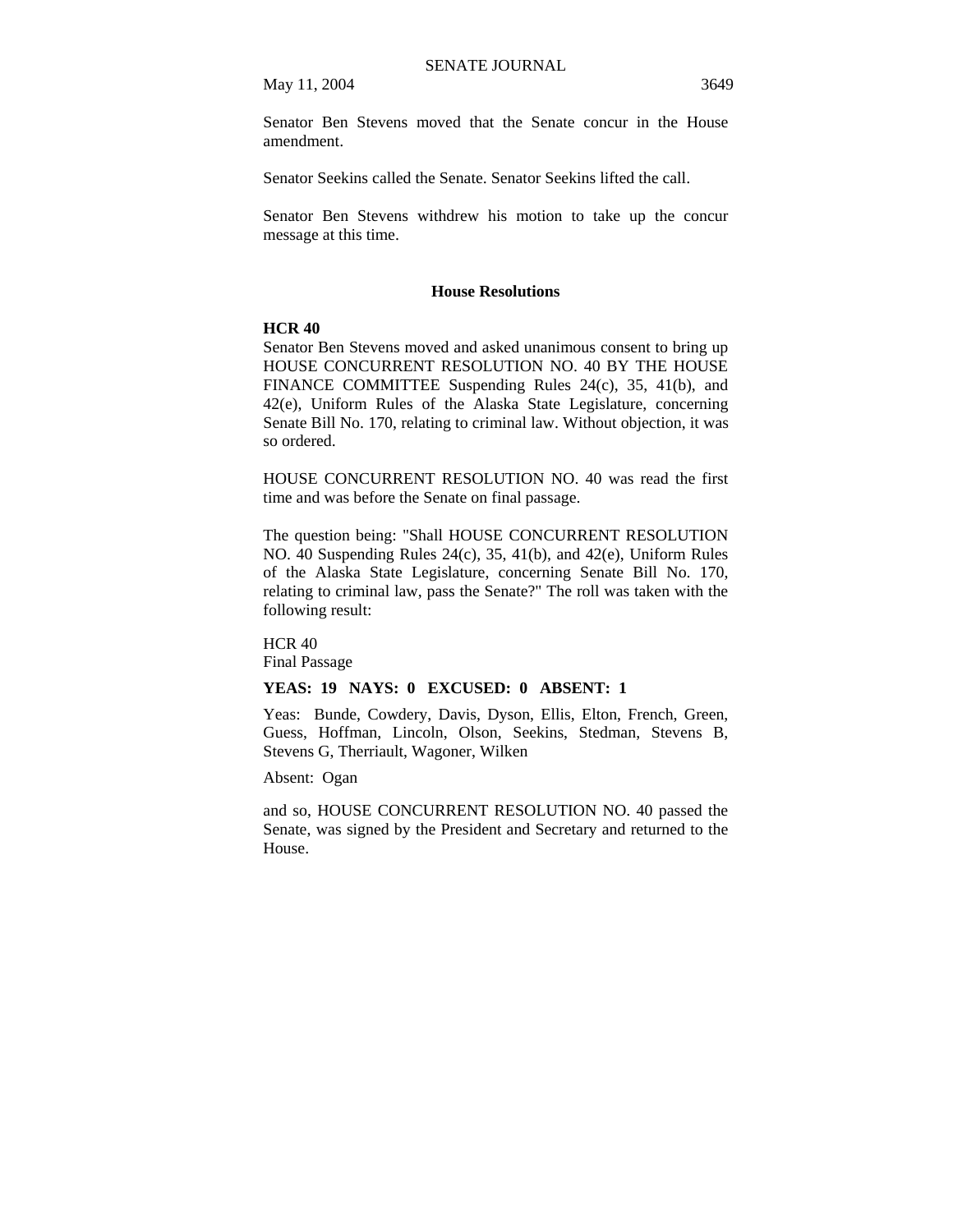Senator Ben Stevens moved that the Senate concur in the House amendment.

Senator Seekins called the Senate. Senator Seekins lifted the call.

Senator Ben Stevens withdrew his motion to take up the concur message at this time.

## House Resolutions

**HCR 40**

Senator Ben Stevens moved and asked unanimous consent to bring up HOUSE CONCURRENT RESOLUTION NO. 40 BY THE HOUSE FINANCE COMMITTEE Suspending Rules 24(c), 35, 41(b), and 42(e), Uniform Rules of the Alaska State Legislature, concerning Senate Bill No. 170, relating to criminal law. Without objection, it was so ordered.

HOUSE CONCURRENT RESOLUTION NO. 40 was read the first time and was before the Senate on final passage.

The question being: "Shall HOUSE CONCURRENT RESOLUTION NO. 40 Suspending Rules 24(c), 35, 41(b), and 42(e), Uniform Rules of the Alaska State Legislature, concerning Senate Bill No. 170, relating to criminal law, pass the Senate?" The roll was taken with the following result:

HCR 40
Final Passage

**YEAS: 19 NAYS: 0 EXCUSED: 0 ABSENT: 1**

Yeas: Bunde, Cowdery, Davis, Dyson, Ellis, Elton, French, Green, Guess, Hoffman, Lincoln, Olson, Seekins, Stedman, Stevens B, Stevens G, Therriault, Wagoner, Wilken

Absent: Ogan

and so, HOUSE CONCURRENT RESOLUTION NO. 40 passed the Senate, was signed by the President and Secretary and returned to the House.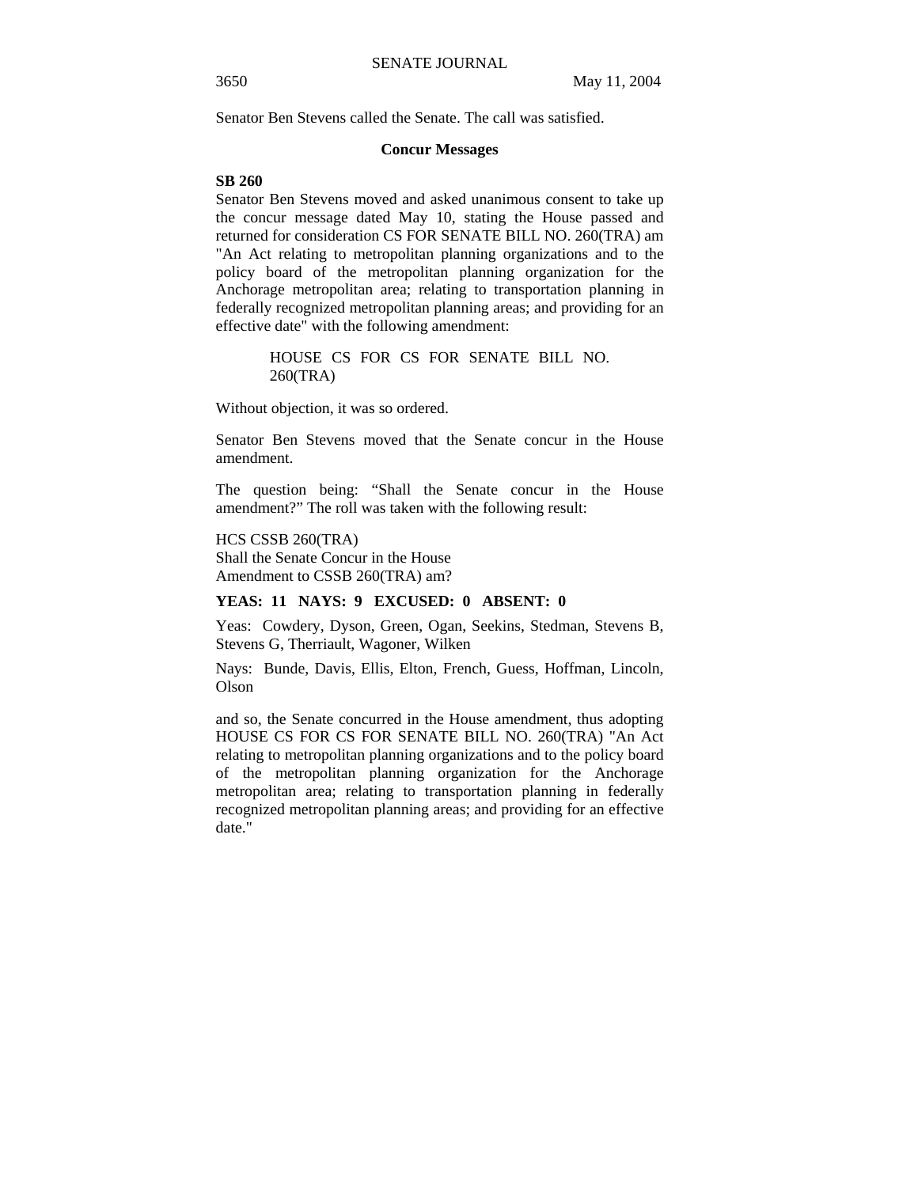Senator Ben Stevens called the Senate. The call was satisfied.

### Concur Messages

**SB 260**

Senator Ben Stevens moved and asked unanimous consent to take up the concur message dated May 10, stating the House passed and returned for consideration CS FOR SENATE BILL NO. 260(TRA) am "An Act relating to metropolitan planning organizations and to the policy board of the metropolitan planning organization for the Anchorage metropolitan area; relating to transportation planning in federally recognized metropolitan planning areas; and providing for an effective date" with the following amendment:

> HOUSE CS FOR CS FOR SENATE BILL NO. 260(TRA)

Without objection, it was so ordered.

Senator Ben Stevens moved that the Senate concur in the House amendment.

The question being: "Shall the Senate concur in the House amendment?" The roll was taken with the following result:

HCS CSSB 260(TRA)
Shall the Senate Concur in the House
Amendment to CSSB 260(TRA) am?

**YEAS: 11 NAYS: 9 EXCUSED: 0 ABSENT: 0**

Yeas: Cowdery, Dyson, Green, Ogan, Seekins, Stedman, Stevens B, Stevens G, Therriault, Wagoner, Wilken

Nays: Bunde, Davis, Ellis, Elton, French, Guess, Hoffman, Lincoln, Olson

and so, the Senate concurred in the House amendment, thus adopting HOUSE CS FOR CS FOR SENATE BILL NO. 260(TRA) "An Act relating to metropolitan planning organizations and to the policy board of the metropolitan planning organization for the Anchorage metropolitan area; relating to transportation planning in federally recognized metropolitan planning areas; and providing for an effective date."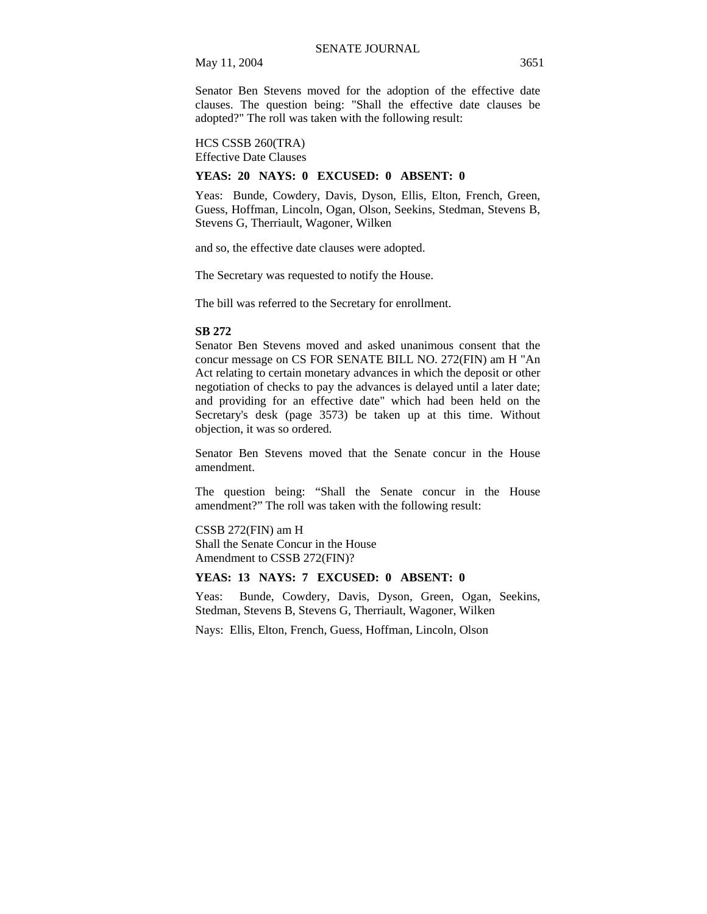Senator Ben Stevens moved for the adoption of the effective date clauses. The question being: "Shall the effective date clauses be adopted?" The roll was taken with the following result:

HCS CSSB 260(TRA)
Effective Date Clauses

**YEAS: 20 NAYS: 0 EXCUSED: 0 ABSENT: 0**

Yeas: Bunde, Cowdery, Davis, Dyson, Ellis, Elton, French, Green, Guess, Hoffman, Lincoln, Ogan, Olson, Seekins, Stedman, Stevens B, Stevens G, Therriault, Wagoner, Wilken

and so, the effective date clauses were adopted.

The Secretary was requested to notify the House.

The bill was referred to the Secretary for enrollment.

**SB 272**

Senator Ben Stevens moved and asked unanimous consent that the concur message on CS FOR SENATE BILL NO. 272(FIN) am H "An Act relating to certain monetary advances in which the deposit or other negotiation of checks to pay the advances is delayed until a later date; and providing for an effective date" which had been held on the Secretary's desk (page 3573) be taken up at this time. Without objection, it was so ordered.

Senator Ben Stevens moved that the Senate concur in the House amendment.

The question being: "Shall the Senate concur in the House amendment?" The roll was taken with the following result:

CSSB 272(FIN) am H
Shall the Senate Concur in the House
Amendment to CSSB 272(FIN)?

**YEAS: 13 NAYS: 7 EXCUSED: 0 ABSENT: 0**

Yeas: Bunde, Cowdery, Davis, Dyson, Green, Ogan, Seekins, Stedman, Stevens B, Stevens G, Therriault, Wagoner, Wilken

Nays: Ellis, Elton, French, Guess, Hoffman, Lincoln, Olson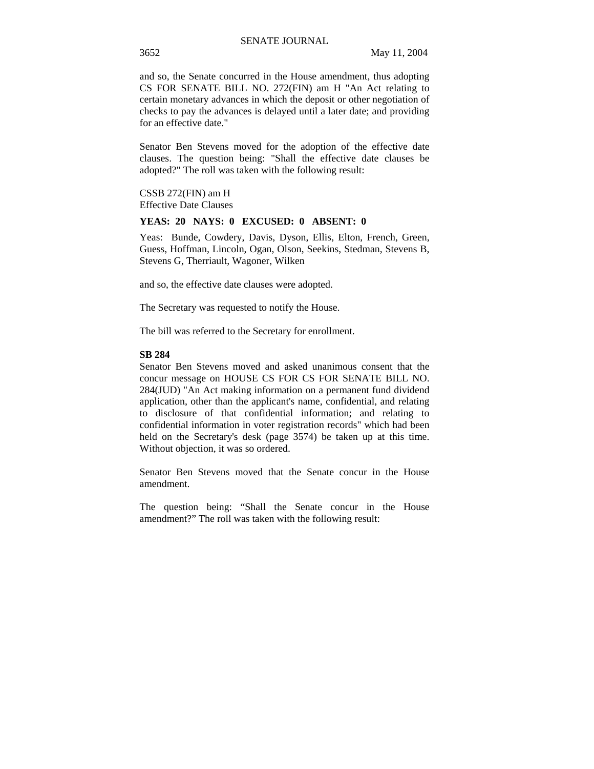and so, the Senate concurred in the House amendment, thus adopting CS FOR SENATE BILL NO. 272(FIN) am H "An Act relating to certain monetary advances in which the deposit or other negotiation of checks to pay the advances is delayed until a later date; and providing for an effective date."

Senator Ben Stevens moved for the adoption of the effective date clauses. The question being: "Shall the effective date clauses be adopted?" The roll was taken with the following result:

CSSB 272(FIN) am H
Effective Date Clauses

**YEAS: 20 NAYS: 0 EXCUSED: 0 ABSENT: 0**

Yeas: Bunde, Cowdery, Davis, Dyson, Ellis, Elton, French, Green, Guess, Hoffman, Lincoln, Ogan, Olson, Seekins, Stedman, Stevens B, Stevens G, Therriault, Wagoner, Wilken

and so, the effective date clauses were adopted.

The Secretary was requested to notify the House.

The bill was referred to the Secretary for enrollment.

**SB 284**

Senator Ben Stevens moved and asked unanimous consent that the concur message on HOUSE CS FOR CS FOR SENATE BILL NO. 284(JUD) "An Act making information on a permanent fund dividend application, other than the applicant's name, confidential, and relating to disclosure of that confidential information; and relating to confidential information in voter registration records" which had been held on the Secretary's desk (page 3574) be taken up at this time. Without objection, it was so ordered.

Senator Ben Stevens moved that the Senate concur in the House amendment.

The question being: "Shall the Senate concur in the House amendment?" The roll was taken with the following result: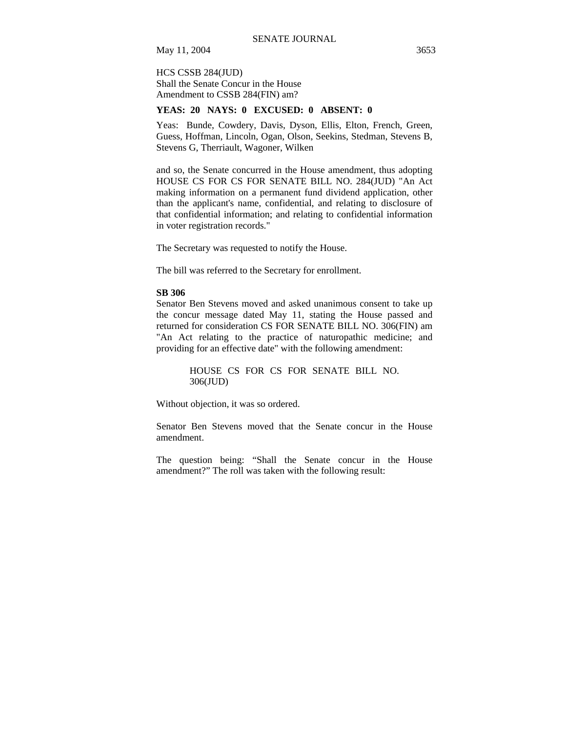HCS CSSB 284(JUD)
Shall the Senate Concur in the House
Amendment to CSSB 284(FIN) am?

**YEAS: 20 NAYS: 0 EXCUSED: 0 ABSENT: 0**

Yeas: Bunde, Cowdery, Davis, Dyson, Ellis, Elton, French, Green, Guess, Hoffman, Lincoln, Ogan, Olson, Seekins, Stedman, Stevens B, Stevens G, Therriault, Wagoner, Wilken

and so, the Senate concurred in the House amendment, thus adopting HOUSE CS FOR CS FOR SENATE BILL NO. 284(JUD) "An Act making information on a permanent fund dividend application, other than the applicant's name, confidential, and relating to disclosure of that confidential information; and relating to confidential information in voter registration records."

The Secretary was requested to notify the House.

The bill was referred to the Secretary for enrollment.

**SB 306**

Senator Ben Stevens moved and asked unanimous consent to take up the concur message dated May 11, stating the House passed and returned for consideration CS FOR SENATE BILL NO. 306(FIN) am "An Act relating to the practice of naturopathic medicine; and providing for an effective date" with the following amendment:

> HOUSE CS FOR CS FOR SENATE BILL NO. 306(JUD)

Without objection, it was so ordered.

Senator Ben Stevens moved that the Senate concur in the House amendment.

The question being: "Shall the Senate concur in the House amendment?" The roll was taken with the following result: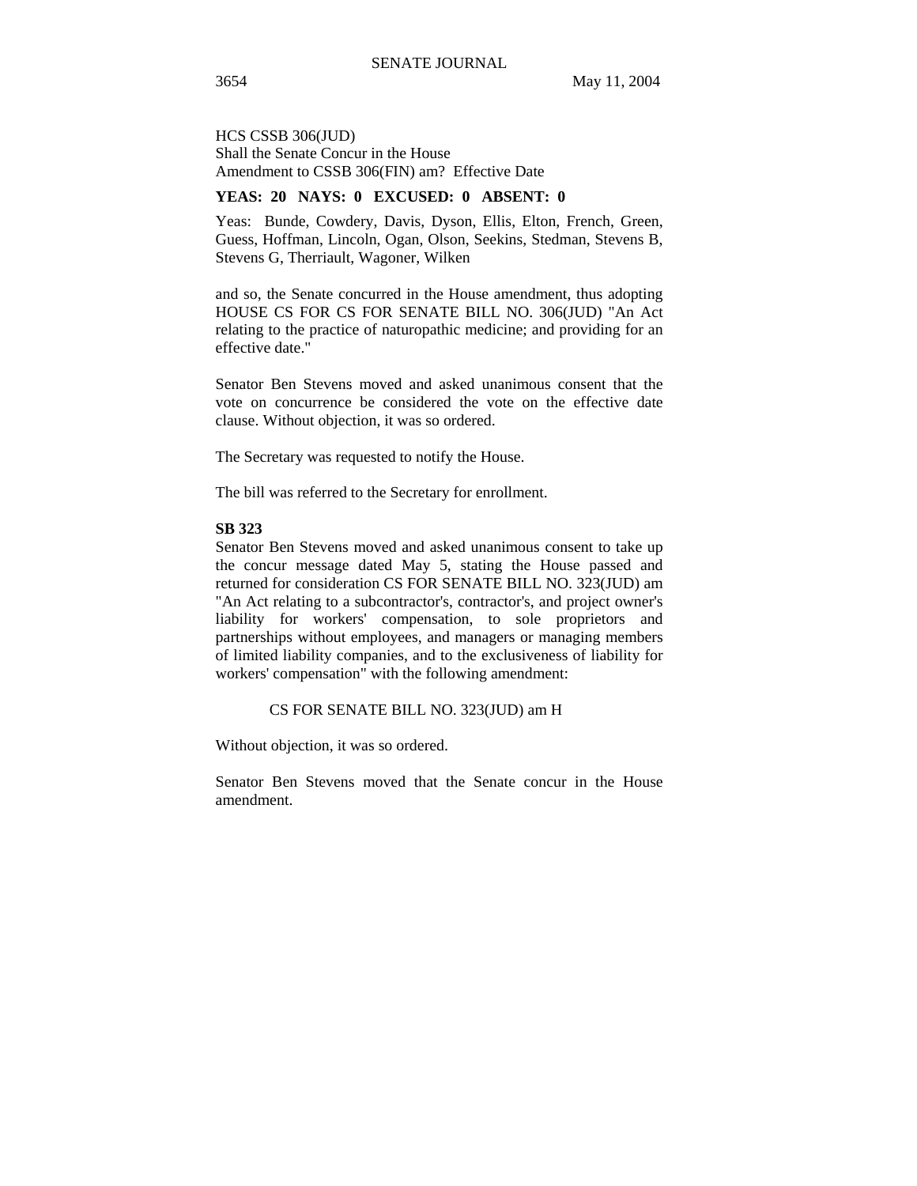HCS CSSB 306(JUD)
Shall the Senate Concur in the House
Amendment to CSSB 306(FIN) am? Effective Date

**YEAS: 20 NAYS: 0 EXCUSED: 0 ABSENT: 0**

Yeas: Bunde, Cowdery, Davis, Dyson, Ellis, Elton, French, Green, Guess, Hoffman, Lincoln, Ogan, Olson, Seekins, Stedman, Stevens B, Stevens G, Therriault, Wagoner, Wilken

and so, the Senate concurred in the House amendment, thus adopting HOUSE CS FOR CS FOR SENATE BILL NO. 306(JUD) "An Act relating to the practice of naturopathic medicine; and providing for an effective date."

Senator Ben Stevens moved and asked unanimous consent that the vote on concurrence be considered the vote on the effective date clause. Without objection, it was so ordered.

The Secretary was requested to notify the House.

The bill was referred to the Secretary for enrollment.

**SB 323**

Senator Ben Stevens moved and asked unanimous consent to take up the concur message dated May 5, stating the House passed and returned for consideration CS FOR SENATE BILL NO. 323(JUD) am "An Act relating to a subcontractor's, contractor's, and project owner's liability for workers' compensation, to sole proprietors and partnerships without employees, and managers or managing members of limited liability companies, and to the exclusiveness of liability for workers' compensation" with the following amendment:

CS FOR SENATE BILL NO. 323(JUD) am H

Without objection, it was so ordered.

Senator Ben Stevens moved that the Senate concur in the House amendment.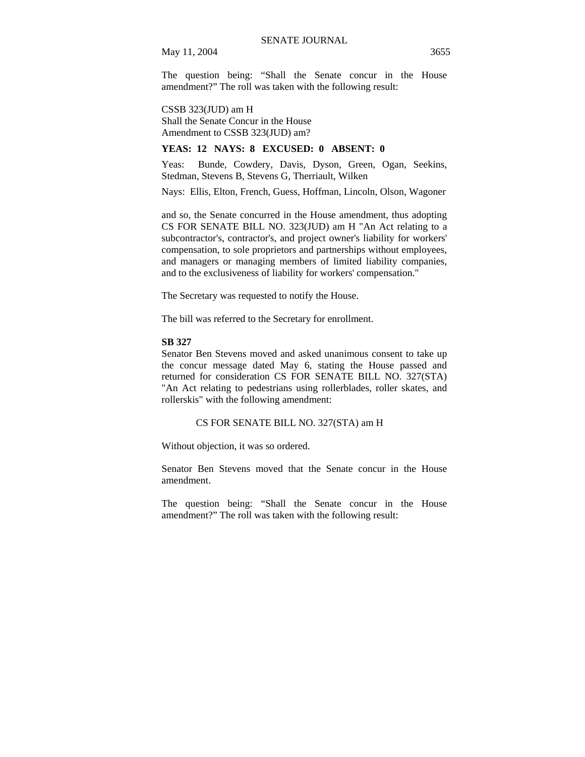The question being: “Shall the Senate concur in the House amendment?” The roll was taken with the following result:

CSSB 323(JUD) am H
Shall the Senate Concur in the House
Amendment to CSSB 323(JUD) am?

**YEAS: 12 NAYS: 8 EXCUSED: 0 ABSENT: 0**

Yeas: Bunde, Cowdery, Davis, Dyson, Green, Ogan, Seekins, Stedman, Stevens B, Stevens G, Therriault, Wilken

Nays: Ellis, Elton, French, Guess, Hoffman, Lincoln, Olson, Wagoner

and so, the Senate concurred in the House amendment, thus adopting CS FOR SENATE BILL NO. 323(JUD) am H "An Act relating to a subcontractor's, contractor's, and project owner's liability for workers' compensation, to sole proprietors and partnerships without employees, and managers or managing members of limited liability companies, and to the exclusiveness of liability for workers' compensation."

The Secretary was requested to notify the House.

The bill was referred to the Secretary for enrollment.

**SB 327**

Senator Ben Stevens moved and asked unanimous consent to take up the concur message dated May 6, stating the House passed and returned for consideration CS FOR SENATE BILL NO. 327(STA) "An Act relating to pedestrians using rollerblades, roller skates, and rollerskis" with the following amendment:

CS FOR SENATE BILL NO. 327(STA) am H

Without objection, it was so ordered.

Senator Ben Stevens moved that the Senate concur in the House amendment.

The question being: “Shall the Senate concur in the House amendment?” The roll was taken with the following result: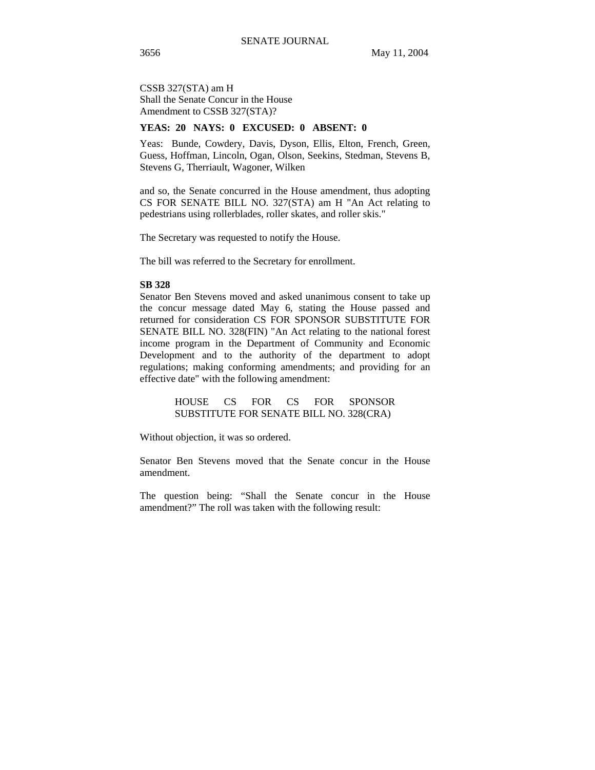CSSB 327(STA) am H
Shall the Senate Concur in the House
Amendment to CSSB 327(STA)?

**YEAS: 20 NAYS: 0 EXCUSED: 0 ABSENT: 0**

Yeas: Bunde, Cowdery, Davis, Dyson, Ellis, Elton, French, Green, Guess, Hoffman, Lincoln, Ogan, Olson, Seekins, Stedman, Stevens B, Stevens G, Therriault, Wagoner, Wilken

and so, the Senate concurred in the House amendment, thus adopting CS FOR SENATE BILL NO. 327(STA) am H "An Act relating to pedestrians using rollerblades, roller skates, and roller skis."

The Secretary was requested to notify the House.

The bill was referred to the Secretary for enrollment.

**SB 328**

Senator Ben Stevens moved and asked unanimous consent to take up the concur message dated May 6, stating the House passed and returned for consideration CS FOR SPONSOR SUBSTITUTE FOR SENATE BILL NO. 328(FIN) "An Act relating to the national forest income program in the Department of Community and Economic Development and to the authority of the department to adopt regulations; making conforming amendments; and providing for an effective date" with the following amendment:

> HOUSE CS FOR CS FOR SPONSOR SUBSTITUTE FOR SENATE BILL NO. 328(CRA)

Without objection, it was so ordered.

Senator Ben Stevens moved that the Senate concur in the House amendment.

The question being: "Shall the Senate concur in the House amendment?" The roll was taken with the following result: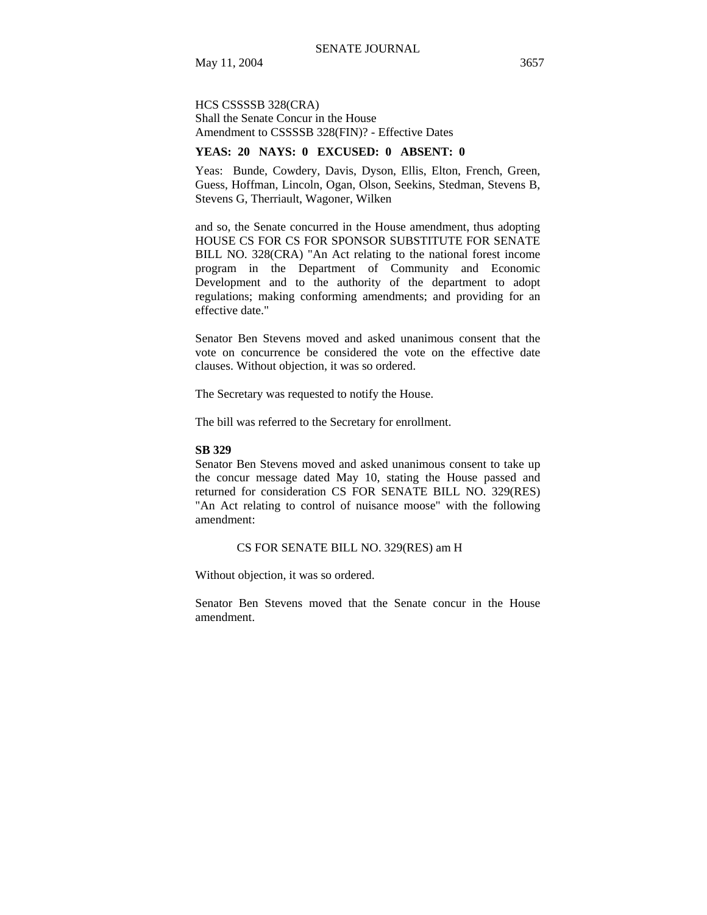HCS CSSSSB 328(CRA)
Shall the Senate Concur in the House
Amendment to CSSSSB 328(FIN)? - Effective Dates

**YEAS: 20 NAYS: 0 EXCUSED: 0 ABSENT: 0**

Yeas: Bunde, Cowdery, Davis, Dyson, Ellis, Elton, French, Green, Guess, Hoffman, Lincoln, Ogan, Olson, Seekins, Stedman, Stevens B, Stevens G, Therriault, Wagoner, Wilken

and so, the Senate concurred in the House amendment, thus adopting HOUSE CS FOR CS FOR SPONSOR SUBSTITUTE FOR SENATE BILL NO. 328(CRA) "An Act relating to the national forest income program in the Department of Community and Economic Development and to the authority of the department to adopt regulations; making conforming amendments; and providing for an effective date."

Senator Ben Stevens moved and asked unanimous consent that the vote on concurrence be considered the vote on the effective date clauses. Without objection, it was so ordered.

The Secretary was requested to notify the House.

The bill was referred to the Secretary for enrollment.

**SB 329**

Senator Ben Stevens moved and asked unanimous consent to take up the concur message dated May 10, stating the House passed and returned for consideration CS FOR SENATE BILL NO. 329(RES) "An Act relating to control of nuisance moose" with the following amendment:

CS FOR SENATE BILL NO. 329(RES) am H

Without objection, it was so ordered.

Senator Ben Stevens moved that the Senate concur in the House amendment.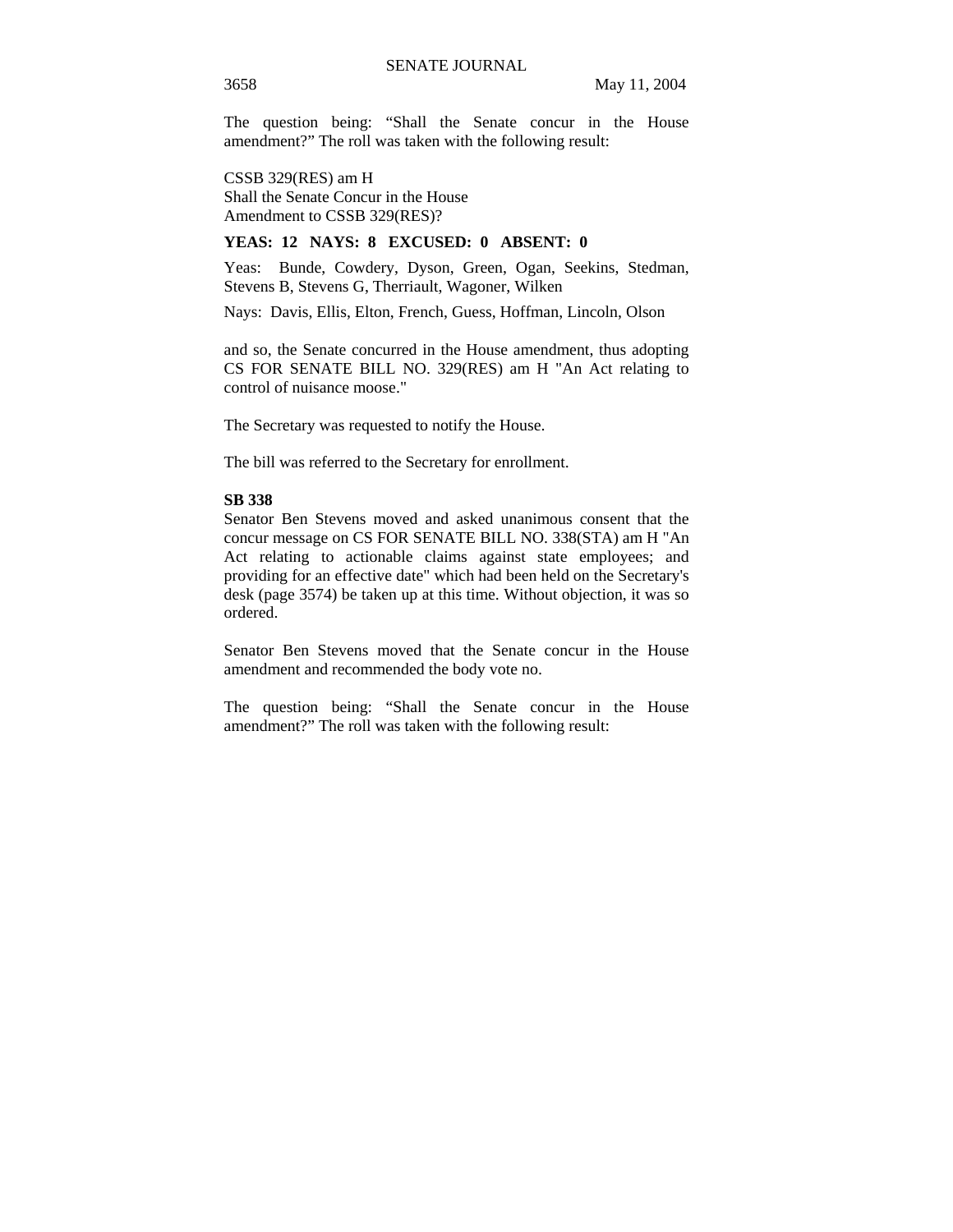The question being: “Shall the Senate concur in the House amendment?” The roll was taken with the following result:

CSSB 329(RES) am H
Shall the Senate Concur in the House
Amendment to CSSB 329(RES)?

**YEAS: 12 NAYS: 8 EXCUSED: 0 ABSENT: 0**

Yeas: Bunde, Cowdery, Dyson, Green, Ogan, Seekins, Stedman, Stevens B, Stevens G, Therriault, Wagoner, Wilken

Nays: Davis, Ellis, Elton, French, Guess, Hoffman, Lincoln, Olson

and so, the Senate concurred in the House amendment, thus adopting CS FOR SENATE BILL NO. 329(RES) am H "An Act relating to control of nuisance moose."

The Secretary was requested to notify the House.

The bill was referred to the Secretary for enrollment.

**SB 338**

Senator Ben Stevens moved and asked unanimous consent that the concur message on CS FOR SENATE BILL NO. 338(STA) am H "An Act relating to actionable claims against state employees; and providing for an effective date" which had been held on the Secretary's desk (page 3574) be taken up at this time. Without objection, it was so ordered.

Senator Ben Stevens moved that the Senate concur in the House amendment and recommended the body vote no.

The question being: “Shall the Senate concur in the House amendment?” The roll was taken with the following result: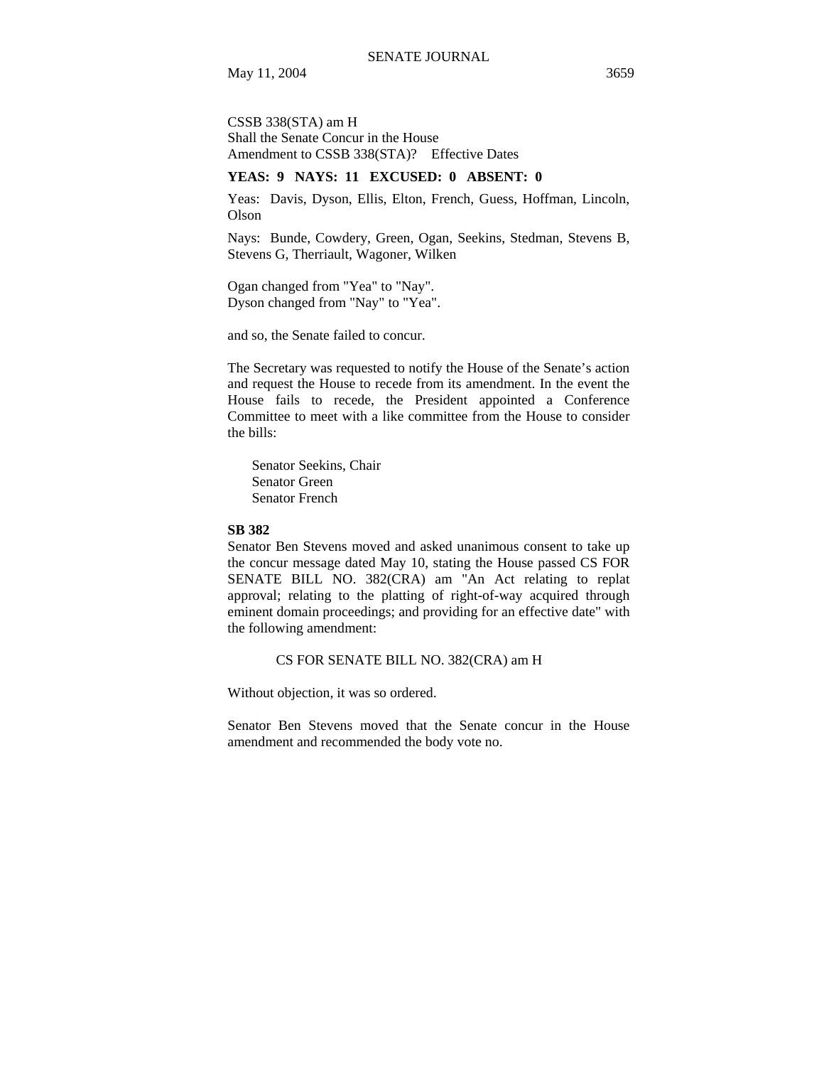CSSB 338(STA) am H
Shall the Senate Concur in the House
Amendment to CSSB 338(STA)? Effective Dates

**YEAS: 9 NAYS: 11 EXCUSED: 0 ABSENT: 0**

Yeas: Davis, Dyson, Ellis, Elton, French, Guess, Hoffman, Lincoln, Olson

Nays: Bunde, Cowdery, Green, Ogan, Seekins, Stedman, Stevens B, Stevens G, Therriault, Wagoner, Wilken

Ogan changed from "Yea" to "Nay".
Dyson changed from "Nay" to "Yea".

and so, the Senate failed to concur.

The Secretary was requested to notify the House of the Senate's action and request the House to recede from its amendment. In the event the House fails to recede, the President appointed a Conference Committee to meet with a like committee from the House to consider the bills:

Senator Seekins, Chair
Senator Green
Senator French

**SB 382**

Senator Ben Stevens moved and asked unanimous consent to take up the concur message dated May 10, stating the House passed CS FOR SENATE BILL NO. 382(CRA) am "An Act relating to replat approval; relating to the platting of right-of-way acquired through eminent domain proceedings; and providing for an effective date" with the following amendment:

CS FOR SENATE BILL NO. 382(CRA) am H

Without objection, it was so ordered.

Senator Ben Stevens moved that the Senate concur in the House amendment and recommended the body vote no.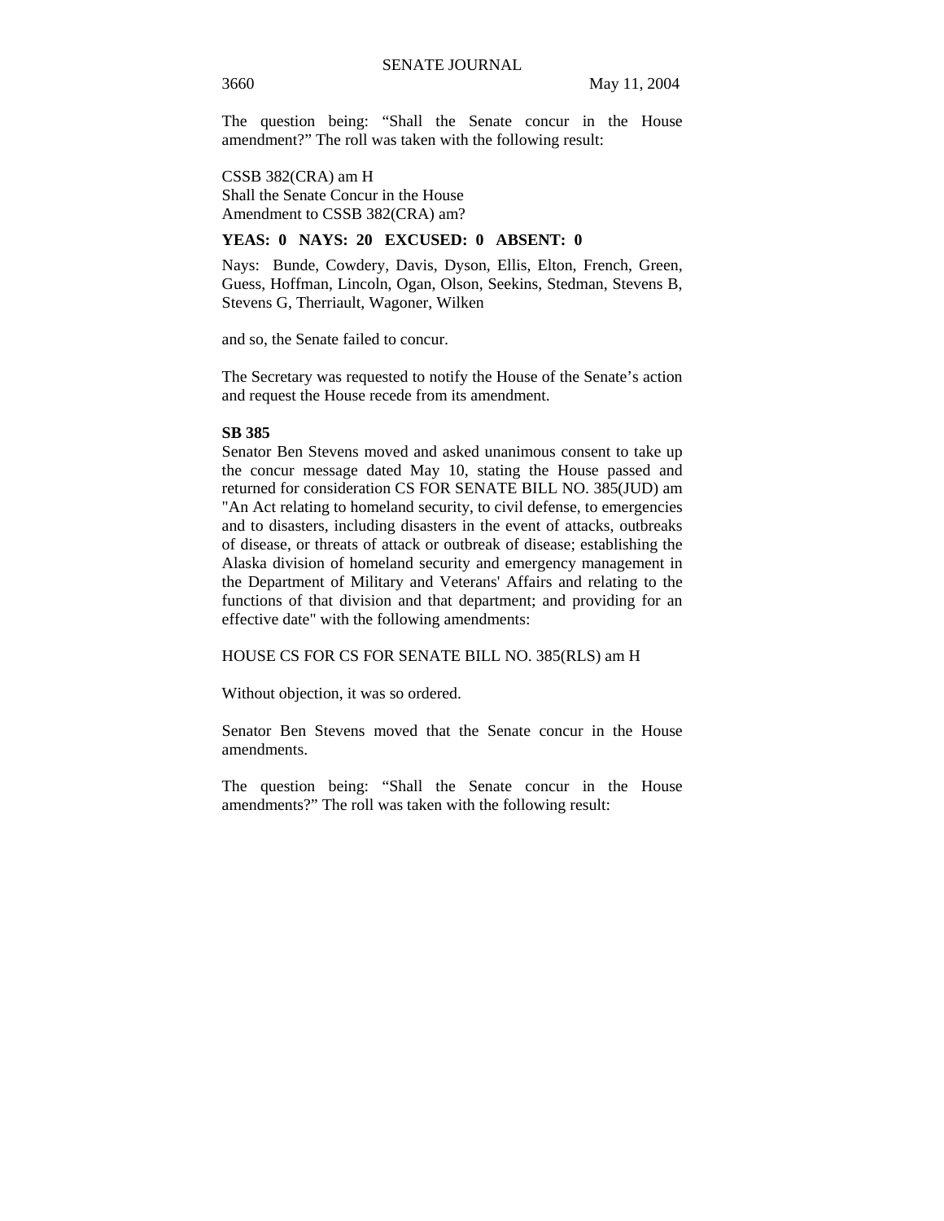The question being: "Shall the Senate concur in the House amendment?" The roll was taken with the following result:

CSSB 382(CRA) am H
Shall the Senate Concur in the House
Amendment to CSSB 382(CRA) am?

**YEAS: 0 NAYS: 20 EXCUSED: 0 ABSENT: 0**

Nays: Bunde, Cowdery, Davis, Dyson, Ellis, Elton, French, Green, Guess, Hoffman, Lincoln, Ogan, Olson, Seekins, Stedman, Stevens B, Stevens G, Therriault, Wagoner, Wilken

and so, the Senate failed to concur.

The Secretary was requested to notify the House of the Senate's action and request the House recede from its amendment.

**SB 385**

Senator Ben Stevens moved and asked unanimous consent to take up the concur message dated May 10, stating the House passed and returned for consideration CS FOR SENATE BILL NO. 385(JUD) am "An Act relating to homeland security, to civil defense, to emergencies and to disasters, including disasters in the event of attacks, outbreaks of disease, or threats of attack or outbreak of disease; establishing the Alaska division of homeland security and emergency management in the Department of Military and Veterans' Affairs and relating to the functions of that division and that department; and providing for an effective date" with the following amendments:

HOUSE CS FOR CS FOR SENATE BILL NO. 385(RLS) am H

Without objection, it was so ordered.

Senator Ben Stevens moved that the Senate concur in the House amendments.

The question being: "Shall the Senate concur in the House amendments?" The roll was taken with the following result: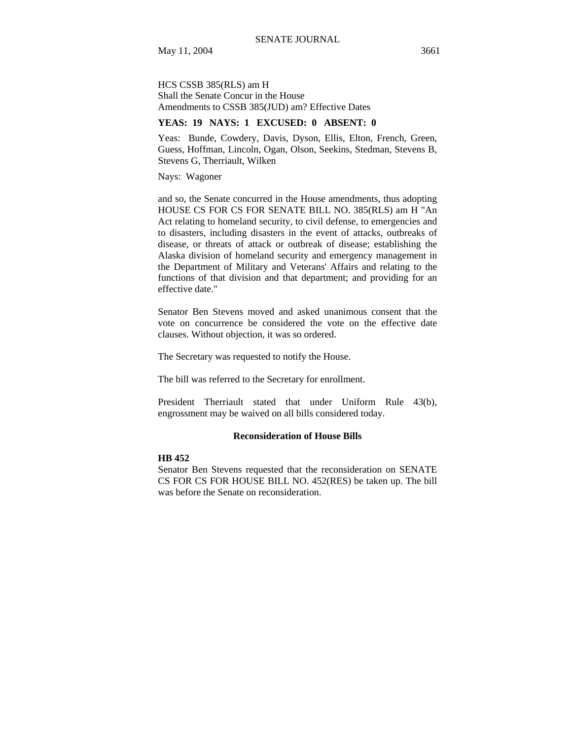HCS CSSB 385(RLS) am H
Shall the Senate Concur in the House
Amendments to CSSB 385(JUD) am? Effective Dates

**YEAS: 19 NAYS: 1 EXCUSED: 0 ABSENT: 0**

Yeas: Bunde, Cowdery, Davis, Dyson, Ellis, Elton, French, Green, Guess, Hoffman, Lincoln, Ogan, Olson, Seekins, Stedman, Stevens B, Stevens G, Therriault, Wilken

Nays: Wagoner

and so, the Senate concurred in the House amendments, thus adopting HOUSE CS FOR CS FOR SENATE BILL NO. 385(RLS) am H "An Act relating to homeland security, to civil defense, to emergencies and to disasters, including disasters in the event of attacks, outbreaks of disease, or threats of attack or outbreak of disease; establishing the Alaska division of homeland security and emergency management in the Department of Military and Veterans' Affairs and relating to the functions of that division and that department; and providing for an effective date."

Senator Ben Stevens moved and asked unanimous consent that the vote on concurrence be considered the vote on the effective date clauses. Without objection, it was so ordered.

The Secretary was requested to notify the House.

The bill was referred to the Secretary for enrollment.

President Therriault stated that under Uniform Rule 43(b), engrossment may be waived on all bills considered today.

### Reconsideration of House Bills

**HB 452**
Senator Ben Stevens requested that the reconsideration on SENATE CS FOR CS FOR HOUSE BILL NO. 452(RES) be taken up. The bill was before the Senate on reconsideration.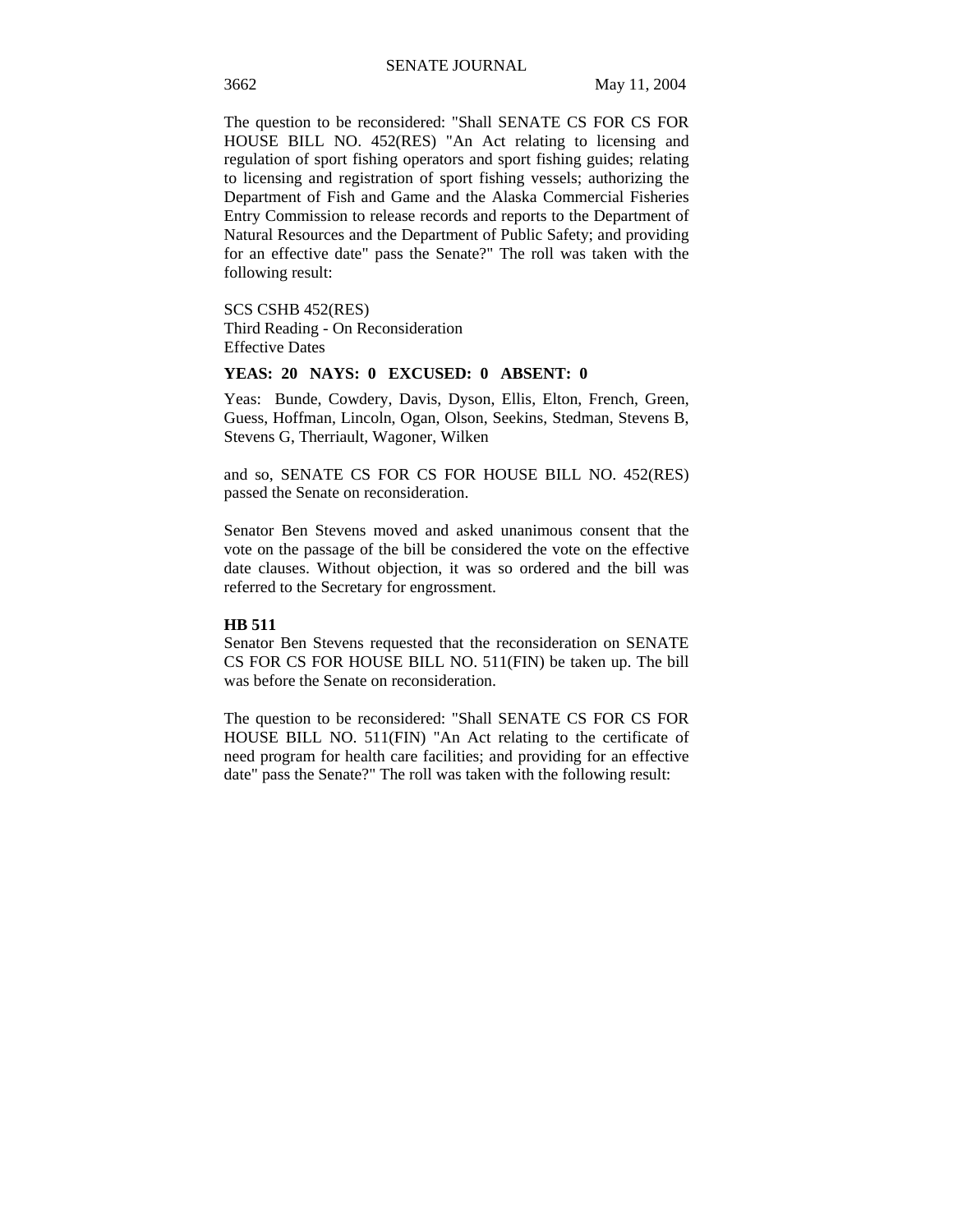The question to be reconsidered: "Shall SENATE CS FOR CS FOR HOUSE BILL NO. 452(RES) "An Act relating to licensing and regulation of sport fishing operators and sport fishing guides; relating to licensing and registration of sport fishing vessels; authorizing the Department of Fish and Game and the Alaska Commercial Fisheries Entry Commission to release records and reports to the Department of Natural Resources and the Department of Public Safety; and providing for an effective date" pass the Senate?" The roll was taken with the following result:

SCS CSHB 452(RES)
Third Reading - On Reconsideration
Effective Dates

**YEAS: 20 NAYS: 0 EXCUSED: 0 ABSENT: 0**

Yeas: Bunde, Cowdery, Davis, Dyson, Ellis, Elton, French, Green, Guess, Hoffman, Lincoln, Ogan, Olson, Seekins, Stedman, Stevens B, Stevens G, Therriault, Wagoner, Wilken

and so, SENATE CS FOR CS FOR HOUSE BILL NO. 452(RES) passed the Senate on reconsideration.

Senator Ben Stevens moved and asked unanimous consent that the vote on the passage of the bill be considered the vote on the effective date clauses. Without objection, it was so ordered and the bill was referred to the Secretary for engrossment.

**HB 511**

Senator Ben Stevens requested that the reconsideration on SENATE CS FOR CS FOR HOUSE BILL NO. 511(FIN) be taken up. The bill was before the Senate on reconsideration.

The question to be reconsidered: "Shall SENATE CS FOR CS FOR HOUSE BILL NO. 511(FIN) "An Act relating to the certificate of need program for health care facilities; and providing for an effective date" pass the Senate?" The roll was taken with the following result: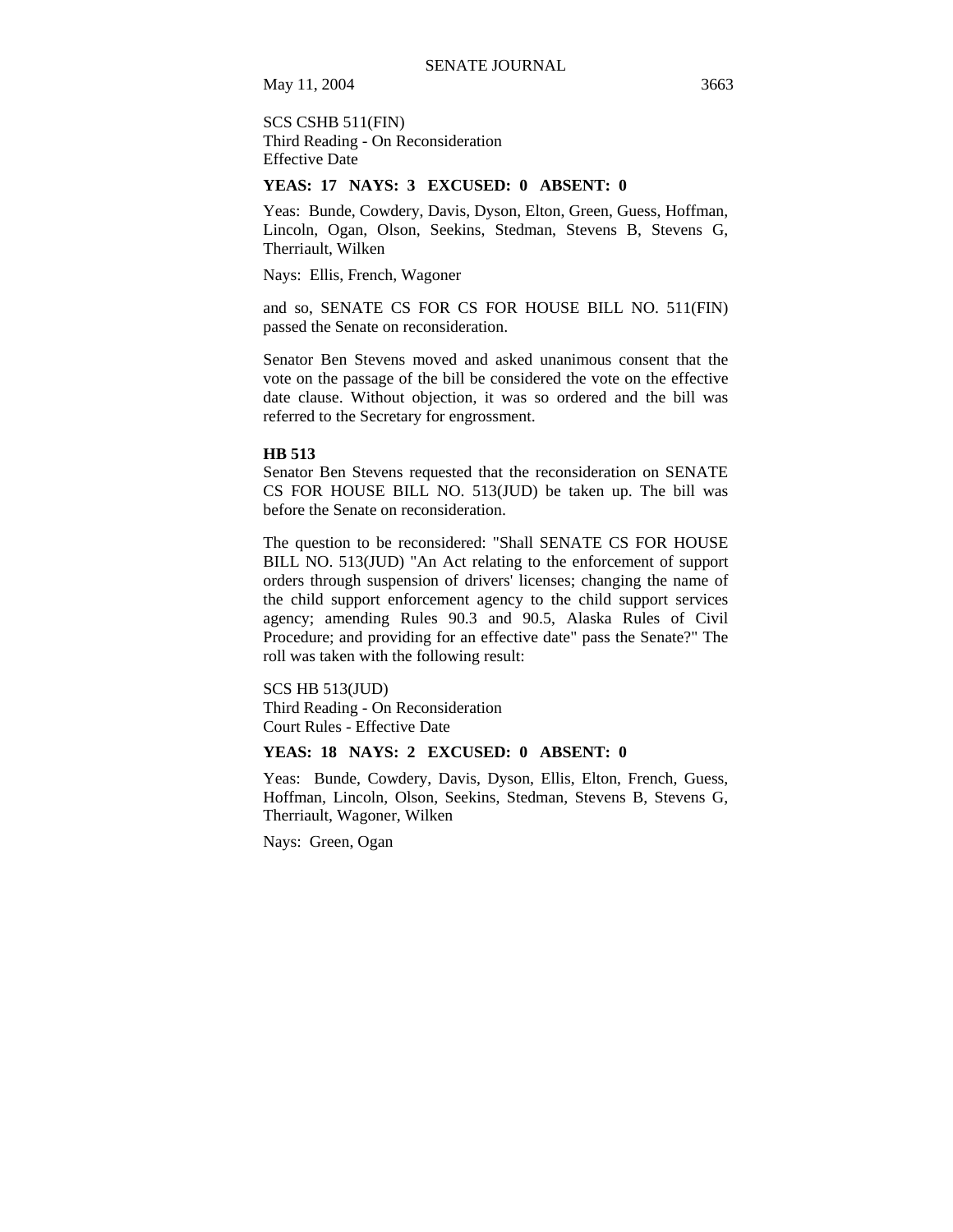SCS CSHB 511(FIN)
Third Reading - On Reconsideration
Effective Date

**YEAS: 17 NAYS: 3 EXCUSED: 0 ABSENT: 0**

Yeas: Bunde, Cowdery, Davis, Dyson, Elton, Green, Guess, Hoffman, Lincoln, Ogan, Olson, Seekins, Stedman, Stevens B, Stevens G, Therriault, Wilken

Nays: Ellis, French, Wagoner

and so, SENATE CS FOR CS FOR HOUSE BILL NO. 511(FIN) passed the Senate on reconsideration.

Senator Ben Stevens moved and asked unanimous consent that the vote on the passage of the bill be considered the vote on the effective date clause. Without objection, it was so ordered and the bill was referred to the Secretary for engrossment.

**HB 513**

Senator Ben Stevens requested that the reconsideration on SENATE CS FOR HOUSE BILL NO. 513(JUD) be taken up. The bill was before the Senate on reconsideration.

The question to be reconsidered: "Shall SENATE CS FOR HOUSE BILL NO. 513(JUD) "An Act relating to the enforcement of support orders through suspension of drivers' licenses; changing the name of the child support enforcement agency to the child support services agency; amending Rules 90.3 and 90.5, Alaska Rules of Civil Procedure; and providing for an effective date" pass the Senate?" The roll was taken with the following result:

SCS HB 513(JUD)
Third Reading - On Reconsideration
Court Rules - Effective Date

**YEAS: 18 NAYS: 2 EXCUSED: 0 ABSENT: 0**

Yeas: Bunde, Cowdery, Davis, Dyson, Ellis, Elton, French, Guess, Hoffman, Lincoln, Olson, Seekins, Stedman, Stevens B, Stevens G, Therriault, Wagoner, Wilken

Nays: Green, Ogan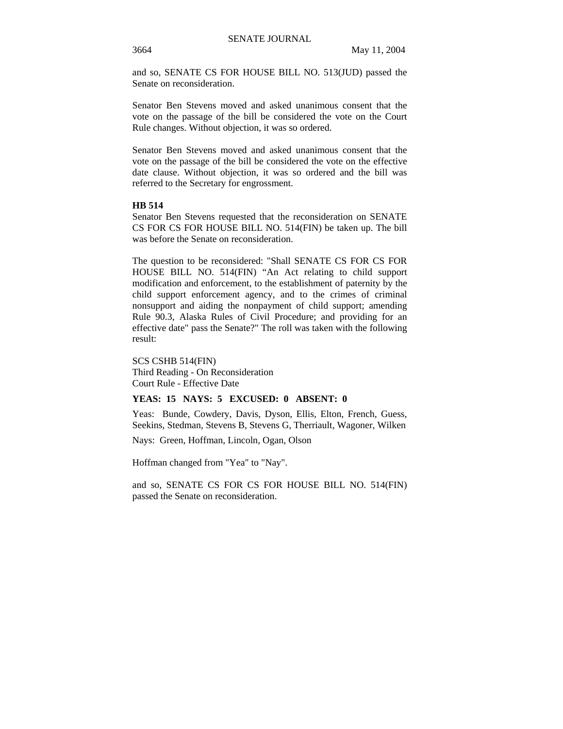and so, SENATE CS FOR HOUSE BILL NO. 513(JUD) passed the Senate on reconsideration.

Senator Ben Stevens moved and asked unanimous consent that the vote on the passage of the bill be considered the vote on the Court Rule changes. Without objection, it was so ordered.

Senator Ben Stevens moved and asked unanimous consent that the vote on the passage of the bill be considered the vote on the effective date clause. Without objection, it was so ordered and the bill was referred to the Secretary for engrossment.

**HB 514**

Senator Ben Stevens requested that the reconsideration on SENATE CS FOR CS FOR HOUSE BILL NO. 514(FIN) be taken up. The bill was before the Senate on reconsideration.

The question to be reconsidered: "Shall SENATE CS FOR CS FOR HOUSE BILL NO. 514(FIN) "An Act relating to child support modification and enforcement, to the establishment of paternity by the child support enforcement agency, and to the crimes of criminal nonsupport and aiding the nonpayment of child support; amending Rule 90.3, Alaska Rules of Civil Procedure; and providing for an effective date" pass the Senate?" The roll was taken with the following result:

SCS CSHB 514(FIN)
Third Reading - On Reconsideration
Court Rule - Effective Date

**YEAS: 15 NAYS: 5 EXCUSED: 0 ABSENT: 0**

Yeas: Bunde, Cowdery, Davis, Dyson, Ellis, Elton, French, Guess, Seekins, Stedman, Stevens B, Stevens G, Therriault, Wagoner, Wilken

Nays: Green, Hoffman, Lincoln, Ogan, Olson

Hoffman changed from "Yea" to "Nay".

and so, SENATE CS FOR CS FOR HOUSE BILL NO. 514(FIN) passed the Senate on reconsideration.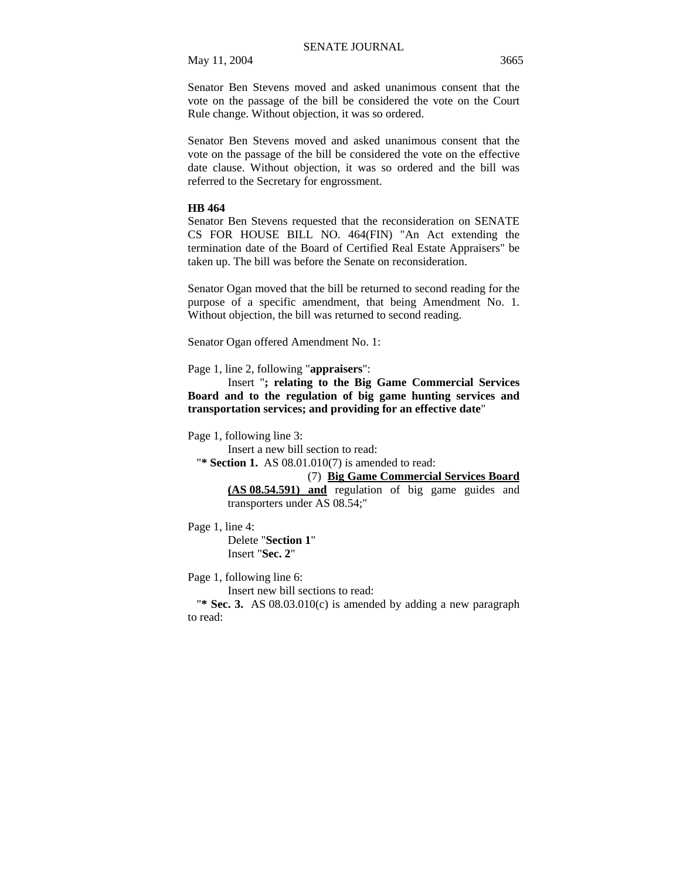Senator Ben Stevens moved and asked unanimous consent that the vote on the passage of the bill be considered the vote on the Court Rule change. Without objection, it was so ordered.

Senator Ben Stevens moved and asked unanimous consent that the vote on the passage of the bill be considered the vote on the effective date clause. Without objection, it was so ordered and the bill was referred to the Secretary for engrossment.

**HB 464**

Senator Ben Stevens requested that the reconsideration on SENATE CS FOR HOUSE BILL NO. 464(FIN) "An Act extending the termination date of the Board of Certified Real Estate Appraisers" be taken up. The bill was before the Senate on reconsideration.

Senator Ogan moved that the bill be returned to second reading for the purpose of a specific amendment, that being Amendment No. 1. Without objection, the bill was returned to second reading.

Senator Ogan offered Amendment No. 1:

Page 1, line 2, following "**appraisers**":

Insert "**; relating to the Big Game Commercial Services Board and to the regulation of Big game hunting services and transportation services; and providing for an effective date**"

Page 1, following line 3:

Insert a new bill section to read:

"* **Section 1.** AS 08.01.010(7) is amended to read:

(7) **Big Game Commercial Services Board (AS 08.54.591) and** regulation of big game guides and transporters under AS 08.54;"

Page 1, line 4:

Delete "**Section 1**"

Insert "**Sec. 2**"

Page 1, following line 6:

Insert new bill sections to read:

"* **Sec. 3.** AS 08.03.010(c) is amended by adding a new paragraph to read: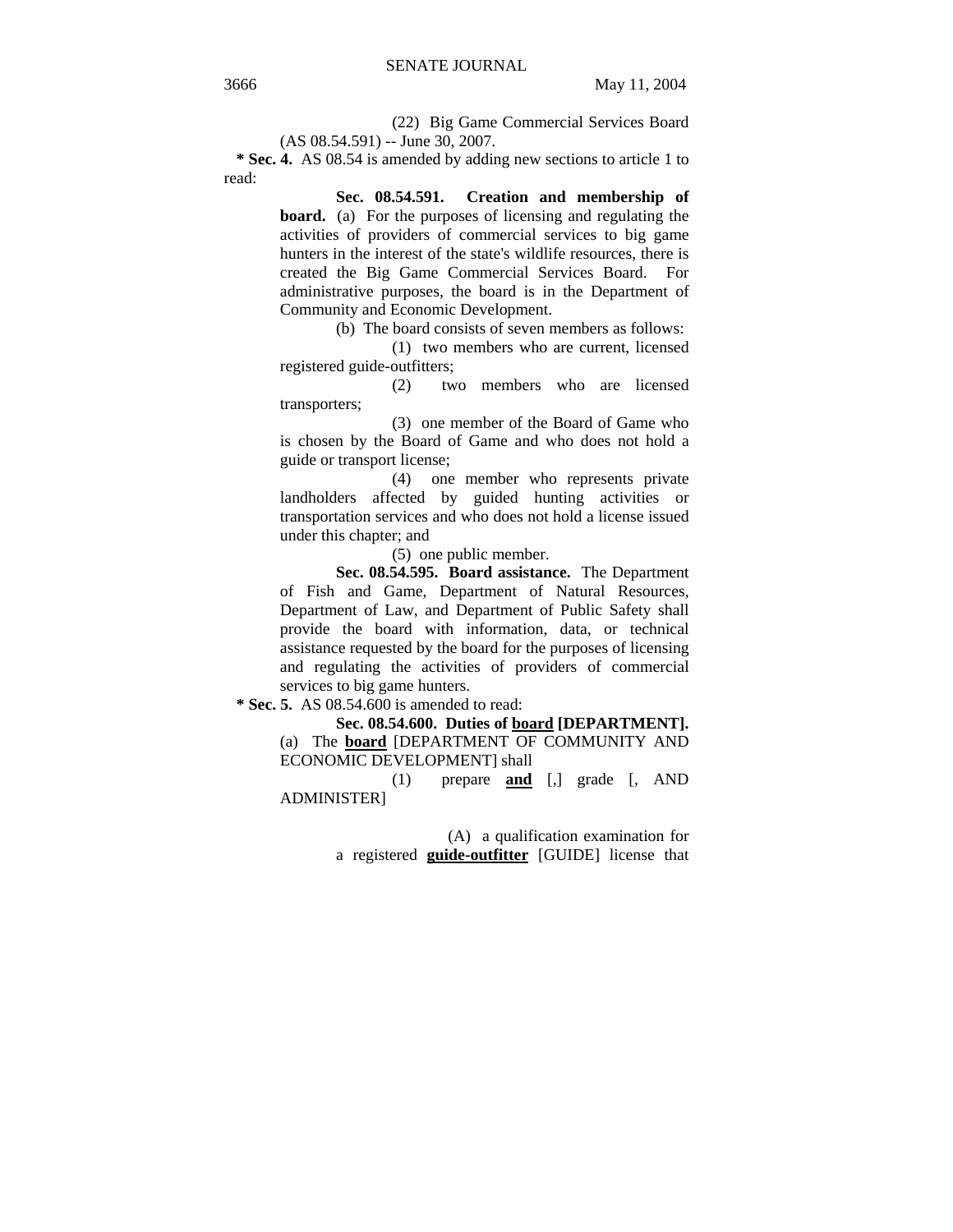(22) Big Game Commercial Services Board (AS 08.54.591) -- June 30, 2007.

**\* Sec. 4.** AS 08.54 is amended by adding new sections to article 1 to read:

**Sec. 08.54.591. Creation and membership of board.** (a) For the purposes of licensing and regulating the activities of providers of commercial services to big game hunters in the interest of the state's wildlife resources, there is created the Big Game Commercial Services Board. For administrative purposes, the board is in the Department of Community and Economic Development.

(b) The board consists of seven members as follows:

(1) two members who are current, licensed registered guide-outfitters;

(2) two members who are licensed transporters;

(3) one member of the Board of Game who is chosen by the Board of Game and who does not hold a guide or transport license;

(4) one member who represents private landholders affected by guided hunting activities or transportation services and who does not hold a license issued under this chapter; and

(5) one public member.

**Sec. 08.54.595. Board assistance.** The Department of Fish and Game, Department of Natural Resources, Department of Law, and Department of Public Safety shall provide the board with information, data, or technical assistance requested by the board for the purposes of licensing and regulating the activities of providers of commercial services to big game hunters.

**\* Sec. 5.** AS 08.54.600 is amended to read:

**Sec. 08.54.600. Duties of <u>board</u> [DEPARTMENT].** (a) The **<u>board</u>** [DEPARTMENT OF COMMUNITY AND ECONOMIC DEVELOPMENT] shall

(1) prepare **<u>and</u>** [,] grade [, AND ADMINISTER]

(A) a qualification examination for a registered **<u>guide-outfitter</u>** [GUIDE] license that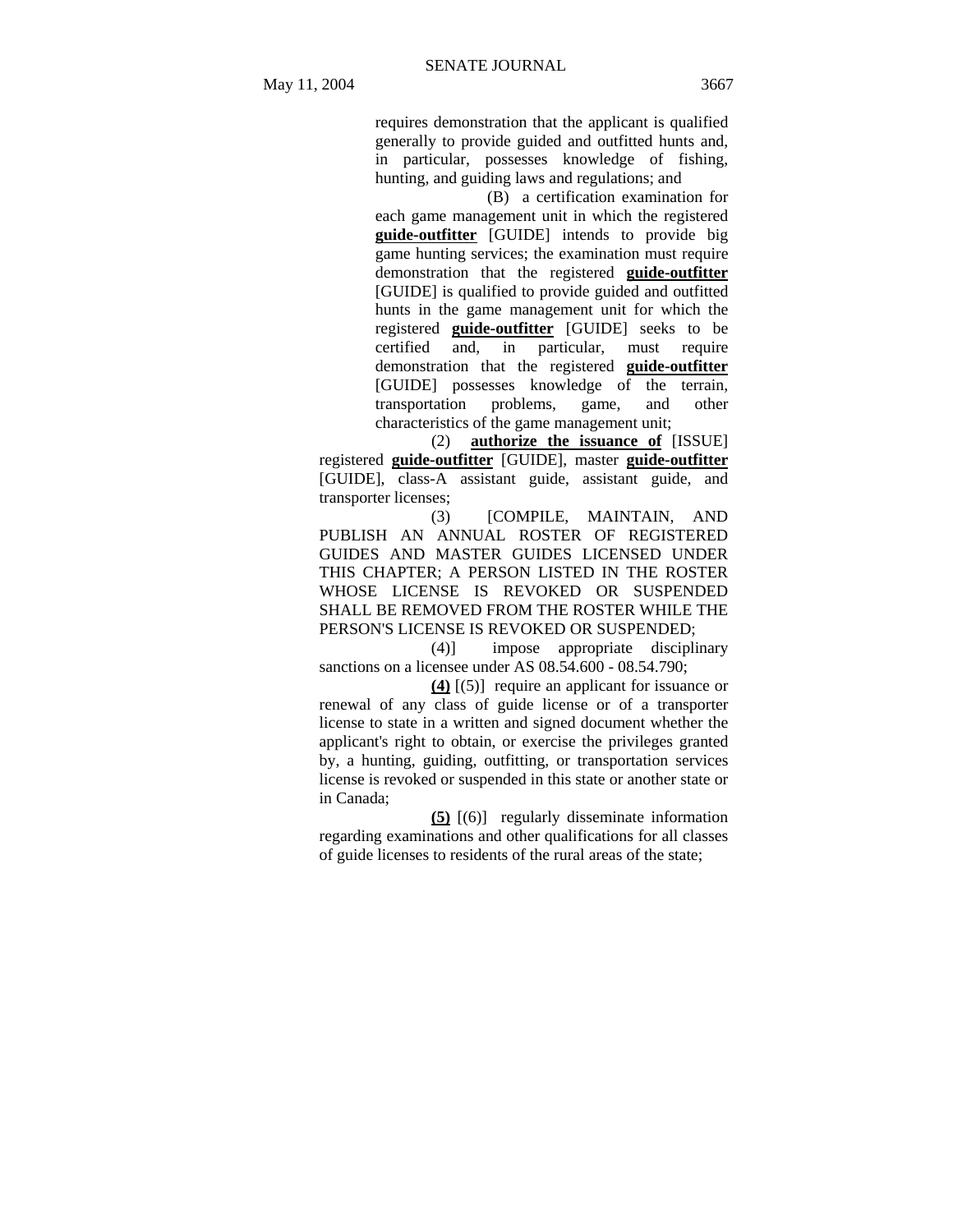requires demonstration that the applicant is qualified generally to provide guided and outfitted hunts and, in particular, possesses knowledge of fishing, hunting, and guiding laws and regulations; and

(B) a certification examination for each game management unit in which the registered **guide-outfitter** [GUIDE] intends to provide big game hunting services; the examination must require demonstration that the registered **guide-outfitter** [GUIDE] is qualified to provide guided and outfitted hunts in the game management unit for which the registered **guide-outfitter** [GUIDE] seeks to be certified and, in particular, must require demonstration that the registered **guide-outfitter** [GUIDE] possesses knowledge of the terrain, transportation problems, game, and other characteristics of the game management unit;

(2) **authorize the issuance of** [ISSUE] registered **guide-outfitter** [GUIDE], master **guide-outfitter** [GUIDE], class-A assistant guide, assistant guide, and transporter licenses;

(3) [COMPILE, MAINTAIN, AND PUBLISH AN ANNUAL ROSTER OF REGISTERED GUIDES AND MASTER GUIDES LICENSED UNDER THIS CHAPTER; A PERSON LISTED IN THE ROSTER WHOSE LICENSE IS REVOKED OR SUSPENDED SHALL BE REMOVED FROM THE ROSTER WHILE THE PERSON'S LICENSE IS REVOKED OR SUSPENDED;

(4)] impose appropriate disciplinary sanctions on a licensee under AS 08.54.600 - 08.54.790;

**(4)** [(5)] require an applicant for issuance or renewal of any class of guide license or of a transporter license to state in a written and signed document whether the applicant's right to obtain, or exercise the privileges granted by, a hunting, guiding, outfitting, or transportation services license is revoked or suspended in this state or another state or in Canada;

**(5)** [(6)] regularly disseminate information regarding examinations and other qualifications for all classes of guide licenses to residents of the rural areas of the state;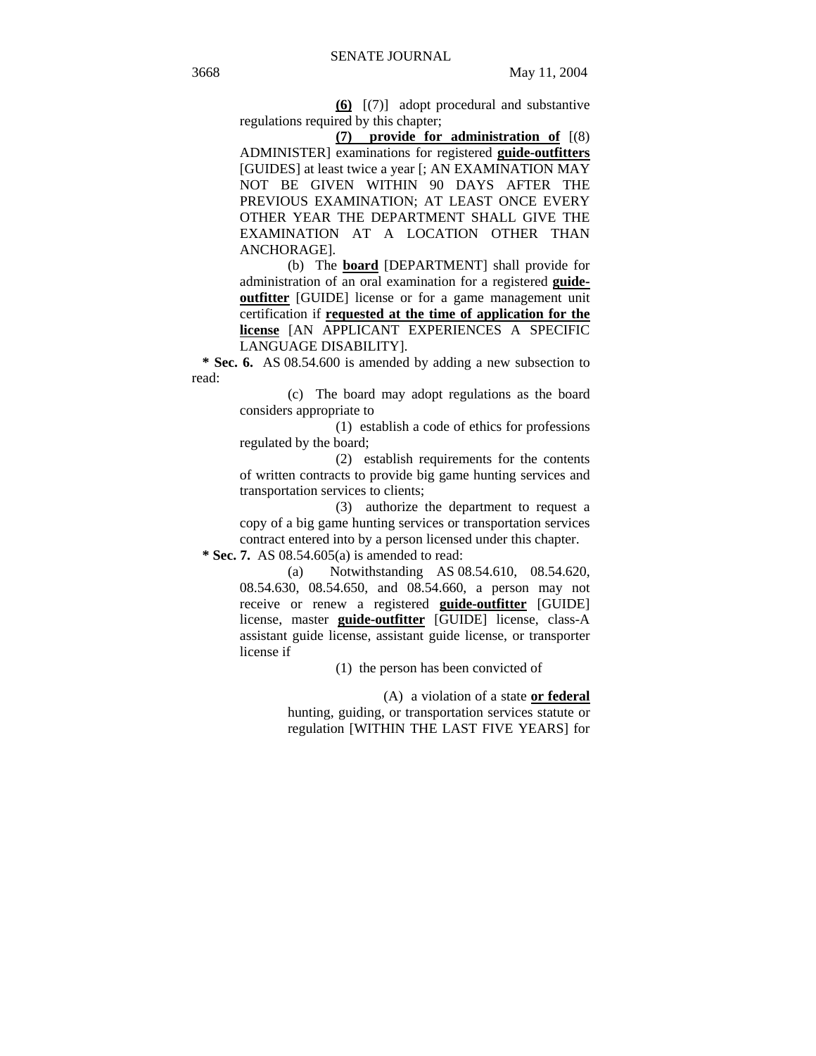**(6)** [(7)] adopt procedural and substantive regulations required by this chapter;

**(7) provide for administration of** [(8) ADMINISTER] examinations for registered **guide-outfitters** [GUIDES] at least twice a year [; AN EXAMINATION MAY NOT BE GIVEN WITHIN 90 DAYS AFTER THE PREVIOUS EXAMINATION; AT LEAST ONCE EVERY OTHER YEAR THE DEPARTMENT SHALL GIVE THE EXAMINATION AT A LOCATION OTHER THAN ANCHORAGE].

(b) The **board** [DEPARTMENT] shall provide for administration of an oral examination for a registered **guide-outfitter** [GUIDE] license or for a game management unit certification if **requested at the time of application for the license** [AN APPLICANT EXPERIENCES A SPECIFIC LANGUAGE DISABILITY].

**\* Sec. 6.** AS 08.54.600 is amended by adding a new subsection to read:

(c) The board may adopt regulations as the board considers appropriate to

(1) establish a code of ethics for professions regulated by the board;

(2) establish requirements for the contents of written contracts to provide big game hunting services and transportation services to clients;

(3) authorize the department to request a copy of a big game hunting services or transportation services contract entered into by a person licensed under this chapter.

**\* Sec. 7.** AS 08.54.605(a) is amended to read:

(a) Notwithstanding AS 08.54.610, 08.54.620, 08.54.630, 08.54.650, and 08.54.660, a person may not receive or renew a registered **guide-outfitter** [GUIDE] license, master **guide-outfitter** [GUIDE] license, class-A assistant guide license, assistant guide license, or transporter license if

(1) the person has been convicted of

(A) a violation of a state **or federal** hunting, guiding, or transportation services statute or regulation [WITHIN THE LAST FIVE YEARS] for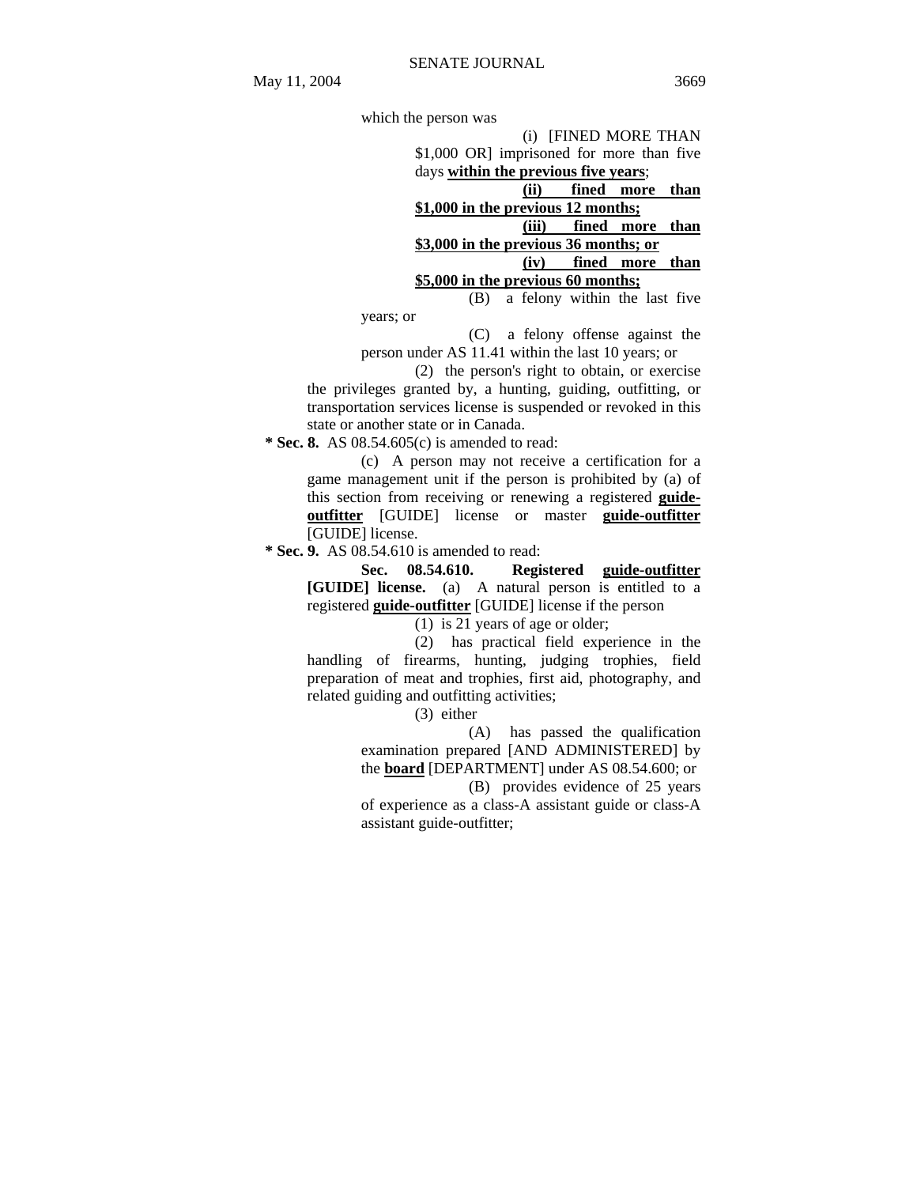which the person was

(i) [FINED MORE THAN $1,000 OR] imprisoned for more than five days **within the previous five years**;

**(ii) fined more than $1,000 in the previous 12 months;**

**(iii) fined more than $3,000 in the previous 36 months; or**

**(iv) fined more than $5,000 in the previous 60 months;**

(B) a felony within the last five years; or

(C) a felony offense against the person under AS 11.41 within the last 10 years; or

(2) the person's right to obtain, or exercise the privileges granted by, a hunting, guiding, outfitting, or transportation services license is suspended or revoked in this state or another state or in Canada.

**\* Sec. 8.** AS 08.54.605(c) is amended to read:

(c) A person may not receive a certification for a game management unit if the person is prohibited by (a) of this section from receiving or renewing a registered **guide-outfitter** [GUIDE] license or master **guide-outfitter** [GUIDE] license.

**\* Sec. 9.** AS 08.54.610 is amended to read:

**Sec. 08.54.610. Registered guide-outfitter [GUIDE] license.** (a) A natural person is entitled to a registered **guide-outfitter** [GUIDE] license if the person

(1) is 21 years of age or older;

(2) has practical field experience in the handling of firearms, hunting, judging trophies, field preparation of meat and trophies, first aid, photography, and related guiding and outfitting activities;

(3) either

(A) has passed the qualification examination prepared [AND ADMINISTERED] by the **board** [DEPARTMENT] under AS 08.54.600; or

(B) provides evidence of 25 years of experience as a class-A assistant guide or class-A assistant guide-outfitter;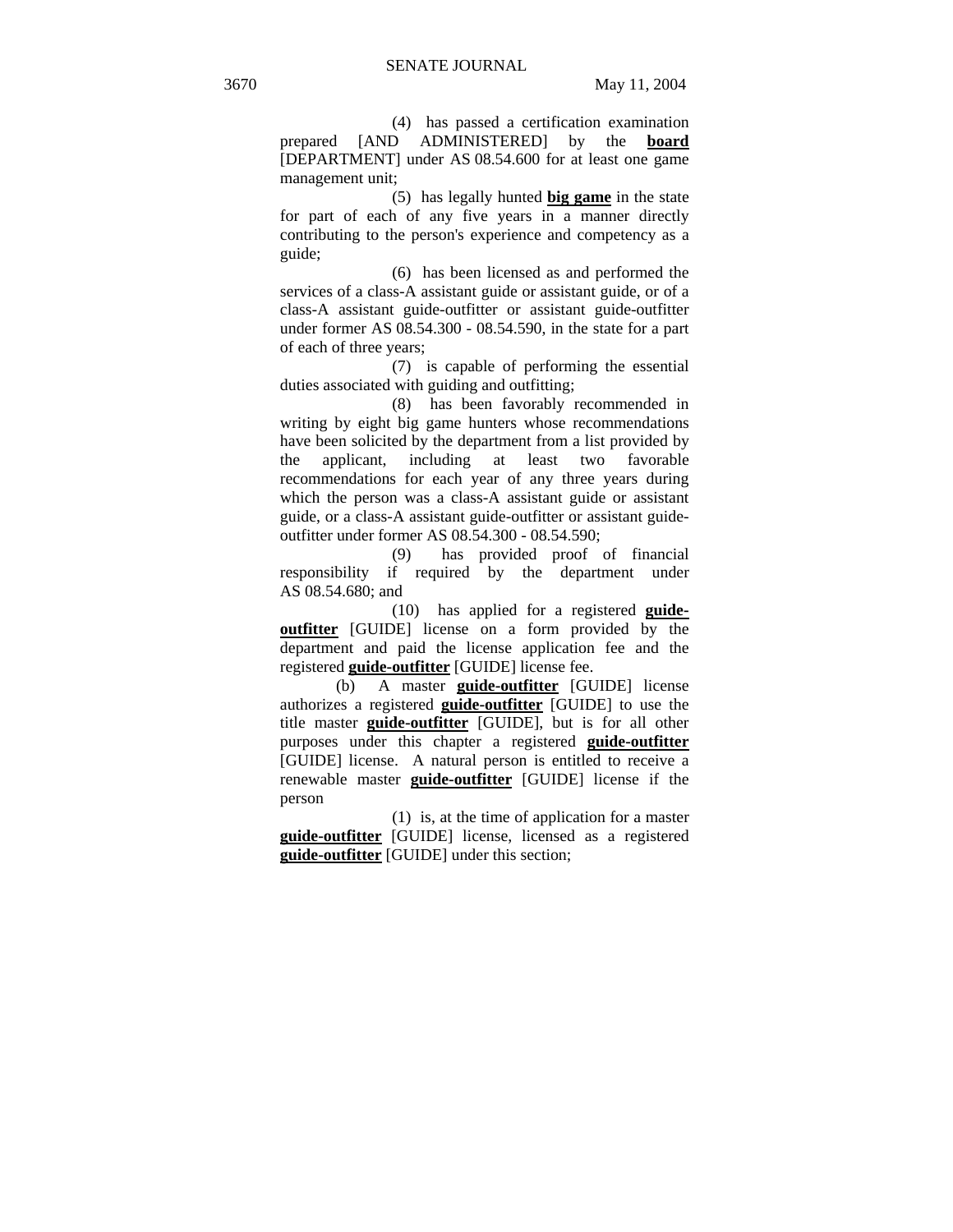(4) has passed a certification examination prepared [AND ADMINISTERED] by the **board** [DEPARTMENT] under AS 08.54.600 for at least one game management unit;

(5) has legally hunted **big game** in the state for part of each of any five years in a manner directly contributing to the person's experience and competency as a guide;

(6) has been licensed as and performed the services of a class-A assistant guide or assistant guide, or of a class-A assistant guide-outfitter or assistant guide-outfitter under former AS 08.54.300 - 08.54.590, in the state for a part of each of three years;

(7) is capable of performing the essential duties associated with guiding and outfitting;

(8) has been favorably recommended in writing by eight big game hunters whose recommendations have been solicited by the department from a list provided by the applicant, including at least two favorable recommendations for each year of any three years during which the person was a class-A assistant guide or assistant guide, or a class-A assistant guide-outfitter or assistant guide-outfitter under former AS 08.54.300 - 08.54.590;

(9) has provided proof of financial responsibility if required by the department under AS 08.54.680; and

(10) has applied for a registered **guide-outfitter** [GUIDE] license on a form provided by the department and paid the license application fee and the registered **guide-outfitter** [GUIDE] license fee.

(b) A master **guide-outfitter** [GUIDE] license authorizes a registered **guide-outfitter** [GUIDE] to use the title master **guide-outfitter** [GUIDE], but is for all other purposes under this chapter a registered **guide-outfitter** [GUIDE] license. A natural person is entitled to receive a renewable master **guide-outfitter** [GUIDE] license if the person

(1) is, at the time of application for a master **guide-outfitter** [GUIDE] license, licensed as a registered **guide-outfitter** [GUIDE] under this section;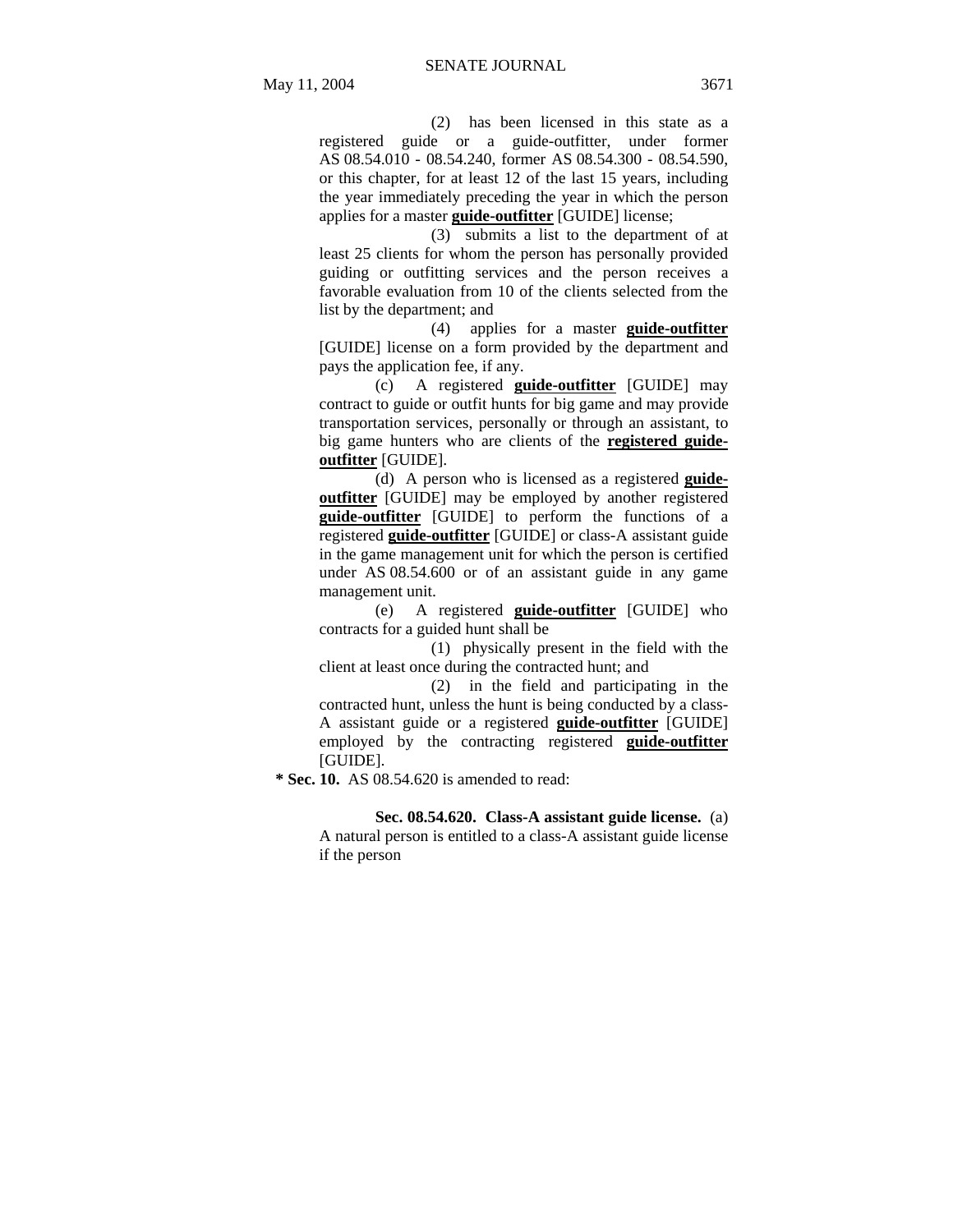(2) has been licensed in this state as a registered guide or a guide-outfitter, under former AS 08.54.010 - 08.54.240, former AS 08.54.300 - 08.54.590, or this chapter, for at least 12 of the last 15 years, including the year immediately preceding the year in which the person applies for a master **guide-outfitter** [GUIDE] license;

(3) submits a list to the department of at least 25 clients for whom the person has personally provided guiding or outfitting services and the person receives a favorable evaluation from 10 of the clients selected from the list by the department; and

(4) applies for a master **guide-outfitter** [GUIDE] license on a form provided by the department and pays the application fee, if any.

(c) A registered **guide-outfitter** [GUIDE] may contract to guide or outfit hunts for big game and may provide transportation services, personally or through an assistant, to big game hunters who are clients of the **registered guide-outfitter** [GUIDE].

(d) A person who is licensed as a registered **guide-outfitter** [GUIDE] may be employed by another registered **guide-outfitter** [GUIDE] to perform the functions of a registered **guide-outfitter** [GUIDE] or class-A assistant guide in the game management unit for which the person is certified under AS 08.54.600 or of an assistant guide in any game management unit.

(e) A registered **guide-outfitter** [GUIDE] who contracts for a guided hunt shall be

(1) physically present in the field with the client at least once during the contracted hunt; and

(2) in the field and participating in the contracted hunt, unless the hunt is being conducted by a class-A assistant guide or a registered **guide-outfitter** [GUIDE] employed by the contracting registered **guide-outfitter** [GUIDE].

**\* Sec. 10.** AS 08.54.620 is amended to read:

**Sec. 08.54.620. Class-A assistant guide license.** (a) A natural person is entitled to a class-A assistant guide license if the person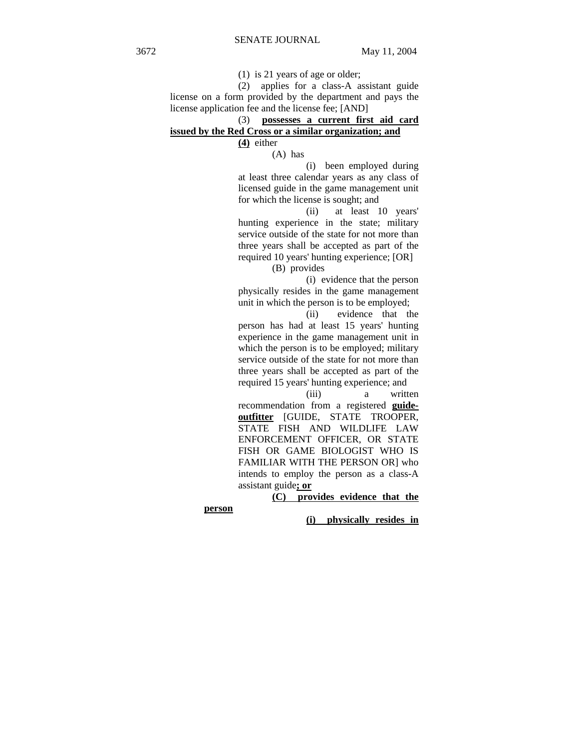(1) is 21 years of age or older;

(2) applies for a class-A assistant guide license on a form provided by the department and pays the license application fee and the license fee; [AND]

(3) **possesses a current first aid card issued by the Red Cross or a similar organization; and**

**(4)** either

(A) has

(i) been employed during at least three calendar years as any class of licensed guide in the game management unit for which the license is sought; and

(ii) at least 10 years' hunting experience in the state; military service outside of the state for not more than three years shall be accepted as part of the required 10 years' hunting experience; [OR]

(B) provides

(i) evidence that the person physically resides in the game management unit in which the person is to be employed;

(ii) evidence that the person has had at least 15 years' hunting experience in the game management unit in which the person is to be employed; military service outside of the state for not more than three years shall be accepted as part of the required 15 years' hunting experience; and

(iii) a written recommendation from a registered **guide-outfitter** [GUIDE, STATE TROOPER, STATE FISH AND WILDLIFE LAW ENFORCEMENT OFFICER, OR STATE FISH OR GAME BIOLOGIST WHO IS FAMILIAR WITH THE PERSON OR] who intends to employ the person as a class-A assistant guide**; or**

**(C) provides evidence that the person**

**(i) physically resides in**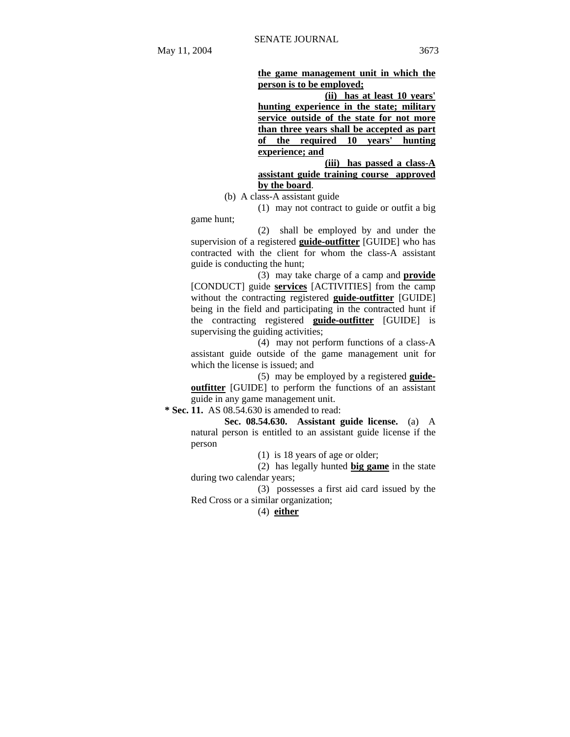**the game management unit in which the person is to be employed;**

**(ii) has at least 10 years' hunting experience in the state; military service outside of the state for not more than three years shall be accepted as part of the required 10 years' hunting experience; and**

**(iii) has passed a class-A assistant guide training course approved by the board**.

(b) A class-A assistant guide

(1) may not contract to guide or outfit a big game hunt;

(2) shall be employed by and under the supervision of a registered **guide-outfitter** [GUIDE] who has contracted with the client for whom the class-A assistant guide is conducting the hunt;

(3) may take charge of a camp and **provide** [CONDUCT] guide **services** [ACTIVITIES] from the camp without the contracting registered **guide-outfitter** [GUIDE] being in the field and participating in the contracted hunt if the contracting registered **guide-outfitter** [GUIDE] is supervising the guiding activities;

(4) may not perform functions of a class-A assistant guide outside of the game management unit for which the license is issued; and

(5) may be employed by a registered **guide-outfitter** [GUIDE] to perform the functions of an assistant guide in any game management unit.

**\* Sec. 11.** AS 08.54.630 is amended to read:

**Sec. 08.54.630. Assistant guide license.** (a) A natural person is entitled to an assistant guide license if the person

(1) is 18 years of age or older;

(2) has legally hunted **big game** in the state during two calendar years;

(3) possesses a first aid card issued by the Red Cross or a similar organization;

(4) **either**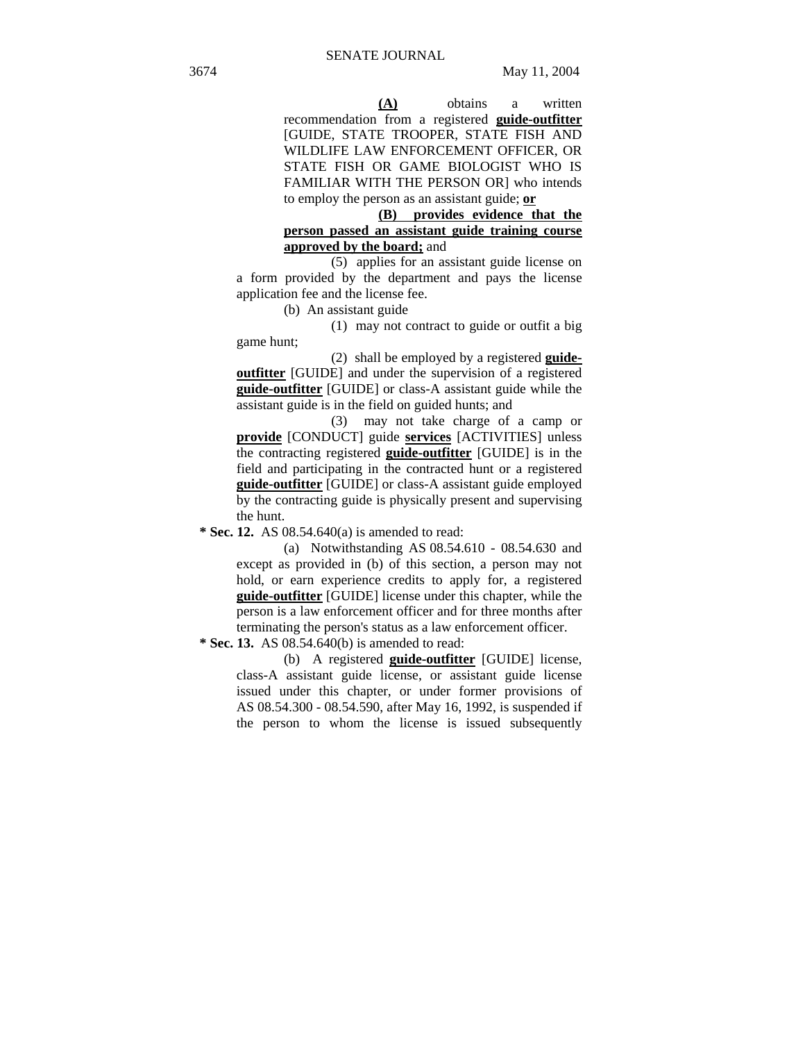**(A)** obtains a written recommendation from a registered **guide-outfitter** [GUIDE, STATE TROOPER, STATE FISH AND WILDLIFE LAW ENFORCEMENT OFFICER, OR STATE FISH OR GAME BIOLOGIST WHO IS FAMILIAR WITH THE PERSON OR] who intends to employ the person as an assistant guide; **or**

**(B) provides evidence that the person passed an assistant guide training course approved by the board;** and

(5) applies for an assistant guide license on a form provided by the department and pays the license application fee and the license fee.

(b) An assistant guide

(1) may not contract to guide or outfit a big game hunt;

(2) shall be employed by a registered **guide-outfitter** [GUIDE] and under the supervision of a registered **guide-outfitter** [GUIDE] or class-A assistant guide while the assistant guide is in the field on guided hunts; and

(3) may not take charge of a camp or **provide** [CONDUCT] guide **services** [ACTIVITIES] unless the contracting registered **guide-outfitter** [GUIDE] is in the field and participating in the contracted hunt or a registered **guide-outfitter** [GUIDE] or class-A assistant guide employed by the contracting guide is physically present and supervising the hunt.

**\* Sec. 12.** AS 08.54.640(a) is amended to read:

(a) Notwithstanding AS 08.54.610 - 08.54.630 and except as provided in (b) of this section, a person may not hold, or earn experience credits to apply for, a registered **guide-outfitter** [GUIDE] license under this chapter, while the person is a law enforcement officer and for three months after terminating the person's status as a law enforcement officer.

**\* Sec. 13.** AS 08.54.640(b) is amended to read:

(b) A registered **guide-outfitter** [GUIDE] license, class-A assistant guide license, or assistant guide license issued under this chapter, or under former provisions of AS 08.54.300 - 08.54.590, after May 16, 1992, is suspended if the person to whom the license is issued subsequently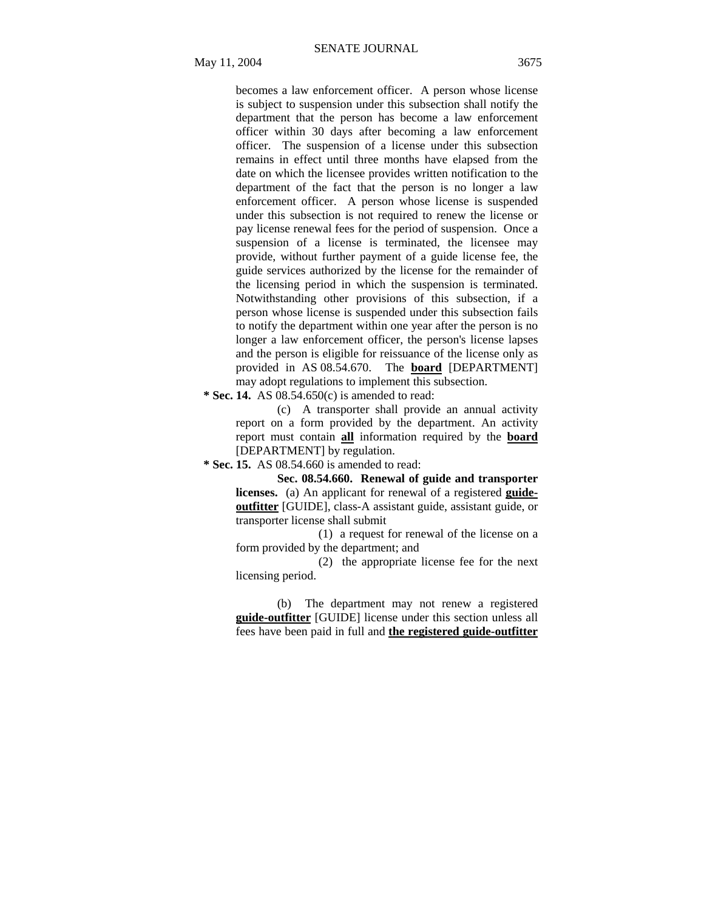becomes a law enforcement officer. A person whose license is subject to suspension under this subsection shall notify the department that the person has become a law enforcement officer within 30 days after becoming a law enforcement officer. The suspension of a license under this subsection remains in effect until three months have elapsed from the date on which the licensee provides written notification to the department of the fact that the person is no longer a law enforcement officer. A person whose license is suspended under this subsection is not required to renew the license or pay license renewal fees for the period of suspension. Once a suspension of a license is terminated, the licensee may provide, without further payment of a guide license fee, the guide services authorized by the license for the remainder of the licensing period in which the suspension is terminated. Notwithstanding other provisions of this subsection, if a person whose license is suspended under this subsection fails to notify the department within one year after the person is no longer a law enforcement officer, the person's license lapses and the person is eligible for reissuance of the license only as provided in AS 08.54.670. The **board** [DEPARTMENT] may adopt regulations to implement this subsection.

**\* Sec. 14.** AS 08.54.650(c) is amended to read:

(c) A transporter shall provide an annual activity report on a form provided by the department. An activity report must contain **all** information required by the **board** [DEPARTMENT] by regulation.

**\* Sec. 15.** AS 08.54.660 is amended to read:

**Sec. 08.54.660. Renewal of guide and transporter licenses.** (a) An applicant for renewal of a registered **guide-outfitter** [GUIDE], class-A assistant guide, assistant guide, or transporter license shall submit

(1) a request for renewal of the license on a form provided by the department; and

(2) the appropriate license fee for the next licensing period.

(b) The department may not renew a registered **guide-outfitter** [GUIDE] license under this section unless all fees have been paid in full and **the registered guide-outfitter**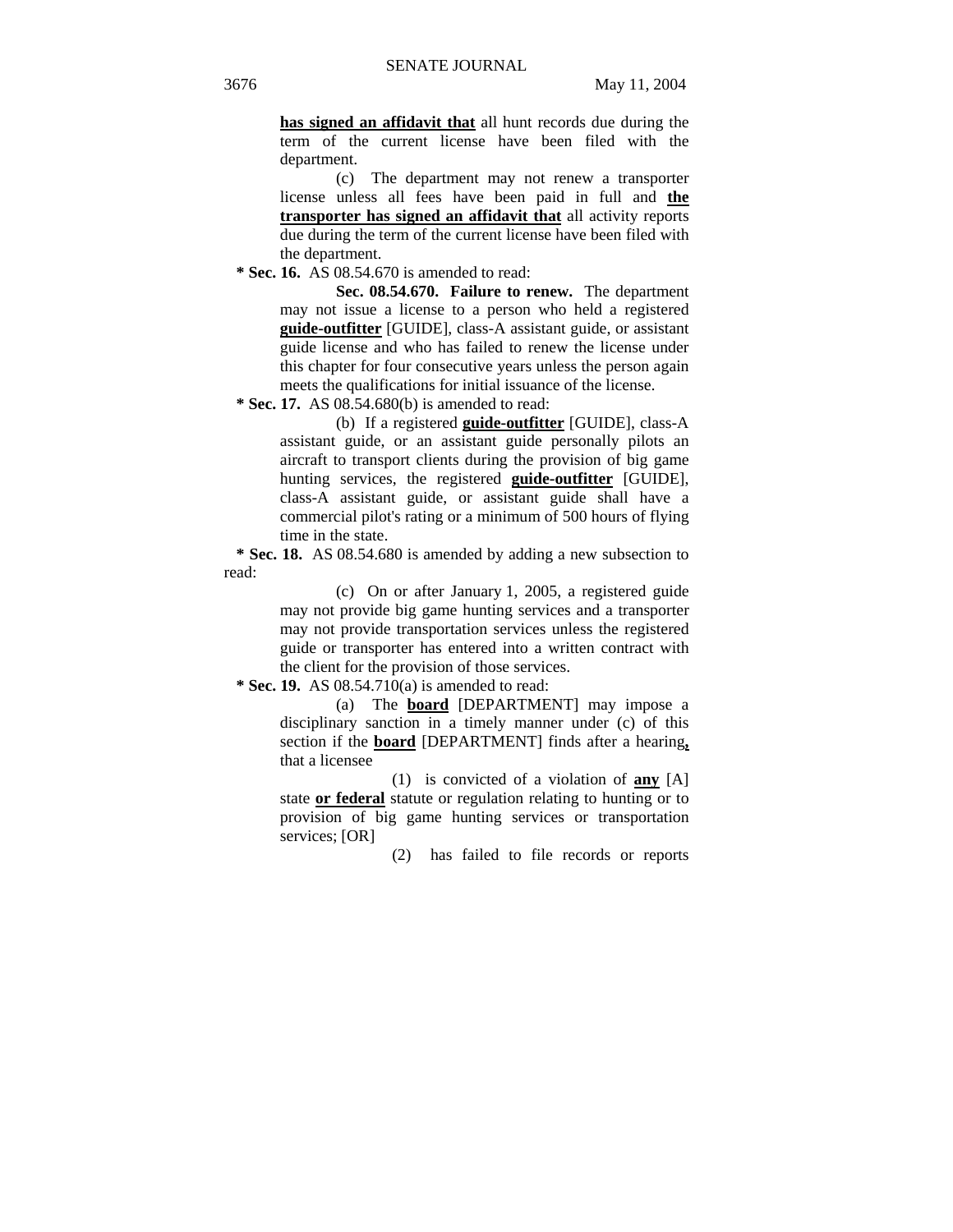**has signed an affidavit that** all hunt records due during the term of the current license have been filed with the department.

(c) The department may not renew a transporter license unless all fees have been paid in full and **the transporter has signed an affidavit that** all activity reports due during the term of the current license have been filed with the department.

**\* Sec. 16.** AS 08.54.670 is amended to read:

**Sec. 08.54.670. Failure to renew.** The department may not issue a license to a person who held a registered **guide-outfitter** [GUIDE], class-A assistant guide, or assistant guide license and who has failed to renew the license under this chapter for four consecutive years unless the person again meets the qualifications for initial issuance of the license.

**\* Sec. 17.** AS 08.54.680(b) is amended to read:

(b) If a registered **guide-outfitter** [GUIDE], class-A assistant guide, or an assistant guide personally pilots an aircraft to transport clients during the provision of big game hunting services, the registered **guide-outfitter** [GUIDE], class-A assistant guide, or assistant guide shall have a commercial pilot's rating or a minimum of 500 hours of flying time in the state.

**\* Sec. 18.** AS 08.54.680 is amended by adding a new subsection to read:

(c) On or after January 1, 2005, a registered guide may not provide big game hunting services and a transporter may not provide transportation services unless the registered guide or transporter has entered into a written contract with the client for the provision of those services.

**\* Sec. 19.** AS 08.54.710(a) is amended to read:

(a) The **board** [DEPARTMENT] may impose a disciplinary sanction in a timely manner under (c) of this section if the **board** [DEPARTMENT] finds after a hearing**,** that a licensee

(1) is convicted of a violation of **any** [A] state **or federal** statute or regulation relating to hunting or to provision of big game hunting services or transportation services; [OR]

(2) has failed to file records or reports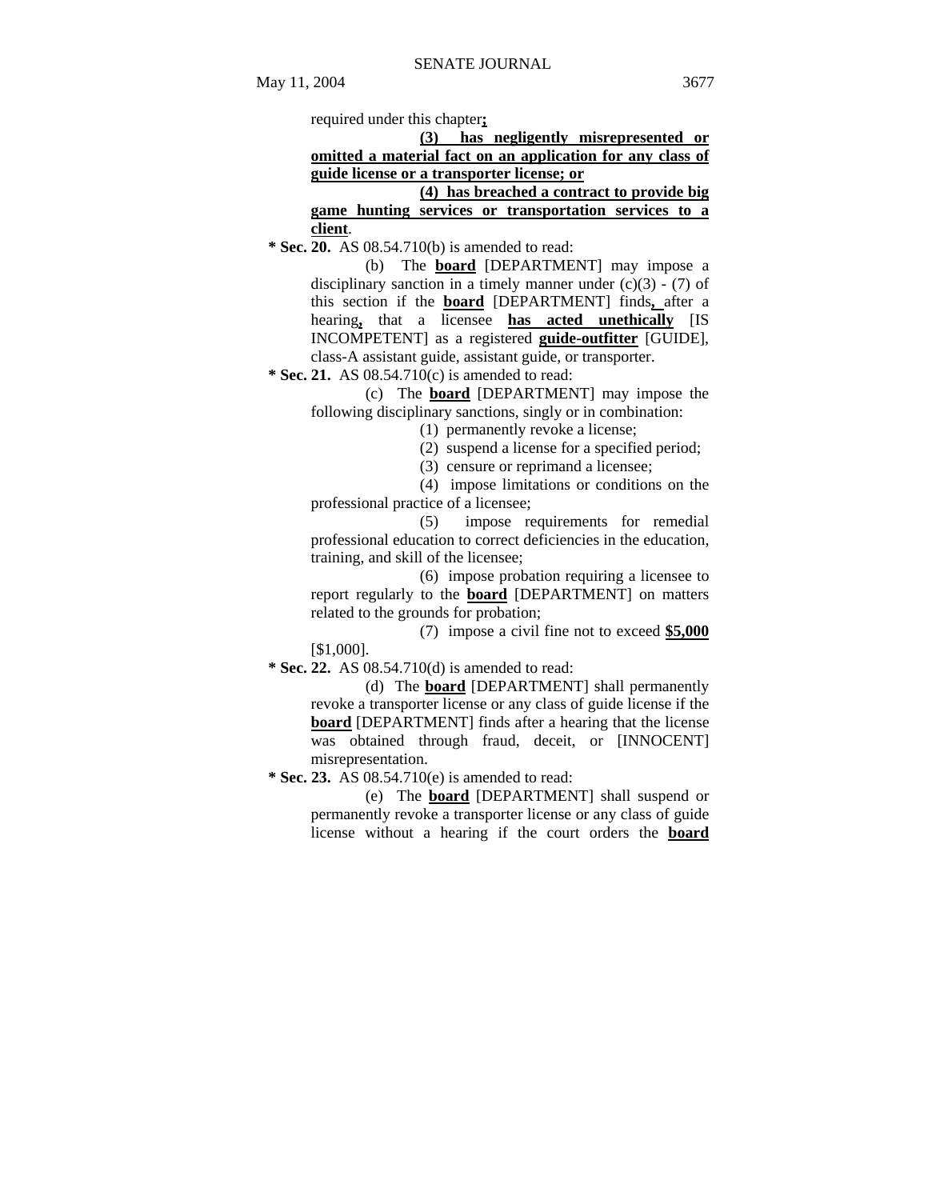required under this chapter**;**

**(3) has negligently misrepresented or omitted a material fact on an application for any class of guide license or a transporter license; or**

**(4) has breached a contract to provide big game hunting services or transportation services to a client**.

**\* Sec. 20.** AS 08.54.710(b) is amended to read:

(b) The **board** [DEPARTMENT] may impose a disciplinary sanction in a timely manner under (c)(3) - (7) of this section if the **board** [DEPARTMENT] finds**,** after a hearing**,** that a licensee **has acted unethically** [IS INCOMPETENT] as a registered **guide-outfitter** [GUIDE], class-A assistant guide, assistant guide, or transporter.

**\* Sec. 21.** AS 08.54.710(c) is amended to read:

(c) The **board** [DEPARTMENT] may impose the following disciplinary sanctions, singly or in combination:

(1) permanently revoke a license;

(2) suspend a license for a specified period;

(3) censure or reprimand a licensee;

(4) impose limitations or conditions on the professional practice of a licensee;

(5) impose requirements for remedial professional education to correct deficiencies in the education, training, and skill of the licensee;

(6) impose probation requiring a licensee to report regularly to the **board** [DEPARTMENT] on matters related to the grounds for probation;

(7) impose a civil fine not to exceed **$5,000** [$1,000].

**\* Sec. 22.** AS 08.54.710(d) is amended to read:

(d) The **board** [DEPARTMENT] shall permanently revoke a transporter license or any class of guide license if the **board** [DEPARTMENT] finds after a hearing that the license was obtained through fraud, deceit, or [INNOCENT] misrepresentation.

**\* Sec. 23.** AS 08.54.710(e) is amended to read:

(e) The **board** [DEPARTMENT] shall suspend or permanently revoke a transporter license or any class of guide license without a hearing if the court orders the **board**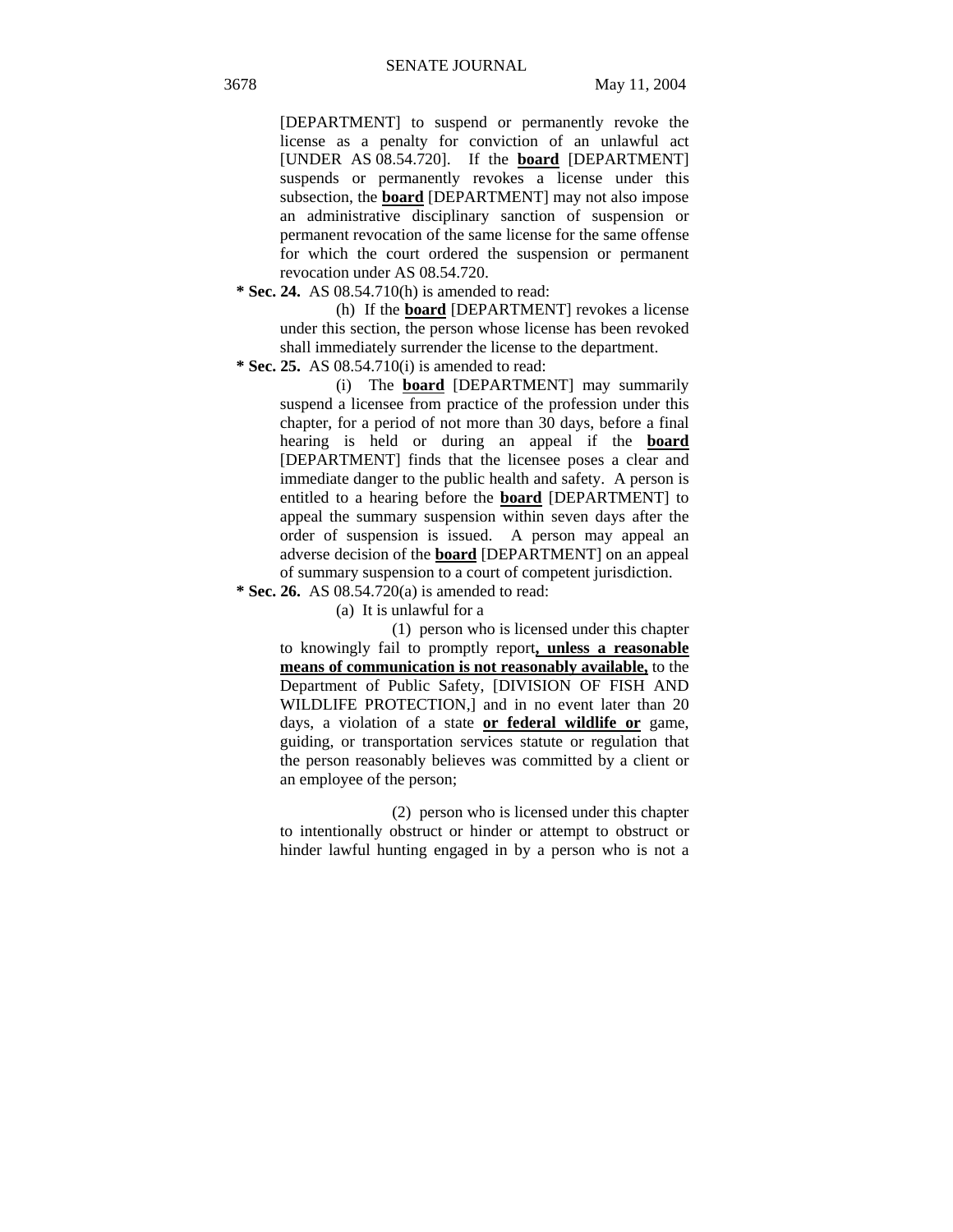[DEPARTMENT] to suspend or permanently revoke the license as a penalty for conviction of an unlawful act [UNDER AS 08.54.720]. If the **board** [DEPARTMENT] suspends or permanently revokes a license under this subsection, the **board** [DEPARTMENT] may not also impose an administrative disciplinary sanction of suspension or permanent revocation of the same license for the same offense for which the court ordered the suspension or permanent revocation under AS 08.54.720.

**\* Sec. 24.** AS 08.54.710(h) is amended to read:

(h) If the **board** [DEPARTMENT] revokes a license under this section, the person whose license has been revoked shall immediately surrender the license to the department.

**\* Sec. 25.** AS 08.54.710(i) is amended to read:

(i) The **board** [DEPARTMENT] may summarily suspend a licensee from practice of the profession under this chapter, for a period of not more than 30 days, before a final hearing is held or during an appeal if the **board** [DEPARTMENT] finds that the licensee poses a clear and immediate danger to the public health and safety. A person is entitled to a hearing before the **board** [DEPARTMENT] to appeal the summary suspension within seven days after the order of suspension is issued. A person may appeal an adverse decision of the **board** [DEPARTMENT] on an appeal of summary suspension to a court of competent jurisdiction.

**\* Sec. 26.** AS 08.54.720(a) is amended to read:

(a) It is unlawful for a

(1) person who is licensed under this chapter to knowingly fail to promptly report**, unless a reasonable means of communication is not reasonably available,** to the Department of Public Safety, [DIVISION OF FISH AND WILDLIFE PROTECTION,] and in no event later than 20 days, a violation of a state **or federal wildlife or** game, guiding, or transportation services statute or regulation that the person reasonably believes was committed by a client or an employee of the person;

(2) person who is licensed under this chapter to intentionally obstruct or hinder or attempt to obstruct or hinder lawful hunting engaged in by a person who is not a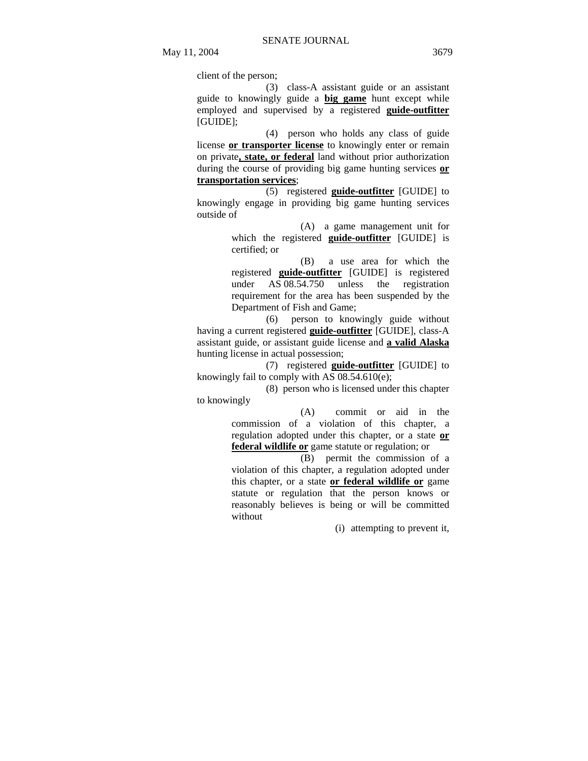client of the person;

(3) class-A assistant guide or an assistant guide to knowingly guide a **big game** hunt except while employed and supervised by a registered **guide-outfitter** [GUIDE];

(4) person who holds any class of guide license **or transporter license** to knowingly enter or remain on private**, state, or federal** land without prior authorization during the course of providing big game hunting services **or transportation services**;

(5) registered **guide-outfitter** [GUIDE] to knowingly engage in providing big game hunting services outside of

(A) a game management unit for which the registered **guide-outfitter** [GUIDE] is certified; or

(B) a use area for which the registered **guide-outfitter** [GUIDE] is registered under AS 08.54.750 unless the registration requirement for the area has been suspended by the Department of Fish and Game;

(6) person to knowingly guide without having a current registered **guide-outfitter** [GUIDE], class-A assistant guide, or assistant guide license and **a valid Alaska** hunting license in actual possession;

(7) registered **guide-outfitter** [GUIDE] to knowingly fail to comply with AS 08.54.610(e);

(8) person who is licensed under this chapter to knowingly

(A) commit or aid in the commission of a violation of this chapter, a regulation adopted under this chapter, or a state **or federal wildlife or** game statute or regulation; or

(B) permit the commission of a violation of this chapter, a regulation adopted under this chapter, or a state **or federal wildlife or** game statute or regulation that the person knows or reasonably believes is being or will be committed without

(i) attempting to prevent it,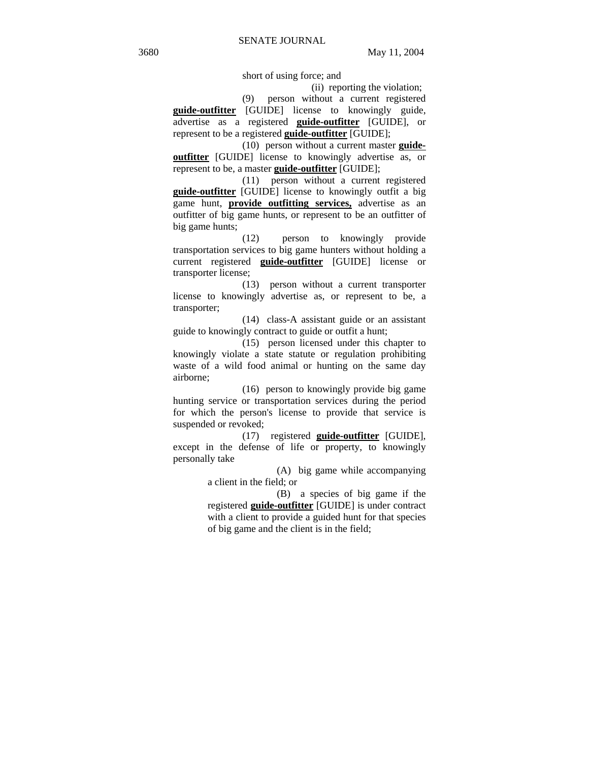short of using force; and

(ii) reporting the violation;

(9) person without a current registered **guide-outfitter** [GUIDE] license to knowingly guide, advertise as a registered **guide-outfitter** [GUIDE], or represent to be a registered **guide-outfitter** [GUIDE];

(10) person without a current master **guide-outfitter** [GUIDE] license to knowingly advertise as, or represent to be, a master **guide-outfitter** [GUIDE];

(11) person without a current registered **guide-outfitter** [GUIDE] license to knowingly outfit a big game hunt, **provide outfitting services,** advertise as an outfitter of big game hunts, or represent to be an outfitter of big game hunts;

(12) person to knowingly provide transportation services to big game hunters without holding a current registered **guide-outfitter** [GUIDE] license or transporter license;

(13) person without a current transporter license to knowingly advertise as, or represent to be, a transporter;

(14) class-A assistant guide or an assistant guide to knowingly contract to guide or outfit a hunt;

(15) person licensed under this chapter to knowingly violate a state statute or regulation prohibiting waste of a wild food animal or hunting on the same day airborne;

(16) person to knowingly provide big game hunting service or transportation services during the period for which the person's license to provide that service is suspended or revoked;

(17) registered **guide-outfitter** [GUIDE], except in the defense of life or property, to knowingly personally take

(A) big game while accompanying a client in the field; or

(B) a species of big game if the registered **guide-outfitter** [GUIDE] is under contract with a client to provide a guided hunt for that species of big game and the client is in the field;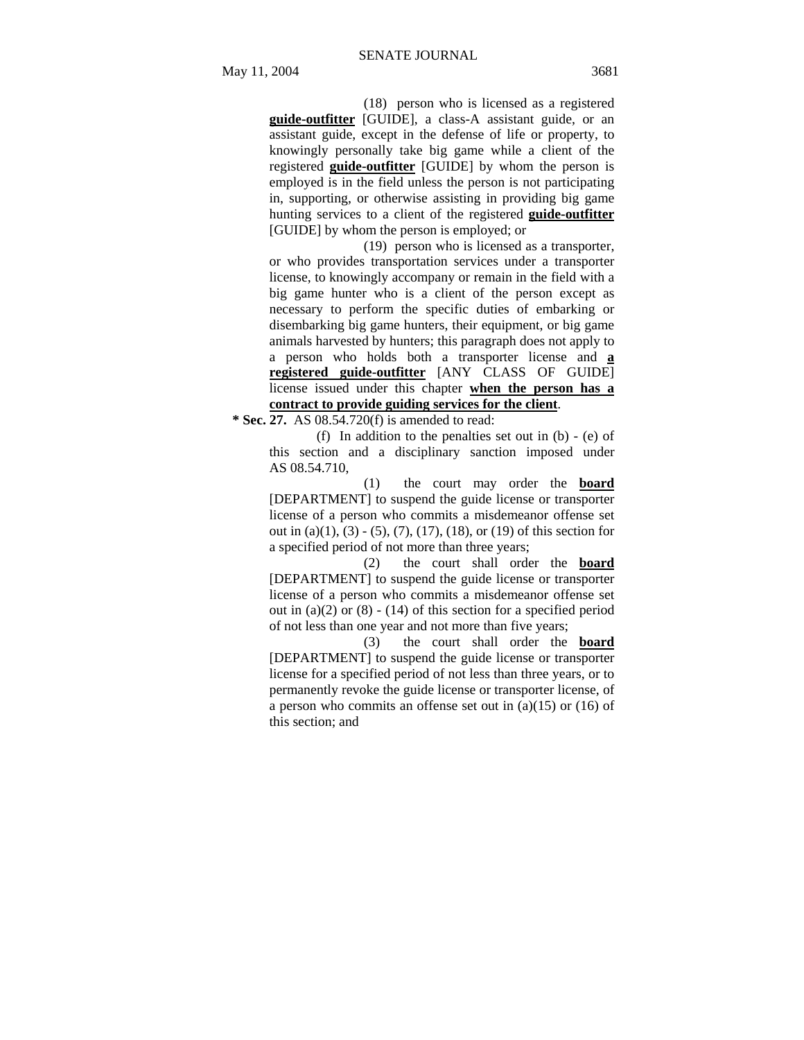(18) person who is licensed as a registered **guide-outfitter** [GUIDE], a class-A assistant guide, or an assistant guide, except in the defense of life or property, to knowingly personally take big game while a client of the registered **guide-outfitter** [GUIDE] by whom the person is employed is in the field unless the person is not participating in, supporting, or otherwise assisting in providing big game hunting services to a client of the registered **guide-outfitter** [GUIDE] by whom the person is employed; or

(19) person who is licensed as a transporter, or who provides transportation services under a transporter license, to knowingly accompany or remain in the field with a big game hunter who is a client of the person except as necessary to perform the specific duties of embarking or disembarking big game hunters, their equipment, or big game animals harvested by hunters; this paragraph does not apply to a person who holds both a transporter license and **a registered guide-outfitter** [ANY CLASS OF GUIDE] license issued under this chapter **when the person has a contract to provide guiding services for the client**.

**\* Sec. 27.** AS 08.54.720(f) is amended to read:

(f) In addition to the penalties set out in (b) - (e) of this section and a disciplinary sanction imposed under AS 08.54.710,

(1) the court may order the **board** [DEPARTMENT] to suspend the guide license or transporter license of a person who commits a misdemeanor offense set out in (a)(1), (3) - (5), (7), (17), (18), or (19) of this section for a specified period of not more than three years;

(2) the court shall order the **board** [DEPARTMENT] to suspend the guide license or transporter license of a person who commits a misdemeanor offense set out in (a)(2) or (8) - (14) of this section for a specified period of not less than one year and not more than five years;

(3) the court shall order the **board** [DEPARTMENT] to suspend the guide license or transporter license for a specified period of not less than three years, or to permanently revoke the guide license or transporter license, of a person who commits an offense set out in (a)(15) or (16) of this section; and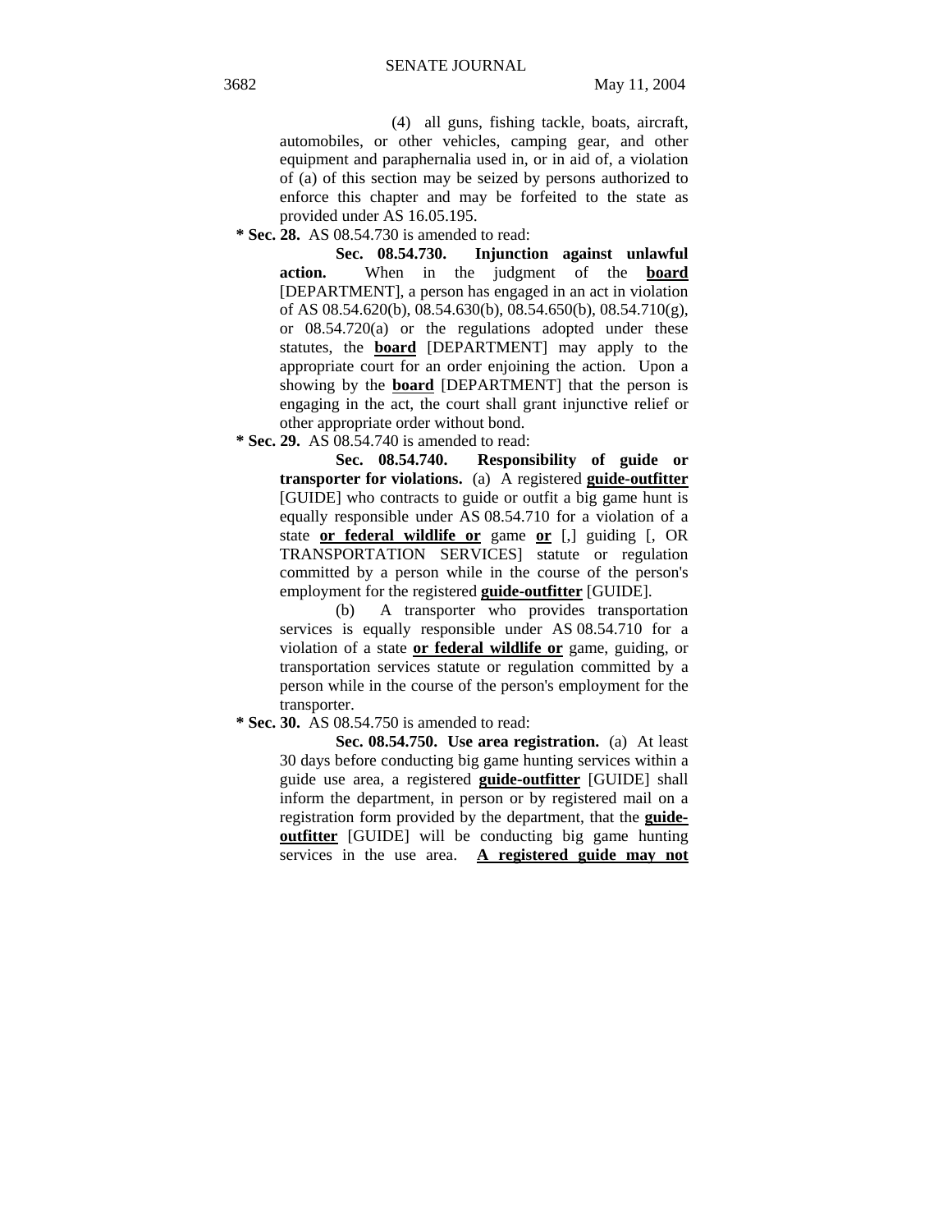(4) all guns, fishing tackle, boats, aircraft, automobiles, or other vehicles, camping gear, and other equipment and paraphernalia used in, or in aid of, a violation of (a) of this section may be seized by persons authorized to enforce this chapter and may be forfeited to the state as provided under AS 16.05.195.

**\* Sec. 28.** AS 08.54.730 is amended to read:

**Sec. 08.54.730. Injunction against unlawful action.** When in the judgment of the **board** [DEPARTMENT], a person has engaged in an act in violation of AS 08.54.620(b), 08.54.630(b), 08.54.650(b), 08.54.710(g), or 08.54.720(a) or the regulations adopted under these statutes, the **board** [DEPARTMENT] may apply to the appropriate court for an order enjoining the action. Upon a showing by the **board** [DEPARTMENT] that the person is engaging in the act, the court shall grant injunctive relief or other appropriate order without bond.

**\* Sec. 29.** AS 08.54.740 is amended to read:

**Sec. 08.54.740. Responsibility of guide or transporter for violations.** (a) A registered **guide-outfitter** [GUIDE] who contracts to guide or outfit a big game hunt is equally responsible under AS 08.54.710 for a violation of a state **or federal wildlife or** game **or** [,] guiding [, OR TRANSPORTATION SERVICES] statute or regulation committed by a person while in the course of the person's employment for the registered **guide-outfitter** [GUIDE].

(b) A transporter who provides transportation services is equally responsible under AS 08.54.710 for a violation of a state **or federal wildlife or** game, guiding, or transportation services statute or regulation committed by a person while in the course of the person's employment for the transporter.

**\* Sec. 30.** AS 08.54.750 is amended to read:

**Sec. 08.54.750. Use area registration.** (a) At least 30 days before conducting big game hunting services within a guide use area, a registered **guide-outfitter** [GUIDE] shall inform the department, in person or by registered mail on a registration form provided by the department, that the **guide-outfitter** [GUIDE] will be conducting big game hunting services in the use area. **A registered guide may not**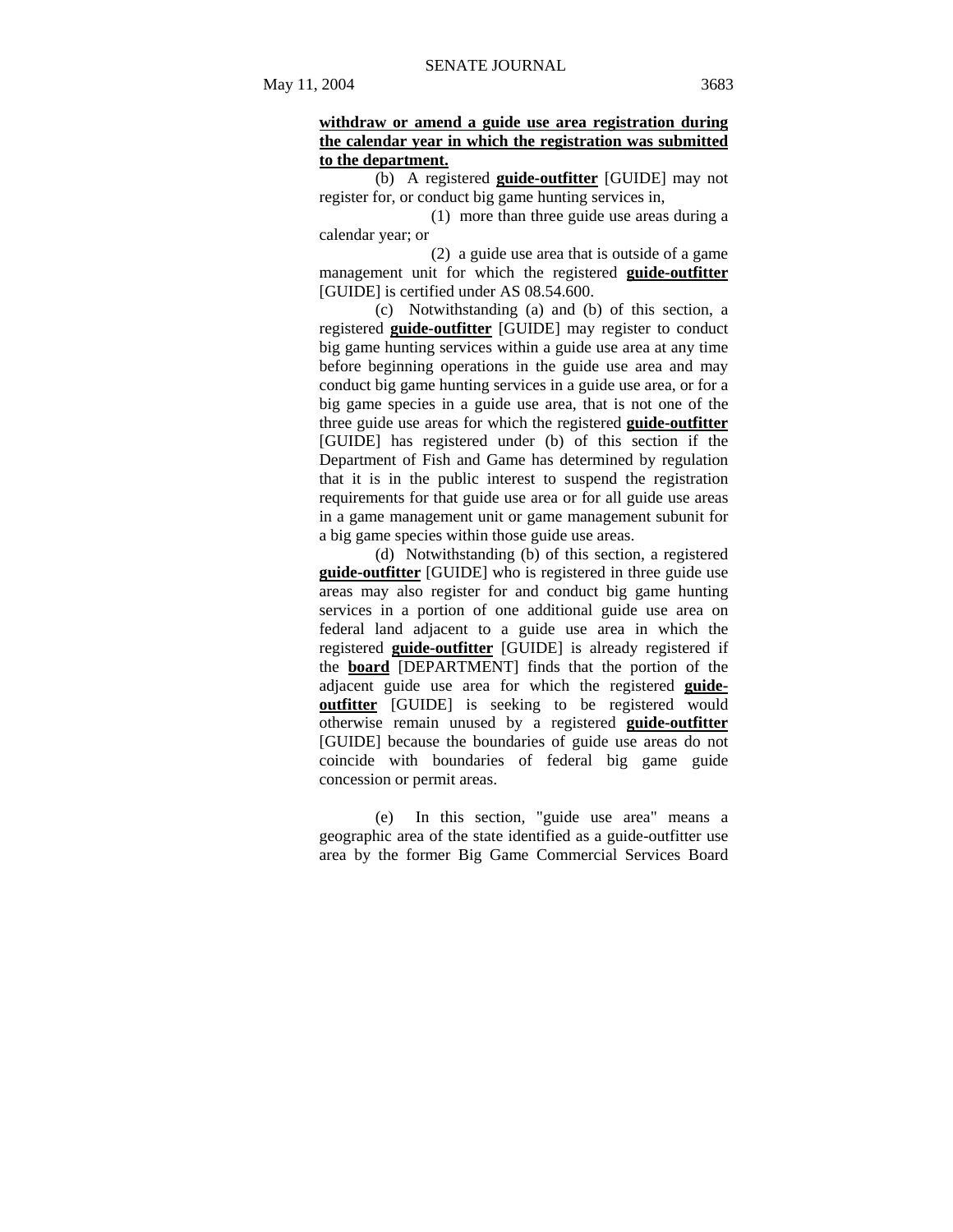**withdraw or amend a guide use area registration during the calendar year in which the registration was submitted to the department.**

(b) A registered **guide-outfitter** [GUIDE] may not register for, or conduct big game hunting services in,

(1) more than three guide use areas during a calendar year; or

(2) a guide use area that is outside of a game management unit for which the registered **guide-outfitter** [GUIDE] is certified under AS 08.54.600.

(c) Notwithstanding (a) and (b) of this section, a registered **guide-outfitter** [GUIDE] may register to conduct big game hunting services within a guide use area at any time before beginning operations in the guide use area and may conduct big game hunting services in a guide use area, or for a big game species in a guide use area, that is not one of the three guide use areas for which the registered **guide-outfitter** [GUIDE] has registered under (b) of this section if the Department of Fish and Game has determined by regulation that it is in the public interest to suspend the registration requirements for that guide use area or for all guide use areas in a game management unit or game management subunit for a big game species within those guide use areas.

(d) Notwithstanding (b) of this section, a registered **guide-outfitter** [GUIDE] who is registered in three guide use areas may also register for and conduct big game hunting services in a portion of one additional guide use area on federal land adjacent to a guide use area in which the registered **guide-outfitter** [GUIDE] is already registered if the **board** [DEPARTMENT] finds that the portion of the adjacent guide use area for which the registered **guide-outfitter** [GUIDE] is seeking to be registered would otherwise remain unused by a registered **guide-outfitter** [GUIDE] because the boundaries of guide use areas do not coincide with boundaries of federal big game guide concession or permit areas.

(e) In this section, "guide use area" means a geographic area of the state identified as a guide-outfitter use area by the former Big Game Commercial Services Board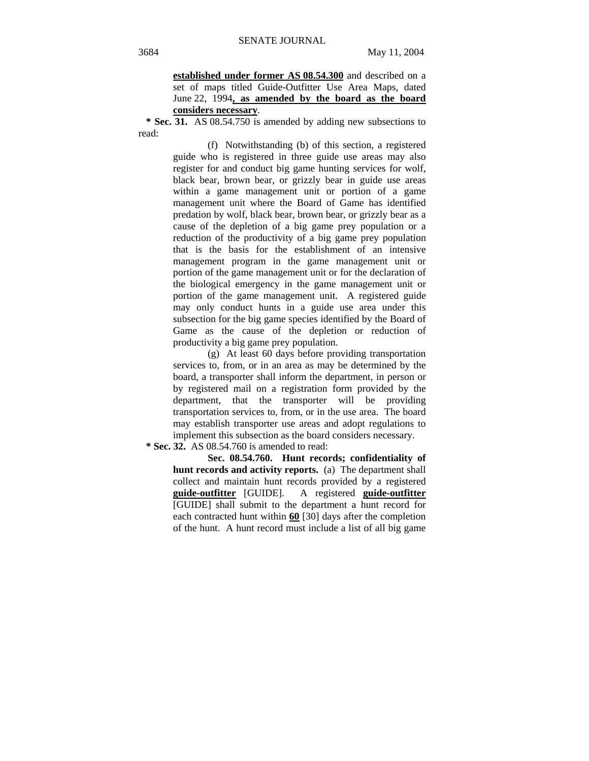**established under former AS 08.54.300** and described on a set of maps titled Guide-Outfitter Use Area Maps, dated June 22, 1994**, as amended by the board as the board considers necessary**.

**\* Sec. 31.** AS 08.54.750 is amended by adding new subsections to read:

(f) Notwithstanding (b) of this section, a registered guide who is registered in three guide use areas may also register for and conduct big game hunting services for wolf, black bear, brown bear, or grizzly bear in guide use areas within a game management unit or portion of a game management unit where the Board of Game has identified predation by wolf, black bear, brown bear, or grizzly bear as a cause of the depletion of a big game prey population or a reduction of the productivity of a big game prey population that is the basis for the establishment of an intensive management program in the game management unit or portion of the game management unit or for the declaration of the biological emergency in the game management unit or portion of the game management unit. A registered guide may only conduct hunts in a guide use area under this subsection for the big game species identified by the Board of Game as the cause of the depletion or reduction of productivity a big game prey population.

(g) At least 60 days before providing transportation services to, from, or in an area as may be determined by the board, a transporter shall inform the department, in person or by registered mail on a registration form provided by the department, that the transporter will be providing transportation services to, from, or in the use area. The board may establish transporter use areas and adopt regulations to implement this subsection as the board considers necessary.

**\* Sec. 32.** AS 08.54.760 is amended to read:

**Sec. 08.54.760. Hunt records; confidentiality of hunt records and activity reports.** (a) The department shall collect and maintain hunt records provided by a registered **guide-outfitter** [GUIDE]. A registered **guide-outfitter** [GUIDE] shall submit to the department a hunt record for each contracted hunt within **60** [30] days after the completion of the hunt. A hunt record must include a list of all big game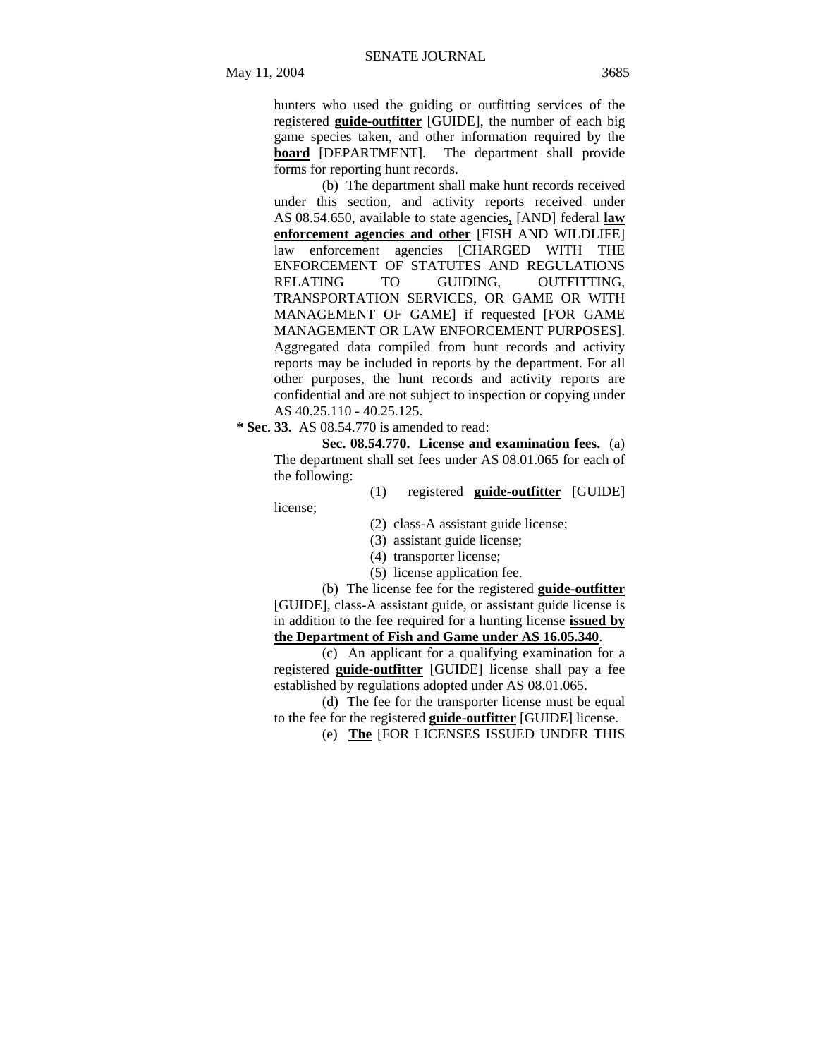hunters who used the guiding or outfitting services of the registered **guide-outfitter** [GUIDE], the number of each big game species taken, and other information required by the **board** [DEPARTMENT]. The department shall provide forms for reporting hunt records.

(b) The department shall make hunt records received under this section, and activity reports received under AS 08.54.650, available to state agencies**,** [AND] federal **law enforcement agencies and other** [FISH AND WILDLIFE] law enforcement agencies [CHARGED WITH THE ENFORCEMENT OF STATUTES AND REGULATIONS RELATING TO GUIDING, OUTFITTING, TRANSPORTATION SERVICES, OR GAME OR WITH MANAGEMENT OF GAME] if requested [FOR GAME MANAGEMENT OR LAW ENFORCEMENT PURPOSES]. Aggregated data compiled from hunt records and activity reports may be included in reports by the department. For all other purposes, the hunt records and activity reports are confidential and are not subject to inspection or copying under AS 40.25.110 - 40.25.125.

**\* Sec. 33.** AS 08.54.770 is amended to read:

**Sec. 08.54.770. License and examination fees.** (a) The department shall set fees under AS 08.01.065 for each of the following:

(1) registered **guide-outfitter** [GUIDE] license;

(2) class-A assistant guide license;

(3) assistant guide license;

(4) transporter license;

(5) license application fee.

(b) The license fee for the registered **guide-outfitter** [GUIDE], class-A assistant guide, or assistant guide license is in addition to the fee required for a hunting license **issued by the Department of Fish and Game under AS 16.05.340**.

(c) An applicant for a qualifying examination for a registered **guide-outfitter** [GUIDE] license shall pay a fee established by regulations adopted under AS 08.01.065.

(d) The fee for the transporter license must be equal to the fee for the registered **guide-outfitter** [GUIDE] license.

(e) **The** [FOR LICENSES ISSUED UNDER THIS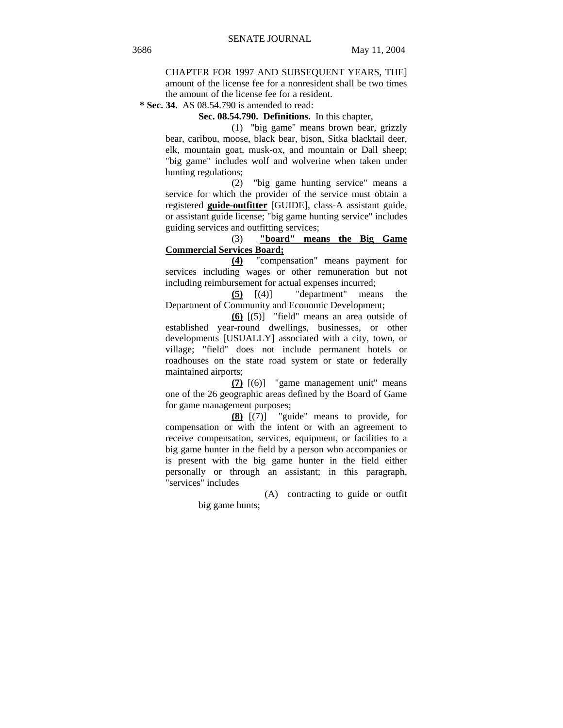CHAPTER FOR 1997 AND SUBSEQUENT YEARS, THE] amount of the license fee for a nonresident shall be two times the amount of the license fee for a resident.

**\* Sec. 34.** AS 08.54.790 is amended to read:

**Sec. 08.54.790. Definitions.** In this chapter,

(1) "big game" means brown bear, grizzly bear, caribou, moose, black bear, bison, Sitka blacktail deer, elk, mountain goat, musk-ox, and mountain or Dall sheep; "big game" includes wolf and wolverine when taken under hunting regulations;

(2) "big game hunting service" means a service for which the provider of the service must obtain a registered **guide-outfitter** [GUIDE], class-A assistant guide, or assistant guide license; "big game hunting service" includes guiding services and outfitting services;

(3) **"board" means the Big Game Commercial Services Board;**

**(4)** "compensation" means payment for services including wages or other remuneration but not including reimbursement for actual expenses incurred;

**(5)** [(4)] "department" means the Department of Community and Economic Development;

**(6)** [(5)] "field" means an area outside of established year-round dwellings, businesses, or other developments [USUALLY] associated with a city, town, or village; "field" does not include permanent hotels or roadhouses on the state road system or state or federally maintained airports;

**(7)** [(6)] "game management unit" means one of the 26 geographic areas defined by the Board of Game for game management purposes;

**(8)** [(7)] "guide" means to provide, for compensation or with the intent or with an agreement to receive compensation, services, equipment, or facilities to a big game hunter in the field by a person who accompanies or is present with the big game hunter in the field either personally or through an assistant; in this paragraph, "services" includes

(A) contracting to guide or outfit big game hunts;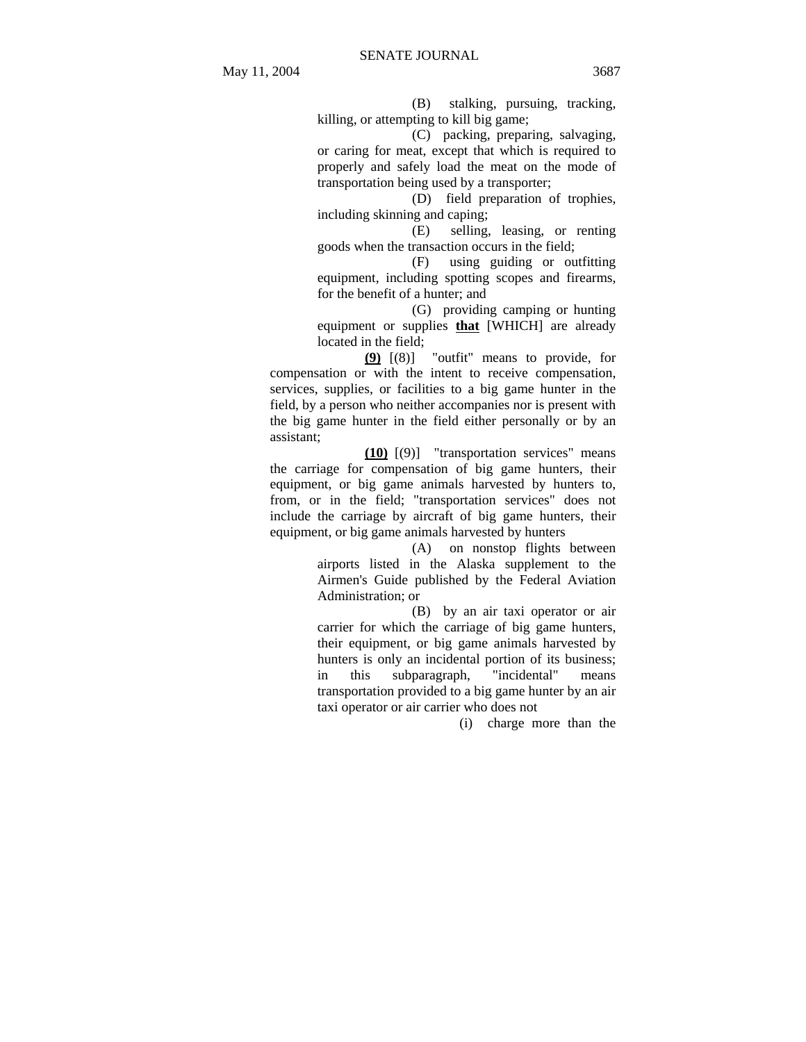(B) stalking, pursuing, tracking, killing, or attempting to kill big game;

(C) packing, preparing, salvaging, or caring for meat, except that which is required to properly and safely load the meat on the mode of transportation being used by a transporter;

(D) field preparation of trophies, including skinning and caping;

(E) selling, leasing, or renting goods when the transaction occurs in the field;

(F) using guiding or outfitting equipment, including spotting scopes and firearms, for the benefit of a hunter; and

(G) providing camping or hunting equipment or supplies **<u>that</u>** [WHICH] are already located in the field;

**<u>(9)</u>** [(8)] "outfit" means to provide, for compensation or with the intent to receive compensation, services, supplies, or facilities to a big game hunter in the field, by a person who neither accompanies nor is present with the big game hunter in the field either personally or by an assistant;

**<u>(10)</u>** [(9)] "transportation services" means the carriage for compensation of big game hunters, their equipment, or big game animals harvested by hunters to, from, or in the field; "transportation services" does not include the carriage by aircraft of big game hunters, their equipment, or big game animals harvested by hunters

(A) on nonstop flights between airports listed in the Alaska supplement to the Airmen's Guide published by the Federal Aviation Administration; or

(B) by an air taxi operator or air carrier for which the carriage of big game hunters, their equipment, or big game animals harvested by hunters is only an incidental portion of its business; in this subparagraph, "incidental" means transportation provided to a big game hunter by an air taxi operator or air carrier who does not

(i) charge more than the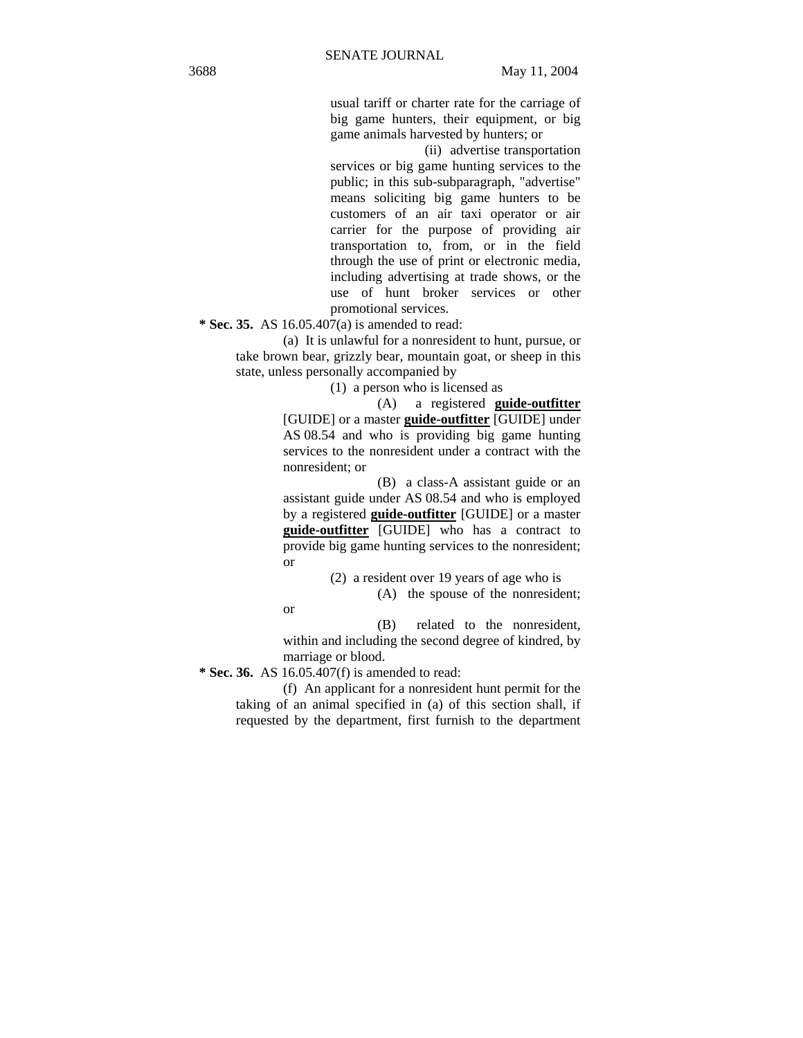usual tariff or charter rate for the carriage of big game hunters, their equipment, or big game animals harvested by hunters; or

(ii) advertise transportation services or big game hunting services to the public; in this sub-subparagraph, "advertise" means soliciting big game hunters to be customers of an air taxi operator or air carrier for the purpose of providing air transportation to, from, or in the field through the use of print or electronic media, including advertising at trade shows, or the use of hunt broker services or other promotional services.

**\* Sec. 35.** AS 16.05.407(a) is amended to read:

(a) It is unlawful for a nonresident to hunt, pursue, or take brown bear, grizzly bear, mountain goat, or sheep in this state, unless personally accompanied by

(1) a person who is licensed as

(A) a registered **guide-outfitter** [GUIDE] or a master **guide-outfitter** [GUIDE] under AS 08.54 and who is providing big game hunting services to the nonresident under a contract with the nonresident; or

(B) a class-A assistant guide or an assistant guide under AS 08.54 and who is employed by a registered **guide-outfitter** [GUIDE] or a master **guide-outfitter** [GUIDE] who has a contract to provide big game hunting services to the nonresident; or

(2) a resident over 19 years of age who is

(A) the spouse of the nonresident; or

(B) related to the nonresident, within and including the second degree of kindred, by marriage or blood.

**\* Sec. 36.** AS 16.05.407(f) is amended to read:

(f) An applicant for a nonresident hunt permit for the taking of an animal specified in (a) of this section shall, if requested by the department, first furnish to the department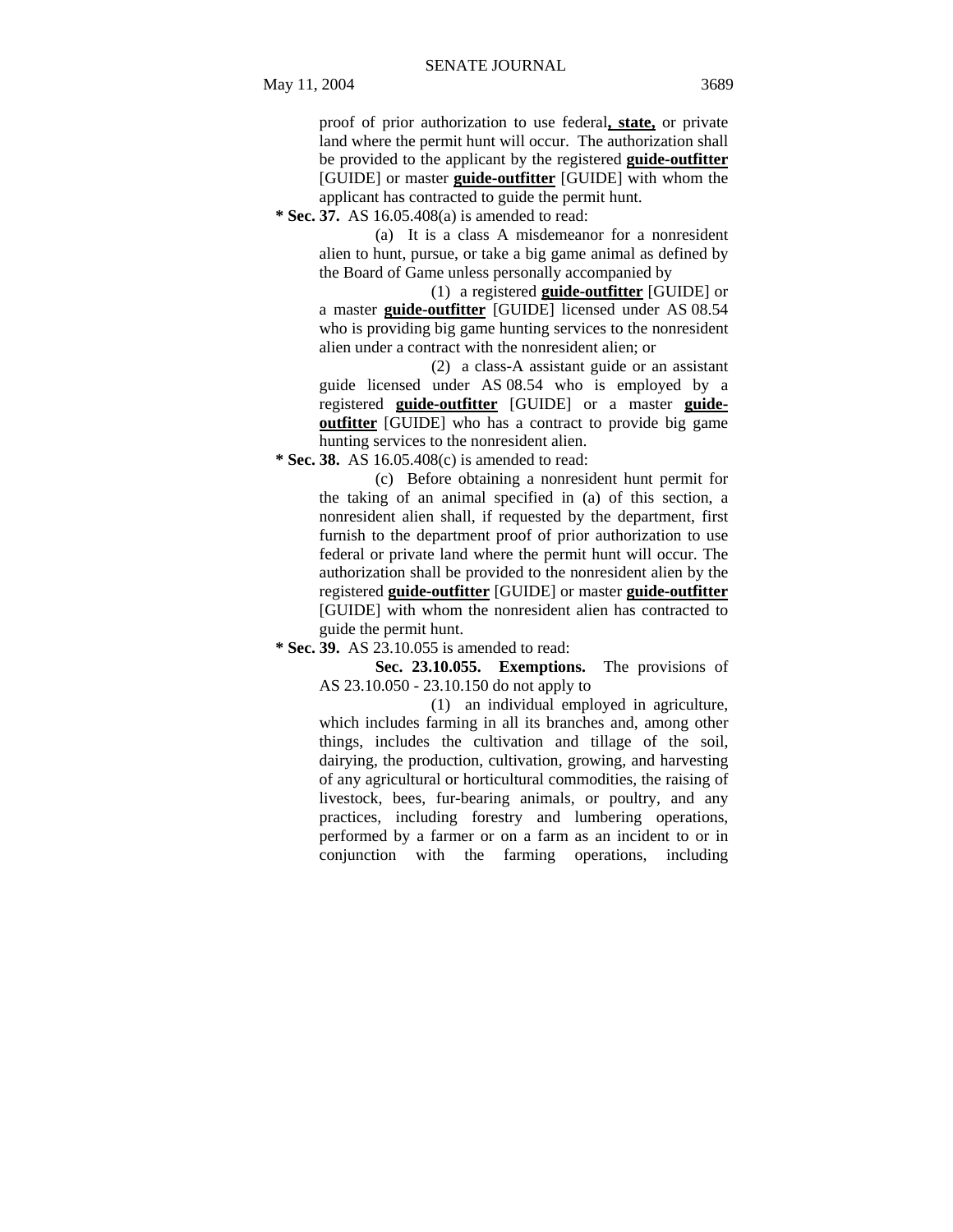proof of prior authorization to use federal**, state,** or private land where the permit hunt will occur. The authorization shall be provided to the applicant by the registered **guide-outfitter** [GUIDE] or master **guide-outfitter** [GUIDE] with whom the applicant has contracted to guide the permit hunt.

**\* Sec. 37.** AS 16.05.408(a) is amended to read:

(a) It is a class A misdemeanor for a nonresident alien to hunt, pursue, or take a big game animal as defined by the Board of Game unless personally accompanied by

(1) a registered **guide-outfitter** [GUIDE] or a master **guide-outfitter** [GUIDE] licensed under AS 08.54 who is providing big game hunting services to the nonresident alien under a contract with the nonresident alien; or

(2) a class-A assistant guide or an assistant guide licensed under AS 08.54 who is employed by a registered **guide-outfitter** [GUIDE] or a master **guide-outfitter** [GUIDE] who has a contract to provide big game hunting services to the nonresident alien.

**\* Sec. 38.** AS 16.05.408(c) is amended to read:

(c) Before obtaining a nonresident hunt permit for the taking of an animal specified in (a) of this section, a nonresident alien shall, if requested by the department, first furnish to the department proof of prior authorization to use federal or private land where the permit hunt will occur. The authorization shall be provided to the nonresident alien by the registered **guide-outfitter** [GUIDE] or master **guide-outfitter** [GUIDE] with whom the nonresident alien has contracted to guide the permit hunt.

**\* Sec. 39.** AS 23.10.055 is amended to read:

**Sec. 23.10.055. Exemptions.** The provisions of AS 23.10.050 - 23.10.150 do not apply to

(1) an individual employed in agriculture, which includes farming in all its branches and, among other things, includes the cultivation and tillage of the soil, dairying, the production, cultivation, growing, and harvesting of any agricultural or horticultural commodities, the raising of livestock, bees, fur-bearing animals, or poultry, and any practices, including forestry and lumbering operations, performed by a farmer or on a farm as an incident to or in conjunction with the farming operations, including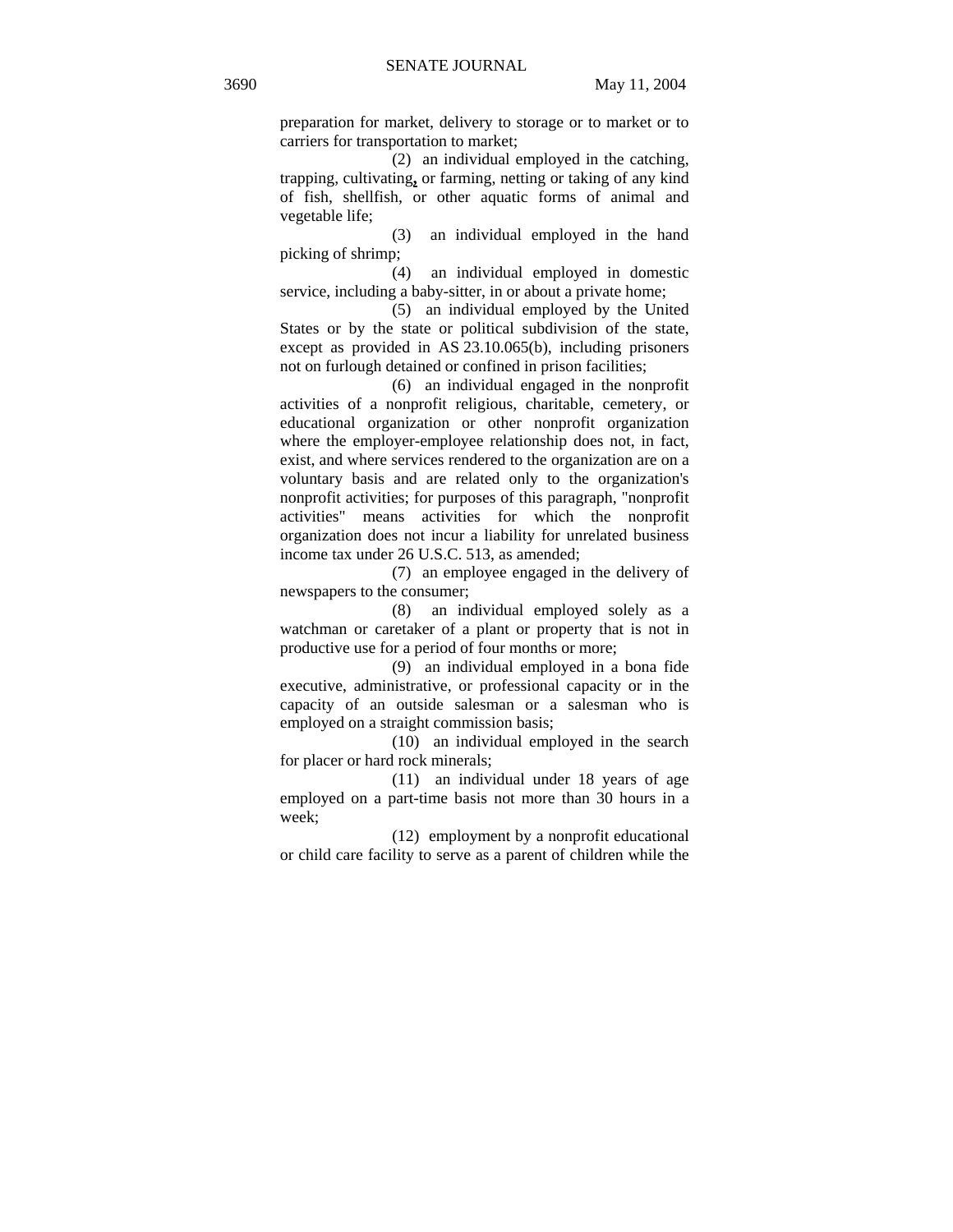preparation for market, delivery to storage or to market or to carriers for transportation to market;

(2) an individual employed in the catching, trapping, cultivating**,** or farming, netting or taking of any kind of fish, shellfish, or other aquatic forms of animal and vegetable life;

(3) an individual employed in the hand picking of shrimp;

(4) an individual employed in domestic service, including a baby-sitter, in or about a private home;

(5) an individual employed by the United States or by the state or political subdivision of the state, except as provided in AS 23.10.065(b), including prisoners not on furlough detained or confined in prison facilities;

(6) an individual engaged in the nonprofit activities of a nonprofit religious, charitable, cemetery, or educational organization or other nonprofit organization where the employer-employee relationship does not, in fact, exist, and where services rendered to the organization are on a voluntary basis and are related only to the organization's nonprofit activities; for purposes of this paragraph, "nonprofit activities" means activities for which the nonprofit organization does not incur a liability for unrelated business income tax under 26 U.S.C. 513, as amended;

(7) an employee engaged in the delivery of newspapers to the consumer;

(8) an individual employed solely as a watchman or caretaker of a plant or property that is not in productive use for a period of four months or more;

(9) an individual employed in a bona fide executive, administrative, or professional capacity or in the capacity of an outside salesman or a salesman who is employed on a straight commission basis;

(10) an individual employed in the search for placer or hard rock minerals;

(11) an individual under 18 years of age employed on a part-time basis not more than 30 hours in a week;

(12) employment by a nonprofit educational or child care facility to serve as a parent of children while the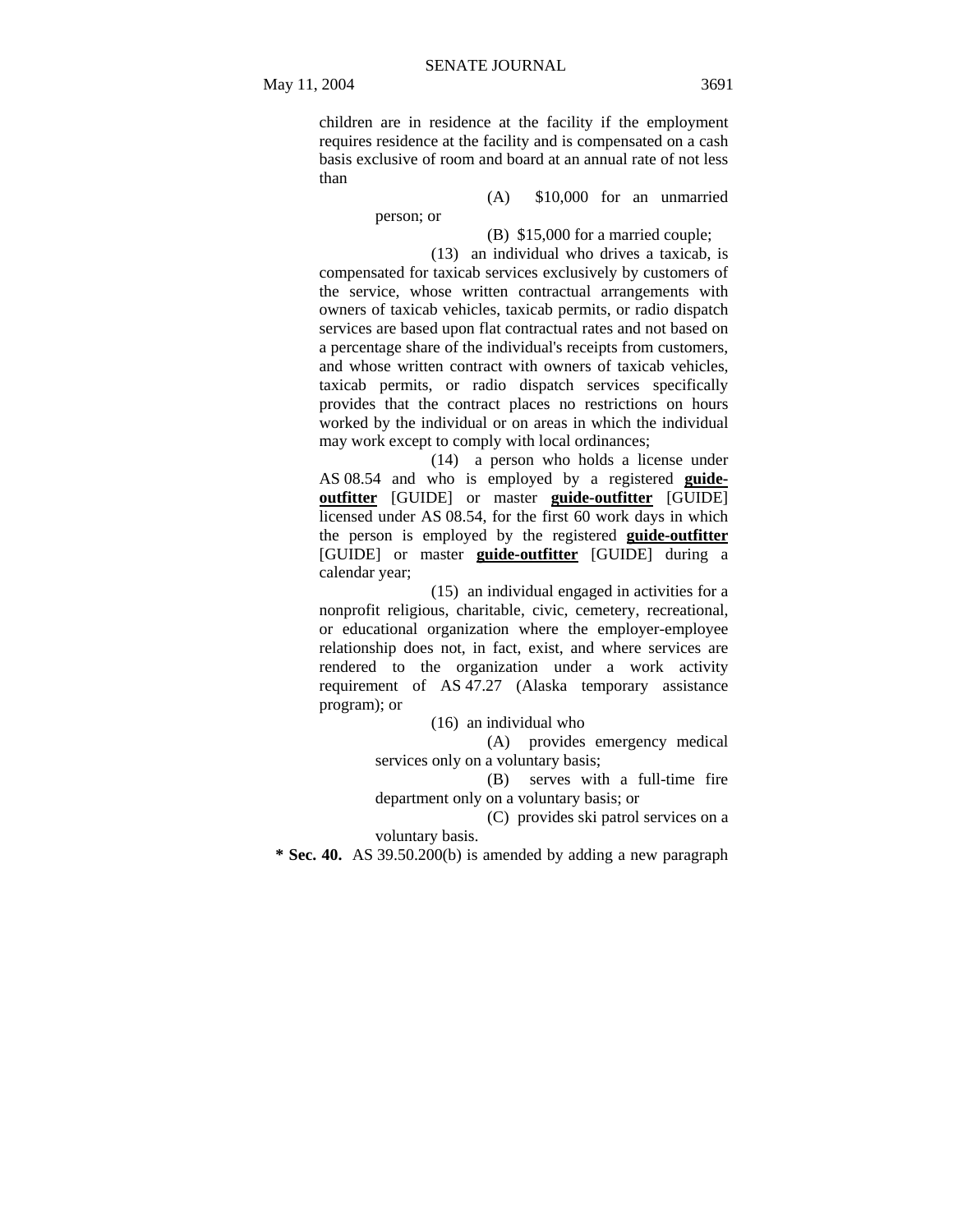children are in residence at the facility if the employment requires residence at the facility and is compensated on a cash basis exclusive of room and board at an annual rate of not less than

(A) $10,000 for an unmarried person; or

(B) $15,000 for a married couple;

(13) an individual who drives a taxicab, is compensated for taxicab services exclusively by customers of the service, whose written contractual arrangements with owners of taxicab vehicles, taxicab permits, or radio dispatch services are based upon flat contractual rates and not based on a percentage share of the individual's receipts from customers, and whose written contract with owners of taxicab vehicles, taxicab permits, or radio dispatch services specifically provides that the contract places no restrictions on hours worked by the individual or on areas in which the individual may work except to comply with local ordinances;

(14) a person who holds a license under AS 08.54 and who is employed by a registered **guide-outfitter** [GUIDE] or master **guide-outfitter** [GUIDE] licensed under AS 08.54, for the first 60 work days in which the person is employed by the registered **guide-outfitter** [GUIDE] or master **guide-outfitter** [GUIDE] during a calendar year;

(15) an individual engaged in activities for a nonprofit religious, charitable, civic, cemetery, recreational, or educational organization where the employer-employee relationship does not, in fact, exist, and where services are rendered to the organization under a work activity requirement of AS 47.27 (Alaska temporary assistance program); or

(16) an individual who

(A) provides emergency medical services only on a voluntary basis;

(B) serves with a full-time fire department only on a voluntary basis; or

(C) provides ski patrol services on a voluntary basis.

**\* Sec. 40.** AS 39.50.200(b) is amended by adding a new paragraph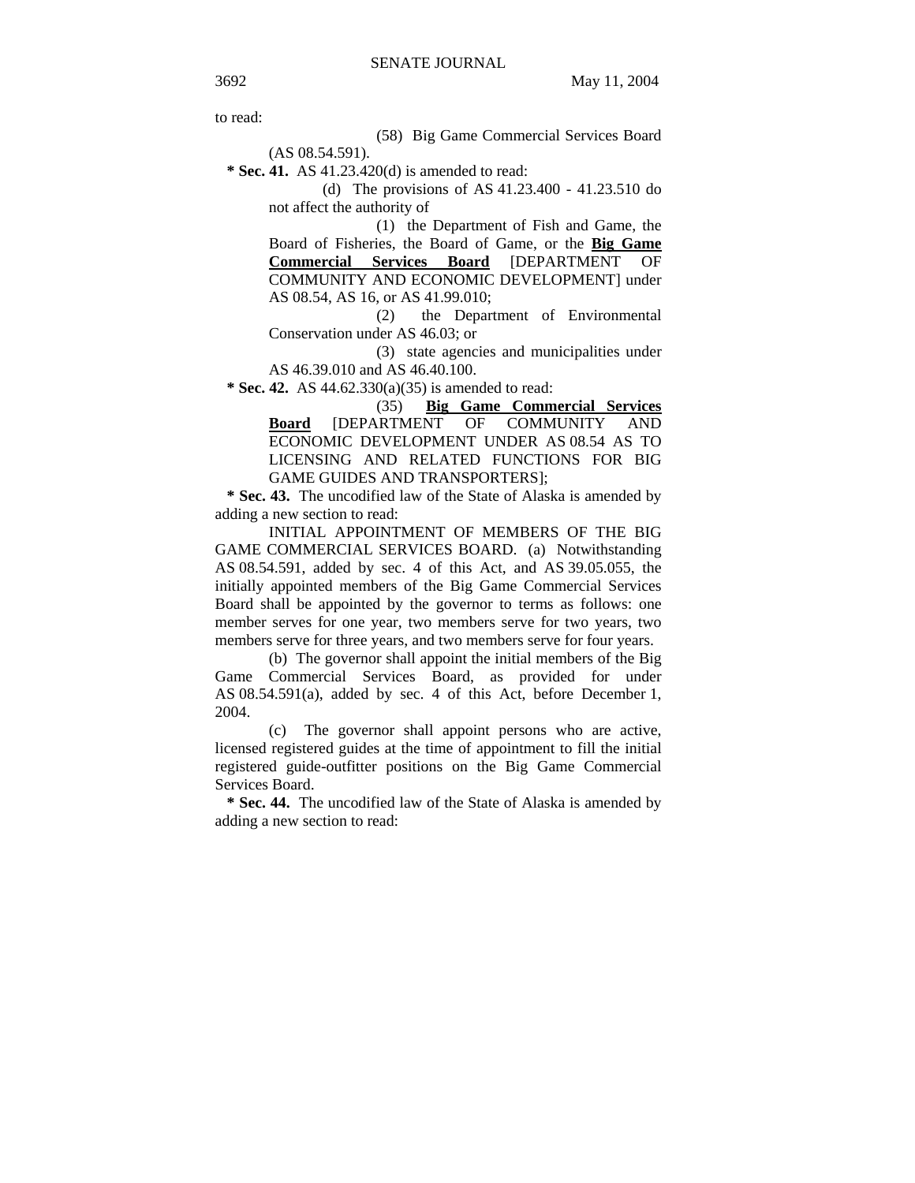to read:

(58) Big Game Commercial Services Board (AS 08.54.591).

**\* Sec. 41.** AS 41.23.420(d) is amended to read:

(d) The provisions of AS 41.23.400 - 41.23.510 do not affect the authority of

(1) the Department of Fish and Game, the Board of Fisheries, the Board of Game, or the **Big Game Commercial Services Board** [DEPARTMENT OF COMMUNITY AND ECONOMIC DEVELOPMENT] under AS 08.54, AS 16, or AS 41.99.010;

(2) the Department of Environmental Conservation under AS 46.03; or

(3) state agencies and municipalities under AS 46.39.010 and AS 46.40.100.

**\* Sec. 42.** AS 44.62.330(a)(35) is amended to read:

(35) **Big Game Commercial Services Board** [DEPARTMENT OF COMMUNITY AND ECONOMIC DEVELOPMENT UNDER AS 08.54 AS TO LICENSING AND RELATED FUNCTIONS FOR BIG GAME GUIDES AND TRANSPORTERS];

**\* Sec. 43.** The uncodified law of the State of Alaska is amended by adding a new section to read:

INITIAL APPOINTMENT OF MEMBERS OF THE BIG GAME COMMERCIAL SERVICES BOARD. (a) Notwithstanding AS 08.54.591, added by sec. 4 of this Act, and AS 39.05.055, the initially appointed members of the Big Game Commercial Services Board shall be appointed by the governor to terms as follows: one member serves for one year, two members serve for two years, two members serve for three years, and two members serve for four years.

(b) The governor shall appoint the initial members of the Big Game Commercial Services Board, as provided for under AS 08.54.591(a), added by sec. 4 of this Act, before December 1, 2004.

(c) The governor shall appoint persons who are active, licensed registered guides at the time of appointment to fill the initial registered guide-outfitter positions on the Big Game Commercial Services Board.

**\* Sec. 44.** The uncodified law of the State of Alaska is amended by adding a new section to read: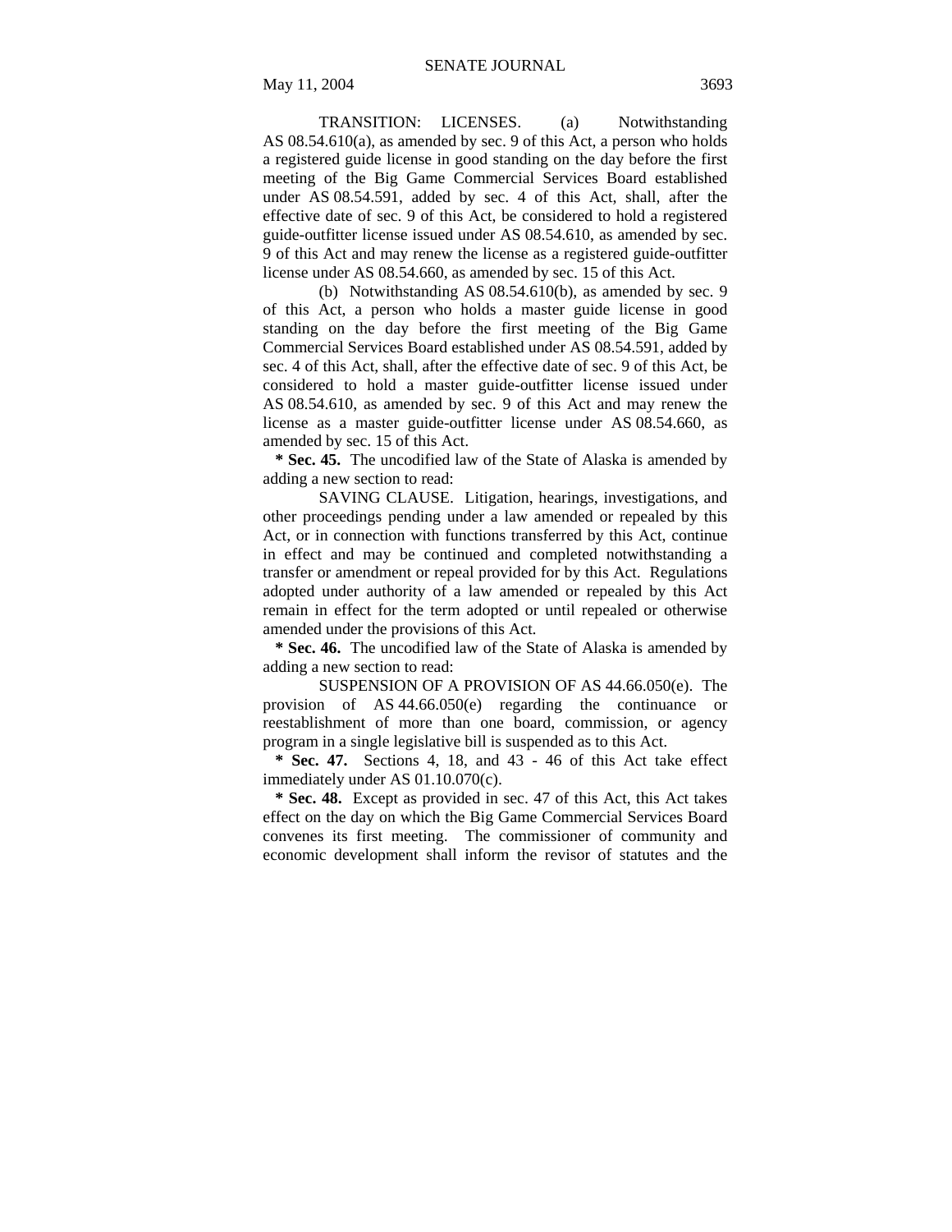TRANSITION: LICENSES. (a) Notwithstanding AS 08.54.610(a), as amended by sec. 9 of this Act, a person who holds a registered guide license in good standing on the day before the first meeting of the Big Game Commercial Services Board established under AS 08.54.591, added by sec. 4 of this Act, shall, after the effective date of sec. 9 of this Act, be considered to hold a registered guide-outfitter license issued under AS 08.54.610, as amended by sec. 9 of this Act and may renew the license as a registered guide-outfitter license under AS 08.54.660, as amended by sec. 15 of this Act.

(b) Notwithstanding AS 08.54.610(b), as amended by sec. 9 of this Act, a person who holds a master guide license in good standing on the day before the first meeting of the Big Game Commercial Services Board established under AS 08.54.591, added by sec. 4 of this Act, shall, after the effective date of sec. 9 of this Act, be considered to hold a master guide-outfitter license issued under AS 08.54.610, as amended by sec. 9 of this Act and may renew the license as a master guide-outfitter license under AS 08.54.660, as amended by sec. 15 of this Act.

**\* Sec. 45.** The uncodified law of the State of Alaska is amended by adding a new section to read:

SAVING CLAUSE. Litigation, hearings, investigations, and other proceedings pending under a law amended or repealed by this Act, or in connection with functions transferred by this Act, continue in effect and may be continued and completed notwithstanding a transfer or amendment or repeal provided for by this Act. Regulations adopted under authority of a law amended or repealed by this Act remain in effect for the term adopted or until repealed or otherwise amended under the provisions of this Act.

**\* Sec. 46.** The uncodified law of the State of Alaska is amended by adding a new section to read:

SUSPENSION OF A PROVISION OF AS 44.66.050(e). The provision of AS 44.66.050(e) regarding the continuance or reestablishment of more than one board, commission, or agency program in a single legislative bill is suspended as to this Act.

**\* Sec. 47.** Sections 4, 18, and 43 - 46 of this Act take effect immediately under AS 01.10.070(c).

**\* Sec. 48.** Except as provided in sec. 47 of this Act, this Act takes effect on the day on which the Big Game Commercial Services Board convenes its first meeting. The commissioner of community and economic development shall inform the revisor of statutes and the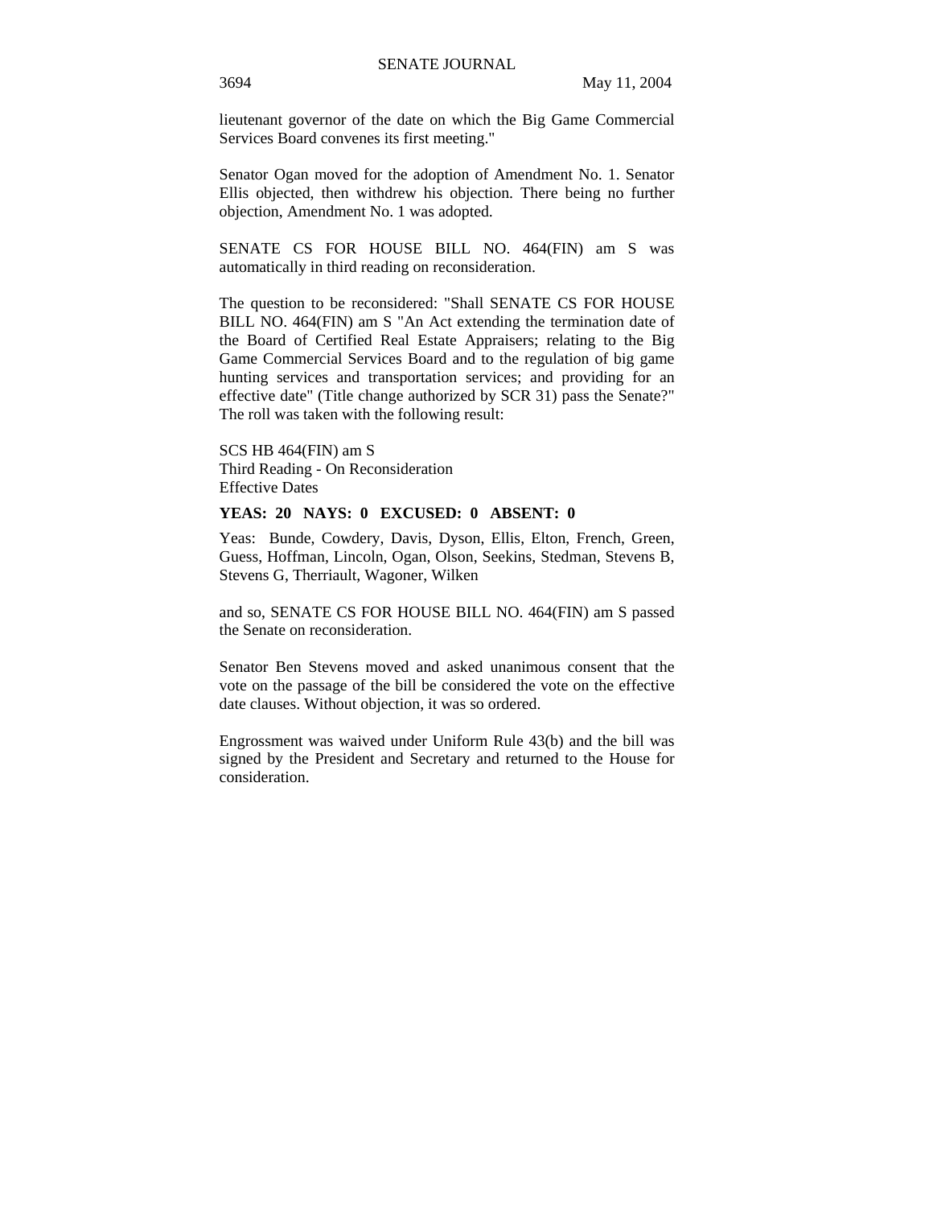lieutenant governor of the date on which the Big Game Commercial Services Board convenes its first meeting."

Senator Ogan moved for the adoption of Amendment No. 1. Senator Ellis objected, then withdrew his objection. There being no further objection, Amendment No. 1 was adopted.

SENATE CS FOR HOUSE BILL NO. 464(FIN) am S was automatically in third reading on reconsideration.

The question to be reconsidered: "Shall SENATE CS FOR HOUSE BILL NO. 464(FIN) am S "An Act extending the termination date of the Board of Certified Real Estate Appraisers; relating to the Big Game Commercial Services Board and to the regulation of big game hunting services and transportation services; and providing for an effective date" (Title change authorized by SCR 31) pass the Senate?" The roll was taken with the following result:

SCS HB 464(FIN) am S
Third Reading - On Reconsideration
Effective Dates

**YEAS: 20 NAYS: 0 EXCUSED: 0 ABSENT: 0**

Yeas: Bunde, Cowdery, Davis, Dyson, Ellis, Elton, French, Green, Guess, Hoffman, Lincoln, Ogan, Olson, Seekins, Stedman, Stevens B, Stevens G, Therriault, Wagoner, Wilken

and so, SENATE CS FOR HOUSE BILL NO. 464(FIN) am S passed the Senate on reconsideration.

Senator Ben Stevens moved and asked unanimous consent that the vote on the passage of the bill be considered the vote on the effective date clauses. Without objection, it was so ordered.

Engrossment was waived under Uniform Rule 43(b) and the bill was signed by the President and Secretary and returned to the House for consideration.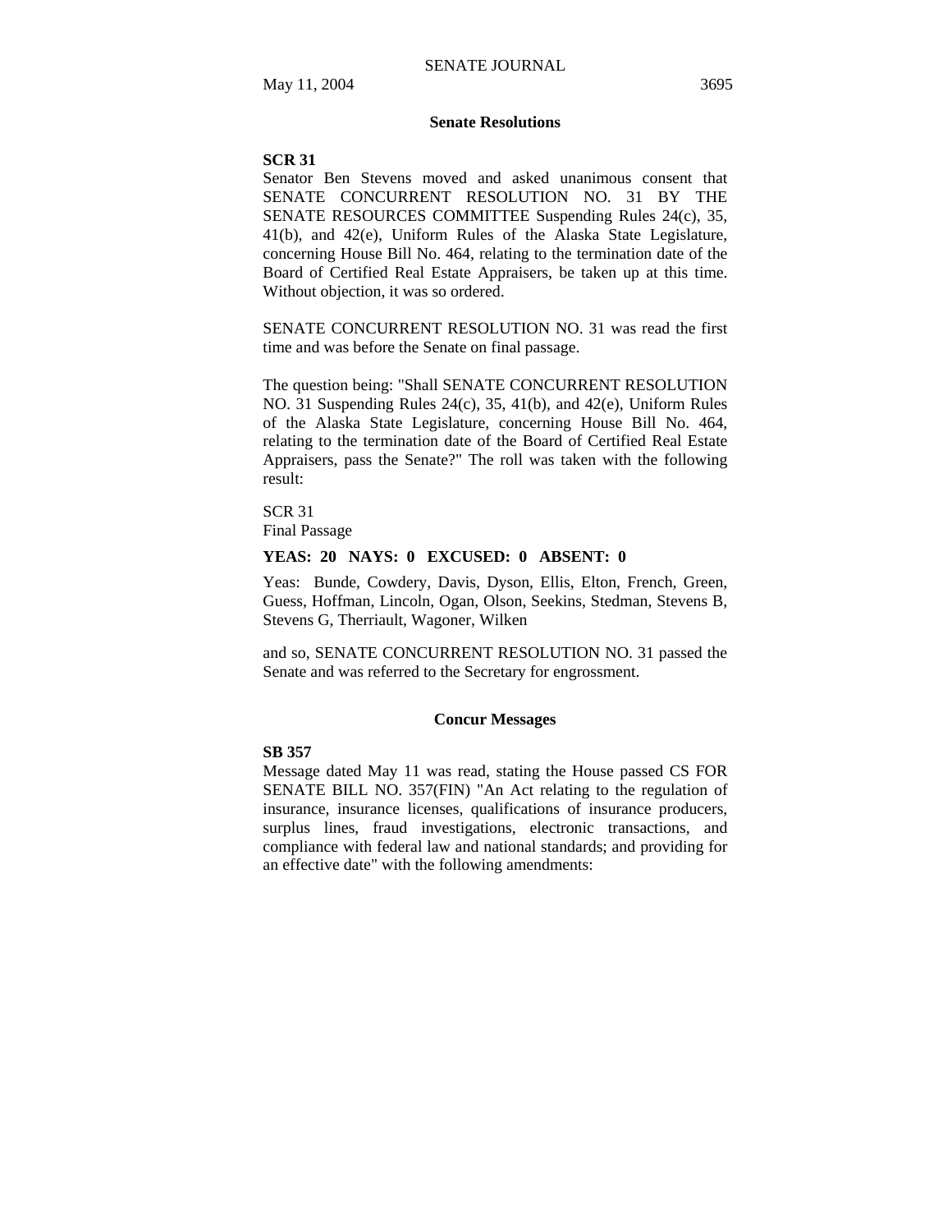## Senate Resolutions

**SCR 31**

Senator Ben Stevens moved and asked unanimous consent that SENATE CONCURRENT RESOLUTION NO. 31 BY THE SENATE RESOURCES COMMITTEE Suspending Rules 24(c), 35, 41(b), and 42(e), Uniform Rules of the Alaska State Legislature, concerning House Bill No. 464, relating to the termination date of the Board of Certified Real Estate Appraisers, be taken up at this time. Without objection, it was so ordered.

SENATE CONCURRENT RESOLUTION NO. 31 was read the first time and was before the Senate on final passage.

The question being: "Shall SENATE CONCURRENT RESOLUTION NO. 31 Suspending Rules 24(c), 35, 41(b), and 42(e), Uniform Rules of the Alaska State Legislature, concerning House Bill No. 464, relating to the termination date of the Board of Certified Real Estate Appraisers, pass the Senate?" The roll was taken with the following result:

SCR 31
Final Passage

**YEAS: 20 NAYS: 0 EXCUSED: 0 ABSENT: 0**

Yeas: Bunde, Cowdery, Davis, Dyson, Ellis, Elton, French, Green, Guess, Hoffman, Lincoln, Ogan, Olson, Seekins, Stedman, Stevens B, Stevens G, Therriault, Wagoner, Wilken

and so, SENATE CONCURRENT RESOLUTION NO. 31 passed the Senate and was referred to the Secretary for engrossment.

## Concur Messages

**SB 357**

Message dated May 11 was read, stating the House passed CS FOR SENATE BILL NO. 357(FIN) "An Act relating to the regulation of insurance, insurance licenses, qualifications of insurance producers, surplus lines, fraud investigations, electronic transactions, and compliance with federal law and national standards; and providing for an effective date" with the following amendments: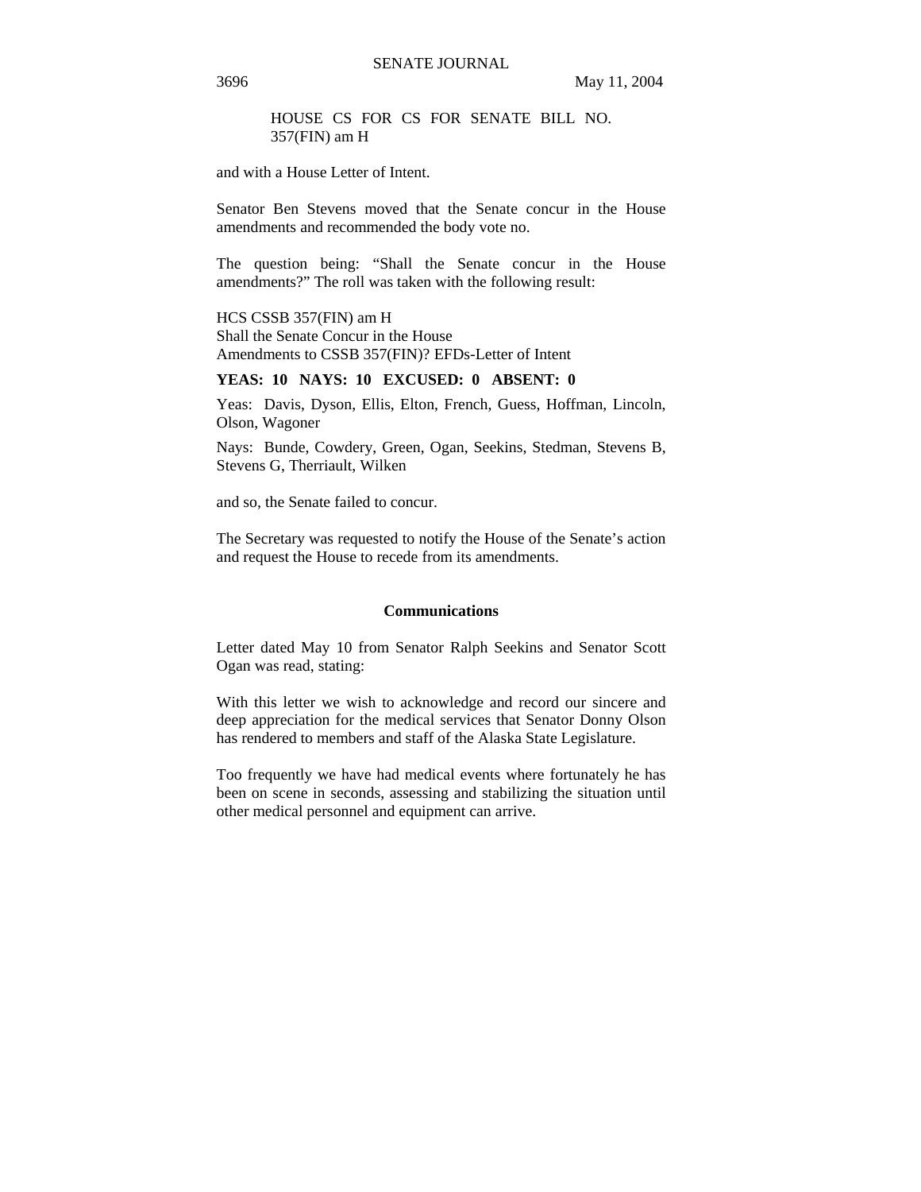HOUSE CS FOR CS FOR SENATE BILL NO. 357(FIN) am H

and with a House Letter of Intent.

Senator Ben Stevens moved that the Senate concur in the House amendments and recommended the body vote no.

The question being: "Shall the Senate concur in the House amendments?" The roll was taken with the following result:

HCS CSSB 357(FIN) am H
Shall the Senate Concur in the House
Amendments to CSSB 357(FIN)? EFDs-Letter of Intent

**YEAS: 10 NAYS: 10 EXCUSED: 0 ABSENT: 0**

Yeas: Davis, Dyson, Ellis, Elton, French, Guess, Hoffman, Lincoln, Olson, Wagoner

Nays: Bunde, Cowdery, Green, Ogan, Seekins, Stedman, Stevens B, Stevens G, Therriault, Wilken

and so, the Senate failed to concur.

The Secretary was requested to notify the House of the Senate's action and request the House to recede from its amendments.

## Communications

Letter dated May 10 from Senator Ralph Seekins and Senator Scott Ogan was read, stating:

With this letter we wish to acknowledge and record our sincere and deep appreciation for the medical services that Senator Donny Olson has rendered to members and staff of the Alaska State Legislature.

Too frequently we have had medical events where fortunately he has been on scene in seconds, assessing and stabilizing the situation until other medical personnel and equipment can arrive.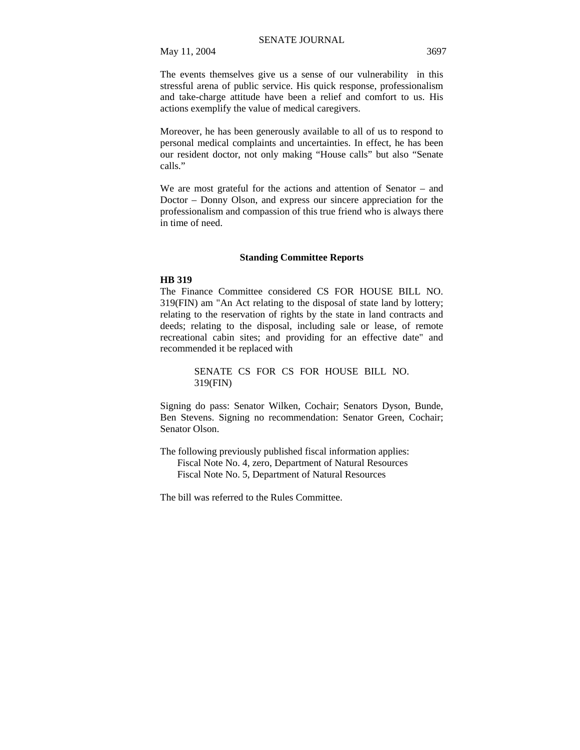The events themselves give us a sense of our vulnerability in this stressful arena of public service. His quick response, professionalism and take-charge attitude have been a relief and comfort to us. His actions exemplify the value of medical caregivers.

Moreover, he has been generously available to all of us to respond to personal medical complaints and uncertainties. In effect, he has been our resident doctor, not only making "House calls" but also "Senate calls."

We are most grateful for the actions and attention of Senator – and Doctor – Donny Olson, and express our sincere appreciation for the professionalism and compassion of this true friend who is always there in time of need.

### Standing Committee Reports

**HB 319**

The Finance Committee considered CS FOR HOUSE BILL NO. 319(FIN) am "An Act relating to the disposal of state land by lottery; relating to the reservation of rights by the state in land contracts and deeds; relating to the disposal, including sale or lease, of remote recreational cabin sites; and providing for an effective date" and recommended it be replaced with

> SENATE CS FOR CS FOR HOUSE BILL NO. 319(FIN)

Signing do pass: Senator Wilken, Cochair; Senators Dyson, Bunde, Ben Stevens. Signing no recommendation: Senator Green, Cochair; Senator Olson.

The following previously published fiscal information applies:
- Fiscal Note No. 4, zero, Department of Natural Resources
- Fiscal Note No. 5, Department of Natural Resources

The bill was referred to the Rules Committee.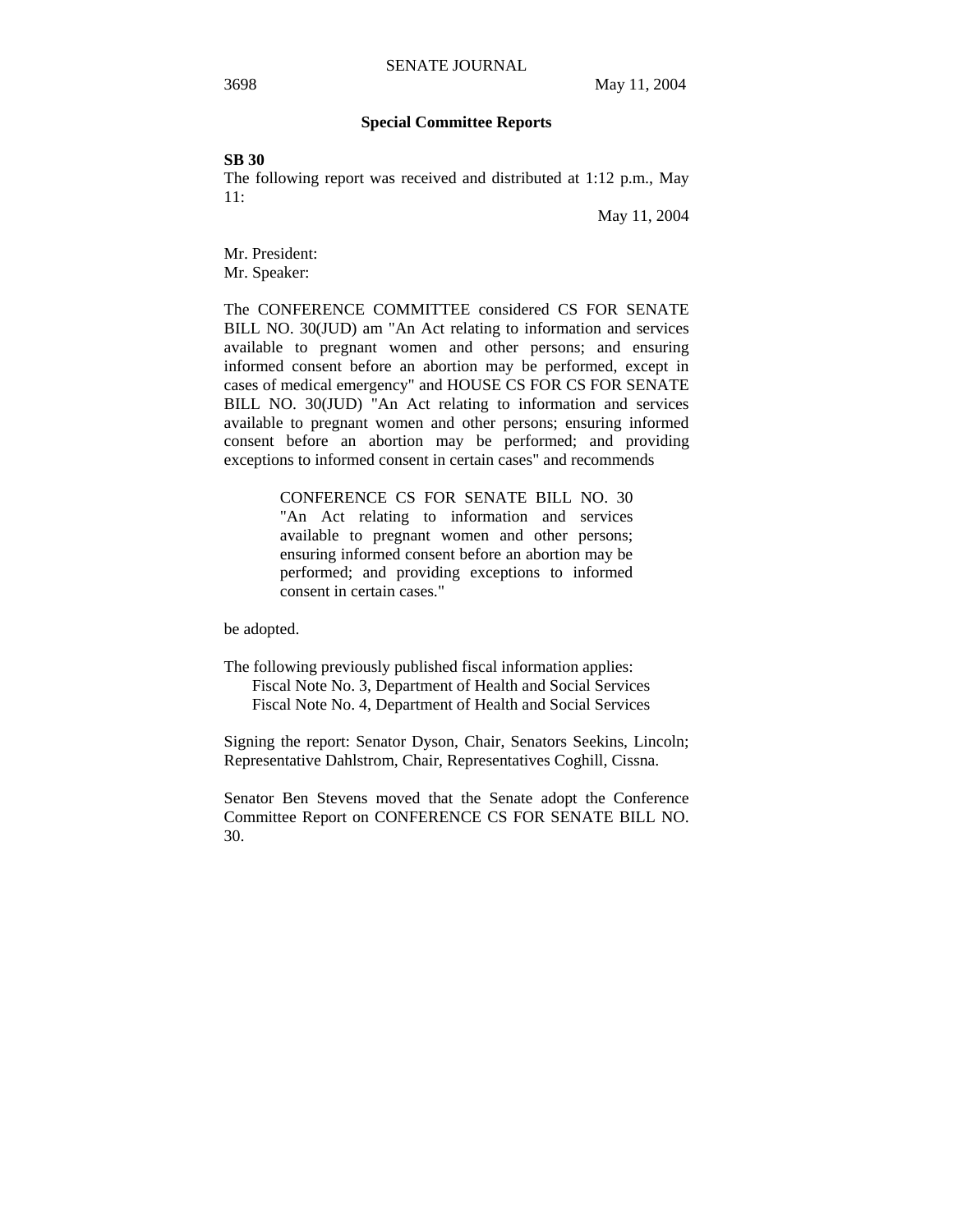## Special Committee Reports

**SB 30**

The following report was received and distributed at 1:12 p.m., May 11:

May 11, 2004

Mr. President:
Mr. Speaker:

The CONFERENCE COMMITTEE considered CS FOR SENATE BILL NO. 30(JUD) am "An Act relating to information and services available to pregnant women and other persons; and ensuring informed consent before an abortion may be performed, except in cases of medical emergency" and HOUSE CS FOR CS FOR SENATE BILL NO. 30(JUD) "An Act relating to information and services available to pregnant women and other persons; ensuring informed consent before an abortion may be performed; and providing exceptions to informed consent in certain cases" and recommends

> CONFERENCE CS FOR SENATE BILL NO. 30 "An Act relating to information and services available to pregnant women and other persons; ensuring informed consent before an abortion may be performed; and providing exceptions to informed consent in certain cases."

be adopted.

The following previously published fiscal information applies:
Fiscal Note No. 3, Department of Health and Social Services
Fiscal Note No. 4, Department of Health and Social Services

Signing the report: Senator Dyson, Chair, Senators Seekins, Lincoln; Representative Dahlstrom, Chair, Representatives Coghill, Cissna.

Senator Ben Stevens moved that the Senate adopt the Conference Committee Report on CONFERENCE CS FOR SENATE BILL NO. 30.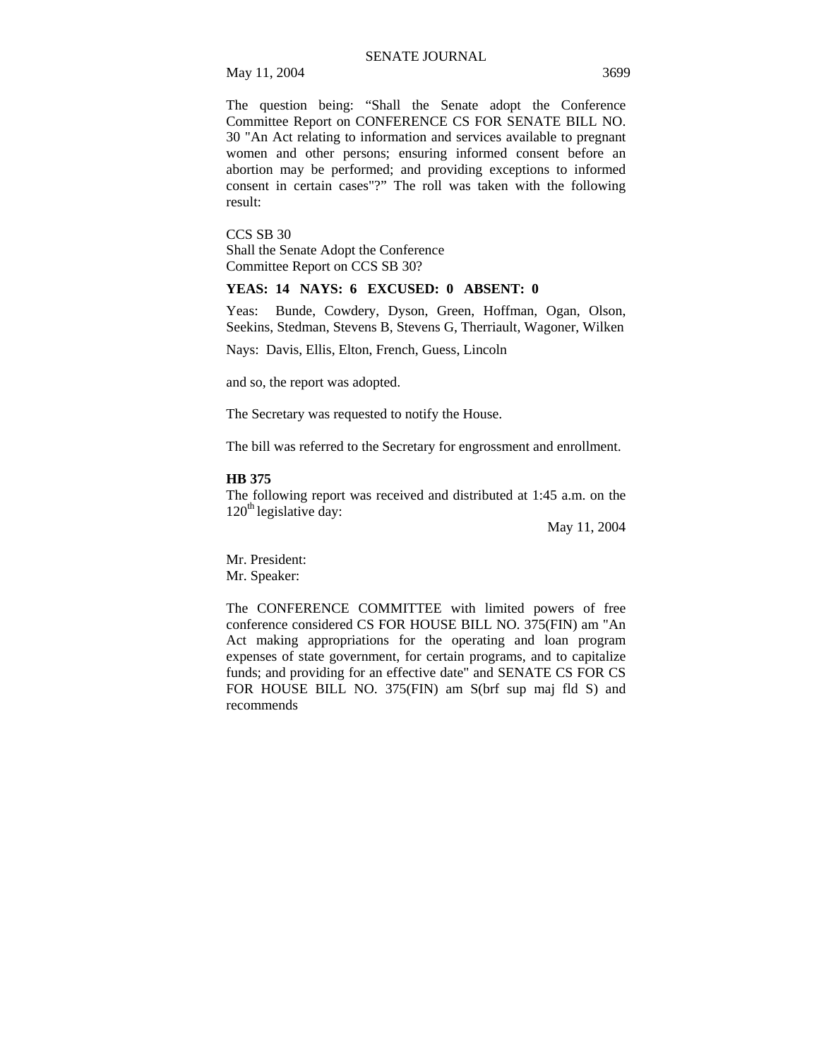The question being: “Shall the Senate adopt the Conference Committee Report on CONFERENCE CS FOR SENATE BILL NO. 30 "An Act relating to information and services available to pregnant women and other persons; ensuring informed consent before an abortion may be performed; and providing exceptions to informed consent in certain cases"?” The roll was taken with the following result:

CCS SB 30
Shall the Senate Adopt the Conference Committee Report on CCS SB 30?

**YEAS: 14 NAYS: 6 EXCUSED: 0 ABSENT: 0**

Yeas: Bunde, Cowdery, Dyson, Green, Hoffman, Ogan, Olson, Seekins, Stedman, Stevens B, Stevens G, Therriault, Wagoner, Wilken

Nays: Davis, Ellis, Elton, French, Guess, Lincoln

and so, the report was adopted.

The Secretary was requested to notify the House.

The bill was referred to the Secretary for engrossment and enrollment.

**HB 375**

The following report was received and distributed at 1:45 a.m. on the 120th legislative day:

May 11, 2004

Mr. President:
Mr. Speaker:

The CONFERENCE COMMITTEE with limited powers of free conference considered CS FOR HOUSE BILL NO. 375(FIN) am "An Act making appropriations for the operating and loan program expenses of state government, for certain programs, and to capitalize funds; and providing for an effective date" and SENATE CS FOR CS FOR HOUSE BILL NO. 375(FIN) am S(brf sup maj fld S) and recommends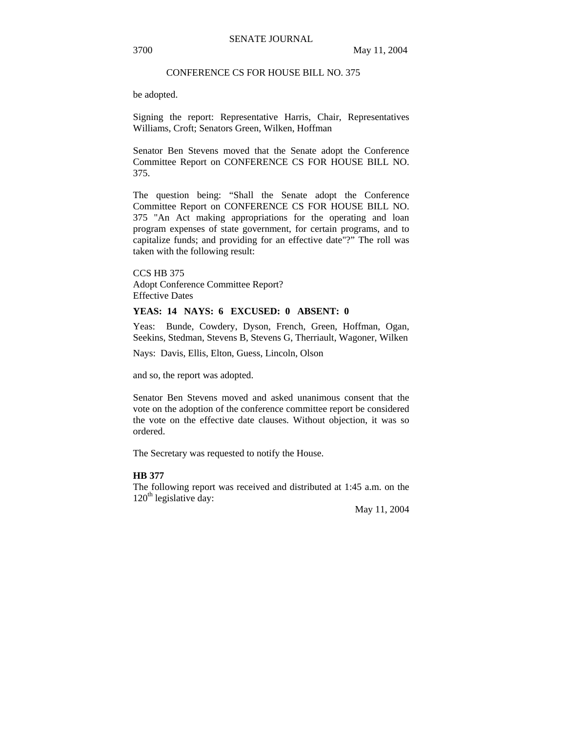CONFERENCE CS FOR HOUSE BILL NO. 375

be adopted.

Signing the report: Representative Harris, Chair, Representatives Williams, Croft; Senators Green, Wilken, Hoffman

Senator Ben Stevens moved that the Senate adopt the Conference Committee Report on CONFERENCE CS FOR HOUSE BILL NO. 375.

The question being: "Shall the Senate adopt the Conference Committee Report on CONFERENCE CS FOR HOUSE BILL NO. 375 "An Act making appropriations for the operating and loan program expenses of state government, for certain programs, and to capitalize funds; and providing for an effective date"?" The roll was taken with the following result:

CCS HB 375
Adopt Conference Committee Report?
Effective Dates

**YEAS: 14 NAYS: 6 EXCUSED: 0 ABSENT: 0**

Yeas: Bunde, Cowdery, Dyson, French, Green, Hoffman, Ogan, Seekins, Stedman, Stevens B, Stevens G, Therriault, Wagoner, Wilken

Nays: Davis, Ellis, Elton, Guess, Lincoln, Olson

and so, the report was adopted.

Senator Ben Stevens moved and asked unanimous consent that the vote on the adoption of the conference committee report be considered the vote on the effective date clauses. Without objection, it was so ordered.

The Secretary was requested to notify the House.

**HB 377**

The following report was received and distributed at 1:45 a.m. on the 120th legislative day:

May 11, 2004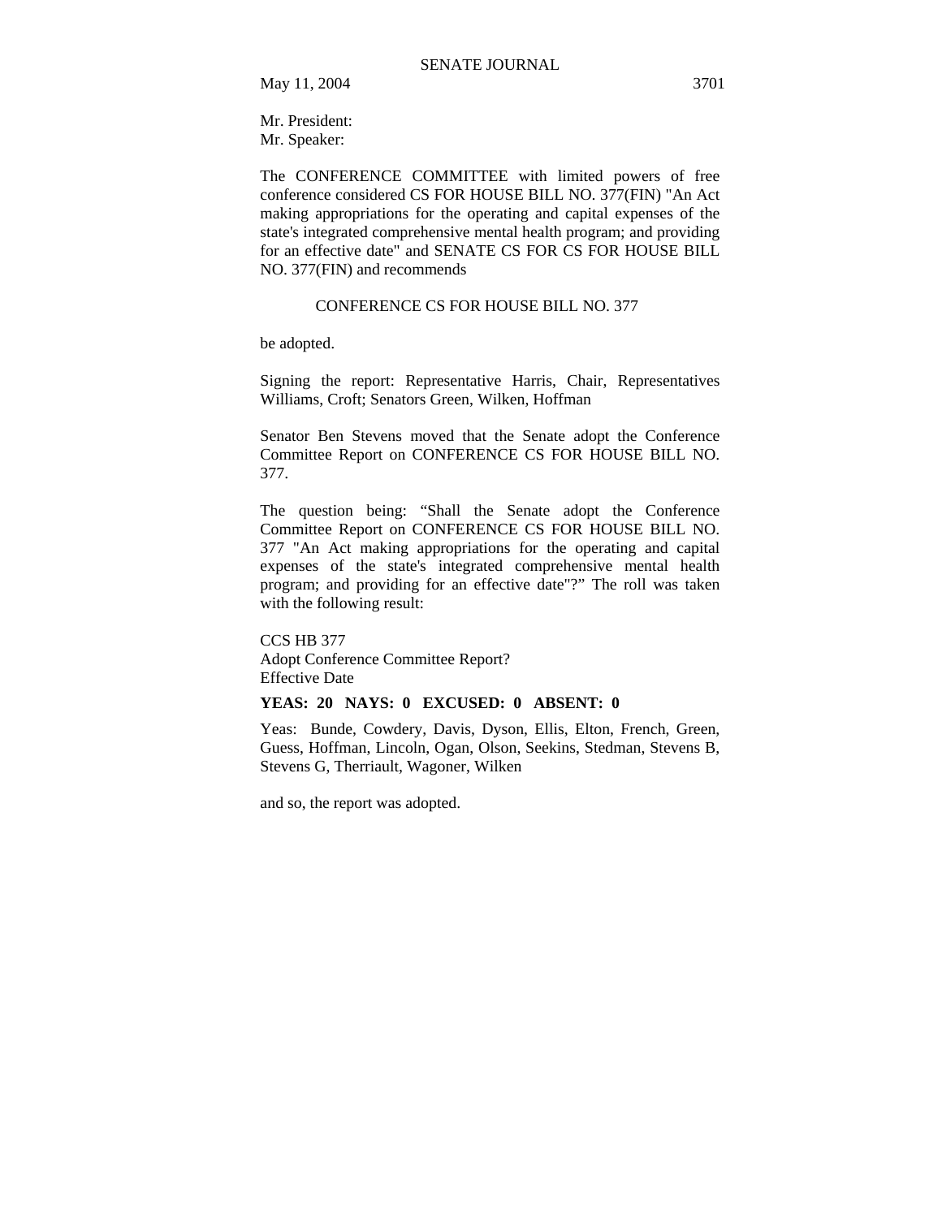Mr. President:
Mr. Speaker:

The CONFERENCE COMMITTEE with limited powers of free conference considered CS FOR HOUSE BILL NO. 377(FIN) "An Act making appropriations for the operating and capital expenses of the state's integrated comprehensive mental health program; and providing for an effective date" and SENATE CS FOR CS FOR HOUSE BILL NO. 377(FIN) and recommends

CONFERENCE CS FOR HOUSE BILL NO. 377

be adopted.

Signing the report: Representative Harris, Chair, Representatives Williams, Croft; Senators Green, Wilken, Hoffman

Senator Ben Stevens moved that the Senate adopt the Conference Committee Report on CONFERENCE CS FOR HOUSE BILL NO. 377.

The question being: "Shall the Senate adopt the Conference Committee Report on CONFERENCE CS FOR HOUSE BILL NO. 377 "An Act making appropriations for the operating and capital expenses of the state's integrated comprehensive mental health program; and providing for an effective date"?" The roll was taken with the following result:

CCS HB 377
Adopt Conference Committee Report?
Effective Date

**YEAS: 20 NAYS: 0 EXCUSED: 0 ABSENT: 0**

Yeas: Bunde, Cowdery, Davis, Dyson, Ellis, Elton, French, Green, Guess, Hoffman, Lincoln, Ogan, Olson, Seekins, Stedman, Stevens B, Stevens G, Therriault, Wagoner, Wilken

and so, the report was adopted.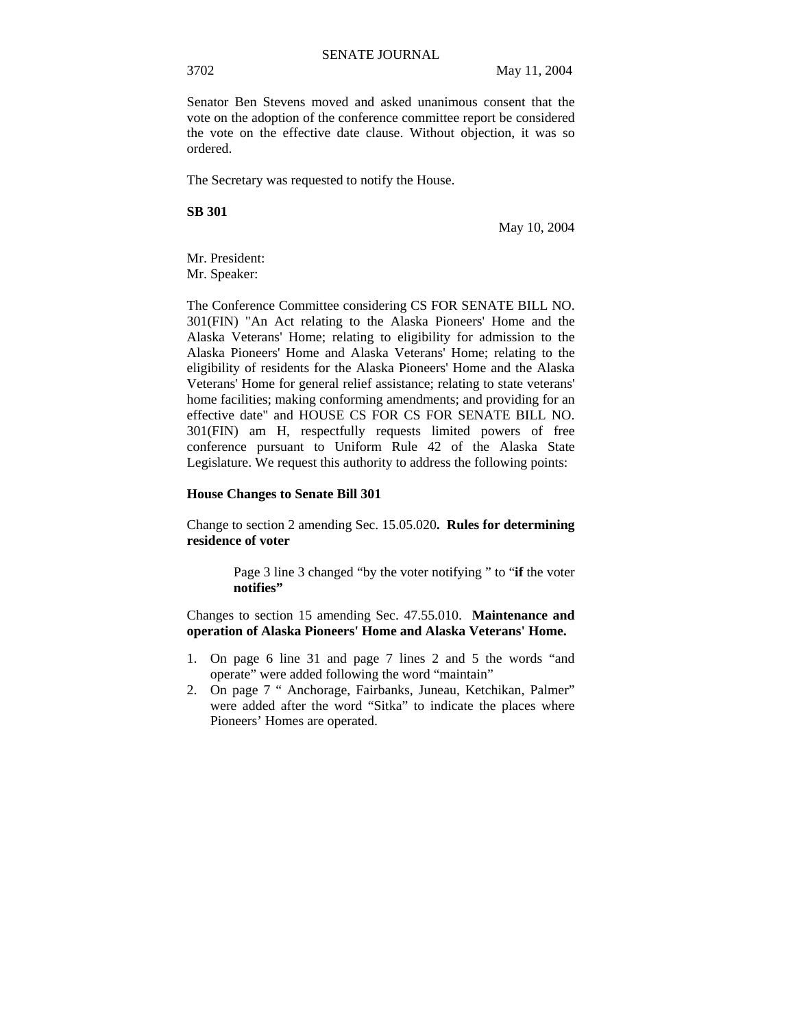Senator Ben Stevens moved and asked unanimous consent that the vote on the adoption of the conference committee report be considered the vote on the effective date clause. Without objection, it was so ordered.

The Secretary was requested to notify the House.

**SB 301**

May 10, 2004

Mr. President:
Mr. Speaker:

The Conference Committee considering CS FOR SENATE BILL NO. 301(FIN) "An Act relating to the Alaska Pioneers' Home and the Alaska Veterans' Home; relating to eligibility for admission to the Alaska Pioneers' Home and Alaska Veterans' Home; relating to the eligibility of residents for the Alaska Pioneers' Home and the Alaska Veterans' Home for general relief assistance; relating to state veterans' home facilities; making conforming amendments; and providing for an effective date" and HOUSE CS FOR CS FOR SENATE BILL NO. 301(FIN) am H, respectfully requests limited powers of free conference pursuant to Uniform Rule 42 of the Alaska State Legislature. We request this authority to address the following points:

**House Changes to Senate Bill 301**

Change to section 2 amending Sec. 15.05.020**. Rules for determining residence of voter**

> Page 3 line 3 changed "by the voter notifying " to "**if** the voter **notifies"**

Changes to section 15 amending Sec. 47.55.010. **Maintenance and operation of Alaska Pioneers' Home and Alaska Veterans' Home.**

1. On page 6 line 31 and page 7 lines 2 and 5 the words "and operate" were added following the word "maintain"
2. On page 7 " Anchorage, Fairbanks, Juneau, Ketchikan, Palmer" were added after the word "Sitka" to indicate the places where Pioneers' Homes are operated.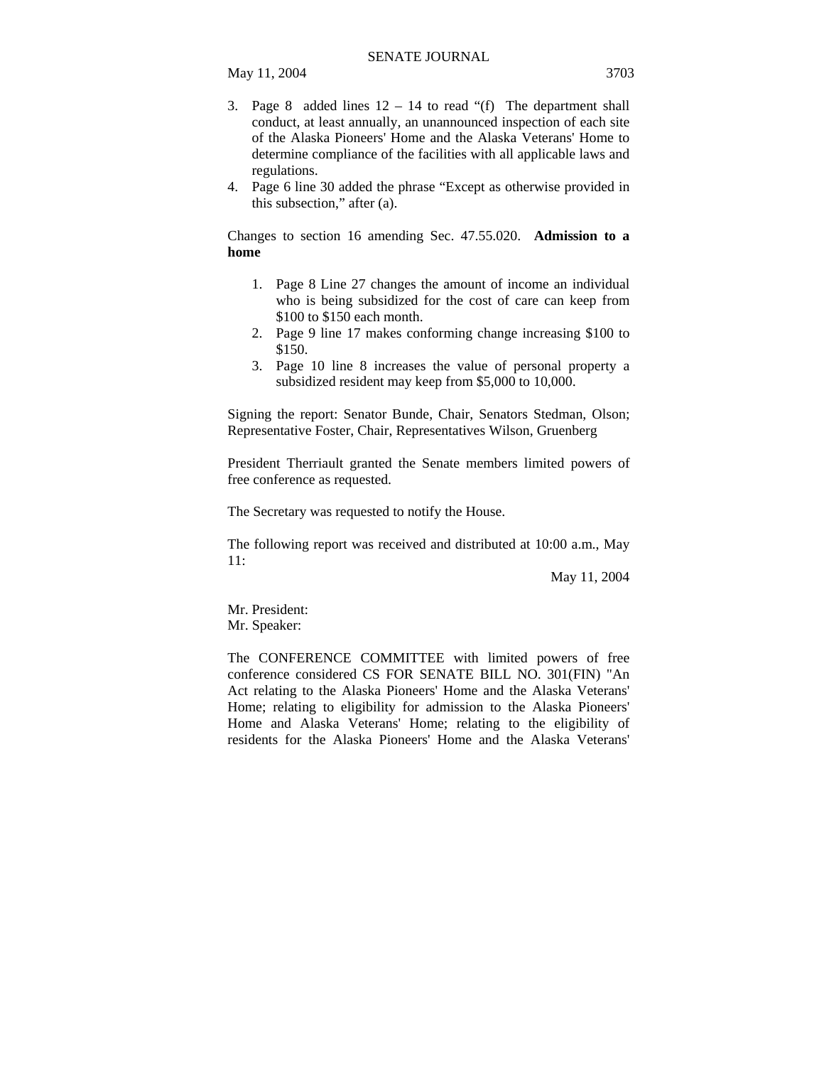3. Page 8 added lines 12 – 14 to read "(f) The department shall conduct, at least annually, an unannounced inspection of each site of the Alaska Pioneers' Home and the Alaska Veterans' Home to determine compliance of the facilities with all applicable laws and regulations.
4. Page 6 line 30 added the phrase "Except as otherwise provided in this subsection," after (a).

Changes to section 16 amending Sec. 47.55.020. **Admission to a home**

1. Page 8 Line 27 changes the amount of income an individual who is being subsidized for the cost of care can keep from $100 to $150 each month.
2. Page 9 line 17 makes conforming change increasing $100 to $150.
3. Page 10 line 8 increases the value of personal property a subsidized resident may keep from $5,000 to 10,000.

Signing the report: Senator Bunde, Chair, Senators Stedman, Olson; Representative Foster, Chair, Representatives Wilson, Gruenberg

President Therriault granted the Senate members limited powers of free conference as requested.

The Secretary was requested to notify the House.

The following report was received and distributed at 10:00 a.m., May 11:

May 11, 2004

Mr. President:
Mr. Speaker:

The CONFERENCE COMMITTEE with limited powers of free conference considered CS FOR SENATE BILL NO. 301(FIN) "An Act relating to the Alaska Pioneers' Home and the Alaska Veterans' Home; relating to eligibility for admission to the Alaska Pioneers' Home and Alaska Veterans' Home; relating to the eligibility of residents for the Alaska Pioneers' Home and the Alaska Veterans'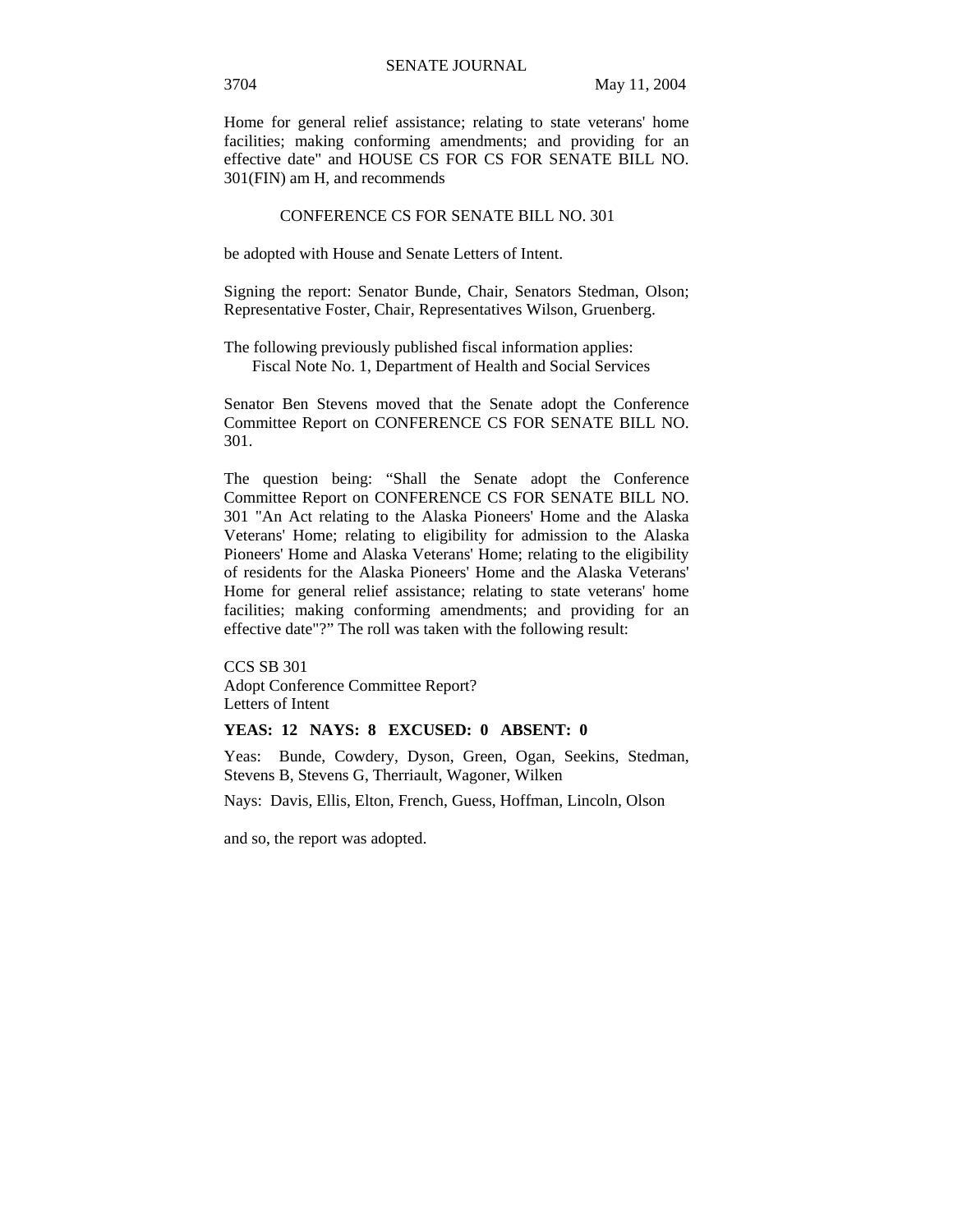Home for general relief assistance; relating to state veterans' home facilities; making conforming amendments; and providing for an effective date" and HOUSE CS FOR CS FOR SENATE BILL NO. 301(FIN) am H, and recommends

CONFERENCE CS FOR SENATE BILL NO. 301

be adopted with House and Senate Letters of Intent.

Signing the report: Senator Bunde, Chair, Senators Stedman, Olson; Representative Foster, Chair, Representatives Wilson, Gruenberg.

The following previously published fiscal information applies:
Fiscal Note No. 1, Department of Health and Social Services

Senator Ben Stevens moved that the Senate adopt the Conference Committee Report on CONFERENCE CS FOR SENATE BILL NO. 301.

The question being: “Shall the Senate adopt the Conference Committee Report on CONFERENCE CS FOR SENATE BILL NO. 301 "An Act relating to the Alaska Pioneers' Home and the Alaska Veterans' Home; relating to eligibility for admission to the Alaska Pioneers' Home and Alaska Veterans' Home; relating to the eligibility of residents for the Alaska Pioneers' Home and the Alaska Veterans' Home for general relief assistance; relating to state veterans' home facilities; making conforming amendments; and providing for an effective date"?” The roll was taken with the following result:

CCS SB 301
Adopt Conference Committee Report?
Letters of Intent

**YEAS: 12 NAYS: 8 EXCUSED: 0 ABSENT: 0**

Yeas: Bunde, Cowdery, Dyson, Green, Ogan, Seekins, Stedman, Stevens B, Stevens G, Therriault, Wagoner, Wilken

Nays: Davis, Ellis, Elton, French, Guess, Hoffman, Lincoln, Olson

and so, the report was adopted.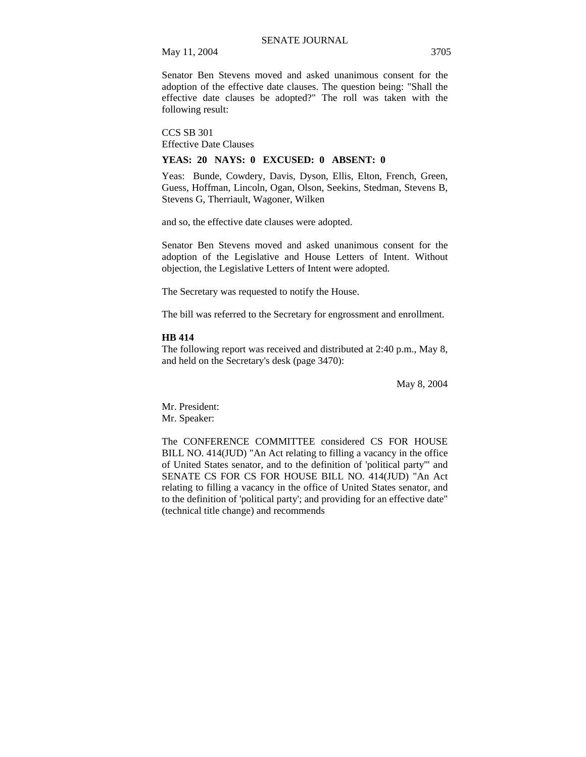Senator Ben Stevens moved and asked unanimous consent for the adoption of the effective date clauses. The question being: "Shall the effective date clauses be adopted?" The roll was taken with the following result:

CCS SB 301
Effective Date Clauses

**YEAS: 20 NAYS: 0 EXCUSED: 0 ABSENT: 0**

Yeas: Bunde, Cowdery, Davis, Dyson, Ellis, Elton, French, Green, Guess, Hoffman, Lincoln, Ogan, Olson, Seekins, Stedman, Stevens B, Stevens G, Therriault, Wagoner, Wilken

and so, the effective date clauses were adopted.

Senator Ben Stevens moved and asked unanimous consent for the adoption of the Legislative and House Letters of Intent. Without objection, the Legislative Letters of Intent were adopted.

The Secretary was requested to notify the House.

The bill was referred to the Secretary for engrossment and enrollment.

**HB 414**

The following report was received and distributed at 2:40 p.m., May 8, and held on the Secretary's desk (page 3470):

May 8, 2004

Mr. President:
Mr. Speaker:

The CONFERENCE COMMITTEE considered CS FOR HOUSE BILL NO. 414(JUD) "An Act relating to filling a vacancy in the office of United States senator, and to the definition of 'political party'" and SENATE CS FOR CS FOR HOUSE BILL NO. 414(JUD) "An Act relating to filling a vacancy in the office of United States senator, and to the definition of 'political party'; and providing for an effective date" (technical title change) and recommends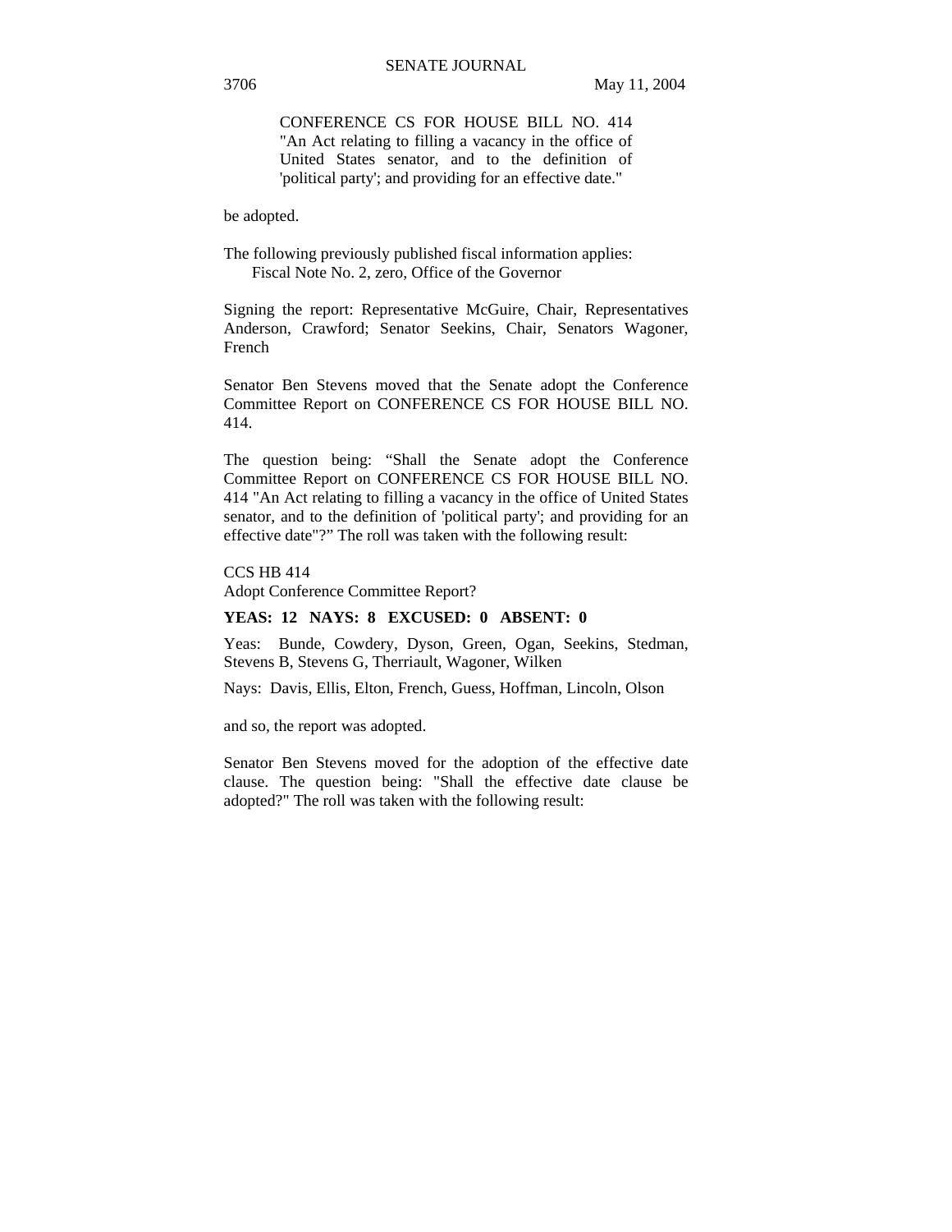CONFERENCE CS FOR HOUSE BILL NO. 414 "An Act relating to filling a vacancy in the office of United States senator, and to the definition of 'political party'; and providing for an effective date."

be adopted.

The following previously published fiscal information applies:
Fiscal Note No. 2, zero, Office of the Governor

Signing the report: Representative McGuire, Chair, Representatives Anderson, Crawford; Senator Seekins, Chair, Senators Wagoner, French

Senator Ben Stevens moved that the Senate adopt the Conference Committee Report on CONFERENCE CS FOR HOUSE BILL NO. 414.

The question being: "Shall the Senate adopt the Conference Committee Report on CONFERENCE CS FOR HOUSE BILL NO. 414 "An Act relating to filling a vacancy in the office of United States senator, and to the definition of 'political party'; and providing for an effective date"?" The roll was taken with the following result:

CCS HB 414
Adopt Conference Committee Report?

**YEAS: 12 NAYS: 8 EXCUSED: 0 ABSENT: 0**

Yeas: Bunde, Cowdery, Dyson, Green, Ogan, Seekins, Stedman, Stevens B, Stevens G, Therriault, Wagoner, Wilken

Nays: Davis, Ellis, Elton, French, Guess, Hoffman, Lincoln, Olson

and so, the report was adopted.

Senator Ben Stevens moved for the adoption of the effective date clause. The question being: "Shall the effective date clause be adopted?" The roll was taken with the following result: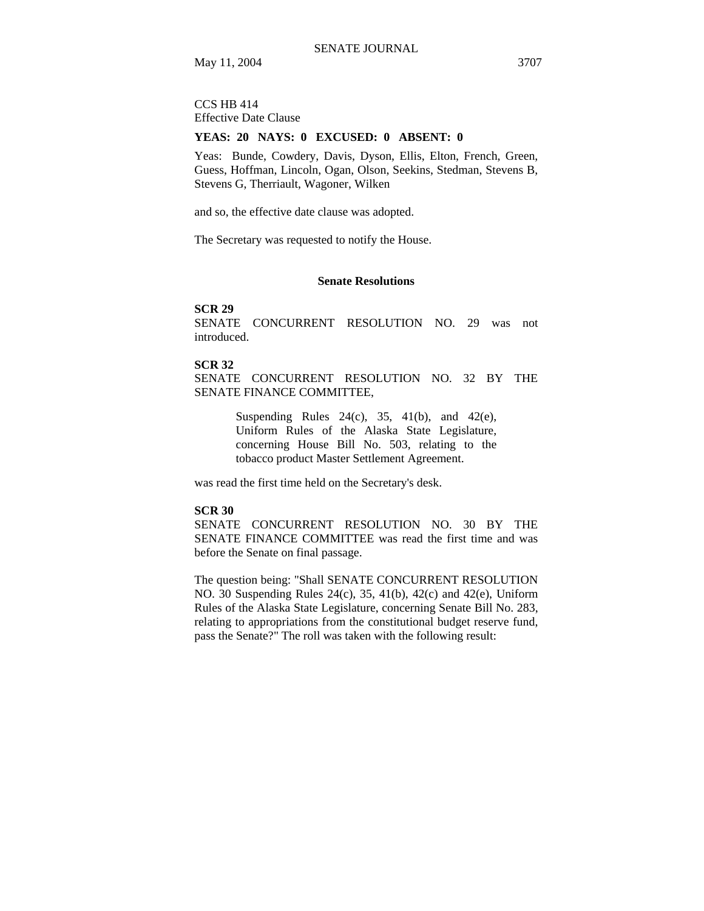CCS HB 414
Effective Date Clause

**YEAS: 20 NAYS: 0 EXCUSED: 0 ABSENT: 0**

Yeas: Bunde, Cowdery, Davis, Dyson, Ellis, Elton, French, Green, Guess, Hoffman, Lincoln, Ogan, Olson, Seekins, Stedman, Stevens B, Stevens G, Therriault, Wagoner, Wilken

and so, the effective date clause was adopted.

The Secretary was requested to notify the House.

## Senate Resolutions

**SCR 29**
SENATE CONCURRENT RESOLUTION NO. 29 was not introduced.

**SCR 32**
SENATE CONCURRENT RESOLUTION NO. 32 BY THE SENATE FINANCE COMMITTEE,

> Suspending Rules 24(c), 35, 41(b), and 42(e), Uniform Rules of the Alaska State Legislature, concerning House Bill No. 503, relating to the tobacco product Master Settlement Agreement.

was read the first time held on the Secretary's desk.

**SCR 30**
SENATE CONCURRENT RESOLUTION NO. 30 BY THE SENATE FINANCE COMMITTEE was read the first time and was before the Senate on final passage.

The question being: "Shall SENATE CONCURRENT RESOLUTION NO. 30 Suspending Rules 24(c), 35, 41(b), 42(c) and 42(e), Uniform Rules of the Alaska State Legislature, concerning Senate Bill No. 283, relating to appropriations from the constitutional budget reserve fund, pass the Senate?" The roll was taken with the following result: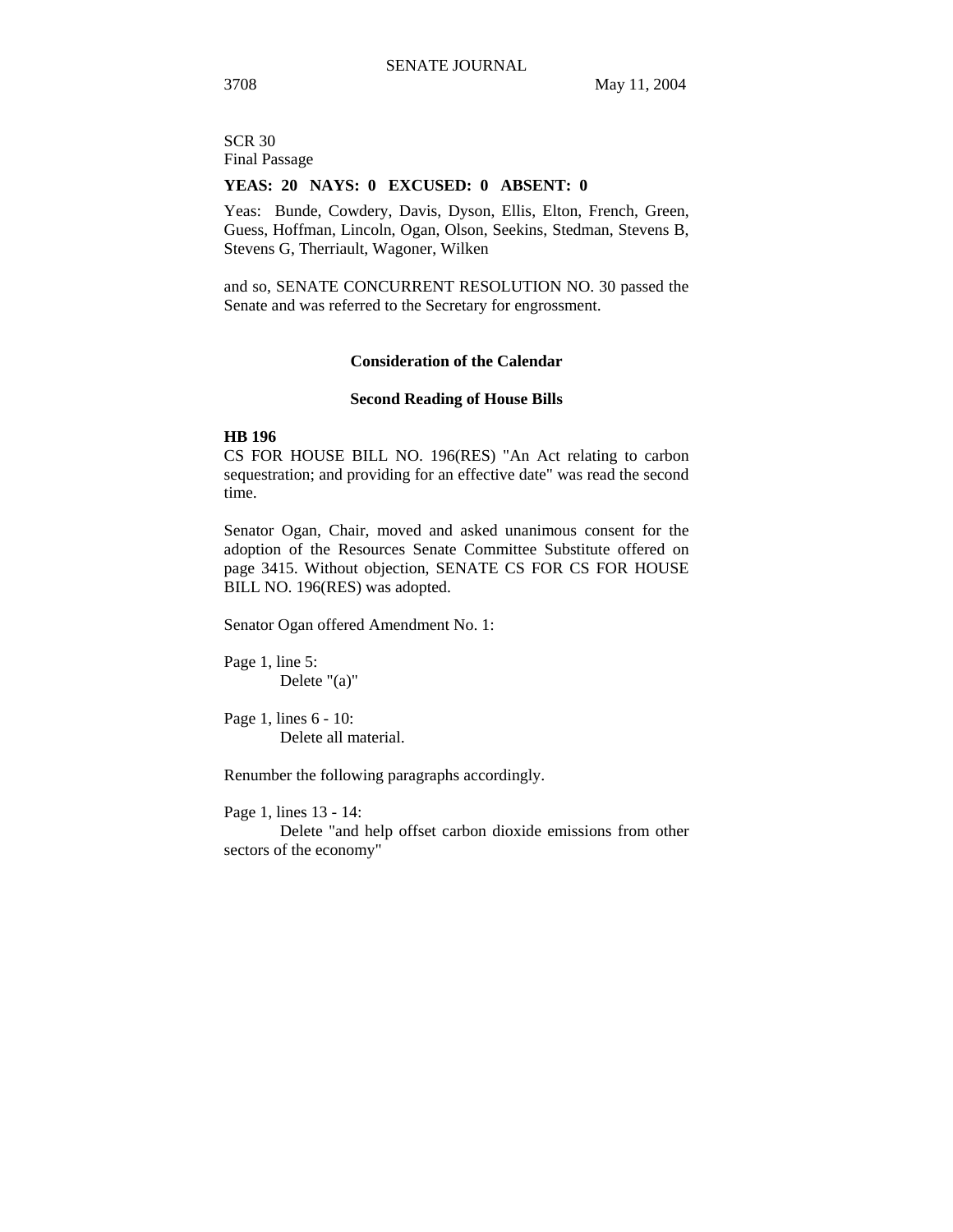SCR 30
Final Passage

**YEAS: 20 NAYS: 0 EXCUSED: 0 ABSENT: 0**

Yeas: Bunde, Cowdery, Davis, Dyson, Ellis, Elton, French, Green, Guess, Hoffman, Lincoln, Ogan, Olson, Seekins, Stedman, Stevens B, Stevens G, Therriault, Wagoner, Wilken

and so, SENATE CONCURRENT RESOLUTION NO. 30 passed the Senate and was referred to the Secretary for engrossment.

## Consideration of the Calendar

### Second Reading of House Bills

**HB 196**
CS FOR HOUSE BILL NO. 196(RES) "An Act relating to carbon sequestration; and providing for an effective date" was read the second time.

Senator Ogan, Chair, moved and asked unanimous consent for the adoption of the Resources Senate Committee Substitute offered on page 3415. Without objection, SENATE CS FOR CS FOR HOUSE BILL NO. 196(RES) was adopted.

Senator Ogan offered Amendment No. 1:

Page 1, line 5:
    Delete "(a)"

Page 1, lines 6 - 10:
    Delete all material.

Renumber the following paragraphs accordingly.

Page 1, lines 13 - 14:
    Delete "and help offset carbon dioxide emissions from other sectors of the economy"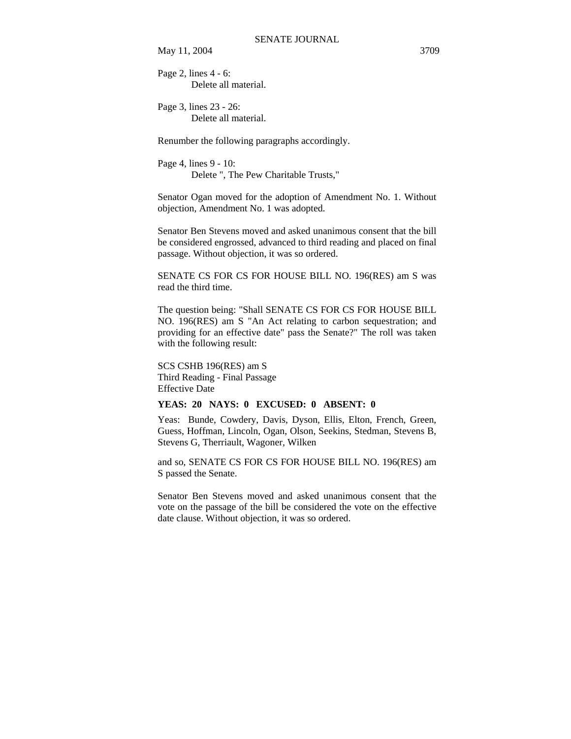Page 2, lines 4 - 6:
  Delete all material.

Page 3, lines 23 - 26:
  Delete all material.

Renumber the following paragraphs accordingly.

Page 4, lines 9 - 10:
  Delete ", The Pew Charitable Trusts,"

Senator Ogan moved for the adoption of Amendment No. 1. Without objection, Amendment No. 1 was adopted.

Senator Ben Stevens moved and asked unanimous consent that the bill be considered engrossed, advanced to third reading and placed on final passage. Without objection, it was so ordered.

SENATE CS FOR CS FOR HOUSE BILL NO. 196(RES) am S was read the third time.

The question being: "Shall SENATE CS FOR CS FOR HOUSE BILL NO. 196(RES) am S "An Act relating to carbon sequestration; and providing for an effective date" pass the Senate?" The roll was taken with the following result:

SCS CSHB 196(RES) am S
Third Reading - Final Passage
Effective Date

**YEAS: 20 NAYS: 0 EXCUSED: 0 ABSENT: 0**

Yeas: Bunde, Cowdery, Davis, Dyson, Ellis, Elton, French, Green, Guess, Hoffman, Lincoln, Ogan, Olson, Seekins, Stedman, Stevens B, Stevens G, Therriault, Wagoner, Wilken

and so, SENATE CS FOR CS FOR HOUSE BILL NO. 196(RES) am S passed the Senate.

Senator Ben Stevens moved and asked unanimous consent that the vote on the passage of the bill be considered the vote on the effective date clause. Without objection, it was so ordered.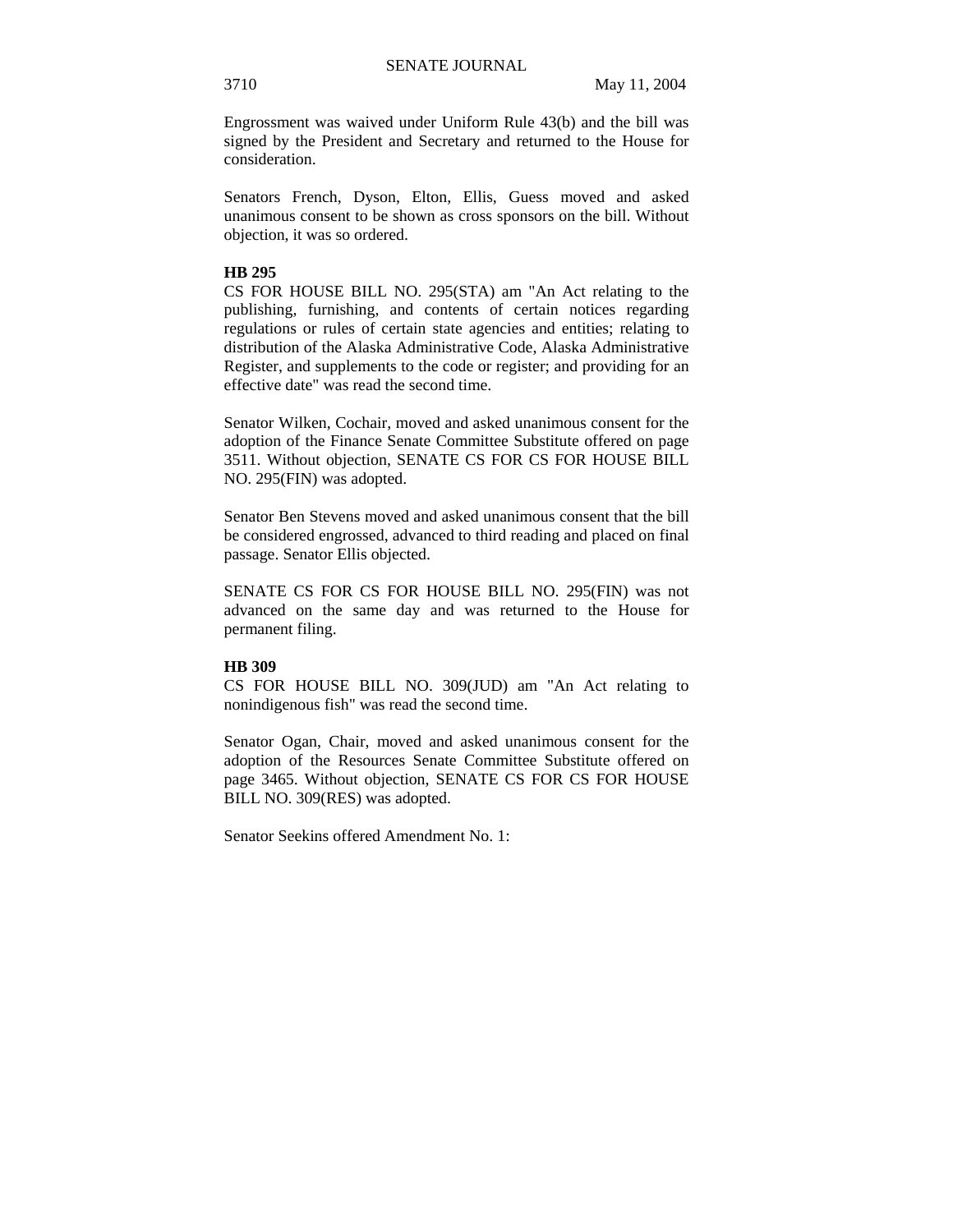Engrossment was waived under Uniform Rule 43(b) and the bill was signed by the President and Secretary and returned to the House for consideration.

Senators French, Dyson, Elton, Ellis, Guess moved and asked unanimous consent to be shown as cross sponsors on the bill. Without objection, it was so ordered.

**HB 295**

CS FOR HOUSE BILL NO. 295(STA) am "An Act relating to the publishing, furnishing, and contents of certain notices regarding regulations or rules of certain state agencies and entities; relating to distribution of the Alaska Administrative Code, Alaska Administrative Register, and supplements to the code or register; and providing for an effective date" was read the second time.

Senator Wilken, Cochair, moved and asked unanimous consent for the adoption of the Finance Senate Committee Substitute offered on page 3511. Without objection, SENATE CS FOR CS FOR HOUSE BILL NO. 295(FIN) was adopted.

Senator Ben Stevens moved and asked unanimous consent that the bill be considered engrossed, advanced to third reading and placed on final passage. Senator Ellis objected.

SENATE CS FOR CS FOR HOUSE BILL NO. 295(FIN) was not advanced on the same day and was returned to the House for permanent filing.

**HB 309**

CS FOR HOUSE BILL NO. 309(JUD) am "An Act relating to nonindigenous fish" was read the second time.

Senator Ogan, Chair, moved and asked unanimous consent for the adoption of the Resources Senate Committee Substitute offered on page 3465. Without objection, SENATE CS FOR CS FOR HOUSE BILL NO. 309(RES) was adopted.

Senator Seekins offered Amendment No. 1: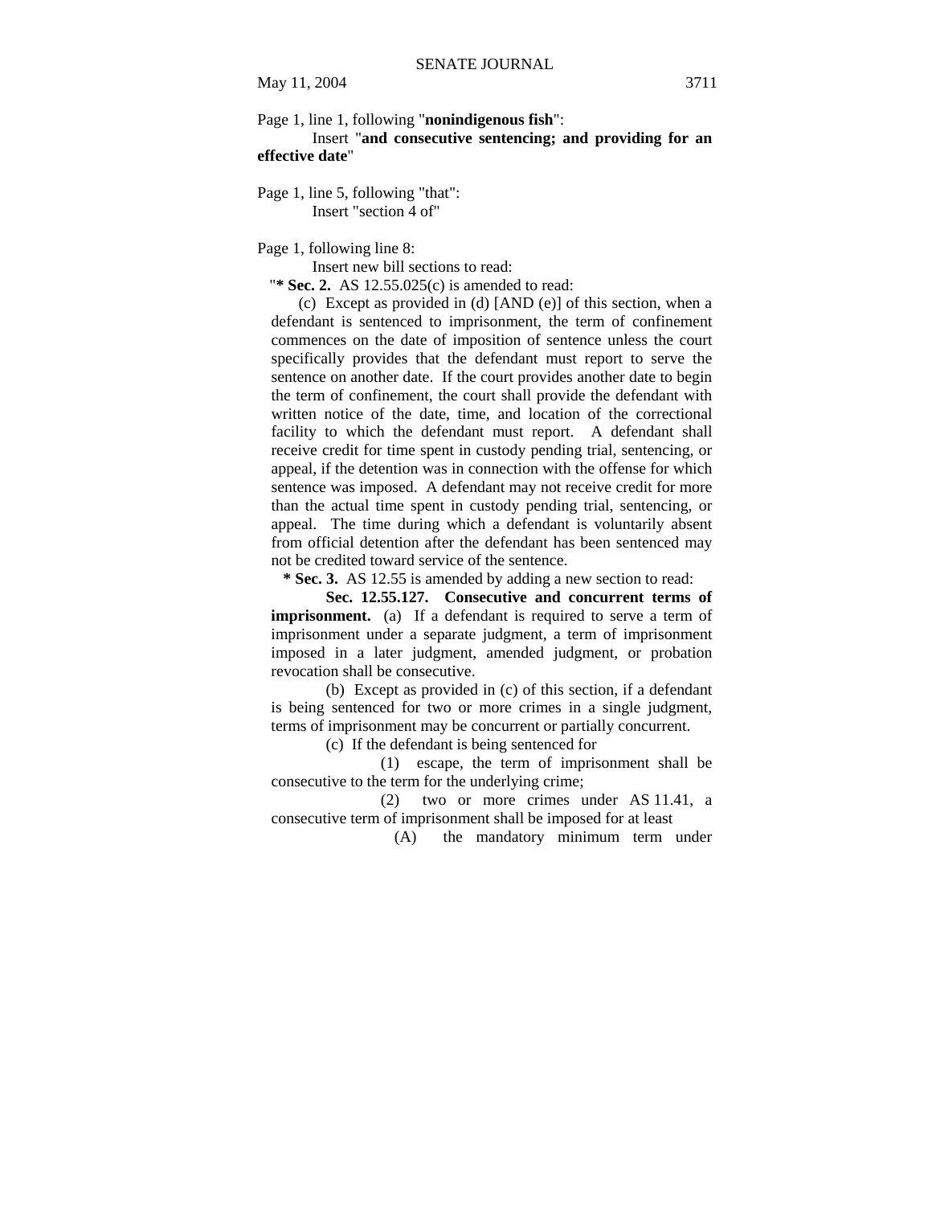Page 1, line 1, following "**nonindigenous fish**":

Insert "**and consecutive sentencing; and providing for an effective date**"

Page 1, line 5, following "that":

Insert "section 4 of"

Page 1, following line 8:

Insert new bill sections to read:

"**\* Sec. 2.** AS 12.55.025(c) is amended to read:

(c) Except as provided in (d) [AND (e)] of this section, when a defendant is sentenced to imprisonment, the term of confinement commences on the date of imposition of sentence unless the court specifically provides that the defendant must report to serve the sentence on another date. If the court provides another date to begin the term of confinement, the court shall provide the defendant with written notice of the date, time, and location of the correctional facility to which the defendant must report. A defendant shall receive credit for time spent in custody pending trial, sentencing, or appeal, if the detention was in connection with the offense for which sentence was imposed. A defendant may not receive credit for more than the actual time spent in custody pending trial, sentencing, or appeal. The time during which a defendant is voluntarily absent from official detention after the defendant has been sentenced may not be credited toward service of the sentence.

**\* Sec. 3.** AS 12.55 is amended by adding a new section to read:

**Sec. 12.55.127. Consecutive and concurrent terms of imprisonment.** (a) If a defendant is required to serve a term of imprisonment under a separate judgment, a term of imprisonment imposed in a later judgment, amended judgment, or probation revocation shall be consecutive.

(b) Except as provided in (c) of this section, if a defendant is being sentenced for two or more crimes in a single judgment, terms of imprisonment may be concurrent or partially concurrent.

(c) If the defendant is being sentenced for

(1) escape, the term of imprisonment shall be consecutive to the term for the underlying crime;

(2) two or more crimes under AS 11.41, a consecutive term of imprisonment shall be imposed for at least

(A) the mandatory minimum term under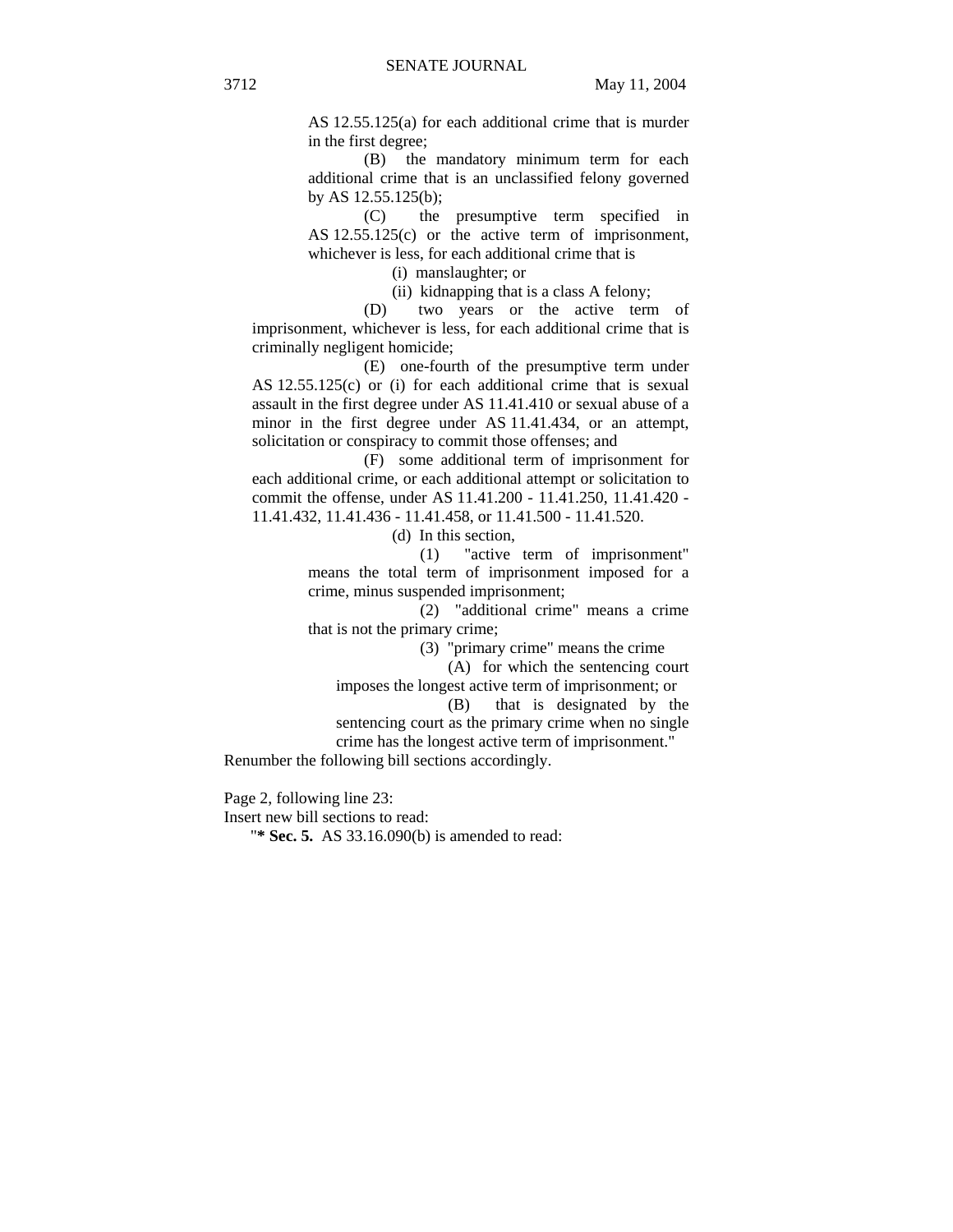AS 12.55.125(a) for each additional crime that is murder in the first degree;

(B) the mandatory minimum term for each additional crime that is an unclassified felony governed by AS 12.55.125(b);

(C) the presumptive term specified in AS 12.55.125(c) or the active term of imprisonment, whichever is less, for each additional crime that is

(i) manslaughter; or

(ii) kidnapping that is a class A felony;

(D) two years or the active term of imprisonment, whichever is less, for each additional crime that is criminally negligent homicide;

(E) one-fourth of the presumptive term under AS 12.55.125(c) or (i) for each additional crime that is sexual assault in the first degree under AS 11.41.410 or sexual abuse of a minor in the first degree under AS 11.41.434, or an attempt, solicitation or conspiracy to commit those offenses; and

(F) some additional term of imprisonment for each additional crime, or each additional attempt or solicitation to commit the offense, under AS 11.41.200 - 11.41.250, 11.41.420 - 11.41.432, 11.41.436 - 11.41.458, or 11.41.500 - 11.41.520.

(d) In this section,

(1) "active term of imprisonment" means the total term of imprisonment imposed for a crime, minus suspended imprisonment;

(2) "additional crime" means a crime that is not the primary crime;

(3) "primary crime" means the crime

(A) for which the sentencing court imposes the longest active term of imprisonment; or

(B) that is designated by the sentencing court as the primary crime when no single crime has the longest active term of imprisonment."

Renumber the following bill sections accordingly.

Page 2, following line 23:
Insert new bill sections to read:

"**\* Sec. 5.** AS 33.16.090(b) is amended to read: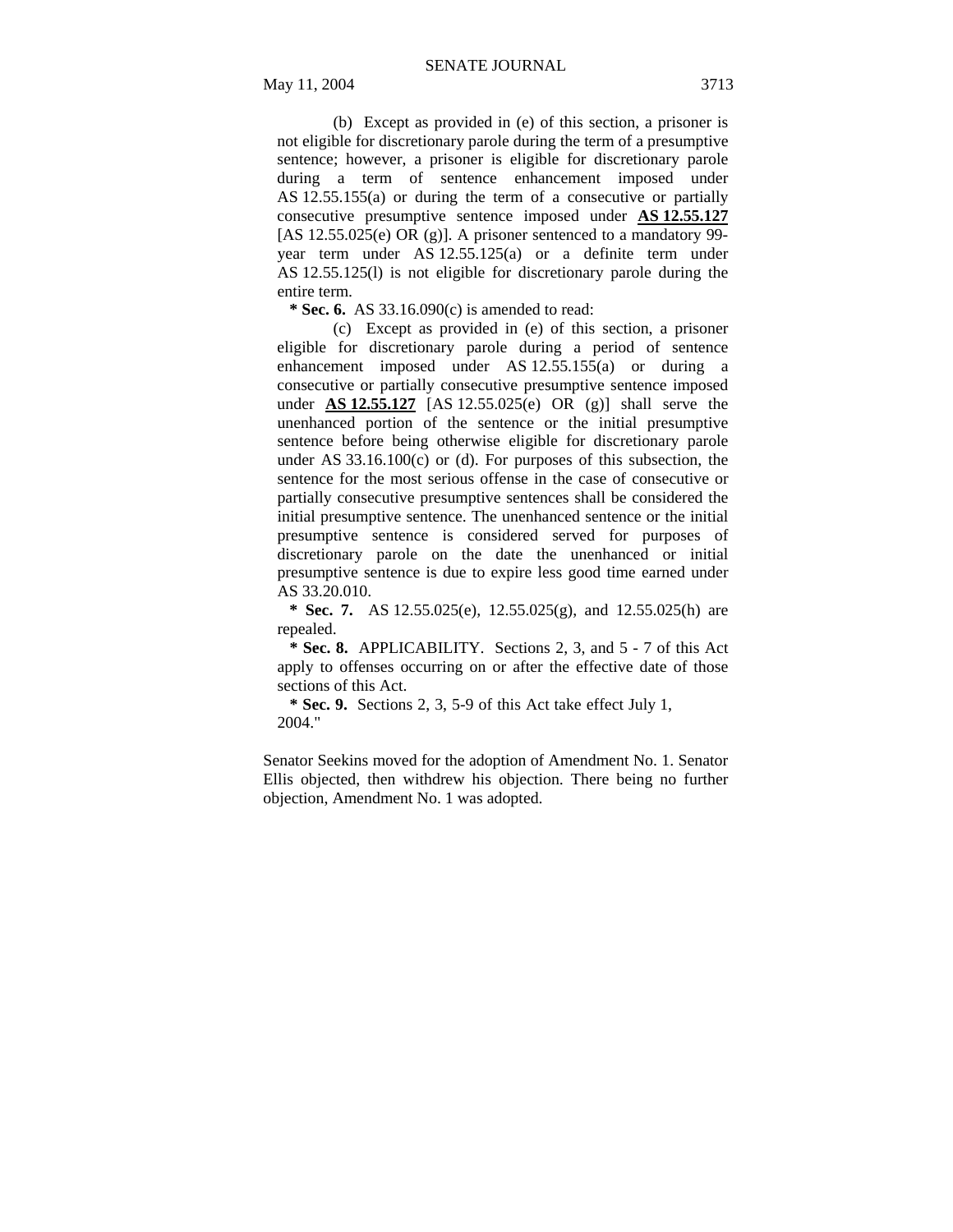(b) Except as provided in (e) of this section, a prisoner is not eligible for discretionary parole during the term of a presumptive sentence; however, a prisoner is eligible for discretionary parole during a term of sentence enhancement imposed under AS 12.55.155(a) or during the term of a consecutive or partially consecutive presumptive sentence imposed under **AS 12.55.127** [AS 12.55.025(e) OR (g)]. A prisoner sentenced to a mandatory 99-year term under AS 12.55.125(a) or a definite term under AS 12.55.125(l) is not eligible for discretionary parole during the entire term.

**\* Sec. 6.** AS 33.16.090(c) is amended to read:

(c) Except as provided in (e) of this section, a prisoner eligible for discretionary parole during a period of sentence enhancement imposed under AS 12.55.155(a) or during a consecutive or partially consecutive presumptive sentence imposed under **AS 12.55.127** [AS 12.55.025(e) OR (g)] shall serve the unenhanced portion of the sentence or the initial presumptive sentence before being otherwise eligible for discretionary parole under AS 33.16.100(c) or (d). For purposes of this subsection, the sentence for the most serious offense in the case of consecutive or partially consecutive presumptive sentences shall be considered the initial presumptive sentence. The unenhanced sentence or the initial presumptive sentence is considered served for purposes of discretionary parole on the date the unenhanced or initial presumptive sentence is due to expire less good time earned under AS 33.20.010.

**\* Sec. 7.** AS 12.55.025(e), 12.55.025(g), and 12.55.025(h) are repealed.

**\* Sec. 8.** APPLICABILITY. Sections 2, 3, and 5 - 7 of this Act apply to offenses occurring on or after the effective date of those sections of this Act.

**\* Sec. 9.** Sections 2, 3, 5-9 of this Act take effect July 1, 2004."

Senator Seekins moved for the adoption of Amendment No. 1. Senator Ellis objected, then withdrew his objection. There being no further objection, Amendment No. 1 was adopted.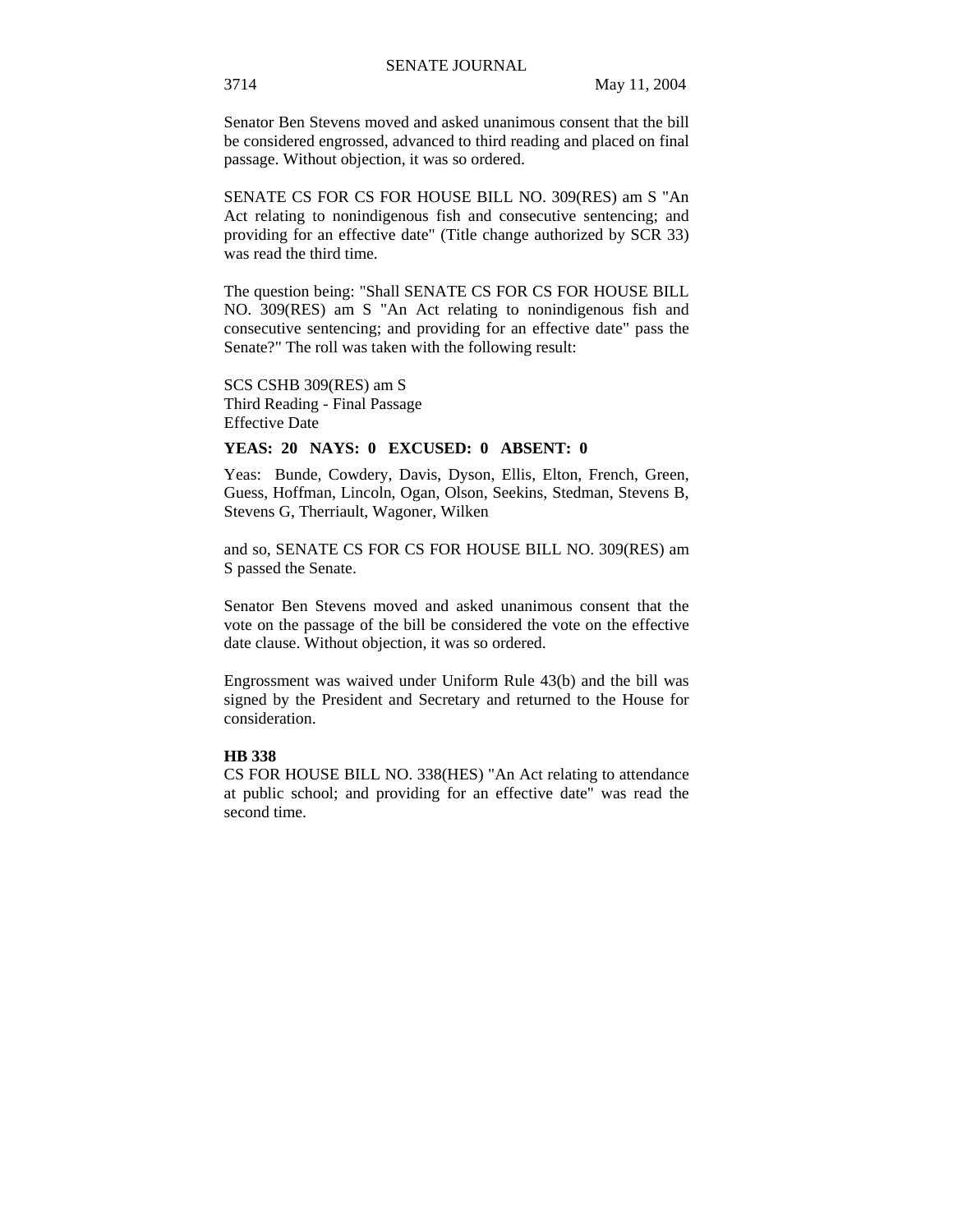Senator Ben Stevens moved and asked unanimous consent that the bill be considered engrossed, advanced to third reading and placed on final passage. Without objection, it was so ordered.

SENATE CS FOR CS FOR HOUSE BILL NO. 309(RES) am S "An Act relating to nonindigenous fish and consecutive sentencing; and providing for an effective date" (Title change authorized by SCR 33) was read the third time.

The question being: "Shall SENATE CS FOR CS FOR HOUSE BILL NO. 309(RES) am S "An Act relating to nonindigenous fish and consecutive sentencing; and providing for an effective date" pass the Senate?" The roll was taken with the following result:

SCS CSHB 309(RES) am S
Third Reading - Final Passage
Effective Date

**YEAS: 20 NAYS: 0 EXCUSED: 0 ABSENT: 0**

Yeas: Bunde, Cowdery, Davis, Dyson, Ellis, Elton, French, Green, Guess, Hoffman, Lincoln, Ogan, Olson, Seekins, Stedman, Stevens B, Stevens G, Therriault, Wagoner, Wilken

and so, SENATE CS FOR CS FOR HOUSE BILL NO. 309(RES) am S passed the Senate.

Senator Ben Stevens moved and asked unanimous consent that the vote on the passage of the bill be considered the vote on the effective date clause. Without objection, it was so ordered.

Engrossment was waived under Uniform Rule 43(b) and the bill was signed by the President and Secretary and returned to the House for consideration.

**HB 338**

CS FOR HOUSE BILL NO. 338(HES) "An Act relating to attendance at public school; and providing for an effective date" was read the second time.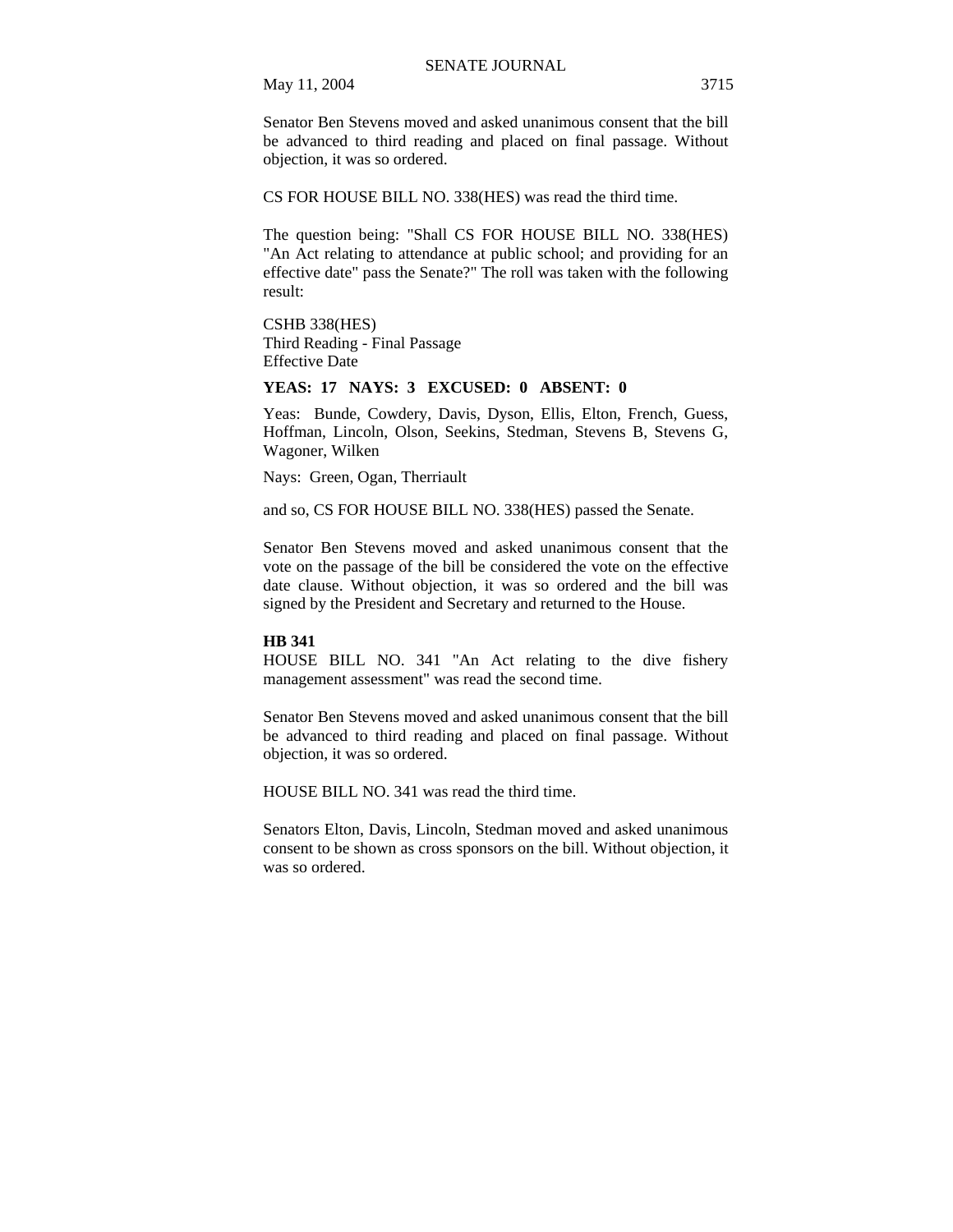Senator Ben Stevens moved and asked unanimous consent that the bill be advanced to third reading and placed on final passage. Without objection, it was so ordered.

CS FOR HOUSE BILL NO. 338(HES) was read the third time.

The question being: "Shall CS FOR HOUSE BILL NO. 338(HES) "An Act relating to attendance at public school; and providing for an effective date" pass the Senate?" The roll was taken with the following result:

CSHB 338(HES)
Third Reading - Final Passage
Effective Date

**YEAS: 17 NAYS: 3 EXCUSED: 0 ABSENT: 0**

Yeas: Bunde, Cowdery, Davis, Dyson, Ellis, Elton, French, Guess, Hoffman, Lincoln, Olson, Seekins, Stedman, Stevens B, Stevens G, Wagoner, Wilken

Nays: Green, Ogan, Therriault

and so, CS FOR HOUSE BILL NO. 338(HES) passed the Senate.

Senator Ben Stevens moved and asked unanimous consent that the vote on the passage of the bill be considered the vote on the effective date clause. Without objection, it was so ordered and the bill was signed by the President and Secretary and returned to the House.

**HB 341**

HOUSE BILL NO. 341 "An Act relating to the dive fishery management assessment" was read the second time.

Senator Ben Stevens moved and asked unanimous consent that the bill be advanced to third reading and placed on final passage. Without objection, it was so ordered.

HOUSE BILL NO. 341 was read the third time.

Senators Elton, Davis, Lincoln, Stedman moved and asked unanimous consent to be shown as cross sponsors on the bill. Without objection, it was so ordered.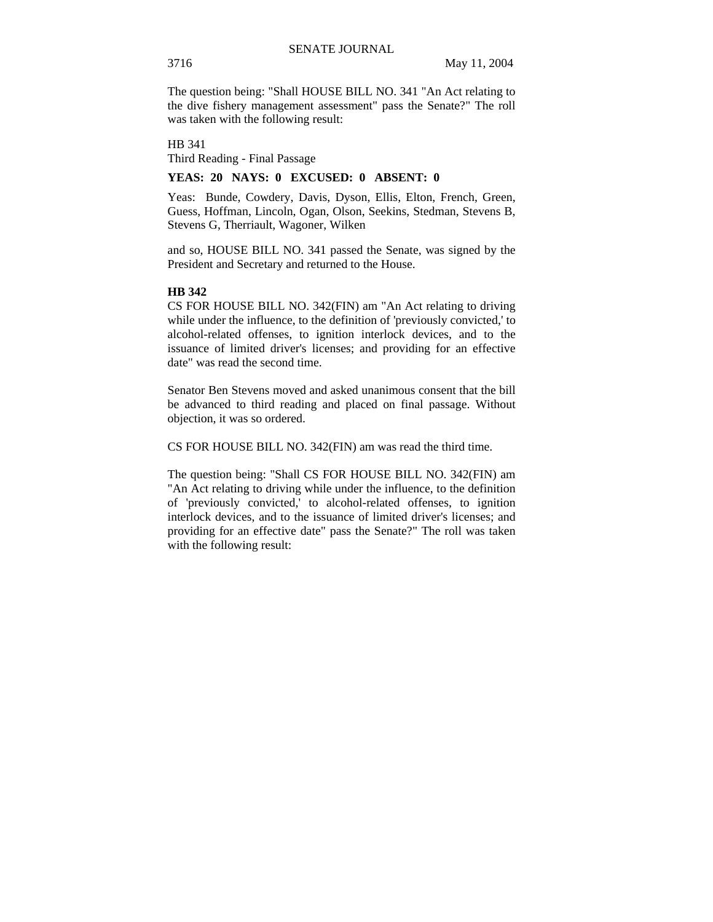The question being: "Shall HOUSE BILL NO. 341 "An Act relating to the dive fishery management assessment" pass the Senate?" The roll was taken with the following result:

HB 341
Third Reading - Final Passage

**YEAS: 20 NAYS: 0 EXCUSED: 0 ABSENT: 0**

Yeas: Bunde, Cowdery, Davis, Dyson, Ellis, Elton, French, Green, Guess, Hoffman, Lincoln, Ogan, Olson, Seekins, Stedman, Stevens B, Stevens G, Therriault, Wagoner, Wilken

and so, HOUSE BILL NO. 341 passed the Senate, was signed by the President and Secretary and returned to the House.

**HB 342**
CS FOR HOUSE BILL NO. 342(FIN) am "An Act relating to driving while under the influence, to the definition of 'previously convicted,' to alcohol-related offenses, to ignition interlock devices, and to the issuance of limited driver's licenses; and providing for an effective date" was read the second time.

Senator Ben Stevens moved and asked unanimous consent that the bill be advanced to third reading and placed on final passage. Without objection, it was so ordered.

CS FOR HOUSE BILL NO. 342(FIN) am was read the third time.

The question being: "Shall CS FOR HOUSE BILL NO. 342(FIN) am "An Act relating to driving while under the influence, to the definition of 'previously convicted,' to alcohol-related offenses, to ignition interlock devices, and to the issuance of limited driver's licenses; and providing for an effective date" pass the Senate?" The roll was taken with the following result: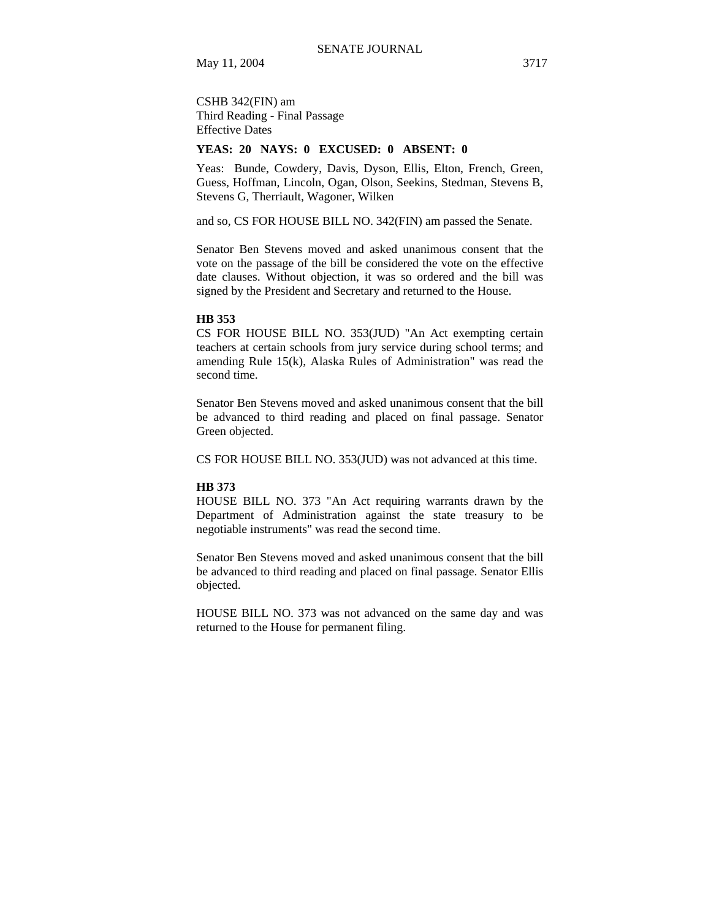CSHB 342(FIN) am
Third Reading - Final Passage
Effective Dates

**YEAS: 20 NAYS: 0 EXCUSED: 0 ABSENT: 0**

Yeas: Bunde, Cowdery, Davis, Dyson, Ellis, Elton, French, Green, Guess, Hoffman, Lincoln, Ogan, Olson, Seekins, Stedman, Stevens B, Stevens G, Therriault, Wagoner, Wilken

and so, CS FOR HOUSE BILL NO. 342(FIN) am passed the Senate.

Senator Ben Stevens moved and asked unanimous consent that the vote on the passage of the bill be considered the vote on the effective date clauses. Without objection, it was so ordered and the bill was signed by the President and Secretary and returned to the House.

**HB 353**

CS FOR HOUSE BILL NO. 353(JUD) "An Act exempting certain teachers at certain schools from jury service during school terms; and amending Rule 15(k), Alaska Rules of Administration" was read the second time.

Senator Ben Stevens moved and asked unanimous consent that the bill be advanced to third reading and placed on final passage. Senator Green objected.

CS FOR HOUSE BILL NO. 353(JUD) was not advanced at this time.

**HB 373**

HOUSE BILL NO. 373 "An Act requiring warrants drawn by the Department of Administration against the state treasury to be negotiable instruments" was read the second time.

Senator Ben Stevens moved and asked unanimous consent that the bill be advanced to third reading and placed on final passage. Senator Ellis objected.

HOUSE BILL NO. 373 was not advanced on the same day and was returned to the House for permanent filing.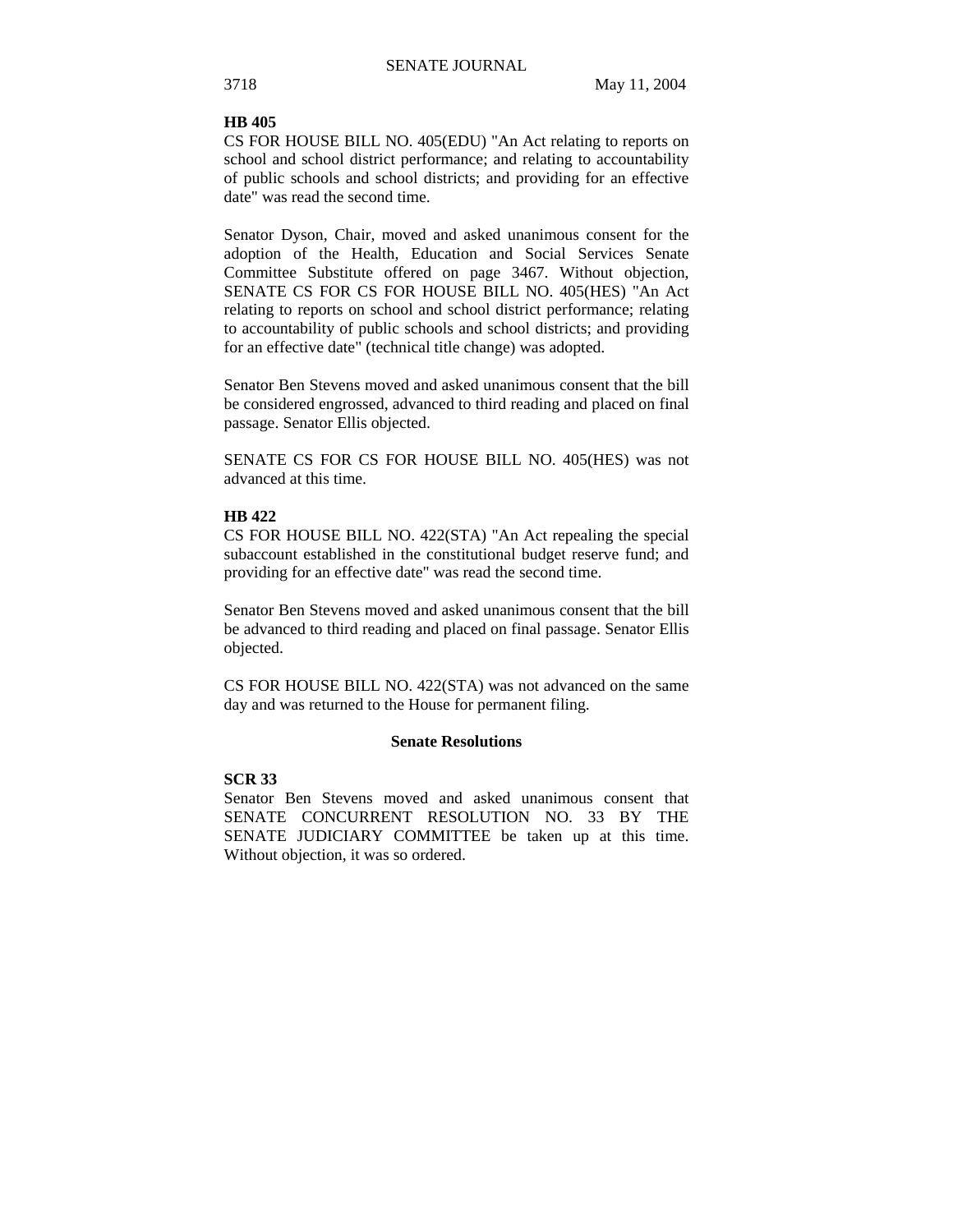**HB 405**

CS FOR HOUSE BILL NO. 405(EDU) "An Act relating to reports on school and school district performance; and relating to accountability of public schools and school districts; and providing for an effective date" was read the second time.

Senator Dyson, Chair, moved and asked unanimous consent for the adoption of the Health, Education and Social Services Senate Committee Substitute offered on page 3467. Without objection, SENATE CS FOR CS FOR HOUSE BILL NO. 405(HES) "An Act relating to reports on school and school district performance; relating to accountability of public schools and school districts; and providing for an effective date" (technical title change) was adopted.

Senator Ben Stevens moved and asked unanimous consent that the bill be considered engrossed, advanced to third reading and placed on final passage. Senator Ellis objected.

SENATE CS FOR CS FOR HOUSE BILL NO. 405(HES) was not advanced at this time.

**HB 422**

CS FOR HOUSE BILL NO. 422(STA) "An Act repealing the special subaccount established in the constitutional budget reserve fund; and providing for an effective date" was read the second time.

Senator Ben Stevens moved and asked unanimous consent that the bill be advanced to third reading and placed on final passage. Senator Ellis objected.

CS FOR HOUSE BILL NO. 422(STA) was not advanced on the same day and was returned to the House for permanent filing.

## Senate Resolutions

**SCR 33**

Senator Ben Stevens moved and asked unanimous consent that SENATE CONCURRENT RESOLUTION NO. 33 BY THE SENATE JUDICIARY COMMITTEE be taken up at this time. Without objection, it was so ordered.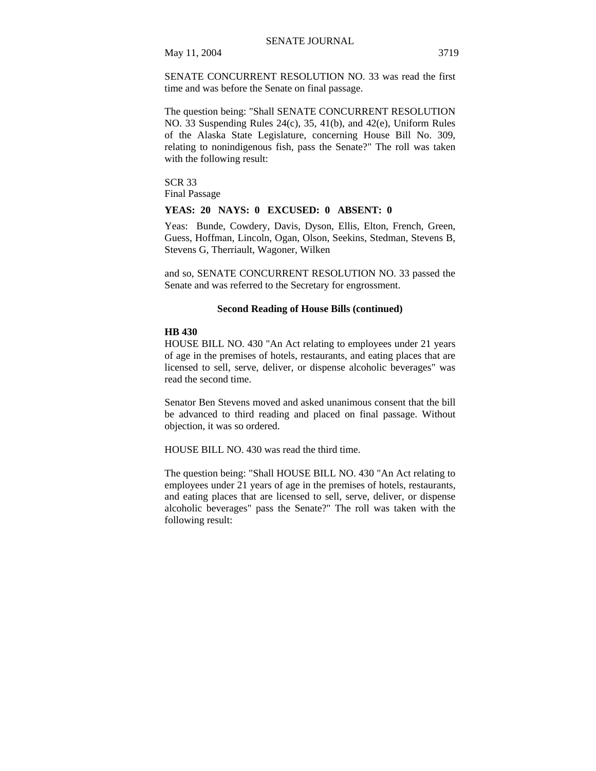SENATE CONCURRENT RESOLUTION NO. 33 was read the first time and was before the Senate on final passage.

The question being: "Shall SENATE CONCURRENT RESOLUTION NO. 33 Suspending Rules 24(c), 35, 41(b), and 42(e), Uniform Rules of the Alaska State Legislature, concerning House Bill No. 309, relating to nonindigenous fish, pass the Senate?" The roll was taken with the following result:

SCR 33
Final Passage

**YEAS: 20 NAYS: 0 EXCUSED: 0 ABSENT: 0**

Yeas: Bunde, Cowdery, Davis, Dyson, Ellis, Elton, French, Green, Guess, Hoffman, Lincoln, Ogan, Olson, Seekins, Stedman, Stevens B, Stevens G, Therriault, Wagoner, Wilken

and so, SENATE CONCURRENT RESOLUTION NO. 33 passed the Senate and was referred to the Secretary for engrossment.

### Second Reading of House Bills (continued)

**HB 430**
HOUSE BILL NO. 430 "An Act relating to employees under 21 years of age in the premises of hotels, restaurants, and eating places that are licensed to sell, serve, deliver, or dispense alcoholic beverages" was read the second time.

Senator Ben Stevens moved and asked unanimous consent that the bill be advanced to third reading and placed on final passage. Without objection, it was so ordered.

HOUSE BILL NO. 430 was read the third time.

The question being: "Shall HOUSE BILL NO. 430 "An Act relating to employees under 21 years of age in the premises of hotels, restaurants, and eating places that are licensed to sell, serve, deliver, or dispense alcoholic beverages" pass the Senate?" The roll was taken with the following result: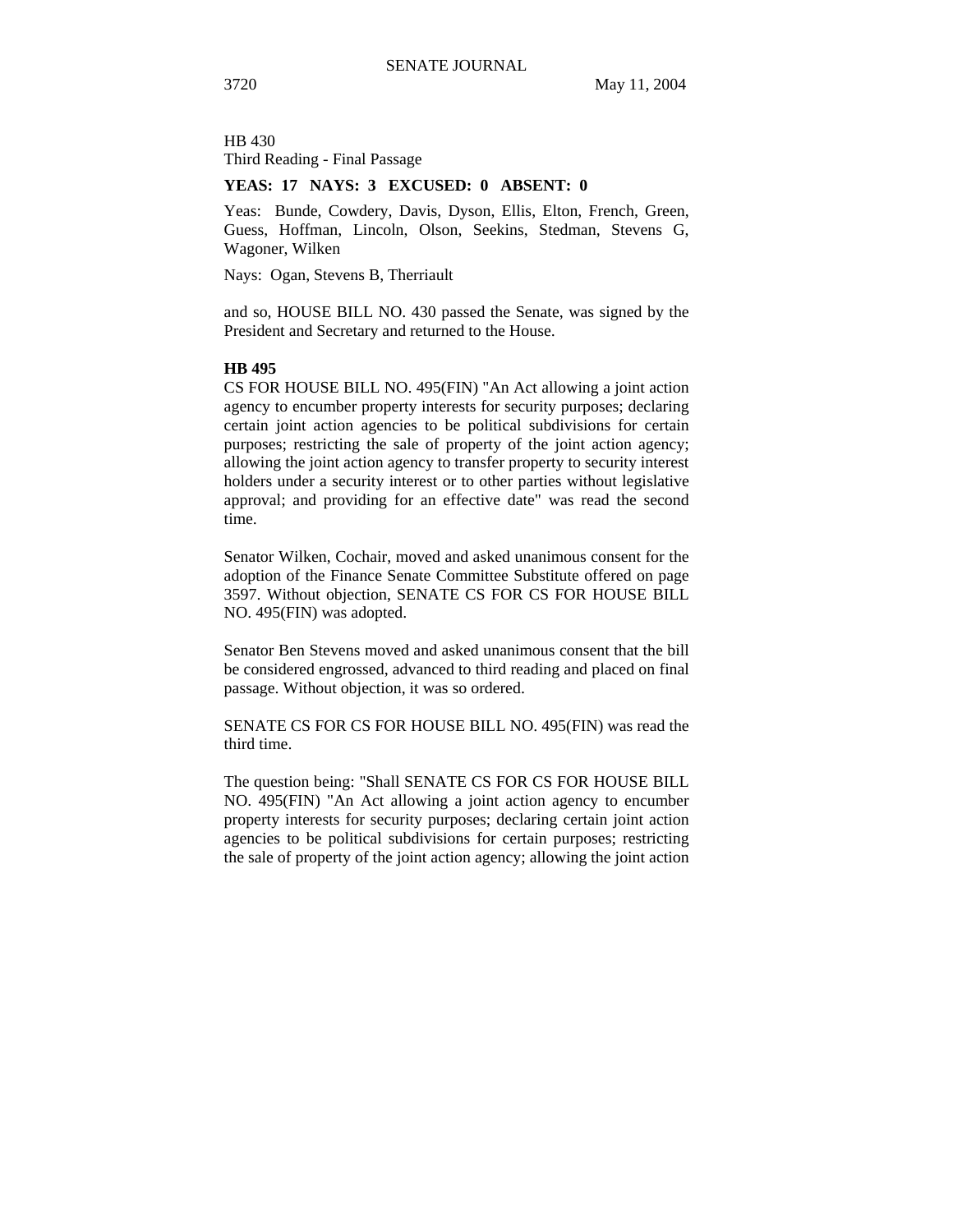HB 430
Third Reading - Final Passage

**YEAS: 17 NAYS: 3 EXCUSED: 0 ABSENT: 0**

Yeas: Bunde, Cowdery, Davis, Dyson, Ellis, Elton, French, Green, Guess, Hoffman, Lincoln, Olson, Seekins, Stedman, Stevens G, Wagoner, Wilken

Nays: Ogan, Stevens B, Therriault

and so, HOUSE BILL NO. 430 passed the Senate, was signed by the President and Secretary and returned to the House.

**HB 495**

CS FOR HOUSE BILL NO. 495(FIN) "An Act allowing a joint action agency to encumber property interests for security purposes; declaring certain joint action agencies to be political subdivisions for certain purposes; restricting the sale of property of the joint action agency; allowing the joint action agency to transfer property to security interest holders under a security interest or to other parties without legislative approval; and providing for an effective date" was read the second time.

Senator Wilken, Cochair, moved and asked unanimous consent for the adoption of the Finance Senate Committee Substitute offered on page 3597. Without objection, SENATE CS FOR CS FOR HOUSE BILL NO. 495(FIN) was adopted.

Senator Ben Stevens moved and asked unanimous consent that the bill be considered engrossed, advanced to third reading and placed on final passage. Without objection, it was so ordered.

SENATE CS FOR CS FOR HOUSE BILL NO. 495(FIN) was read the third time.

The question being: "Shall SENATE CS FOR CS FOR HOUSE BILL NO. 495(FIN) "An Act allowing a joint action agency to encumber property interests for security purposes; declaring certain joint action agencies to be political subdivisions for certain purposes; restricting the sale of property of the joint action agency; allowing the joint action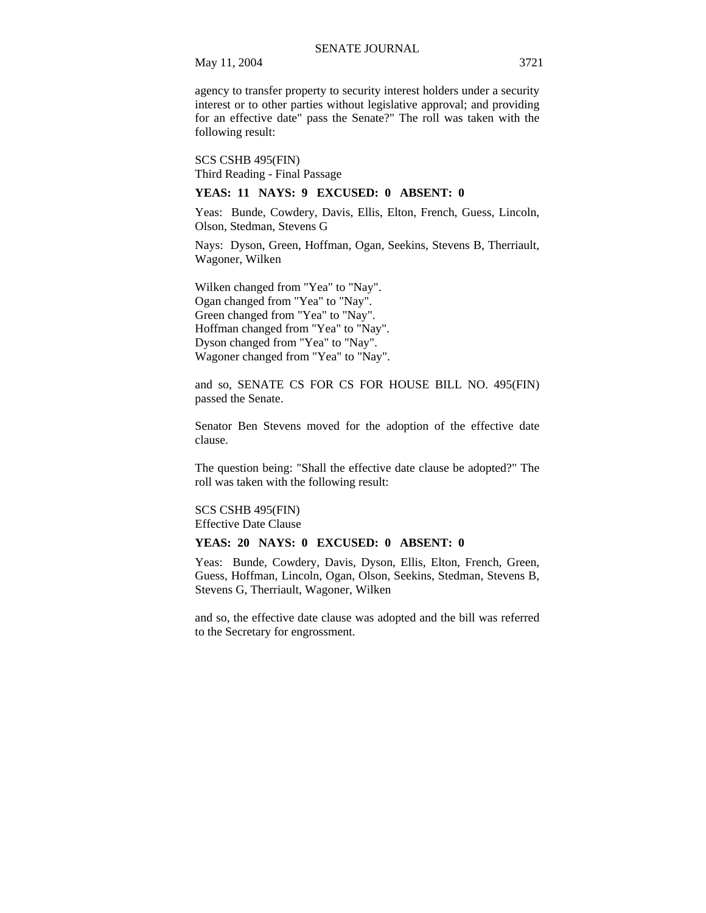agency to transfer property to security interest holders under a security interest or to other parties without legislative approval; and providing for an effective date" pass the Senate?" The roll was taken with the following result:

SCS CSHB 495(FIN)
Third Reading - Final Passage

**YEAS: 11 NAYS: 9 EXCUSED: 0 ABSENT: 0**

Yeas: Bunde, Cowdery, Davis, Ellis, Elton, French, Guess, Lincoln, Olson, Stedman, Stevens G

Nays: Dyson, Green, Hoffman, Ogan, Seekins, Stevens B, Therriault, Wagoner, Wilken

Wilken changed from "Yea" to "Nay".
Ogan changed from "Yea" to "Nay".
Green changed from "Yea" to "Nay".
Hoffman changed from "Yea" to "Nay".
Dyson changed from "Yea" to "Nay".
Wagoner changed from "Yea" to "Nay".

and so, SENATE CS FOR CS FOR HOUSE BILL NO. 495(FIN) passed the Senate.

Senator Ben Stevens moved for the adoption of the effective date clause.

The question being: "Shall the effective date clause be adopted?" The roll was taken with the following result:

SCS CSHB 495(FIN)
Effective Date Clause

**YEAS: 20 NAYS: 0 EXCUSED: 0 ABSENT: 0**

Yeas: Bunde, Cowdery, Davis, Dyson, Ellis, Elton, French, Green, Guess, Hoffman, Lincoln, Ogan, Olson, Seekins, Stedman, Stevens B, Stevens G, Therriault, Wagoner, Wilken

and so, the effective date clause was adopted and the bill was referred to the Secretary for engrossment.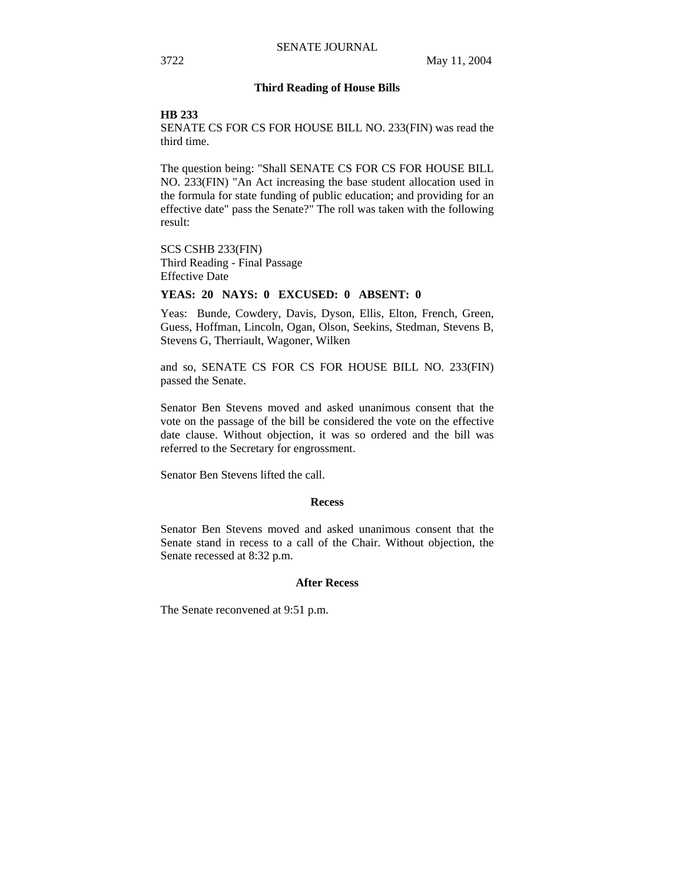## Third Reading of House Bills

**HB 233**

SENATE CS FOR CS FOR HOUSE BILL NO. 233(FIN) was read the third time.

The question being: "Shall SENATE CS FOR CS FOR HOUSE BILL NO. 233(FIN) "An Act increasing the base student allocation used in the formula for state funding of public education; and providing for an effective date" pass the Senate?" The roll was taken with the following result:

SCS CSHB 233(FIN)
Third Reading - Final Passage
Effective Date

**YEAS: 20 NAYS: 0 EXCUSED: 0 ABSENT: 0**

Yeas: Bunde, Cowdery, Davis, Dyson, Ellis, Elton, French, Green, Guess, Hoffman, Lincoln, Ogan, Olson, Seekins, Stedman, Stevens B, Stevens G, Therriault, Wagoner, Wilken

and so, SENATE CS FOR CS FOR HOUSE BILL NO. 233(FIN) passed the Senate.

Senator Ben Stevens moved and asked unanimous consent that the vote on the passage of the bill be considered the vote on the effective date clause. Without objection, it was so ordered and the bill was referred to the Secretary for engrossment.

Senator Ben Stevens lifted the call.

## Recess

Senator Ben Stevens moved and asked unanimous consent that the Senate stand in recess to a call of the Chair. Without objection, the Senate recessed at 8:32 p.m.

## After Recess

The Senate reconvened at 9:51 p.m.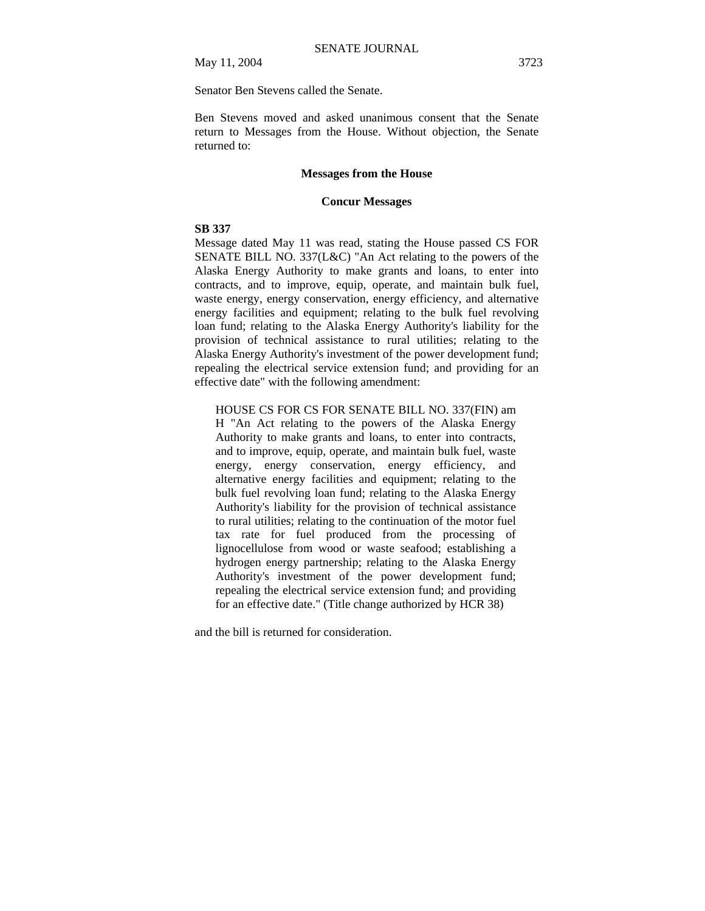Senator Ben Stevens called the Senate.

Ben Stevens moved and asked unanimous consent that the Senate return to Messages from the House. Without objection, the Senate returned to:

## Messages from the House

### Concur Messages

**SB 337**

Message dated May 11 was read, stating the House passed CS FOR SENATE BILL NO. 337(L&C) "An Act relating to the powers of the Alaska Energy Authority to make grants and loans, to enter into contracts, and to improve, equip, operate, and maintain bulk fuel, waste energy, energy conservation, energy efficiency, and alternative energy facilities and equipment; relating to the bulk fuel revolving loan fund; relating to the Alaska Energy Authority's liability for the provision of technical assistance to rural utilities; relating to the Alaska Energy Authority's investment of the power development fund; repealing the electrical service extension fund; and providing for an effective date" with the following amendment:

> HOUSE CS FOR CS FOR SENATE BILL NO. 337(FIN) am H "An Act relating to the powers of the Alaska Energy Authority to make grants and loans, to enter into contracts, and to improve, equip, operate, and maintain bulk fuel, waste energy, energy conservation, energy efficiency, and alternative energy facilities and equipment; relating to the bulk fuel revolving loan fund; relating to the Alaska Energy Authority's liability for the provision of technical assistance to rural utilities; relating to the continuation of the motor fuel tax rate for fuel produced from the processing of lignocellulose from wood or waste seafood; establishing a hydrogen energy partnership; relating to the Alaska Energy Authority's investment of the power development fund; repealing the electrical service extension fund; and providing for an effective date." (Title change authorized by HCR 38)

and the bill is returned for consideration.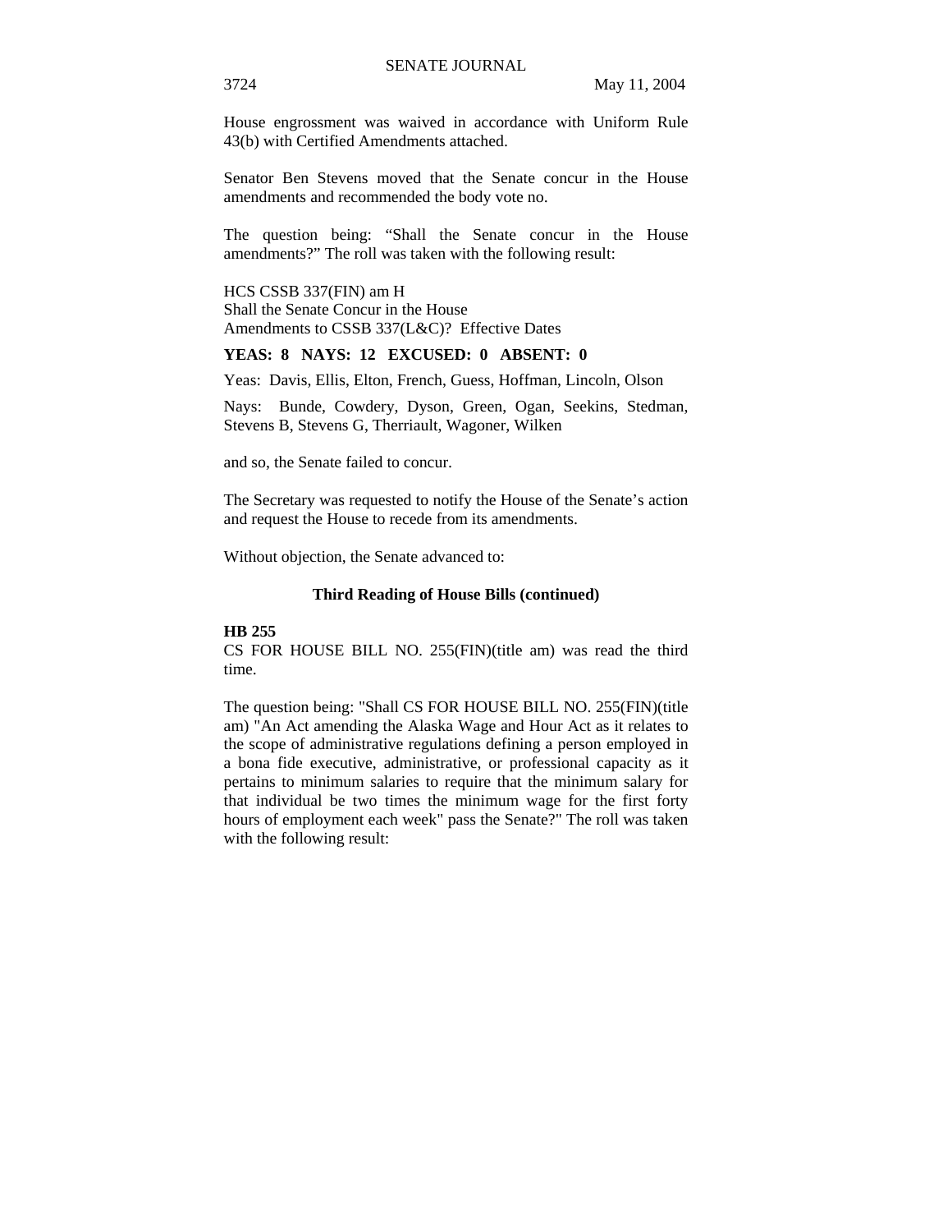House engrossment was waived in accordance with Uniform Rule 43(b) with Certified Amendments attached.

Senator Ben Stevens moved that the Senate concur in the House amendments and recommended the body vote no.

The question being: "Shall the Senate concur in the House amendments?" The roll was taken with the following result:

HCS CSSB 337(FIN) am H
Shall the Senate Concur in the House
Amendments to CSSB 337(L&C)? Effective Dates

**YEAS: 8 NAYS: 12 EXCUSED: 0 ABSENT: 0**

Yeas: Davis, Ellis, Elton, French, Guess, Hoffman, Lincoln, Olson

Nays: Bunde, Cowdery, Dyson, Green, Ogan, Seekins, Stedman, Stevens B, Stevens G, Therriault, Wagoner, Wilken

and so, the Senate failed to concur.

The Secretary was requested to notify the House of the Senate's action and request the House to recede from its amendments.

Without objection, the Senate advanced to:

### Third Reading of House Bills (continued)

**HB 255**
CS FOR HOUSE BILL NO. 255(FIN)(title am) was read the third time.

The question being: "Shall CS FOR HOUSE BILL NO. 255(FIN)(title am) "An Act amending the Alaska Wage and Hour Act as it relates to the scope of administrative regulations defining a person employed in a bona fide executive, administrative, or professional capacity as it pertains to minimum salaries to require that the minimum salary for that individual be two times the minimum wage for the first forty hours of employment each week" pass the Senate?" The roll was taken with the following result: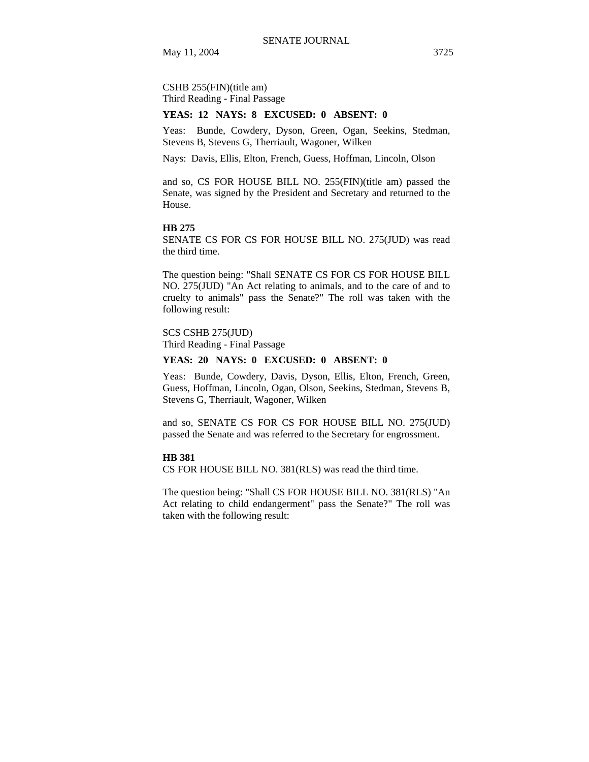CSHB 255(FIN)(title am)
Third Reading - Final Passage

**YEAS: 12 NAYS: 8 EXCUSED: 0 ABSENT: 0**

Yeas: Bunde, Cowdery, Dyson, Green, Ogan, Seekins, Stedman, Stevens B, Stevens G, Therriault, Wagoner, Wilken

Nays: Davis, Ellis, Elton, French, Guess, Hoffman, Lincoln, Olson

and so, CS FOR HOUSE BILL NO. 255(FIN)(title am) passed the Senate, was signed by the President and Secretary and returned to the House.

**HB 275**

SENATE CS FOR CS FOR HOUSE BILL NO. 275(JUD) was read the third time.

The question being: "Shall SENATE CS FOR CS FOR HOUSE BILL NO. 275(JUD) "An Act relating to animals, and to the care of and to cruelty to animals" pass the Senate?" The roll was taken with the following result:

SCS CSHB 275(JUD)
Third Reading - Final Passage

**YEAS: 20 NAYS: 0 EXCUSED: 0 ABSENT: 0**

Yeas: Bunde, Cowdery, Davis, Dyson, Ellis, Elton, French, Green, Guess, Hoffman, Lincoln, Ogan, Olson, Seekins, Stedman, Stevens B, Stevens G, Therriault, Wagoner, Wilken

and so, SENATE CS FOR CS FOR HOUSE BILL NO. 275(JUD) passed the Senate and was referred to the Secretary for engrossment.

**HB 381**

CS FOR HOUSE BILL NO. 381(RLS) was read the third time.

The question being: "Shall CS FOR HOUSE BILL NO. 381(RLS) "An Act relating to child endangerment" pass the Senate?" The roll was taken with the following result: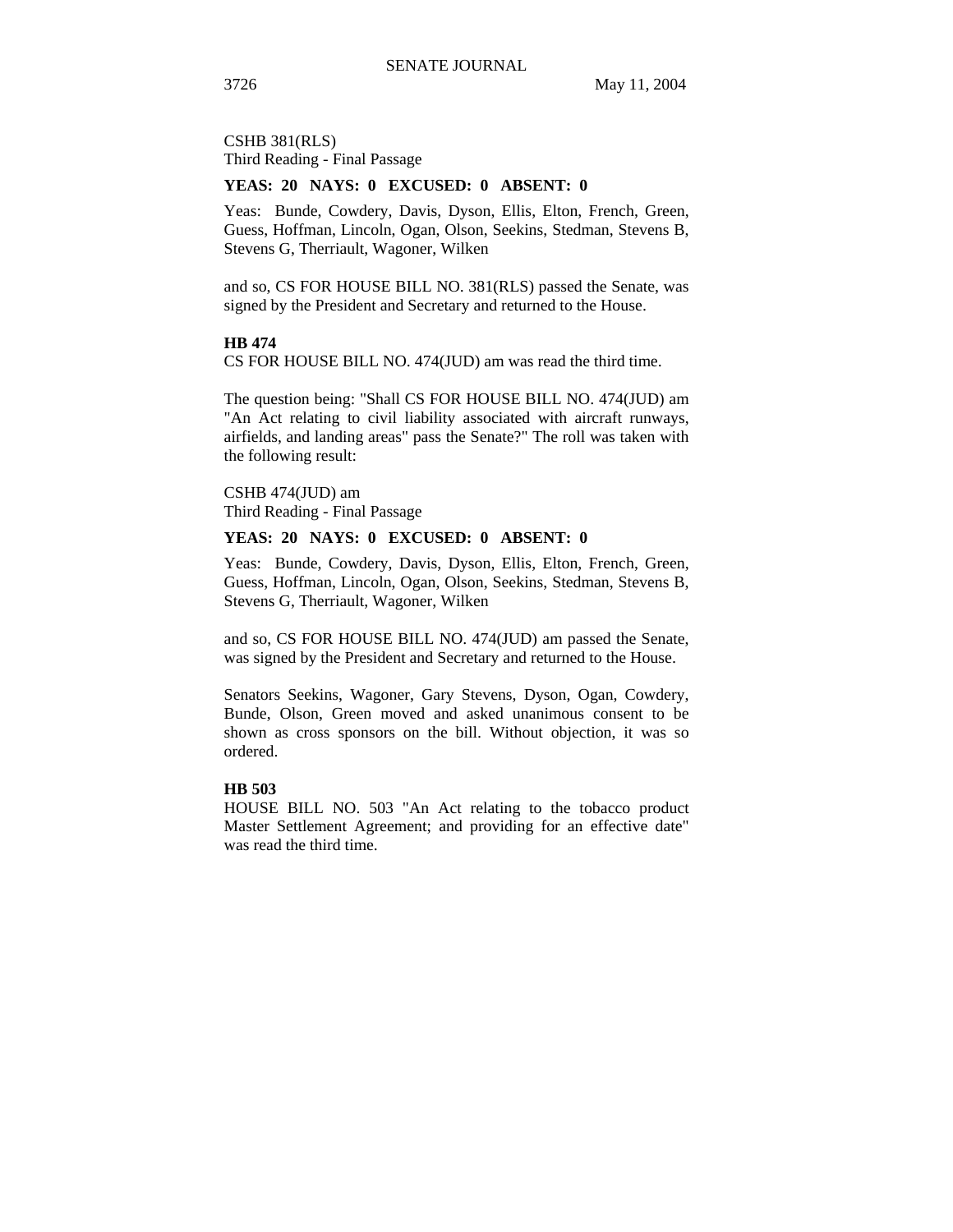CSHB 381(RLS)
Third Reading - Final Passage

**YEAS: 20 NAYS: 0 EXCUSED: 0 ABSENT: 0**

Yeas: Bunde, Cowdery, Davis, Dyson, Ellis, Elton, French, Green, Guess, Hoffman, Lincoln, Ogan, Olson, Seekins, Stedman, Stevens B, Stevens G, Therriault, Wagoner, Wilken

and so, CS FOR HOUSE BILL NO. 381(RLS) passed the Senate, was signed by the President and Secretary and returned to the House.

**HB 474**
CS FOR HOUSE BILL NO. 474(JUD) am was read the third time.

The question being: "Shall CS FOR HOUSE BILL NO. 474(JUD) am "An Act relating to civil liability associated with aircraft runways, airfields, and landing areas" pass the Senate?" The roll was taken with the following result:

CSHB 474(JUD) am
Third Reading - Final Passage

**YEAS: 20 NAYS: 0 EXCUSED: 0 ABSENT: 0**

Yeas: Bunde, Cowdery, Davis, Dyson, Ellis, Elton, French, Green, Guess, Hoffman, Lincoln, Ogan, Olson, Seekins, Stedman, Stevens B, Stevens G, Therriault, Wagoner, Wilken

and so, CS FOR HOUSE BILL NO. 474(JUD) am passed the Senate, was signed by the President and Secretary and returned to the House.

Senators Seekins, Wagoner, Gary Stevens, Dyson, Ogan, Cowdery, Bunde, Olson, Green moved and asked unanimous consent to be shown as cross sponsors on the bill. Without objection, it was so ordered.

**HB 503**
HOUSE BILL NO. 503 "An Act relating to the tobacco product Master Settlement Agreement; and providing for an effective date" was read the third time.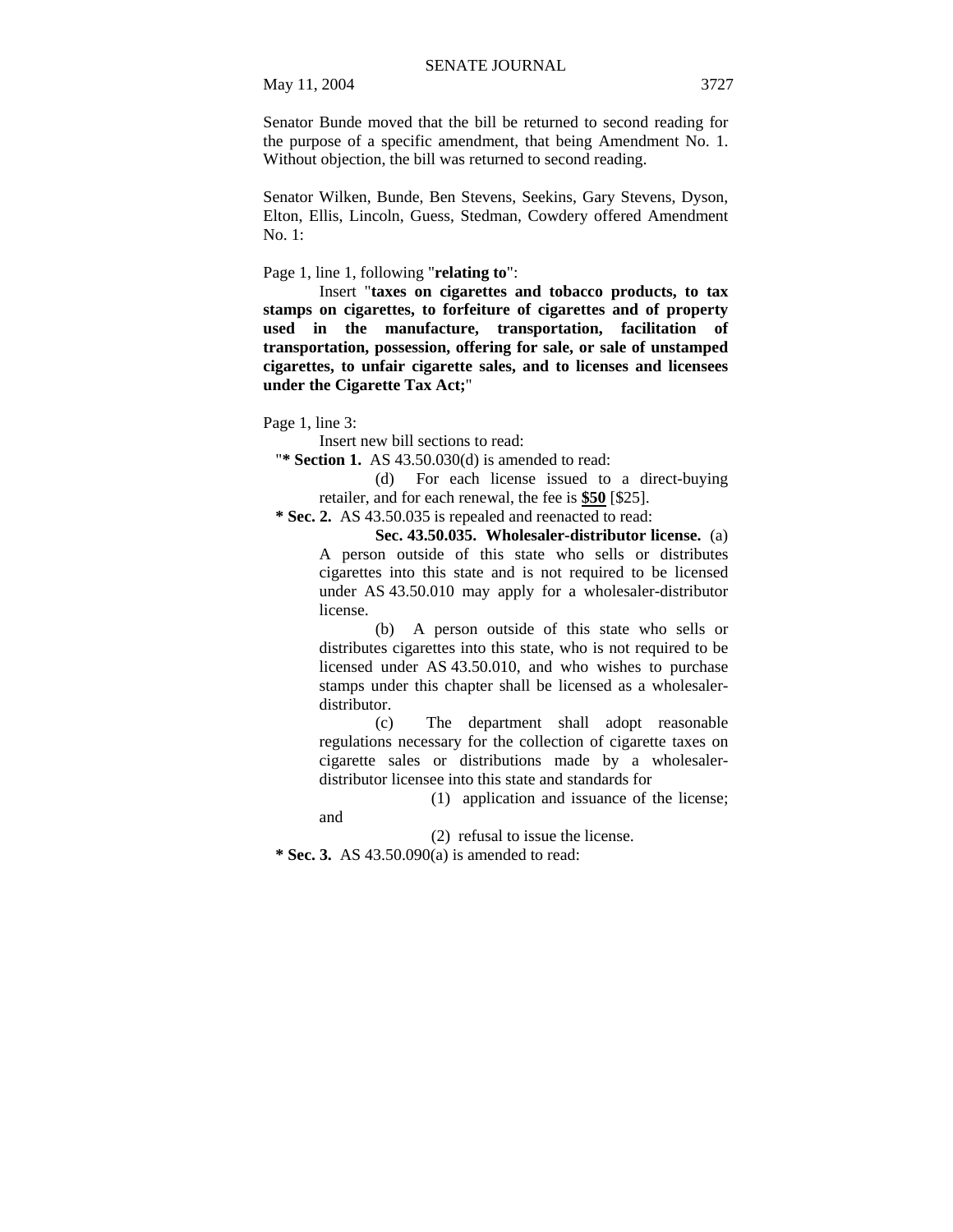Senator Bunde moved that the bill be returned to second reading for the purpose of a specific amendment, that being Amendment No. 1. Without objection, the bill was returned to second reading.

Senator Wilken, Bunde, Ben Stevens, Seekins, Gary Stevens, Dyson, Elton, Ellis, Lincoln, Guess, Stedman, Cowdery offered Amendment No. 1:

Page 1, line 1, following "**relating to**":

Insert "**taxes on cigarettes and tobacco products, to tax stamps on cigarettes, to forfeiture of cigarettes and of property used in the manufacture, transportation, facilitation of transportation, possession, offering for sale, or sale of unstamped cigarettes, to unfair cigarette sales, and to licenses and licensees under the Cigarette Tax Act;**"

Page 1, line 3:

Insert new bill sections to read:

"**\* Section 1.** AS 43.50.030(d) is amended to read:

(d) For each license issued to a direct-buying retailer, and for each renewal, the fee is **<u>$50</u>** [$25].

**\* Sec. 2.** AS 43.50.035 is repealed and reenacted to read:

**Sec. 43.50.035. Wholesaler-distributor license.** (a) A person outside of this state who sells or distributes cigarettes into this state and is not required to be licensed under AS 43.50.010 may apply for a wholesaler-distributor license.

(b) A person outside of this state who sells or distributes cigarettes into this state, who is not required to be licensed under AS 43.50.010, and who wishes to purchase stamps under this chapter shall be licensed as a wholesaler-distributor.

(c) The department shall adopt reasonable regulations necessary for the collection of cigarette taxes on cigarette sales or distributions made by a wholesaler-distributor licensee into this state and standards for

(1) application and issuance of the license; and

(2) refusal to issue the license.

**\* Sec. 3.** AS 43.50.090(a) is amended to read: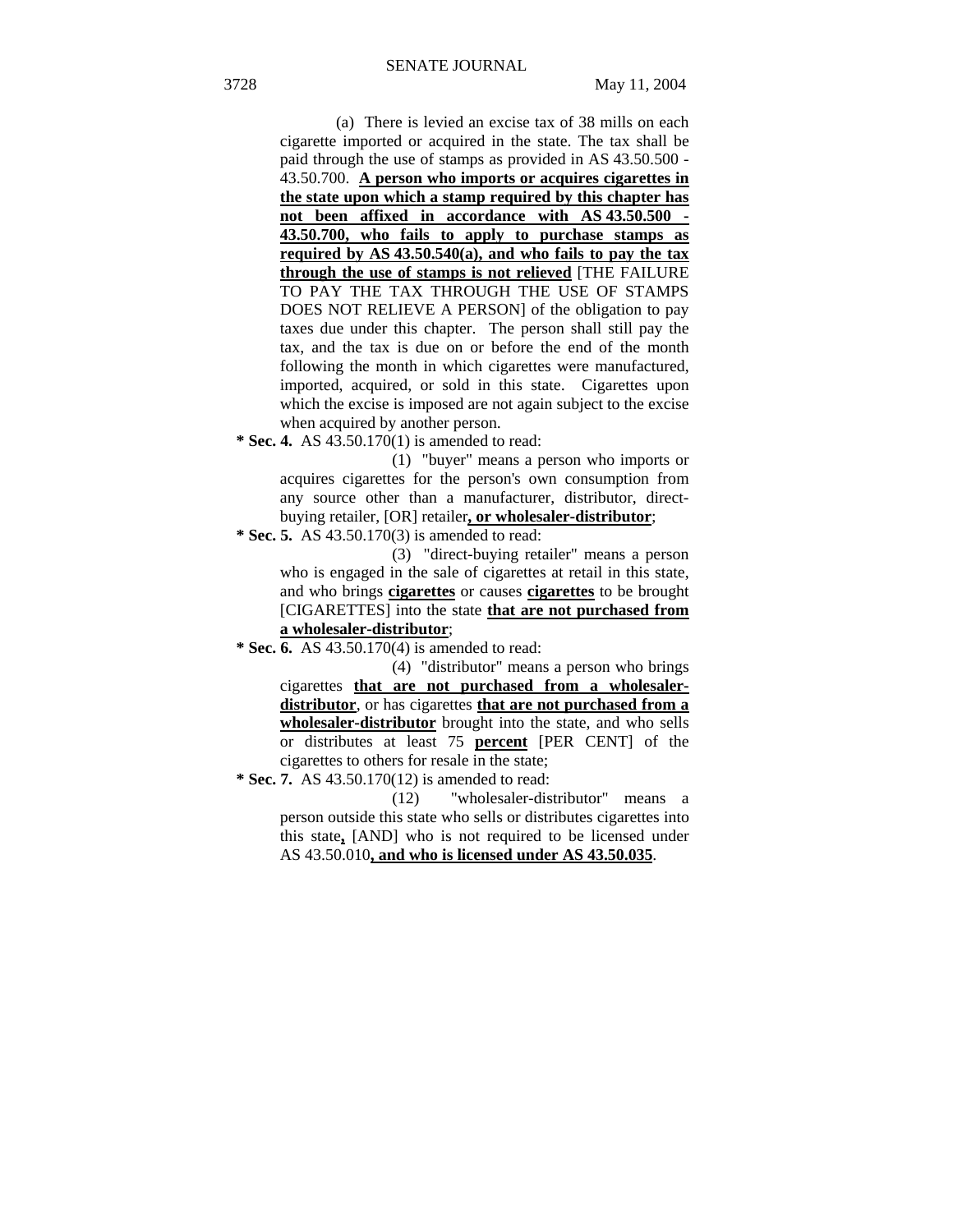(a) There is levied an excise tax of 38 mills on each cigarette imported or acquired in the state. The tax shall be paid through the use of stamps as provided in AS 43.50.500 - 43.50.700. **A person who imports or acquires cigarettes in the state upon which a stamp required by this chapter has not been affixed in accordance with AS 43.50.500 - 43.50.700, who fails to apply to purchase stamps as required by AS 43.50.540(a), and who fails to pay the tax through the use of stamps is not relieved** [THE FAILURE TO PAY THE TAX THROUGH THE USE OF STAMPS DOES NOT RELIEVE A PERSON] of the obligation to pay taxes due under this chapter. The person shall still pay the tax, and the tax is due on or before the end of the month following the month in which cigarettes were manufactured, imported, acquired, or sold in this state. Cigarettes upon which the excise is imposed are not again subject to the excise when acquired by another person.

**\* Sec. 4.** AS 43.50.170(1) is amended to read:

(1) "buyer" means a person who imports or acquires cigarettes for the person's own consumption from any source other than a manufacturer, distributor, direct-buying retailer, [OR] retailer**, or wholesaler-distributor**;

**\* Sec. 5.** AS 43.50.170(3) is amended to read:

(3) "direct-buying retailer" means a person who is engaged in the sale of cigarettes at retail in this state, and who brings **cigarettes** or causes **cigarettes** to be brought [CIGARETTES] into the state **that are not purchased from a wholesaler-distributor**;

**\* Sec. 6.** AS 43.50.170(4) is amended to read:

(4) "distributor" means a person who brings cigarettes **that are not purchased from a wholesaler-distributor**, or has cigarettes **that are not purchased from a wholesaler-distributor** brought into the state, and who sells or distributes at least 75 **percent** [PER CENT] of the cigarettes to others for resale in the state;

**\* Sec. 7.** AS 43.50.170(12) is amended to read:

(12) "wholesaler-distributor" means a person outside this state who sells or distributes cigarettes into this state**,** [AND] who is not required to be licensed under AS 43.50.010**, and who is licensed under AS 43.50.035**.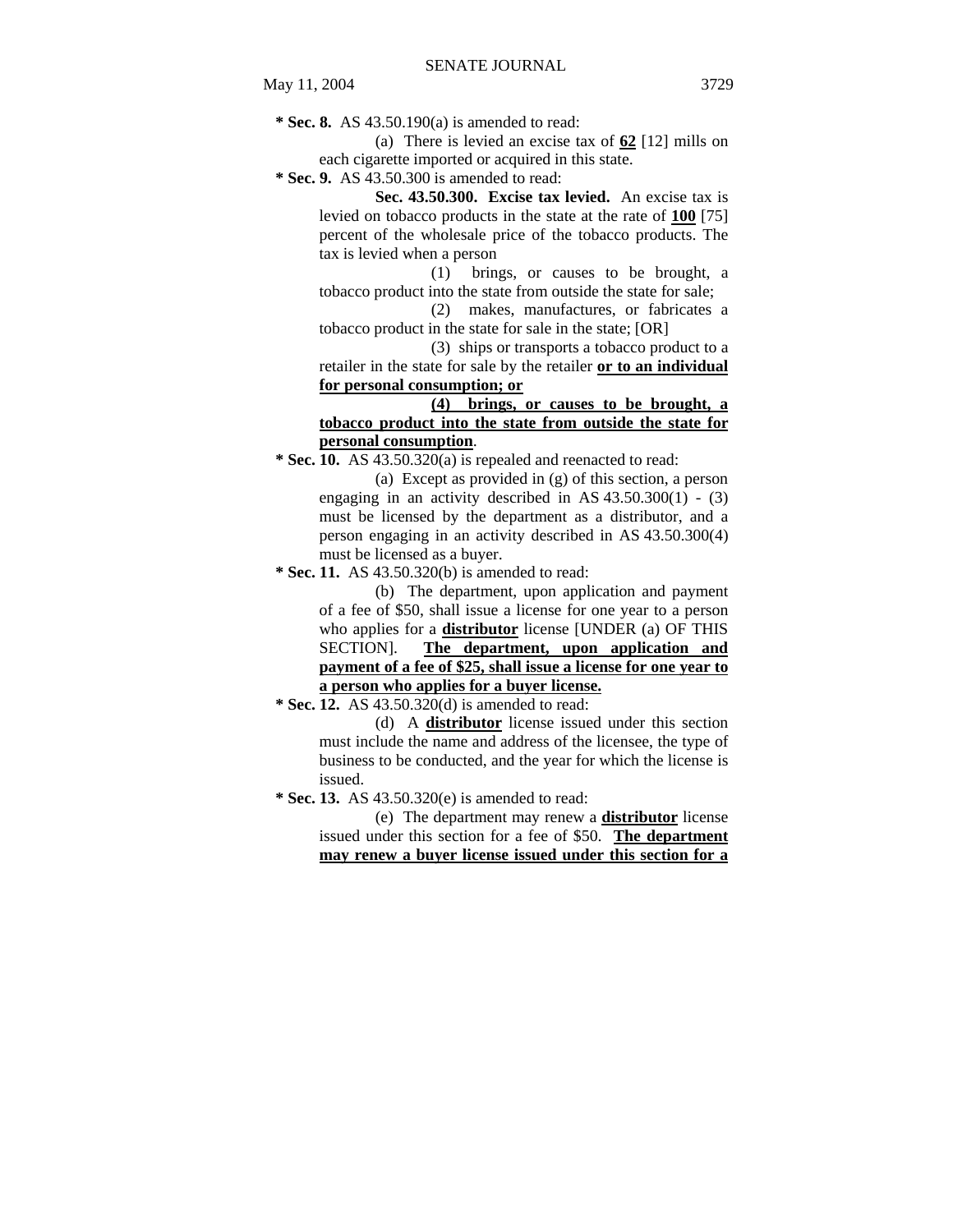**\* Sec. 8.** AS 43.50.190(a) is amended to read:

(a) There is levied an excise tax of **<u>62</u>** [12] mills on each cigarette imported or acquired in this state.

**\* Sec. 9.** AS 43.50.300 is amended to read:

**Sec. 43.50.300. Excise tax levied.** An excise tax is levied on tobacco products in the state at the rate of **<u>100</u>** [75] percent of the wholesale price of the tobacco products. The tax is levied when a person

(1) brings, or causes to be brought, a tobacco product into the state from outside the state for sale;

(2) makes, manufactures, or fabricates a tobacco product in the state for sale in the state; [OR]

(3) ships or transports a tobacco product to a retailer in the state for sale by the retailer **<u>or to an individual for personal consumption; or</u>**

**<u>(4) brings, or causes to be brought, a tobacco product into the state from outside the state for personal consumption</u>**.

**\* Sec. 10.** AS 43.50.320(a) is repealed and reenacted to read:

(a) Except as provided in (g) of this section, a person engaging in an activity described in AS 43.50.300(1) - (3) must be licensed by the department as a distributor, and a person engaging in an activity described in AS 43.50.300(4) must be licensed as a buyer.

**\* Sec. 11.** AS 43.50.320(b) is amended to read:

(b) The department, upon application and payment of a fee of $50, shall issue a license for one year to a person who applies for a **<u>distributor</u>** license [UNDER (a) OF THIS SECTION]. **<u>The department, upon application and payment of a fee of $25, shall issue a license for one year to a person who applies for a buyer license.</u>**

**\* Sec. 12.** AS 43.50.320(d) is amended to read:

(d) A **<u>distributor</u>** license issued under this section must include the name and address of the licensee, the type of business to be conducted, and the year for which the license is issued.

**\* Sec. 13.** AS 43.50.320(e) is amended to read:

(e) The department may renew a **<u>distributor</u>** license issued under this section for a fee of $50. **<u>The department may renew a buyer license issued under this section for a</u>**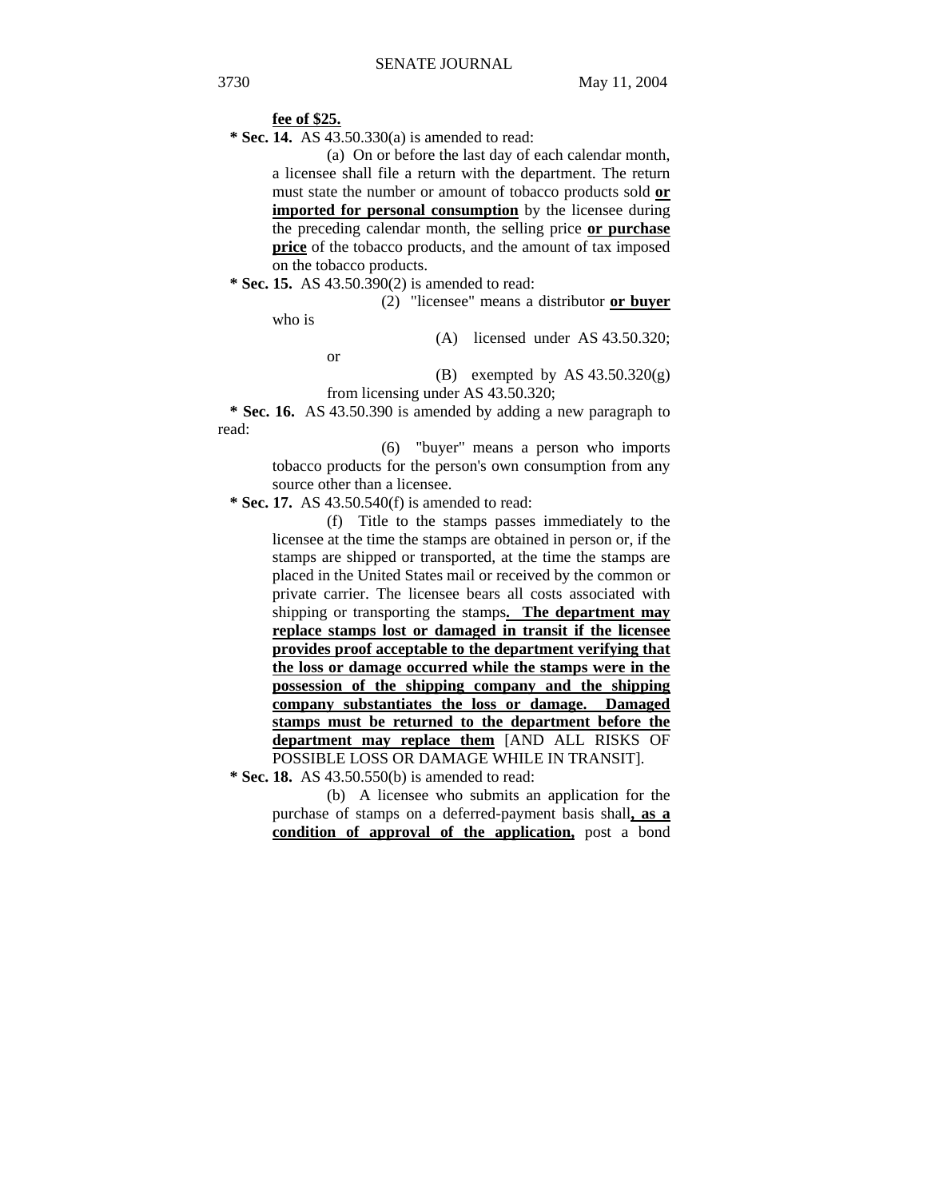**fee of $25.**

**\* Sec. 14.** AS 43.50.330(a) is amended to read:

(a) On or before the last day of each calendar month, a licensee shall file a return with the department. The return must state the number or amount of tobacco products sold **or imported for personal consumption** by the licensee during the preceding calendar month, the selling price **or purchase price** of the tobacco products, and the amount of tax imposed on the tobacco products.

**\* Sec. 15.** AS 43.50.390(2) is amended to read:

(2) "licensee" means a distributor **or buyer** who is

(A) licensed under AS 43.50.320; or

(B) exempted by AS 43.50.320(g) from licensing under AS 43.50.320;

**\* Sec. 16.** AS 43.50.390 is amended by adding a new paragraph to read:

(6) "buyer" means a person who imports tobacco products for the person's own consumption from any source other than a licensee.

**\* Sec. 17.** AS 43.50.540(f) is amended to read:

(f) Title to the stamps passes immediately to the licensee at the time the stamps are obtained in person or, if the stamps are shipped or transported, at the time the stamps are placed in the United States mail or received by the common or private carrier. The licensee bears all costs associated with shipping or transporting the stamps**. The department may replace stamps lost or damaged in transit if the licensee provides proof acceptable to the department verifying that the loss or damage occurred while the stamps were in the possession of the shipping company and the shipping company substantiates the loss or damage. Damaged stamps must be returned to the department before the department may replace them** [AND ALL RISKS OF POSSIBLE LOSS OR DAMAGE WHILE IN TRANSIT].

**\* Sec. 18.** AS 43.50.550(b) is amended to read:

(b) A licensee who submits an application for the purchase of stamps on a deferred-payment basis shall**, as a condition of approval of the application,** post a bond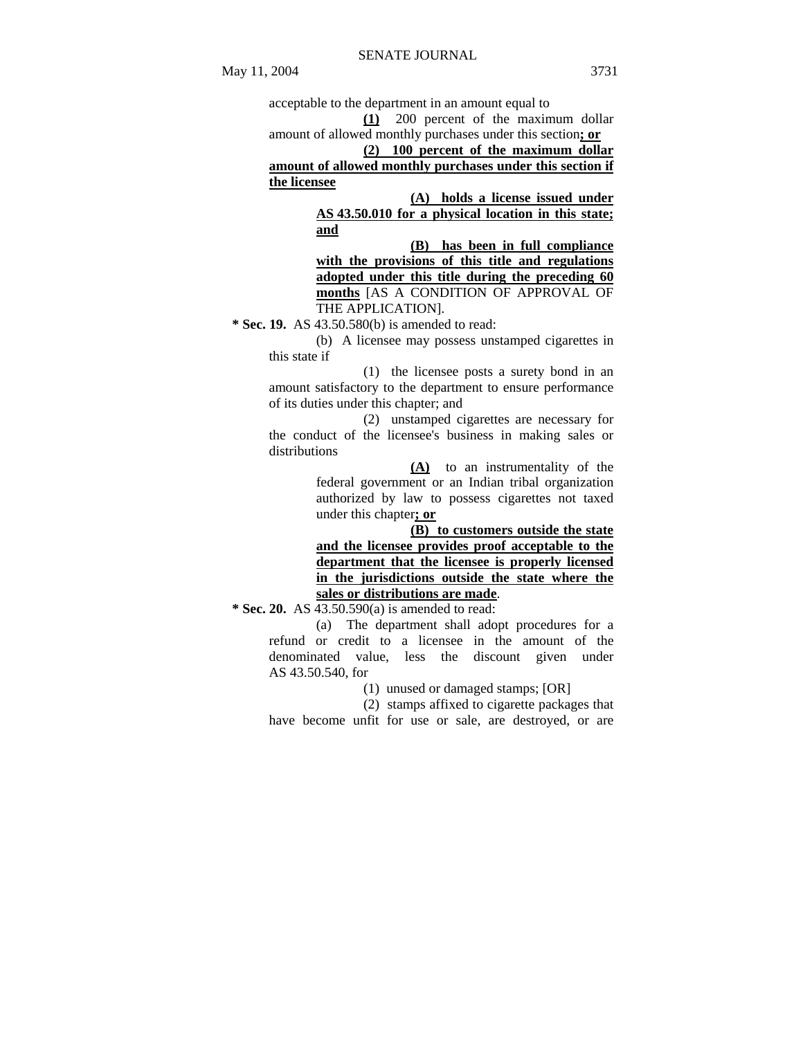acceptable to the department in an amount equal to

**(1)** 200 percent of the maximum dollar amount of allowed monthly purchases under this section**; or**

**(2) 100 percent of the maximum dollar amount of allowed monthly purchases under this section if the licensee**

**(A) holds a license issued under AS 43.50.010 for a physical location in this state; and**

**(B) has been in full compliance with the provisions of this title and regulations adopted under this title during the preceding 60 months** [AS A CONDITION OF APPROVAL OF THE APPLICATION].

**\* Sec. 19.** AS 43.50.580(b) is amended to read:

(b) A licensee may possess unstamped cigarettes in this state if

(1) the licensee posts a surety bond in an amount satisfactory to the department to ensure performance of its duties under this chapter; and

(2) unstamped cigarettes are necessary for the conduct of the licensee's business in making sales or distributions

**(A)** to an instrumentality of the federal government or an Indian tribal organization authorized by law to possess cigarettes not taxed under this chapter**; or**

**(B) to customers outside the state and the licensee provides proof acceptable to the department that the licensee is properly licensed in the jurisdictions outside the state where the sales or distributions are made**.

**\* Sec. 20.** AS 43.50.590(a) is amended to read:

(a) The department shall adopt procedures for a refund or credit to a licensee in the amount of the denominated value, less the discount given under AS 43.50.540, for

(1) unused or damaged stamps; [OR]

(2) stamps affixed to cigarette packages that have become unfit for use or sale, are destroyed, or are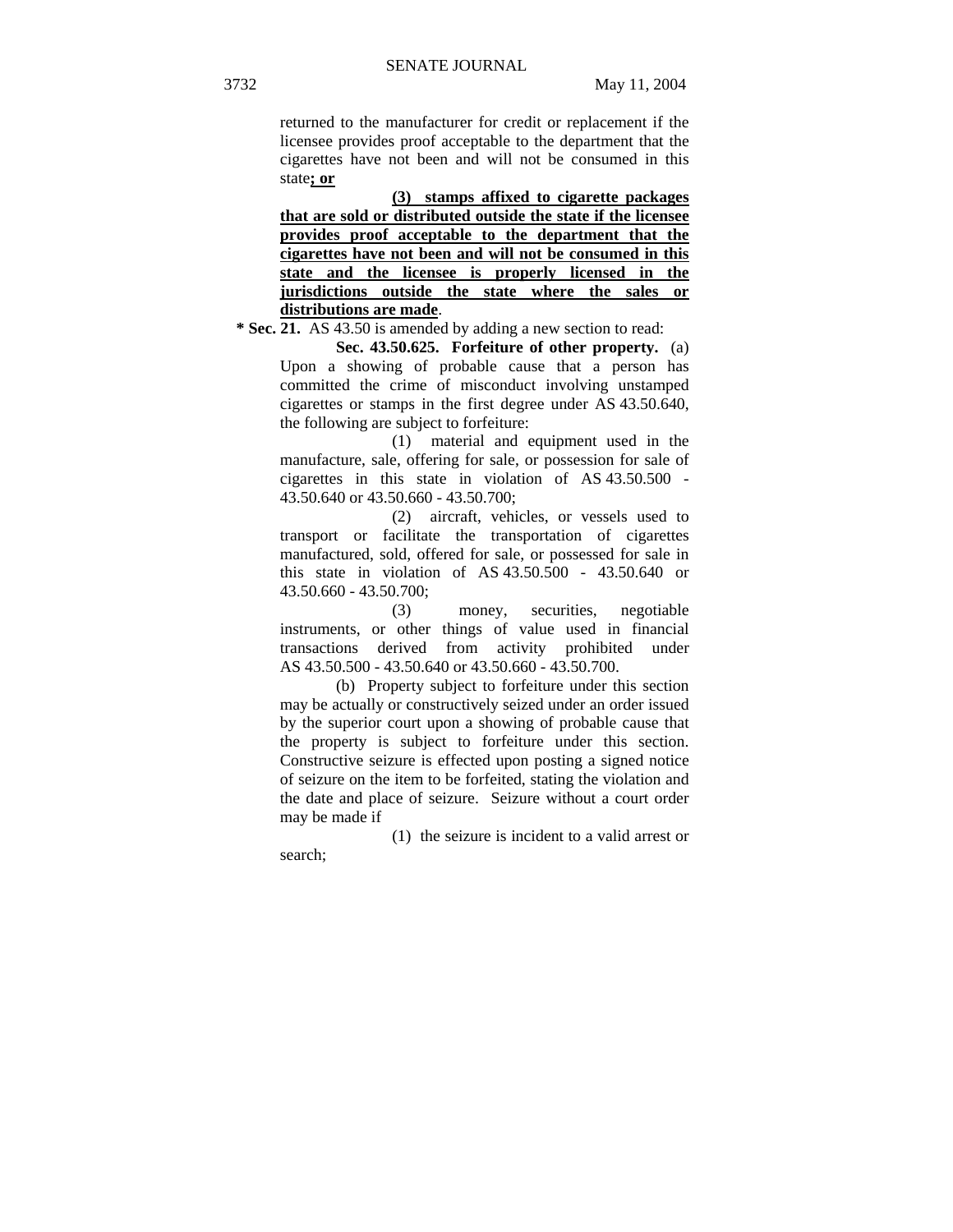returned to the manufacturer for credit or replacement if the licensee provides proof acceptable to the department that the cigarettes have not been and will not be consumed in this state**; or**

**(3) stamps affixed to cigarette packages that are sold or distributed outside the state if the licensee provides proof acceptable to the department that the cigarettes have not been and will not be consumed in this state and the licensee is properly licensed in the jurisdictions outside the state where the sales or distributions are made**.

**\* Sec. 21.** AS 43.50 is amended by adding a new section to read:

**Sec. 43.50.625. Forfeiture of other property.** (a) Upon a showing of probable cause that a person has committed the crime of misconduct involving unstamped cigarettes or stamps in the first degree under AS 43.50.640, the following are subject to forfeiture:

(1) material and equipment used in the manufacture, sale, offering for sale, or possession for sale of cigarettes in this state in violation of AS 43.50.500 - 43.50.640 or 43.50.660 - 43.50.700;

(2) aircraft, vehicles, or vessels used to transport or facilitate the transportation of cigarettes manufactured, sold, offered for sale, or possessed for sale in this state in violation of AS 43.50.500 - 43.50.640 or 43.50.660 - 43.50.700;

(3) money, securities, negotiable instruments, or other things of value used in financial transactions derived from activity prohibited under AS 43.50.500 - 43.50.640 or 43.50.660 - 43.50.700.

(b) Property subject to forfeiture under this section may be actually or constructively seized under an order issued by the superior court upon a showing of probable cause that the property is subject to forfeiture under this section. Constructive seizure is effected upon posting a signed notice of seizure on the item to be forfeited, stating the violation and the date and place of seizure. Seizure without a court order may be made if

(1) the seizure is incident to a valid arrest or search;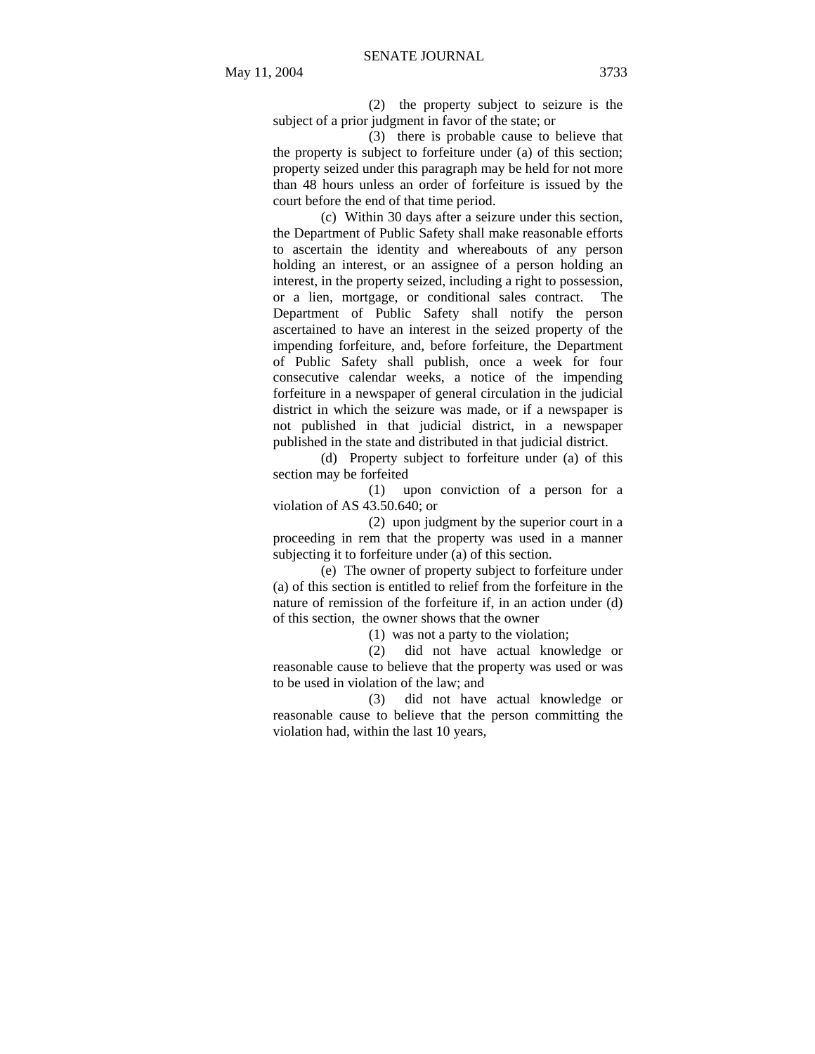(2) the property subject to seizure is the subject of a prior judgment in favor of the state; or

(3) there is probable cause to believe that the property is subject to forfeiture under (a) of this section; property seized under this paragraph may be held for not more than 48 hours unless an order of forfeiture is issued by the court before the end of that time period.

(c) Within 30 days after a seizure under this section, the Department of Public Safety shall make reasonable efforts to ascertain the identity and whereabouts of any person holding an interest, or an assignee of a person holding an interest, in the property seized, including a right to possession, or a lien, mortgage, or conditional sales contract. The Department of Public Safety shall notify the person ascertained to have an interest in the seized property of the impending forfeiture, and, before forfeiture, the Department of Public Safety shall publish, once a week for four consecutive calendar weeks, a notice of the impending forfeiture in a newspaper of general circulation in the judicial district in which the seizure was made, or if a newspaper is not published in that judicial district, in a newspaper published in the state and distributed in that judicial district.

(d) Property subject to forfeiture under (a) of this section may be forfeited

(1) upon conviction of a person for a violation of AS 43.50.640; or

(2) upon judgment by the superior court in a proceeding in rem that the property was used in a manner subjecting it to forfeiture under (a) of this section.

(e) The owner of property subject to forfeiture under (a) of this section is entitled to relief from the forfeiture in the nature of remission of the forfeiture if, in an action under (d) of this section, the owner shows that the owner

(1) was not a party to the violation;

(2) did not have actual knowledge or reasonable cause to believe that the property was used or was to be used in violation of the law; and

(3) did not have actual knowledge or reasonable cause to believe that the person committing the violation had, within the last 10 years,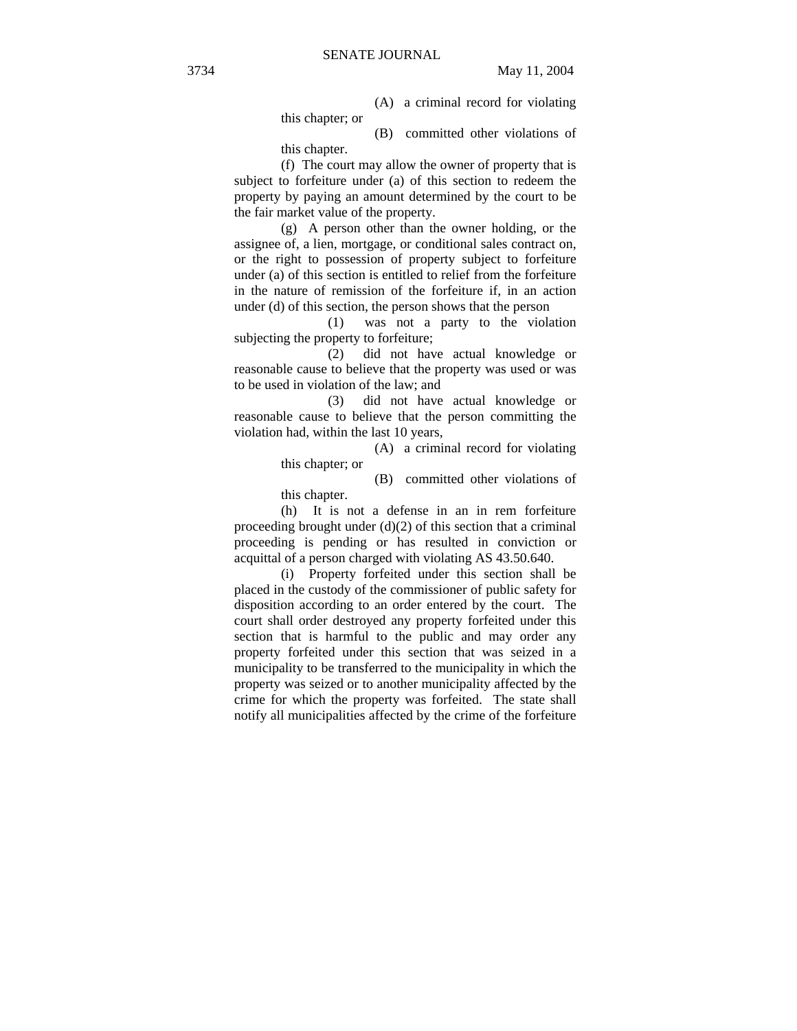(A) a criminal record for violating this chapter; or

(B) committed other violations of this chapter.

(f) The court may allow the owner of property that is subject to forfeiture under (a) of this section to redeem the property by paying an amount determined by the court to be the fair market value of the property.

(g) A person other than the owner holding, or the assignee of, a lien, mortgage, or conditional sales contract on, or the right to possession of property subject to forfeiture under (a) of this section is entitled to relief from the forfeiture in the nature of remission of the forfeiture if, in an action under (d) of this section, the person shows that the person

(1) was not a party to the violation subjecting the property to forfeiture;

(2) did not have actual knowledge or reasonable cause to believe that the property was used or was to be used in violation of the law; and

(3) did not have actual knowledge or reasonable cause to believe that the person committing the violation had, within the last 10 years,

(A) a criminal record for violating this chapter; or

(B) committed other violations of this chapter.

(h) It is not a defense in an in rem forfeiture proceeding brought under (d)(2) of this section that a criminal proceeding is pending or has resulted in conviction or acquittal of a person charged with violating AS 43.50.640.

(i) Property forfeited under this section shall be placed in the custody of the commissioner of public safety for disposition according to an order entered by the court. The court shall order destroyed any property forfeited under this section that is harmful to the public and may order any property forfeited under this section that was seized in a municipality to be transferred to the municipality in which the property was seized or to another municipality affected by the crime for which the property was forfeited. The state shall notify all municipalities affected by the crime of the forfeiture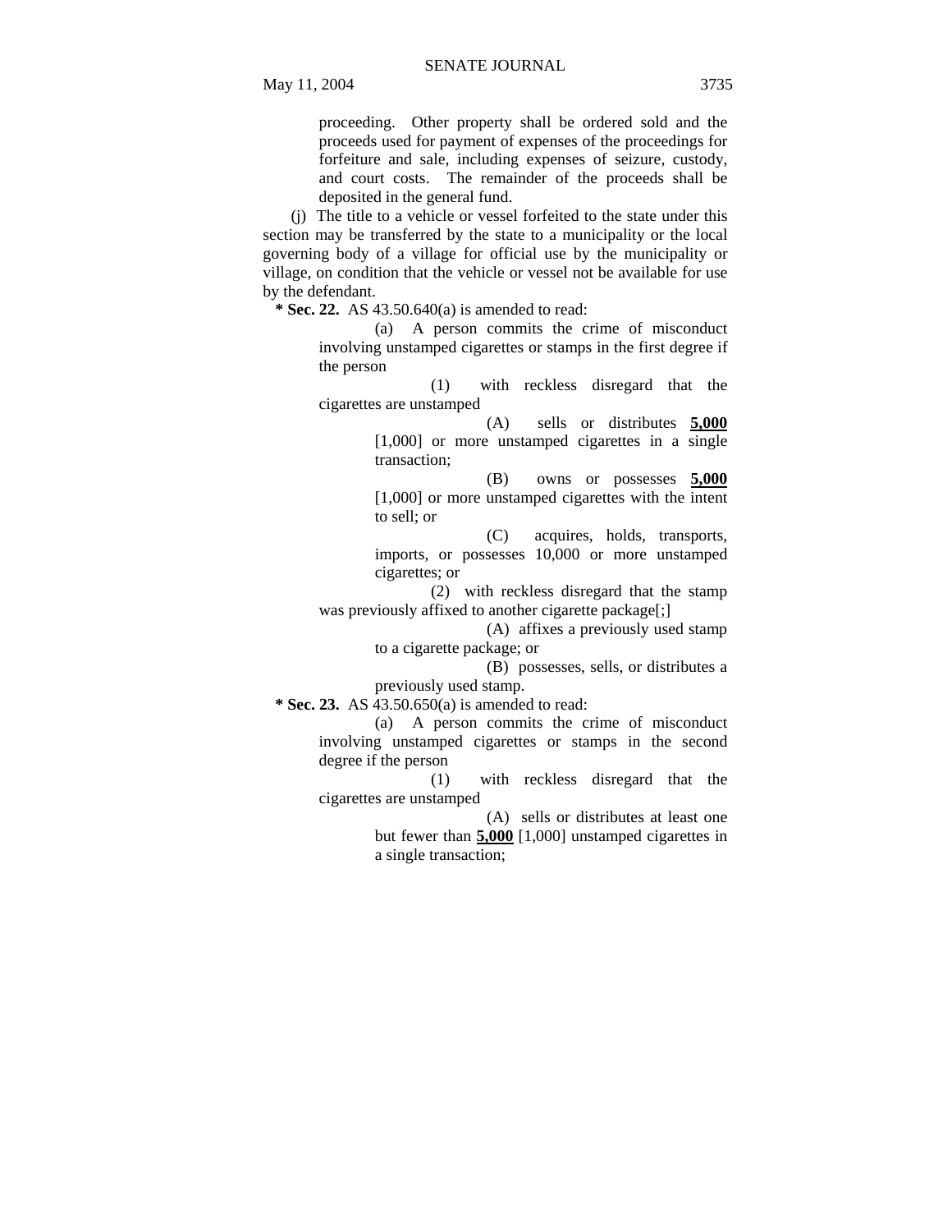proceeding. Other property shall be ordered sold and the proceeds used for payment of expenses of the proceedings for forfeiture and sale, including expenses of seizure, custody, and court costs. The remainder of the proceeds shall be deposited in the general fund.

(j) The title to a vehicle or vessel forfeited to the state under this section may be transferred by the state to a municipality or the local governing body of a village for official use by the municipality or village, on condition that the vehicle or vessel not be available for use by the defendant.

**\* Sec. 22.** AS 43.50.640(a) is amended to read:

(a) A person commits the crime of misconduct involving unstamped cigarettes or stamps in the first degree if the person

(1) with reckless disregard that the cigarettes are unstamped

(A) sells or distributes **5,000** [1,000] or more unstamped cigarettes in a single transaction;

(B) owns or possesses **5,000** [1,000] or more unstamped cigarettes with the intent to sell; or

(C) acquires, holds, transports, imports, or possesses 10,000 or more unstamped cigarettes; or

(2) with reckless disregard that the stamp was previously affixed to another cigarette package[;]

(A) affixes a previously used stamp to a cigarette package; or

(B) possesses, sells, or distributes a previously used stamp.

**\* Sec. 23.** AS 43.50.650(a) is amended to read:

(a) A person commits the crime of misconduct involving unstamped cigarettes or stamps in the second degree if the person

(1) with reckless disregard that the cigarettes are unstamped

(A) sells or distributes at least one but fewer than **5,000** [1,000] unstamped cigarettes in a single transaction;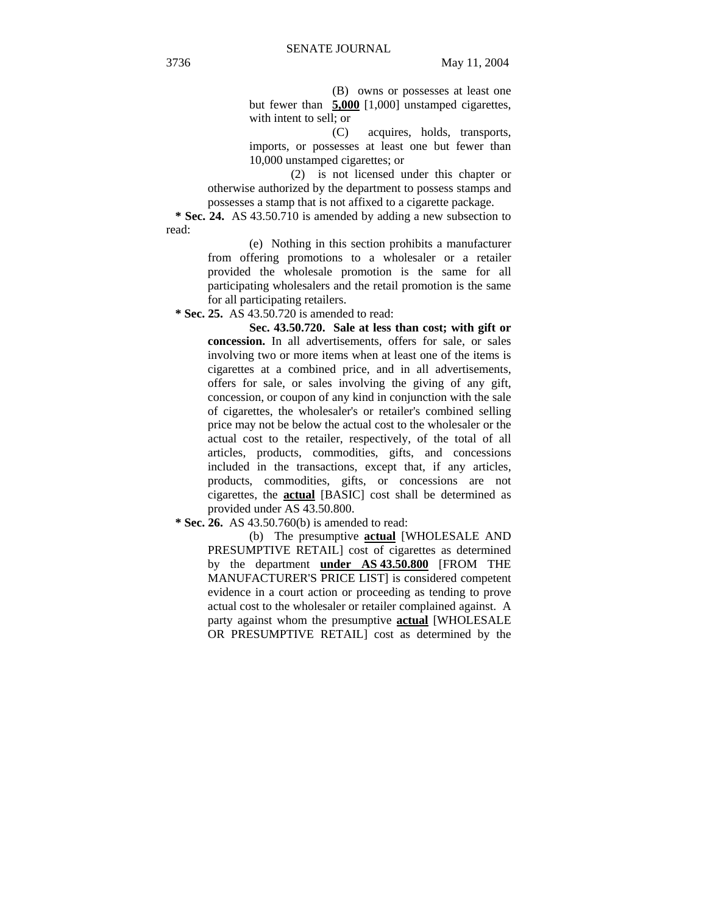(B) owns or possesses at least one but fewer than **5,000** [1,000] unstamped cigarettes, with intent to sell; or

(C) acquires, holds, transports, imports, or possesses at least one but fewer than 10,000 unstamped cigarettes; or

(2) is not licensed under this chapter or otherwise authorized by the department to possess stamps and possesses a stamp that is not affixed to a cigarette package.

**\* Sec. 24.** AS 43.50.710 is amended by adding a new subsection to read:

(e) Nothing in this section prohibits a manufacturer from offering promotions to a wholesaler or a retailer provided the wholesale promotion is the same for all participating wholesalers and the retail promotion is the same for all participating retailers.

**\* Sec. 25.** AS 43.50.720 is amended to read:

**Sec. 43.50.720. Sale at less than cost; with gift or concession.** In all advertisements, offers for sale, or sales involving two or more items when at least one of the items is cigarettes at a combined price, and in all advertisements, offers for sale, or sales involving the giving of any gift, concession, or coupon of any kind in conjunction with the sale of cigarettes, the wholesaler's or retailer's combined selling price may not be below the actual cost to the wholesaler or the actual cost to the retailer, respectively, of the total of all articles, products, commodities, gifts, and concessions included in the transactions, except that, if any articles, products, commodities, gifts, or concessions are not cigarettes, the **actual** [BASIC] cost shall be determined as provided under AS 43.50.800.

**\* Sec. 26.** AS 43.50.760(b) is amended to read:

(b) The presumptive **actual** [WHOLESALE AND PRESUMPTIVE RETAIL] cost of cigarettes as determined by the department **under AS 43.50.800** [FROM THE MANUFACTURER'S PRICE LIST] is considered competent evidence in a court action or proceeding as tending to prove actual cost to the wholesaler or retailer complained against. A party against whom the presumptive **actual** [WHOLESALE OR PRESUMPTIVE RETAIL] cost as determined by the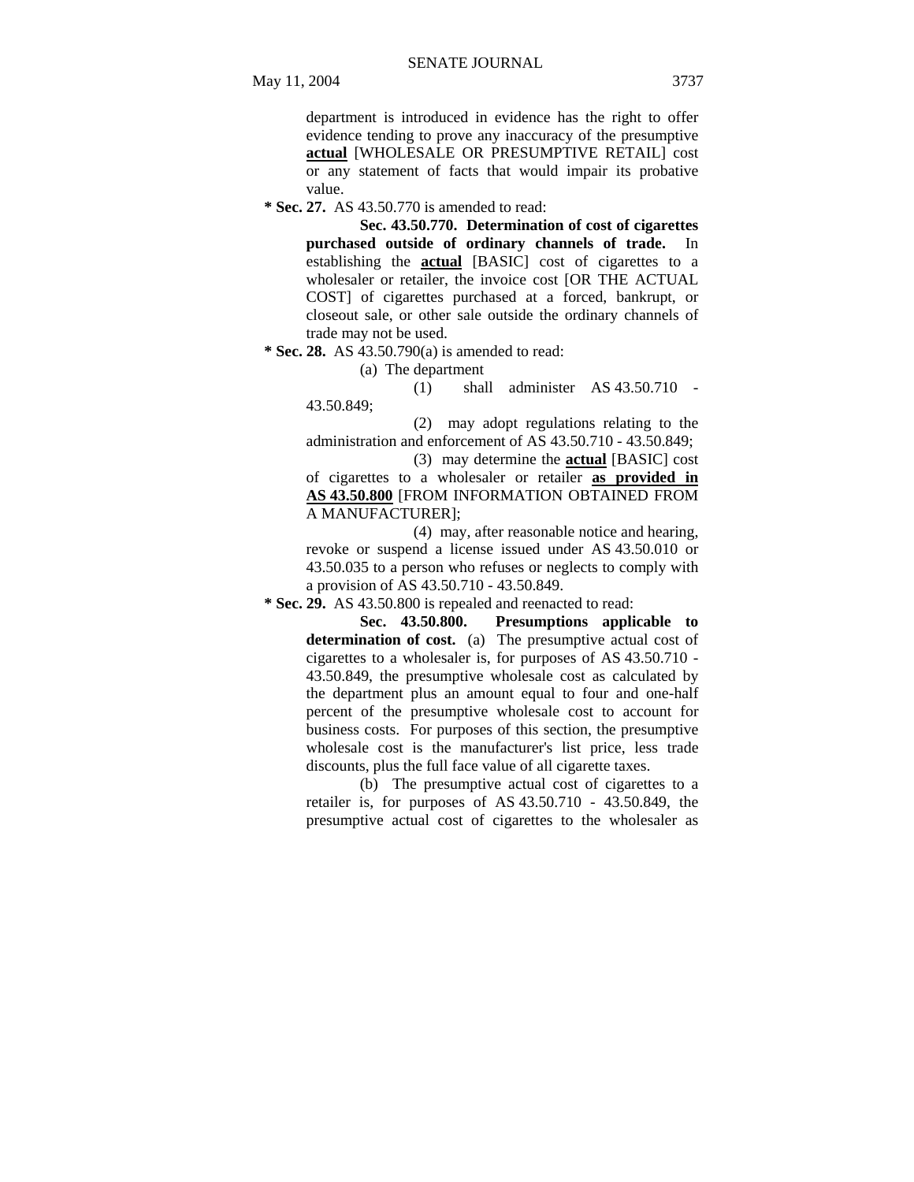department is introduced in evidence has the right to offer evidence tending to prove any inaccuracy of the presumptive **actual** [WHOLESALE OR PRESUMPTIVE RETAIL] cost or any statement of facts that would impair its probative value.

**\* Sec. 27.** AS 43.50.770 is amended to read:

**Sec. 43.50.770. Determination of cost of cigarettes purchased outside of ordinary channels of trade.** In establishing the **actual** [BASIC] cost of cigarettes to a wholesaler or retailer, the invoice cost [OR THE ACTUAL COST] of cigarettes purchased at a forced, bankrupt, or closeout sale, or other sale outside the ordinary channels of trade may not be used.

**\* Sec. 28.** AS 43.50.790(a) is amended to read:

(a) The department

(1) shall administer AS 43.50.710 - 43.50.849;

(2) may adopt regulations relating to the administration and enforcement of AS 43.50.710 - 43.50.849;

(3) may determine the **actual** [BASIC] cost of cigarettes to a wholesaler or retailer **as provided in AS 43.50.800** [FROM INFORMATION OBTAINED FROM A MANUFACTURER];

(4) may, after reasonable notice and hearing, revoke or suspend a license issued under AS 43.50.010 or 43.50.035 to a person who refuses or neglects to comply with a provision of AS 43.50.710 - 43.50.849.

**\* Sec. 29.** AS 43.50.800 is repealed and reenacted to read:

**Sec. 43.50.800. Presumptions applicable to determination of cost.** (a) The presumptive actual cost of cigarettes to a wholesaler is, for purposes of AS 43.50.710 - 43.50.849, the presumptive wholesale cost as calculated by the department plus an amount equal to four and one-half percent of the presumptive wholesale cost to account for business costs. For purposes of this section, the presumptive wholesale cost is the manufacturer's list price, less trade discounts, plus the full face value of all cigarette taxes.

(b) The presumptive actual cost of cigarettes to a retailer is, for purposes of AS 43.50.710 - 43.50.849, the presumptive actual cost of cigarettes to the wholesaler as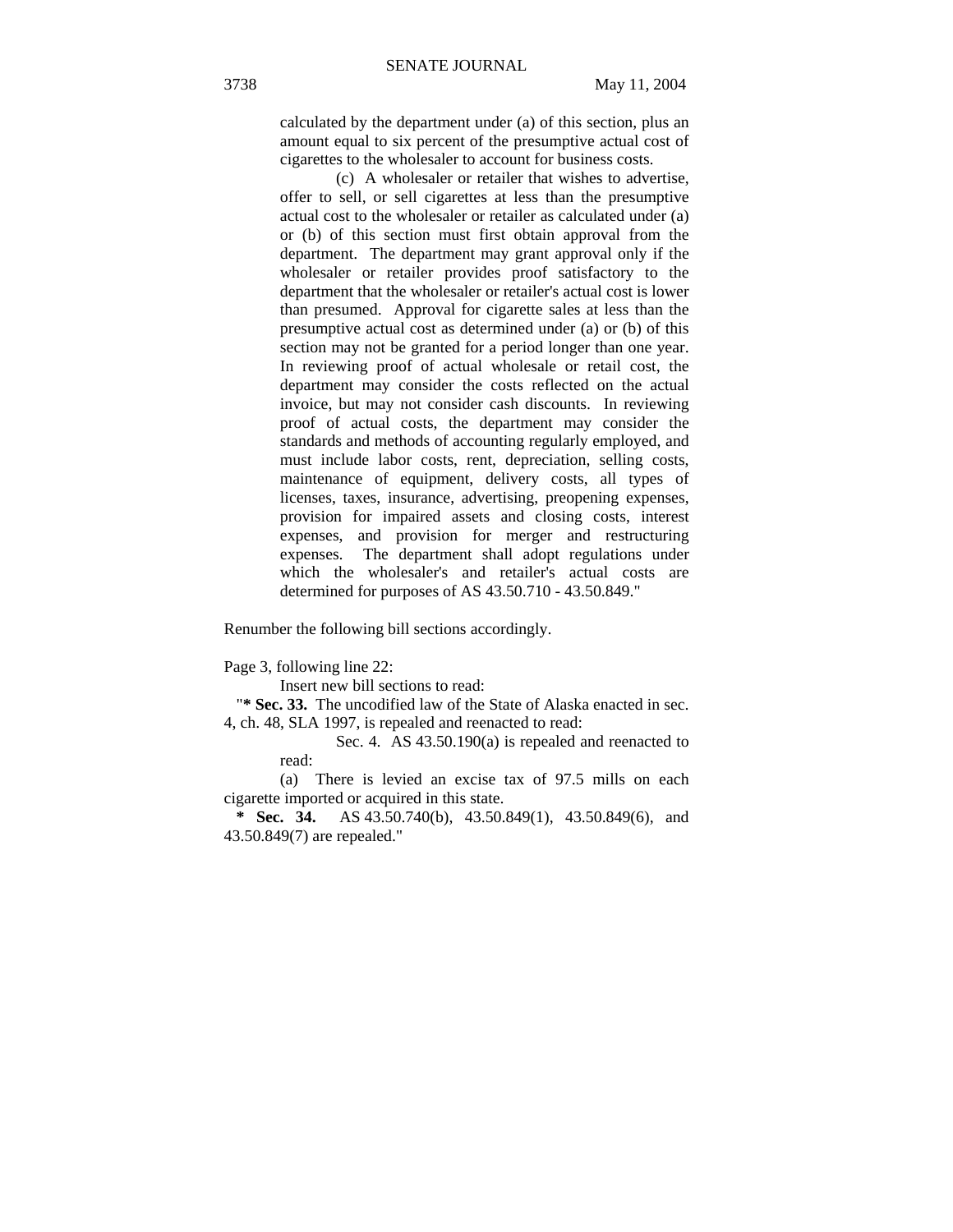calculated by the department under (a) of this section, plus an amount equal to six percent of the presumptive actual cost of cigarettes to the wholesaler to account for business costs.

(c) A wholesaler or retailer that wishes to advertise, offer to sell, or sell cigarettes at less than the presumptive actual cost to the wholesaler or retailer as calculated under (a) or (b) of this section must first obtain approval from the department. The department may grant approval only if the wholesaler or retailer provides proof satisfactory to the department that the wholesaler or retailer's actual cost is lower than presumed. Approval for cigarette sales at less than the presumptive actual cost as determined under (a) or (b) of this section may not be granted for a period longer than one year. In reviewing proof of actual wholesale or retail cost, the department may consider the costs reflected on the actual invoice, but may not consider cash discounts. In reviewing proof of actual costs, the department may consider the standards and methods of accounting regularly employed, and must include labor costs, rent, depreciation, selling costs, maintenance of equipment, delivery costs, all types of licenses, taxes, insurance, advertising, preopening expenses, provision for impaired assets and closing costs, interest expenses, and provision for merger and restructuring expenses. The department shall adopt regulations under which the wholesaler's and retailer's actual costs are determined for purposes of AS 43.50.710 - 43.50.849."

Renumber the following bill sections accordingly.

Page 3, following line 22:

Insert new bill sections to read:

"**\* Sec. 33.** The uncodified law of the State of Alaska enacted in sec. 4, ch. 48, SLA 1997, is repealed and reenacted to read:

Sec. 4. AS 43.50.190(a) is repealed and reenacted to read:

(a) There is levied an excise tax of 97.5 mills on each cigarette imported or acquired in this state.

**\* Sec. 34.** AS 43.50.740(b), 43.50.849(1), 43.50.849(6), and 43.50.849(7) are repealed."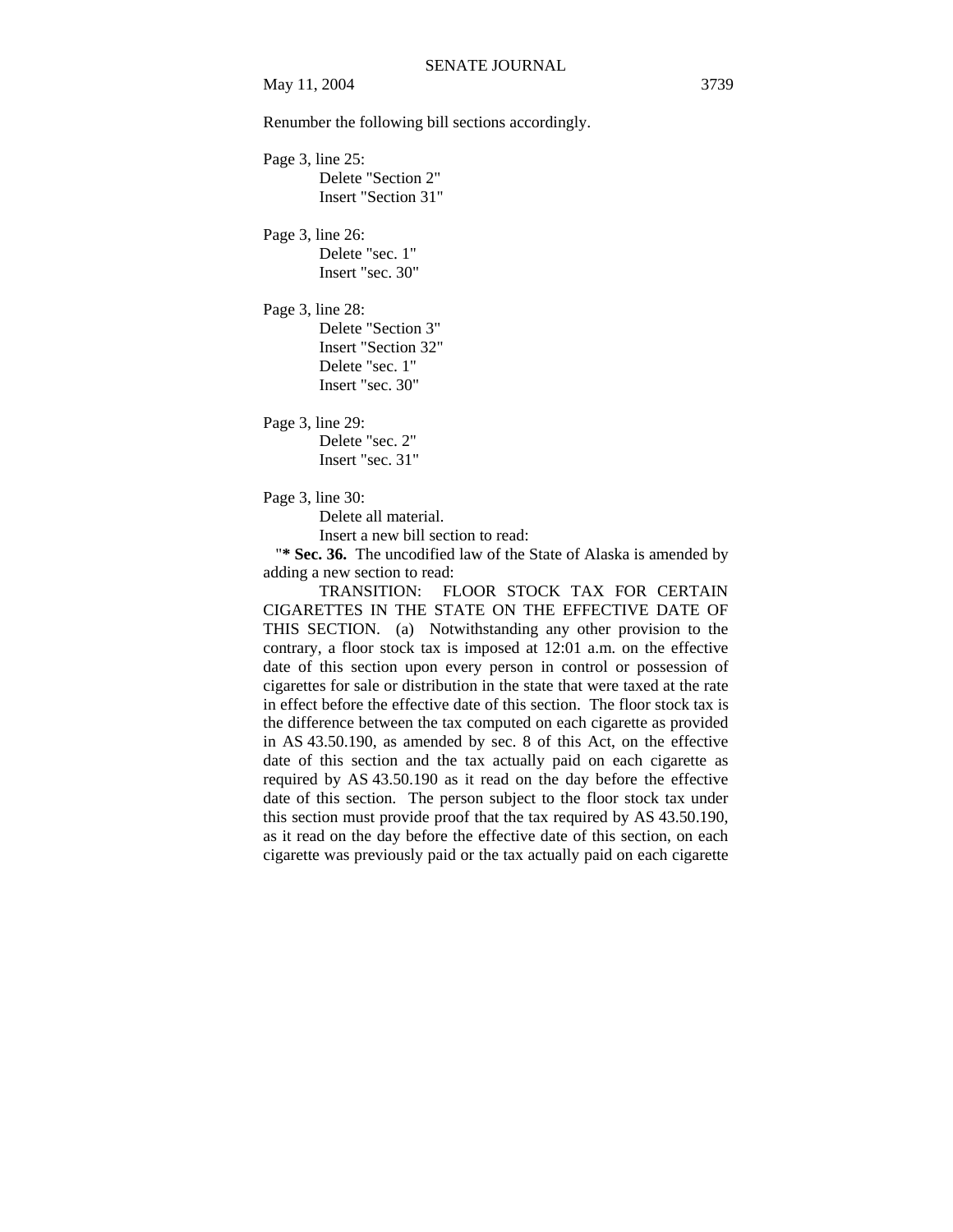Renumber the following bill sections accordingly.

Page 3, line 25:

Delete "Section 2"
Insert "Section 31"

Page 3, line 26:

Delete "sec. 1"
Insert "sec. 30"

Page 3, line 28:

Delete "Section 3"
Insert "Section 32"
Delete "sec. 1"
Insert "sec. 30"

Page 3, line 29:

Delete "sec. 2"
Insert "sec. 31"

Page 3, line 30:

Delete all material.
Insert a new bill section to read:

"**\* Sec. 36.** The uncodified law of the State of Alaska is amended by adding a new section to read:

TRANSITION: FLOOR STOCK TAX FOR CERTAIN CIGARETTES IN THE STATE ON THE EFFECTIVE DATE OF THIS SECTION. (a) Notwithstanding any other provision to the contrary, a floor stock tax is imposed at 12:01 a.m. on the effective date of this section upon every person in control or possession of cigarettes for sale or distribution in the state that were taxed at the rate in effect before the effective date of this section. The floor stock tax is the difference between the tax computed on each cigarette as provided in AS 43.50.190, as amended by sec. 8 of this Act, on the effective date of this section and the tax actually paid on each cigarette as required by AS 43.50.190 as it read on the day before the effective date of this section. The person subject to the floor stock tax under this section must provide proof that the tax required by AS 43.50.190, as it read on the day before the effective date of this section, on each cigarette was previously paid or the tax actually paid on each cigarette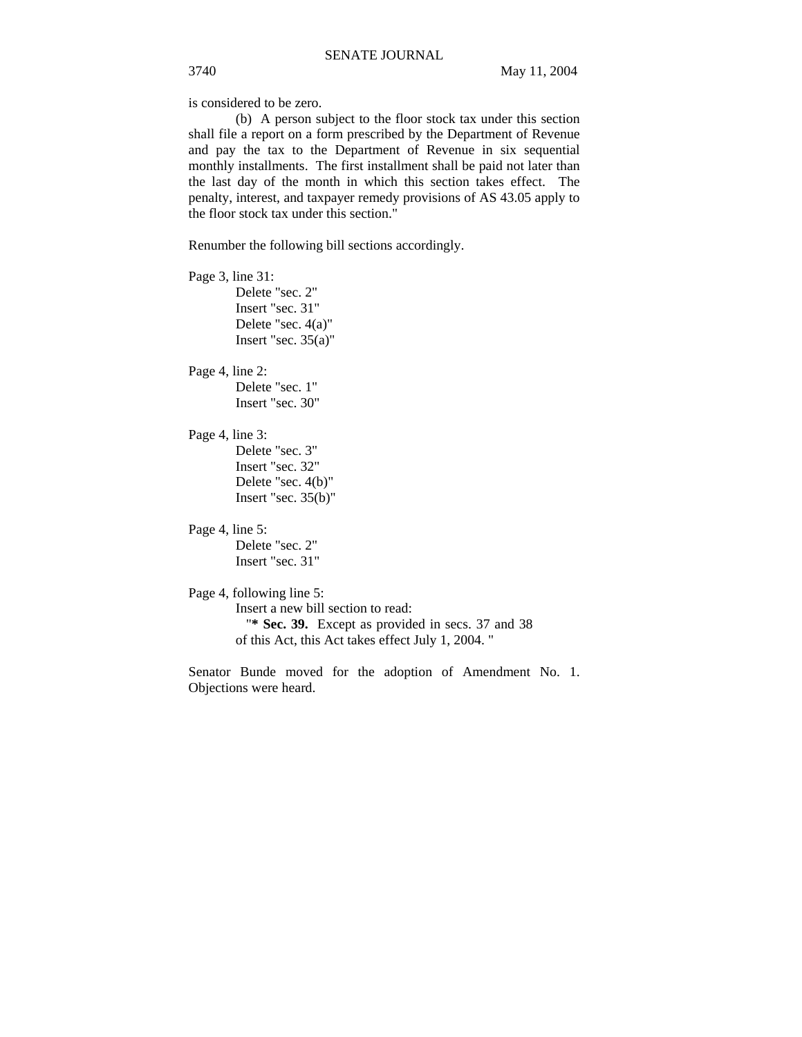is considered to be zero.

(b) A person subject to the floor stock tax under this section shall file a report on a form prescribed by the Department of Revenue and pay the tax to the Department of Revenue in six sequential monthly installments. The first installment shall be paid not later than the last day of the month in which this section takes effect. The penalty, interest, and taxpayer remedy provisions of AS 43.05 apply to the floor stock tax under this section."

Renumber the following bill sections accordingly.

Page 3, line 31:
Delete "sec. 2"
Insert "sec. 31"
Delete "sec. 4(a)"
Insert "sec. 35(a)"

Page 4, line 2:
Delete "sec. 1"
Insert "sec. 30"

Page 4, line 3:
Delete "sec. 3"
Insert "sec. 32"
Delete "sec. 4(b)"
Insert "sec. 35(b)"

Page 4, line 5:
Delete "sec. 2"
Insert "sec. 31"

Page 4, following line 5:
Insert a new bill section to read:
"**\* Sec. 39.** Except as provided in secs. 37 and 38 of this Act, this Act takes effect July 1, 2004. "

Senator Bunde moved for the adoption of Amendment No. 1. Objections were heard.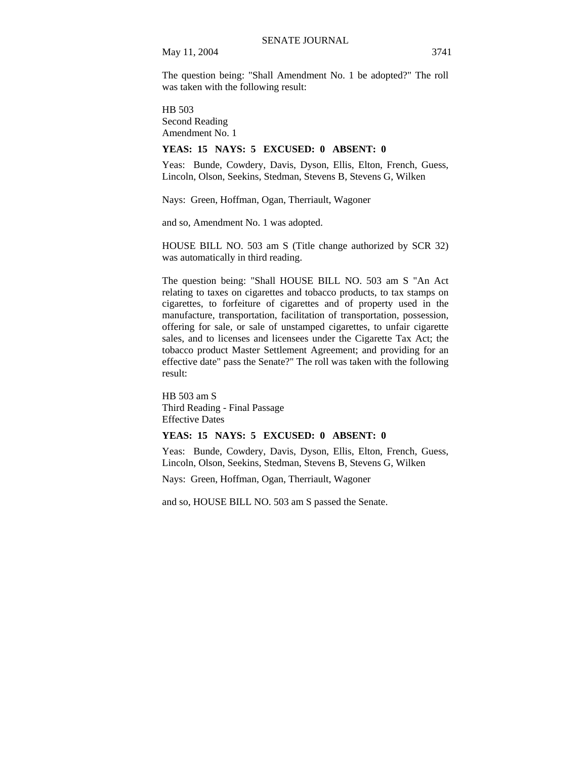The question being: "Shall Amendment No. 1 be adopted?" The roll was taken with the following result:

HB 503
Second Reading
Amendment No. 1

**YEAS: 15 NAYS: 5 EXCUSED: 0 ABSENT: 0**

Yeas: Bunde, Cowdery, Davis, Dyson, Ellis, Elton, French, Guess, Lincoln, Olson, Seekins, Stedman, Stevens B, Stevens G, Wilken

Nays: Green, Hoffman, Ogan, Therriault, Wagoner

and so, Amendment No. 1 was adopted.

HOUSE BILL NO. 503 am S (Title change authorized by SCR 32) was automatically in third reading.

The question being: "Shall HOUSE BILL NO. 503 am S "An Act relating to taxes on cigarettes and tobacco products, to tax stamps on cigarettes, to forfeiture of cigarettes and of property used in the manufacture, transportation, facilitation of transportation, possession, offering for sale, or sale of unstamped cigarettes, to unfair cigarette sales, and to licenses and licensees under the Cigarette Tax Act; the tobacco product Master Settlement Agreement; and providing for an effective date" pass the Senate?" The roll was taken with the following result:

HB 503 am S
Third Reading - Final Passage
Effective Dates

**YEAS: 15 NAYS: 5 EXCUSED: 0 ABSENT: 0**

Yeas: Bunde, Cowdery, Davis, Dyson, Ellis, Elton, French, Guess, Lincoln, Olson, Seekins, Stedman, Stevens B, Stevens G, Wilken

Nays: Green, Hoffman, Ogan, Therriault, Wagoner

and so, HOUSE BILL NO. 503 am S passed the Senate.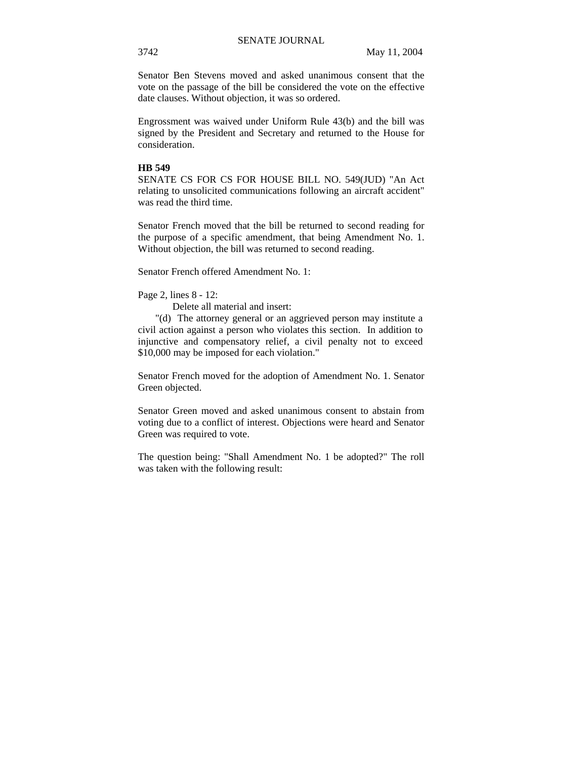Senator Ben Stevens moved and asked unanimous consent that the vote on the passage of the bill be considered the vote on the effective date clauses. Without objection, it was so ordered.

Engrossment was waived under Uniform Rule 43(b) and the bill was signed by the President and Secretary and returned to the House for consideration.

**HB 549**

SENATE CS FOR CS FOR HOUSE BILL NO. 549(JUD) "An Act relating to unsolicited communications following an aircraft accident" was read the third time.

Senator French moved that the bill be returned to second reading for the purpose of a specific amendment, that being Amendment No. 1. Without objection, the bill was returned to second reading.

Senator French offered Amendment No. 1:

Page 2, lines 8 - 12:
Delete all material and insert:
"(d) The attorney general or an aggrieved person may institute a civil action against a person who violates this section. In addition to injunctive and compensatory relief, a civil penalty not to exceed $10,000 may be imposed for each violation."

Senator French moved for the adoption of Amendment No. 1. Senator Green objected.

Senator Green moved and asked unanimous consent to abstain from voting due to a conflict of interest. Objections were heard and Senator Green was required to vote.

The question being: "Shall Amendment No. 1 be adopted?" The roll was taken with the following result: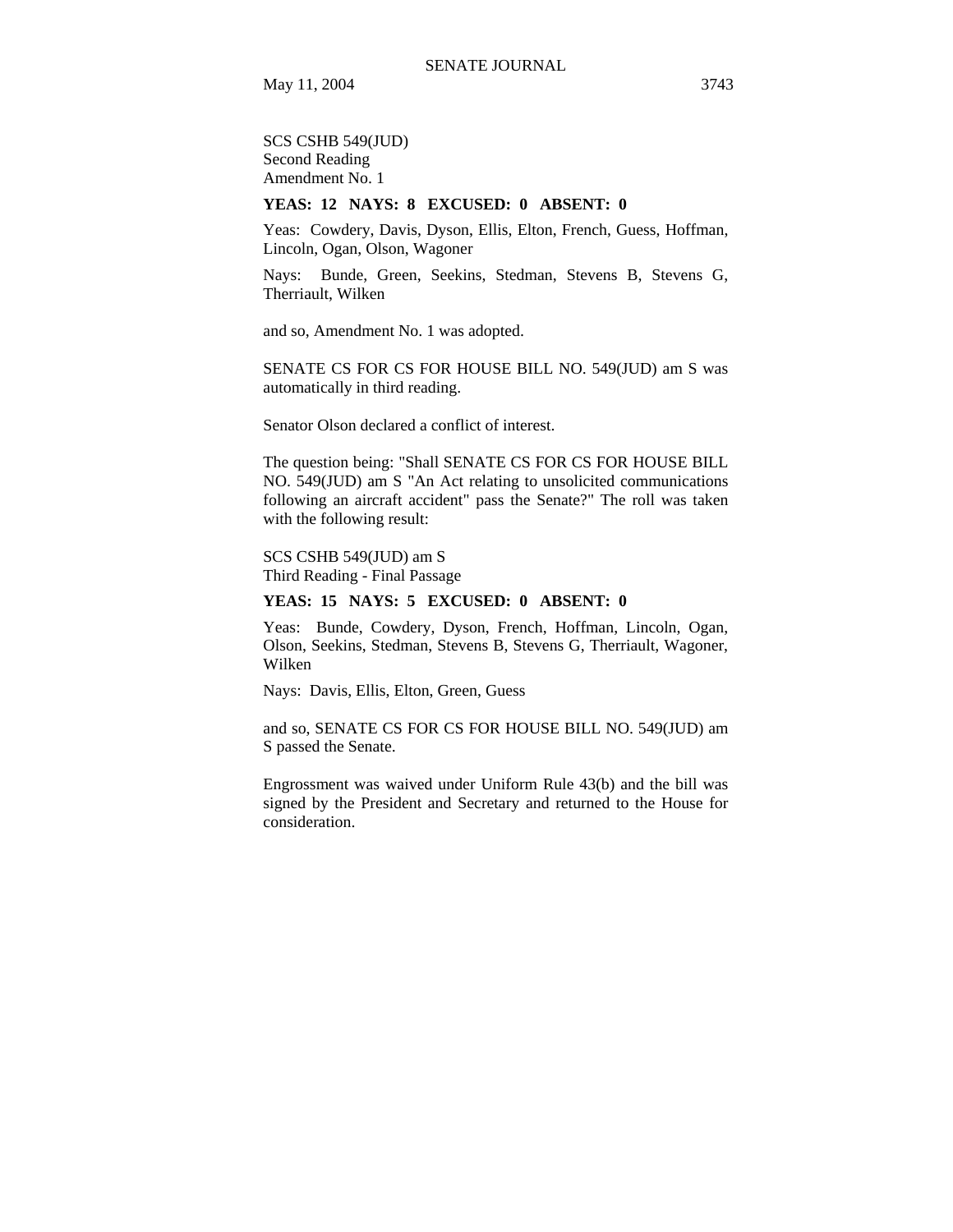SCS CSHB 549(JUD)
Second Reading
Amendment No. 1

**YEAS: 12 NAYS: 8 EXCUSED: 0 ABSENT: 0**

Yeas: Cowdery, Davis, Dyson, Ellis, Elton, French, Guess, Hoffman, Lincoln, Ogan, Olson, Wagoner

Nays: Bunde, Green, Seekins, Stedman, Stevens B, Stevens G, Therriault, Wilken

and so, Amendment No. 1 was adopted.

SENATE CS FOR CS FOR HOUSE BILL NO. 549(JUD) am S was automatically in third reading.

Senator Olson declared a conflict of interest.

The question being: "Shall SENATE CS FOR CS FOR HOUSE BILL NO. 549(JUD) am S "An Act relating to unsolicited communications following an aircraft accident" pass the Senate?" The roll was taken with the following result:

SCS CSHB 549(JUD) am S
Third Reading - Final Passage

**YEAS: 15 NAYS: 5 EXCUSED: 0 ABSENT: 0**

Yeas: Bunde, Cowdery, Dyson, French, Hoffman, Lincoln, Ogan, Olson, Seekins, Stedman, Stevens B, Stevens G, Therriault, Wagoner, Wilken

Nays: Davis, Ellis, Elton, Green, Guess

and so, SENATE CS FOR CS FOR HOUSE BILL NO. 549(JUD) am S passed the Senate.

Engrossment was waived under Uniform Rule 43(b) and the bill was signed by the President and Secretary and returned to the House for consideration.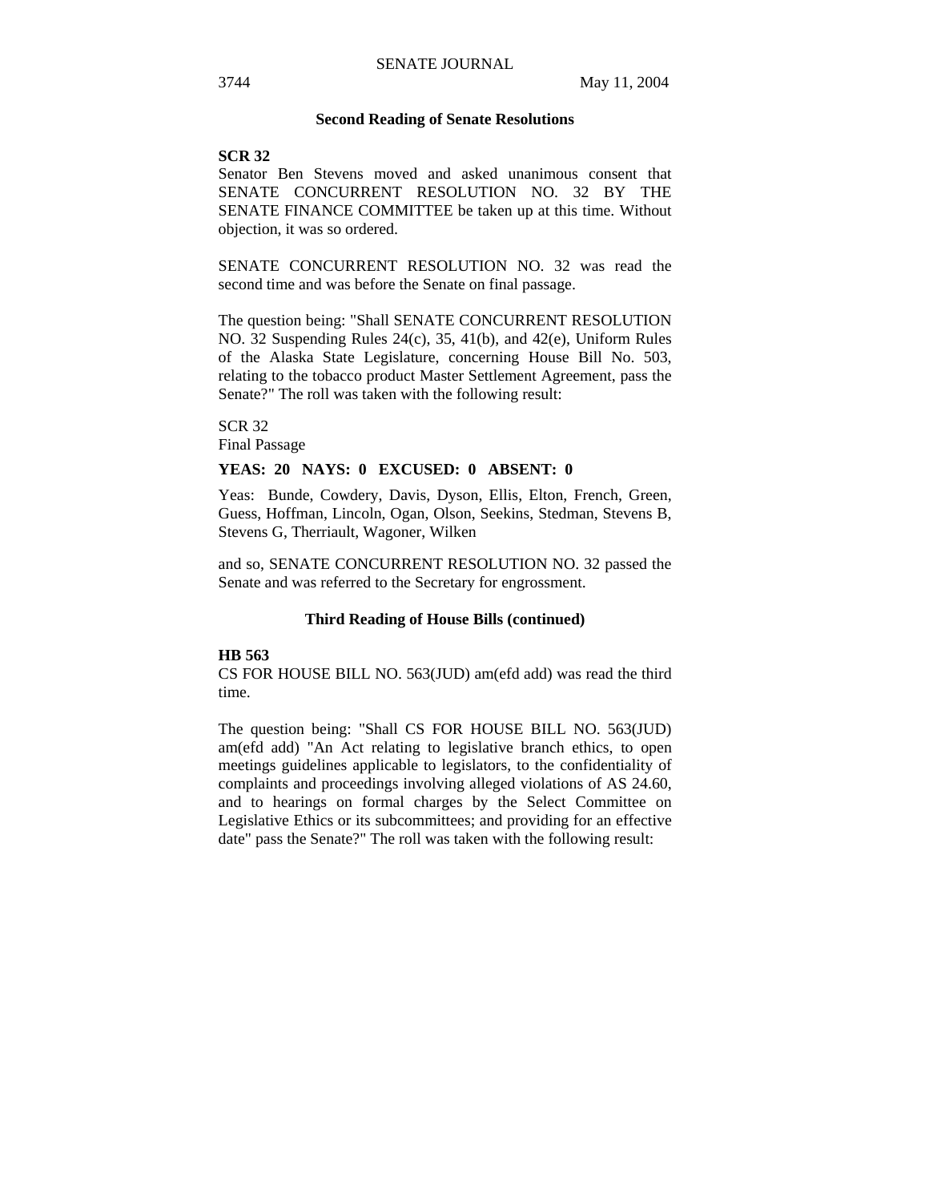### Second Reading of Senate Resolutions

**SCR 32**
Senator Ben Stevens moved and asked unanimous consent that SENATE CONCURRENT RESOLUTION NO. 32 BY THE SENATE FINANCE COMMITTEE be taken up at this time. Without objection, it was so ordered.

SENATE CONCURRENT RESOLUTION NO. 32 was read the second time and was before the Senate on final passage.

The question being: "Shall SENATE CONCURRENT RESOLUTION NO. 32 Suspending Rules 24(c), 35, 41(b), and 42(e), Uniform Rules of the Alaska State Legislature, concerning House Bill No. 503, relating to the tobacco product Master Settlement Agreement, pass the Senate?" The roll was taken with the following result:

SCR 32
Final Passage

**YEAS: 20 NAYS: 0 EXCUSED: 0 ABSENT: 0**

Yeas: Bunde, Cowdery, Davis, Dyson, Ellis, Elton, French, Green, Guess, Hoffman, Lincoln, Ogan, Olson, Seekins, Stedman, Stevens B, Stevens G, Therriault, Wagoner, Wilken

and so, SENATE CONCURRENT RESOLUTION NO. 32 passed the Senate and was referred to the Secretary for engrossment.

### Third Reading of House Bills (continued)

**HB 563**
CS FOR HOUSE BILL NO. 563(JUD) am(efd add) was read the third time.

The question being: "Shall CS FOR HOUSE BILL NO. 563(JUD) am(efd add) "An Act relating to legislative branch ethics, to open meetings guidelines applicable to legislators, to the confidentiality of complaints and proceedings involving alleged violations of AS 24.60, and to hearings on formal charges by the Select Committee on Legislative Ethics or its subcommittees; and providing for an effective date" pass the Senate?" The roll was taken with the following result: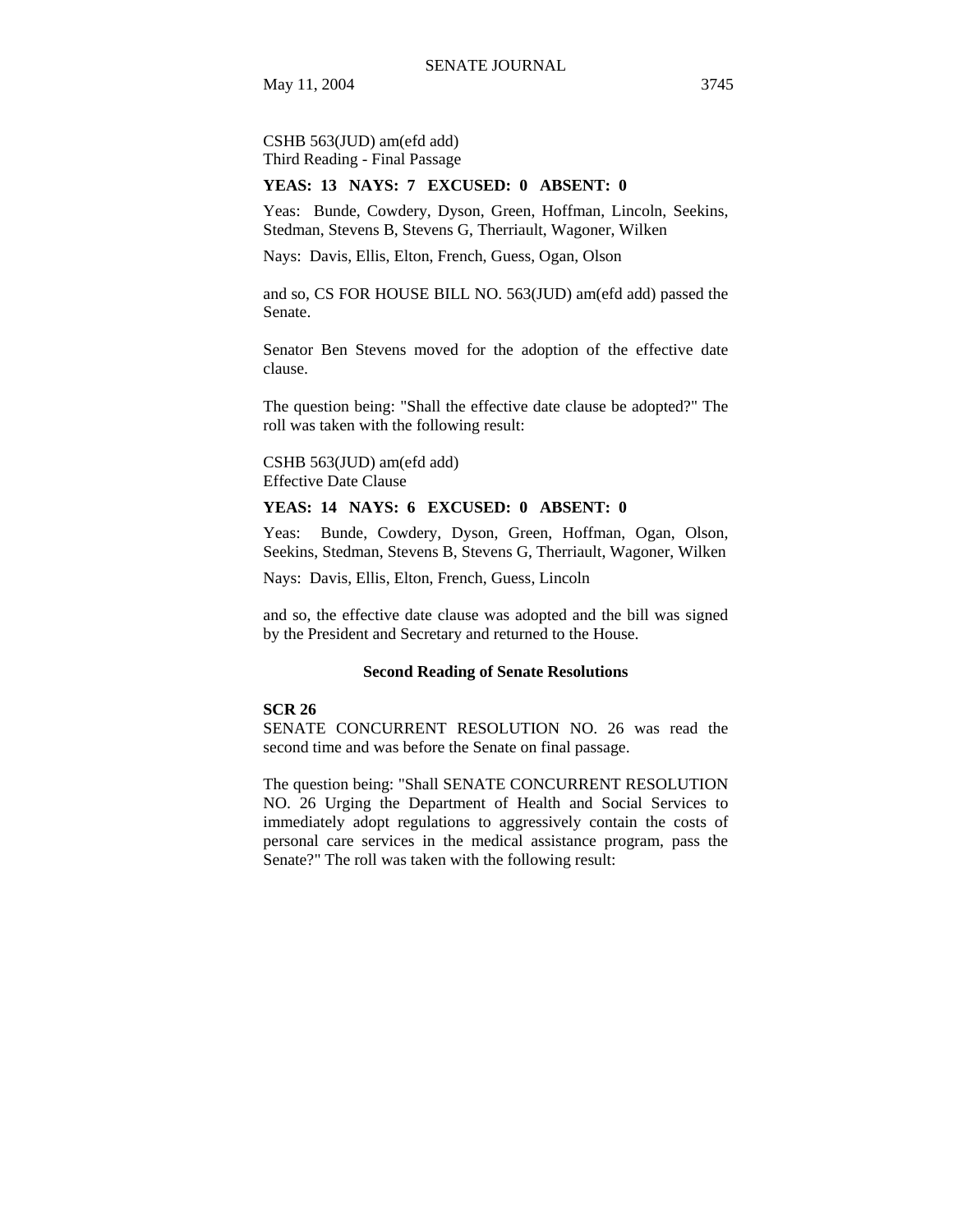CSHB 563(JUD) am(efd add)
Third Reading - Final Passage

**YEAS: 13 NAYS: 7 EXCUSED: 0 ABSENT: 0**

Yeas: Bunde, Cowdery, Dyson, Green, Hoffman, Lincoln, Seekins, Stedman, Stevens B, Stevens G, Therriault, Wagoner, Wilken

Nays: Davis, Ellis, Elton, French, Guess, Ogan, Olson

and so, CS FOR HOUSE BILL NO. 563(JUD) am(efd add) passed the Senate.

Senator Ben Stevens moved for the adoption of the effective date clause.

The question being: "Shall the effective date clause be adopted?" The roll was taken with the following result:

CSHB 563(JUD) am(efd add)
Effective Date Clause

**YEAS: 14 NAYS: 6 EXCUSED: 0 ABSENT: 0**

Yeas: Bunde, Cowdery, Dyson, Green, Hoffman, Ogan, Olson, Seekins, Stedman, Stevens B, Stevens G, Therriault, Wagoner, Wilken

Nays: Davis, Ellis, Elton, French, Guess, Lincoln

and so, the effective date clause was adopted and the bill was signed by the President and Secretary and returned to the House.

### Second Reading of Senate Resolutions

**SCR 26**
SENATE CONCURRENT RESOLUTION NO. 26 was read the second time and was before the Senate on final passage.

The question being: "Shall SENATE CONCURRENT RESOLUTION NO. 26 Urging the Department of Health and Social Services to immediately adopt regulations to aggressively contain the costs of personal care services in the medical assistance program, pass the Senate?" The roll was taken with the following result: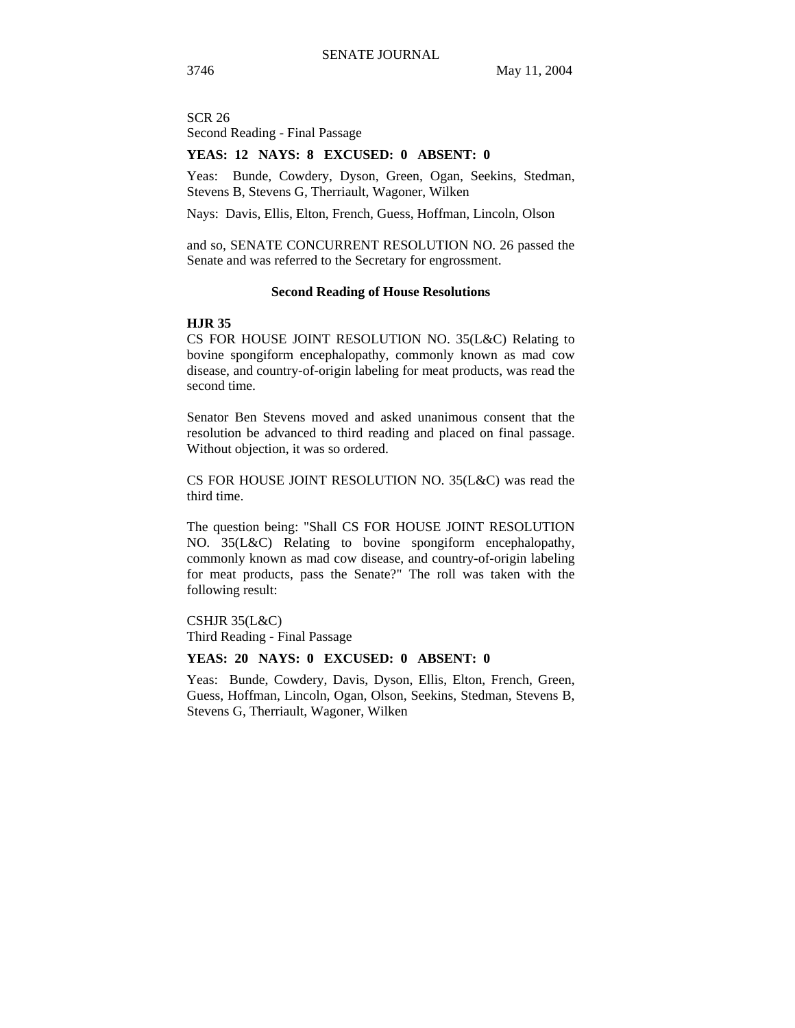SCR 26
Second Reading - Final Passage

**YEAS: 12 NAYS: 8 EXCUSED: 0 ABSENT: 0**

Yeas: Bunde, Cowdery, Dyson, Green, Ogan, Seekins, Stedman, Stevens B, Stevens G, Therriault, Wagoner, Wilken

Nays: Davis, Ellis, Elton, French, Guess, Hoffman, Lincoln, Olson

and so, SENATE CONCURRENT RESOLUTION NO. 26 passed the Senate and was referred to the Secretary for engrossment.

### Second Reading of House Resolutions

**HJR 35**
CS FOR HOUSE JOINT RESOLUTION NO. 35(L&C) Relating to bovine spongiform encephalopathy, commonly known as mad cow disease, and country-of-origin labeling for meat products, was read the second time.

Senator Ben Stevens moved and asked unanimous consent that the resolution be advanced to third reading and placed on final passage. Without objection, it was so ordered.

CS FOR HOUSE JOINT RESOLUTION NO. 35(L&C) was read the third time.

The question being: "Shall CS FOR HOUSE JOINT RESOLUTION NO. 35(L&C) Relating to bovine spongiform encephalopathy, commonly known as mad cow disease, and country-of-origin labeling for meat products, pass the Senate?" The roll was taken with the following result:

CSHJR 35(L&C)
Third Reading - Final Passage

**YEAS: 20 NAYS: 0 EXCUSED: 0 ABSENT: 0**

Yeas: Bunde, Cowdery, Davis, Dyson, Ellis, Elton, French, Green, Guess, Hoffman, Lincoln, Ogan, Olson, Seekins, Stedman, Stevens B, Stevens G, Therriault, Wagoner, Wilken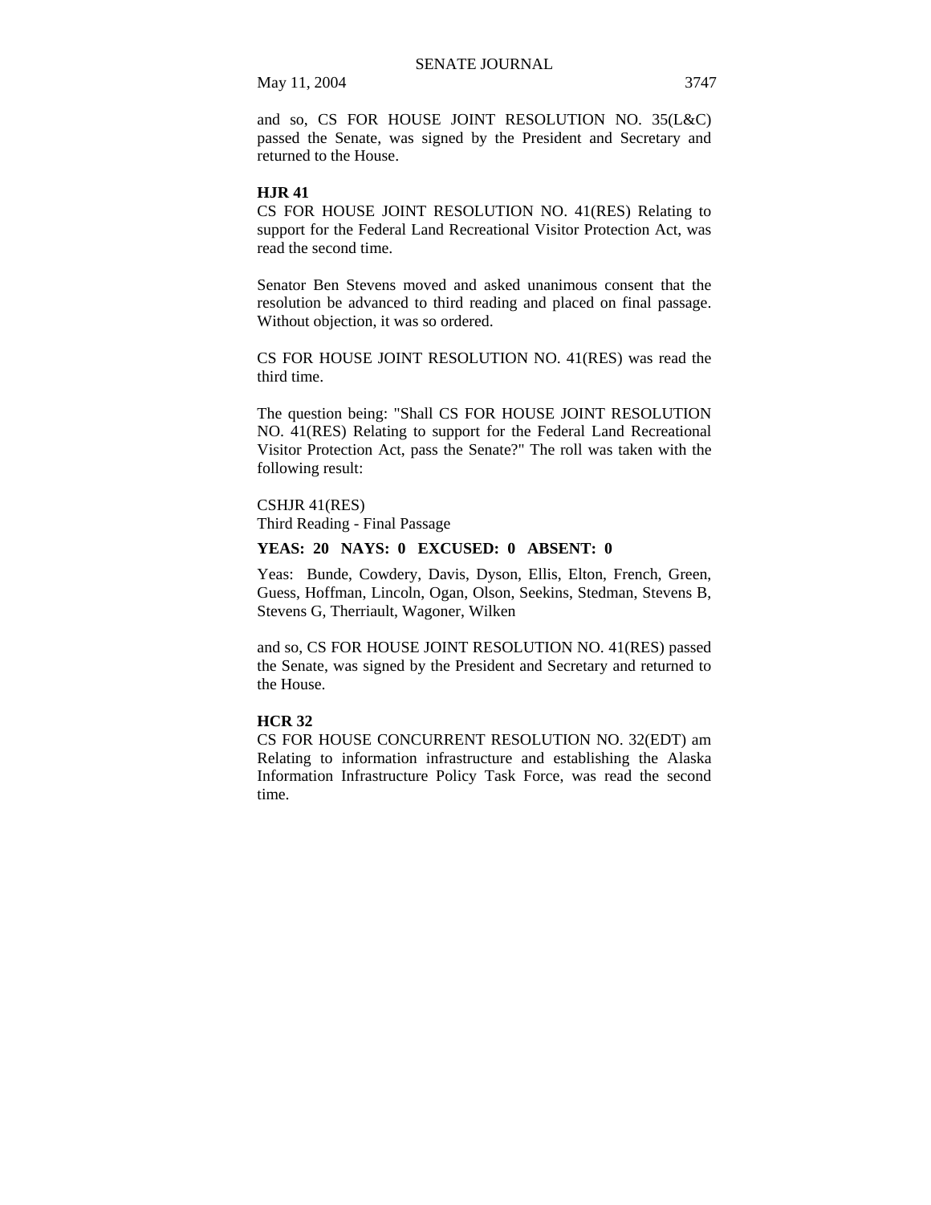and so, CS FOR HOUSE JOINT RESOLUTION NO. 35(L&C) passed the Senate, was signed by the President and Secretary and returned to the House.

**HJR 41**

CS FOR HOUSE JOINT RESOLUTION NO. 41(RES) Relating to support for the Federal Land Recreational Visitor Protection Act, was read the second time.

Senator Ben Stevens moved and asked unanimous consent that the resolution be advanced to third reading and placed on final passage. Without objection, it was so ordered.

CS FOR HOUSE JOINT RESOLUTION NO. 41(RES) was read the third time.

The question being: "Shall CS FOR HOUSE JOINT RESOLUTION NO. 41(RES) Relating to support for the Federal Land Recreational Visitor Protection Act, pass the Senate?" The roll was taken with the following result:

CSHJR 41(RES)
Third Reading - Final Passage

**YEAS: 20 NAYS: 0 EXCUSED: 0 ABSENT: 0**

Yeas: Bunde, Cowdery, Davis, Dyson, Ellis, Elton, French, Green, Guess, Hoffman, Lincoln, Ogan, Olson, Seekins, Stedman, Stevens B, Stevens G, Therriault, Wagoner, Wilken

and so, CS FOR HOUSE JOINT RESOLUTION NO. 41(RES) passed the Senate, was signed by the President and Secretary and returned to the House.

**HCR 32**

CS FOR HOUSE CONCURRENT RESOLUTION NO. 32(EDT) am Relating to information infrastructure and establishing the Alaska Information Infrastructure Policy Task Force, was read the second time.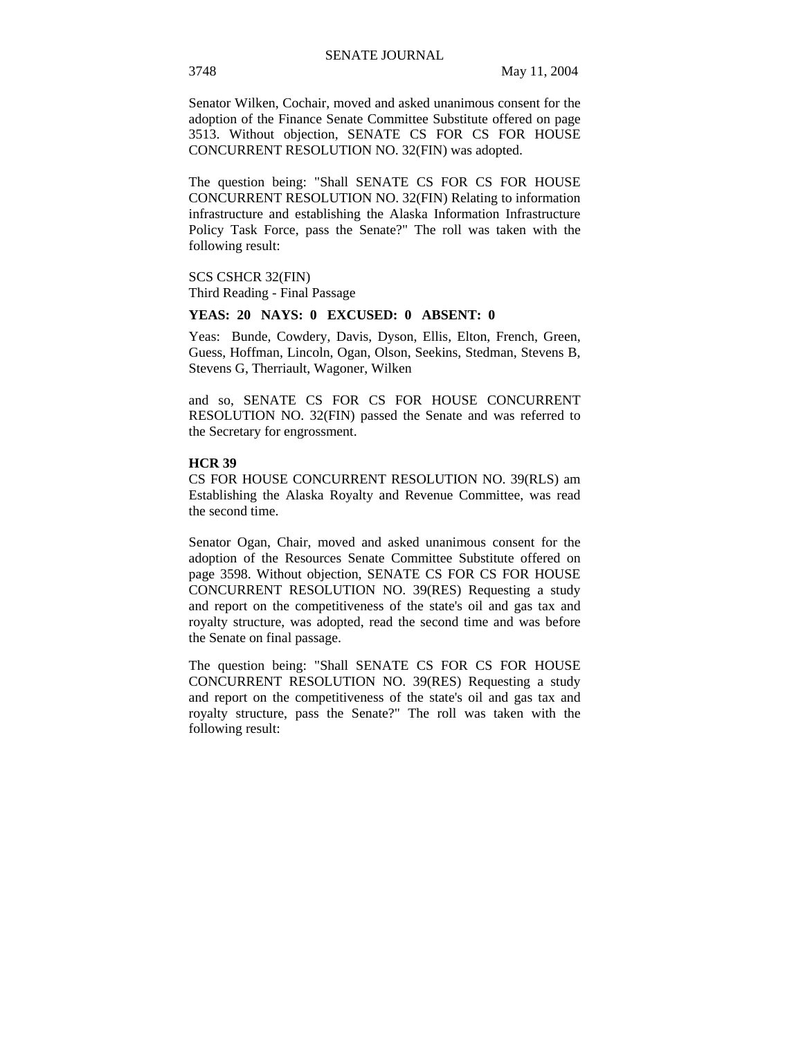Senator Wilken, Cochair, moved and asked unanimous consent for the adoption of the Finance Senate Committee Substitute offered on page 3513. Without objection, SENATE CS FOR CS FOR HOUSE CONCURRENT RESOLUTION NO. 32(FIN) was adopted.

The question being: "Shall SENATE CS FOR CS FOR HOUSE CONCURRENT RESOLUTION NO. 32(FIN) Relating to information infrastructure and establishing the Alaska Information Infrastructure Policy Task Force, pass the Senate?" The roll was taken with the following result:

SCS CSHCR 32(FIN)
Third Reading - Final Passage

**YEAS: 20 NAYS: 0 EXCUSED: 0 ABSENT: 0**

Yeas: Bunde, Cowdery, Davis, Dyson, Ellis, Elton, French, Green, Guess, Hoffman, Lincoln, Ogan, Olson, Seekins, Stedman, Stevens B, Stevens G, Therriault, Wagoner, Wilken

and so, SENATE CS FOR CS FOR HOUSE CONCURRENT RESOLUTION NO. 32(FIN) passed the Senate and was referred to the Secretary for engrossment.

**HCR 39**

CS FOR HOUSE CONCURRENT RESOLUTION NO. 39(RLS) am Establishing the Alaska Royalty and Revenue Committee, was read the second time.

Senator Ogan, Chair, moved and asked unanimous consent for the adoption of the Resources Senate Committee Substitute offered on page 3598. Without objection, SENATE CS FOR CS FOR HOUSE CONCURRENT RESOLUTION NO. 39(RES) Requesting a study and report on the competitiveness of the state's oil and gas tax and royalty structure, was adopted, read the second time and was before the Senate on final passage.

The question being: "Shall SENATE CS FOR CS FOR HOUSE CONCURRENT RESOLUTION NO. 39(RES) Requesting a study and report on the competitiveness of the state's oil and gas tax and royalty structure, pass the Senate?" The roll was taken with the following result: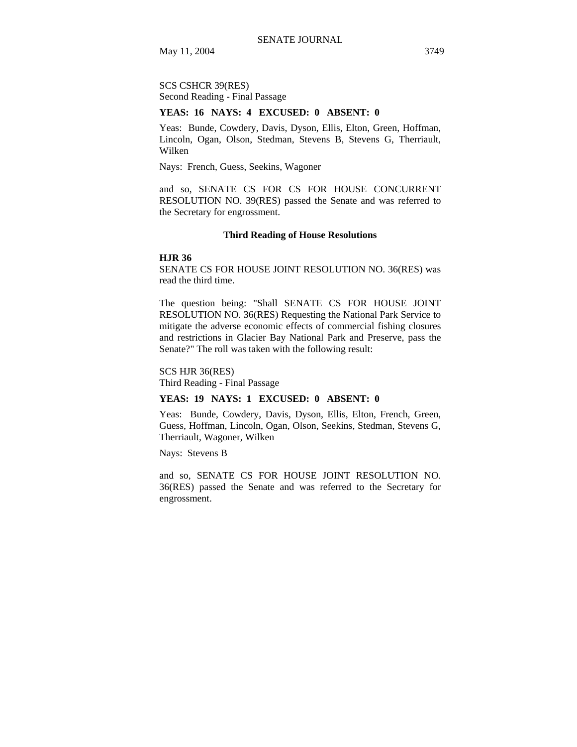SCS CSHCR 39(RES)
Second Reading - Final Passage

**YEAS: 16 NAYS: 4 EXCUSED: 0 ABSENT: 0**

Yeas: Bunde, Cowdery, Davis, Dyson, Ellis, Elton, Green, Hoffman, Lincoln, Ogan, Olson, Stedman, Stevens B, Stevens G, Therriault, Wilken

Nays: French, Guess, Seekins, Wagoner

and so, SENATE CS FOR CS FOR HOUSE CONCURRENT RESOLUTION NO. 39(RES) passed the Senate and was referred to the Secretary for engrossment.

### Third Reading of House Resolutions

**HJR 36**
SENATE CS FOR HOUSE JOINT RESOLUTION NO. 36(RES) was read the third time.

The question being: "Shall SENATE CS FOR HOUSE JOINT RESOLUTION NO. 36(RES) Requesting the National Park Service to mitigate the adverse economic effects of commercial fishing closures and restrictions in Glacier Bay National Park and Preserve, pass the Senate?" The roll was taken with the following result:

SCS HJR 36(RES)
Third Reading - Final Passage

**YEAS: 19 NAYS: 1 EXCUSED: 0 ABSENT: 0**

Yeas: Bunde, Cowdery, Davis, Dyson, Ellis, Elton, French, Green, Guess, Hoffman, Lincoln, Ogan, Olson, Seekins, Stedman, Stevens G, Therriault, Wagoner, Wilken

Nays: Stevens B

and so, SENATE CS FOR HOUSE JOINT RESOLUTION NO. 36(RES) passed the Senate and was referred to the Secretary for engrossment.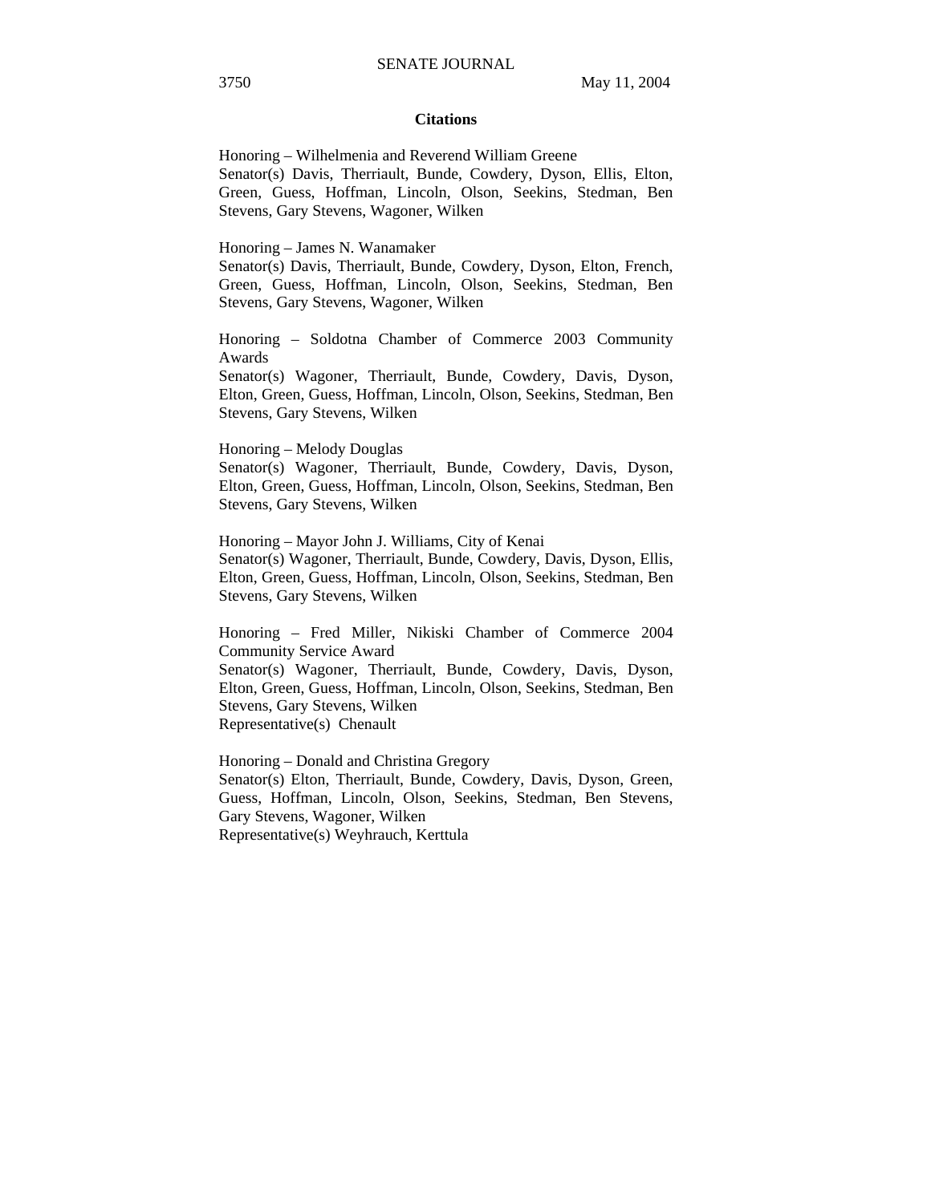## Citations

Honoring – Wilhelmenia and Reverend William Greene
Senator(s) Davis, Therriault, Bunde, Cowdery, Dyson, Ellis, Elton, Green, Guess, Hoffman, Lincoln, Olson, Seekins, Stedman, Ben Stevens, Gary Stevens, Wagoner, Wilken

Honoring – James N. Wanamaker
Senator(s) Davis, Therriault, Bunde, Cowdery, Dyson, Elton, French, Green, Guess, Hoffman, Lincoln, Olson, Seekins, Stedman, Ben Stevens, Gary Stevens, Wagoner, Wilken

Honoring – Soldotna Chamber of Commerce 2003 Community Awards
Senator(s) Wagoner, Therriault, Bunde, Cowdery, Davis, Dyson, Elton, Green, Guess, Hoffman, Lincoln, Olson, Seekins, Stedman, Ben Stevens, Gary Stevens, Wilken

Honoring – Melody Douglas
Senator(s) Wagoner, Therriault, Bunde, Cowdery, Davis, Dyson, Elton, Green, Guess, Hoffman, Lincoln, Olson, Seekins, Stedman, Ben Stevens, Gary Stevens, Wilken

Honoring – Mayor John J. Williams, City of Kenai
Senator(s) Wagoner, Therriault, Bunde, Cowdery, Davis, Dyson, Ellis, Elton, Green, Guess, Hoffman, Lincoln, Olson, Seekins, Stedman, Ben Stevens, Gary Stevens, Wilken

Honoring – Fred Miller, Nikiski Chamber of Commerce 2004 Community Service Award
Senator(s) Wagoner, Therriault, Bunde, Cowdery, Davis, Dyson, Elton, Green, Guess, Hoffman, Lincoln, Olson, Seekins, Stedman, Ben Stevens, Gary Stevens, Wilken
Representative(s) Chenault

Honoring – Donald and Christina Gregory
Senator(s) Elton, Therriault, Bunde, Cowdery, Davis, Dyson, Green, Guess, Hoffman, Lincoln, Olson, Seekins, Stedman, Ben Stevens, Gary Stevens, Wagoner, Wilken
Representative(s) Weyhrauch, Kerttula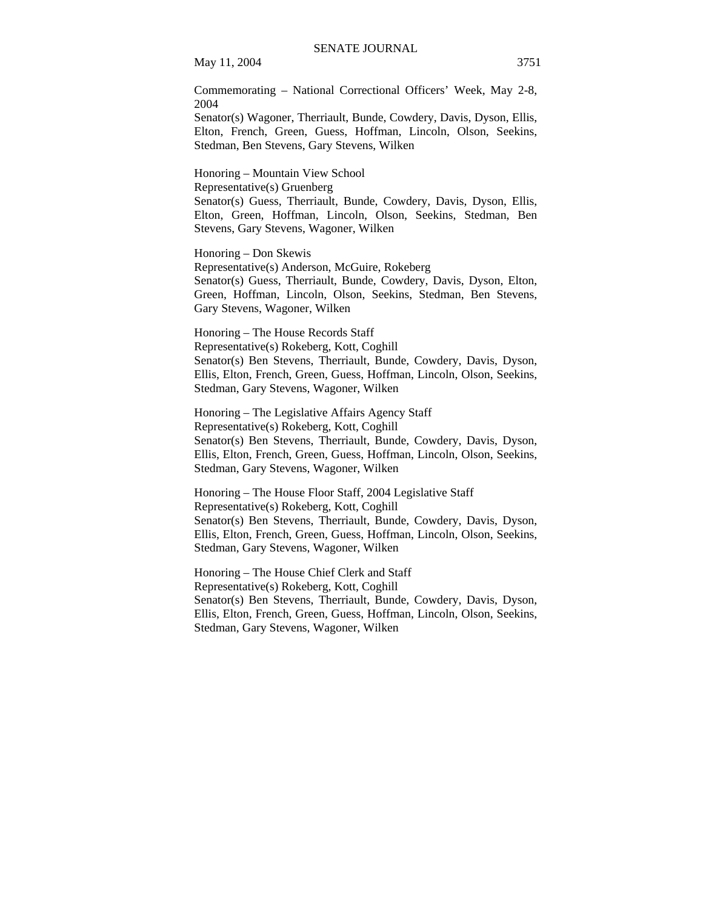Commemorating – National Correctional Officers' Week, May 2-8, 2004
Senator(s) Wagoner, Therriault, Bunde, Cowdery, Davis, Dyson, Ellis, Elton, French, Green, Guess, Hoffman, Lincoln, Olson, Seekins, Stedman, Ben Stevens, Gary Stevens, Wilken

Honoring – Mountain View School
Representative(s) Gruenberg
Senator(s) Guess, Therriault, Bunde, Cowdery, Davis, Dyson, Ellis, Elton, Green, Hoffman, Lincoln, Olson, Seekins, Stedman, Ben Stevens, Gary Stevens, Wagoner, Wilken

Honoring – Don Skewis
Representative(s) Anderson, McGuire, Rokeberg
Senator(s) Guess, Therriault, Bunde, Cowdery, Davis, Dyson, Elton, Green, Hoffman, Lincoln, Olson, Seekins, Stedman, Ben Stevens, Gary Stevens, Wagoner, Wilken

Honoring – The House Records Staff
Representative(s) Rokeberg, Kott, Coghill
Senator(s) Ben Stevens, Therriault, Bunde, Cowdery, Davis, Dyson, Ellis, Elton, French, Green, Guess, Hoffman, Lincoln, Olson, Seekins, Stedman, Gary Stevens, Wagoner, Wilken

Honoring – The Legislative Affairs Agency Staff
Representative(s) Rokeberg, Kott, Coghill
Senator(s) Ben Stevens, Therriault, Bunde, Cowdery, Davis, Dyson, Ellis, Elton, French, Green, Guess, Hoffman, Lincoln, Olson, Seekins, Stedman, Gary Stevens, Wagoner, Wilken

Honoring – The House Floor Staff, 2004 Legislative Staff
Representative(s) Rokeberg, Kott, Coghill
Senator(s) Ben Stevens, Therriault, Bunde, Cowdery, Davis, Dyson, Ellis, Elton, French, Green, Guess, Hoffman, Lincoln, Olson, Seekins, Stedman, Gary Stevens, Wagoner, Wilken

Honoring – The House Chief Clerk and Staff
Representative(s) Rokeberg, Kott, Coghill
Senator(s) Ben Stevens, Therriault, Bunde, Cowdery, Davis, Dyson, Ellis, Elton, French, Green, Guess, Hoffman, Lincoln, Olson, Seekins, Stedman, Gary Stevens, Wagoner, Wilken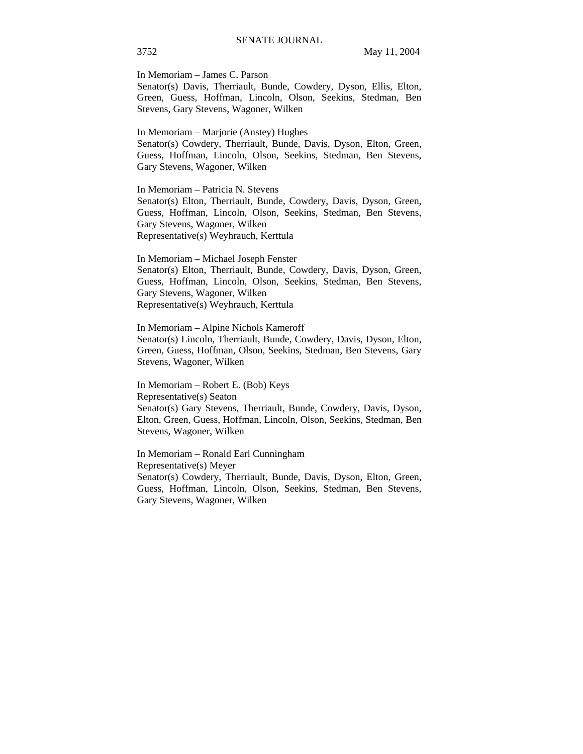In Memoriam – James C. Parson
Senator(s) Davis, Therriault, Bunde, Cowdery, Dyson, Ellis, Elton, Green, Guess, Hoffman, Lincoln, Olson, Seekins, Stedman, Ben Stevens, Gary Stevens, Wagoner, Wilken

In Memoriam – Marjorie (Anstey) Hughes
Senator(s) Cowdery, Therriault, Bunde, Davis, Dyson, Elton, Green, Guess, Hoffman, Lincoln, Olson, Seekins, Stedman, Ben Stevens, Gary Stevens, Wagoner, Wilken

In Memoriam – Patricia N. Stevens
Senator(s) Elton, Therriault, Bunde, Cowdery, Davis, Dyson, Green, Guess, Hoffman, Lincoln, Olson, Seekins, Stedman, Ben Stevens, Gary Stevens, Wagoner, Wilken
Representative(s) Weyhrauch, Kerttula

In Memoriam – Michael Joseph Fenster
Senator(s) Elton, Therriault, Bunde, Cowdery, Davis, Dyson, Green, Guess, Hoffman, Lincoln, Olson, Seekins, Stedman, Ben Stevens, Gary Stevens, Wagoner, Wilken
Representative(s) Weyhrauch, Kerttula

In Memoriam – Alpine Nichols Kameroff
Senator(s) Lincoln, Therriault, Bunde, Cowdery, Davis, Dyson, Elton, Green, Guess, Hoffman, Olson, Seekins, Stedman, Ben Stevens, Gary Stevens, Wagoner, Wilken

In Memoriam – Robert E. (Bob) Keys
Representative(s) Seaton
Senator(s) Gary Stevens, Therriault, Bunde, Cowdery, Davis, Dyson, Elton, Green, Guess, Hoffman, Lincoln, Olson, Seekins, Stedman, Ben Stevens, Wagoner, Wilken

In Memoriam – Ronald Earl Cunningham
Representative(s) Meyer
Senator(s) Cowdery, Therriault, Bunde, Davis, Dyson, Elton, Green, Guess, Hoffman, Lincoln, Olson, Seekins, Stedman, Ben Stevens, Gary Stevens, Wagoner, Wilken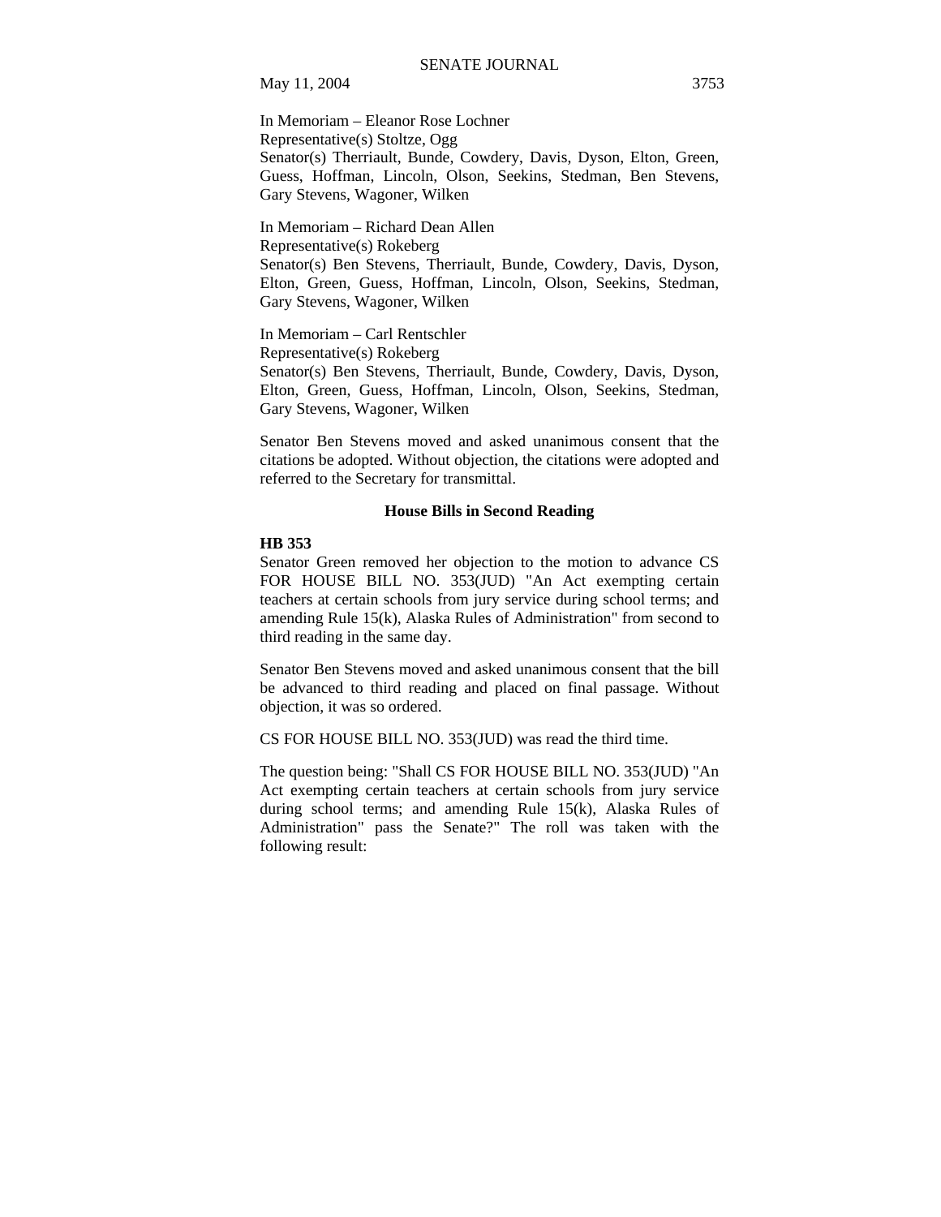In Memoriam – Eleanor Rose Lochner
Representative(s) Stoltze, Ogg
Senator(s) Therriault, Bunde, Cowdery, Davis, Dyson, Elton, Green, Guess, Hoffman, Lincoln, Olson, Seekins, Stedman, Ben Stevens, Gary Stevens, Wagoner, Wilken

In Memoriam – Richard Dean Allen
Representative(s) Rokeberg
Senator(s) Ben Stevens, Therriault, Bunde, Cowdery, Davis, Dyson, Elton, Green, Guess, Hoffman, Lincoln, Olson, Seekins, Stedman, Gary Stevens, Wagoner, Wilken

In Memoriam – Carl Rentschler
Representative(s) Rokeberg
Senator(s) Ben Stevens, Therriault, Bunde, Cowdery, Davis, Dyson, Elton, Green, Guess, Hoffman, Lincoln, Olson, Seekins, Stedman, Gary Stevens, Wagoner, Wilken

Senator Ben Stevens moved and asked unanimous consent that the citations be adopted. Without objection, the citations were adopted and referred to the Secretary for transmittal.

## House Bills in Second Reading

**HB 353**

Senator Green removed her objection to the motion to advance CS FOR HOUSE BILL NO. 353(JUD) "An Act exempting certain teachers at certain schools from jury service during school terms; and amending Rule 15(k), Alaska Rules of Administration" from second to third reading in the same day.

Senator Ben Stevens moved and asked unanimous consent that the bill be advanced to third reading and placed on final passage. Without objection, it was so ordered.

CS FOR HOUSE BILL NO. 353(JUD) was read the third time.

The question being: "Shall CS FOR HOUSE BILL NO. 353(JUD) "An Act exempting certain teachers at certain schools from jury service during school terms; and amending Rule 15(k), Alaska Rules of Administration" pass the Senate?" The roll was taken with the following result: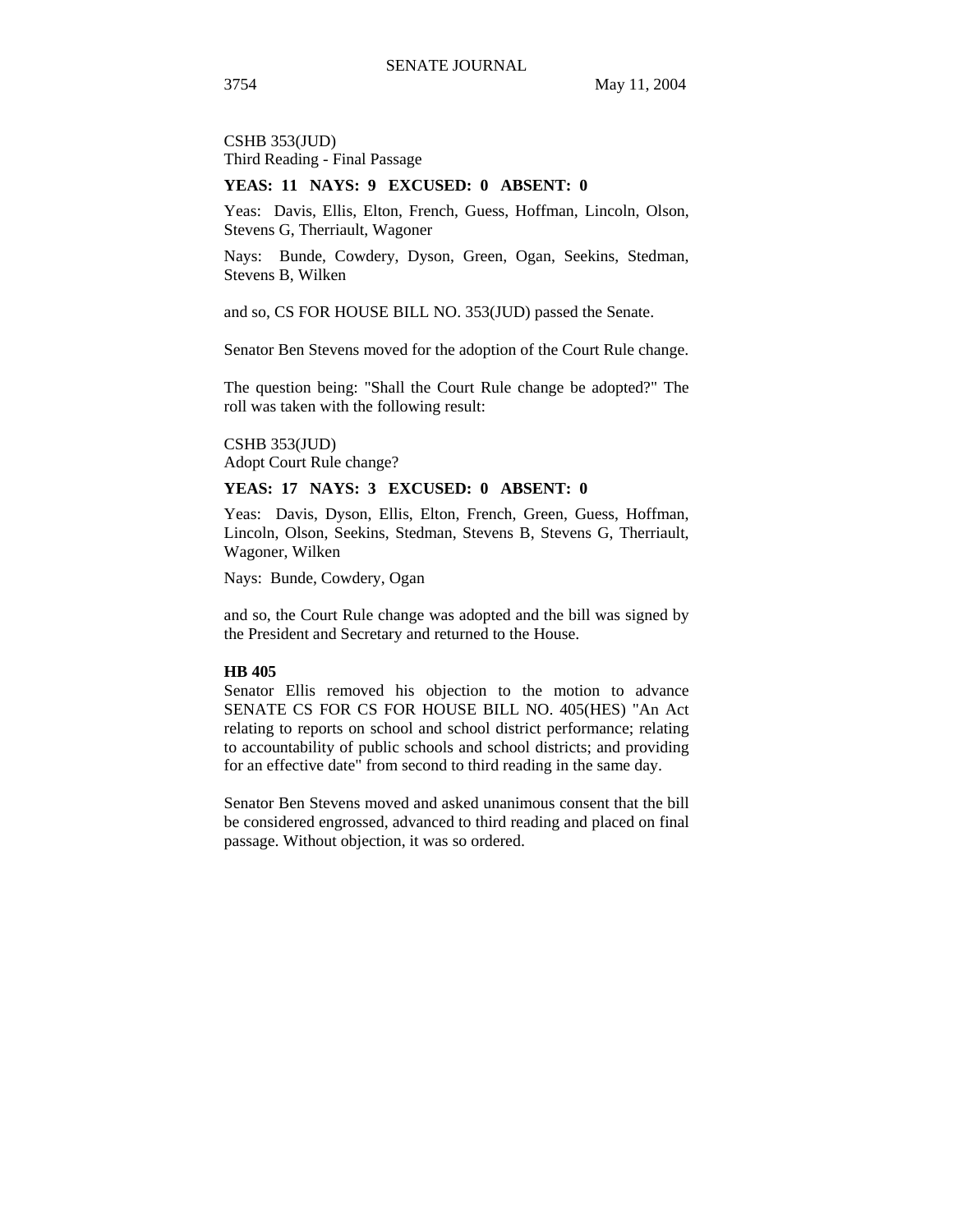CSHB 353(JUD)
Third Reading - Final Passage

**YEAS: 11 NAYS: 9 EXCUSED: 0 ABSENT: 0**

Yeas: Davis, Ellis, Elton, French, Guess, Hoffman, Lincoln, Olson, Stevens G, Therriault, Wagoner

Nays: Bunde, Cowdery, Dyson, Green, Ogan, Seekins, Stedman, Stevens B, Wilken

and so, CS FOR HOUSE BILL NO. 353(JUD) passed the Senate.

Senator Ben Stevens moved for the adoption of the Court Rule change.

The question being: "Shall the Court Rule change be adopted?" The roll was taken with the following result:

CSHB 353(JUD)
Adopt Court Rule change?

**YEAS: 17 NAYS: 3 EXCUSED: 0 ABSENT: 0**

Yeas: Davis, Dyson, Ellis, Elton, French, Green, Guess, Hoffman, Lincoln, Olson, Seekins, Stedman, Stevens B, Stevens G, Therriault, Wagoner, Wilken

Nays: Bunde, Cowdery, Ogan

and so, the Court Rule change was adopted and the bill was signed by the President and Secretary and returned to the House.

**HB 405**

Senator Ellis removed his objection to the motion to advance SENATE CS FOR CS FOR HOUSE BILL NO. 405(HES) "An Act relating to reports on school and school district performance; relating to accountability of public schools and school districts; and providing for an effective date" from second to third reading in the same day.

Senator Ben Stevens moved and asked unanimous consent that the bill be considered engrossed, advanced to third reading and placed on final passage. Without objection, it was so ordered.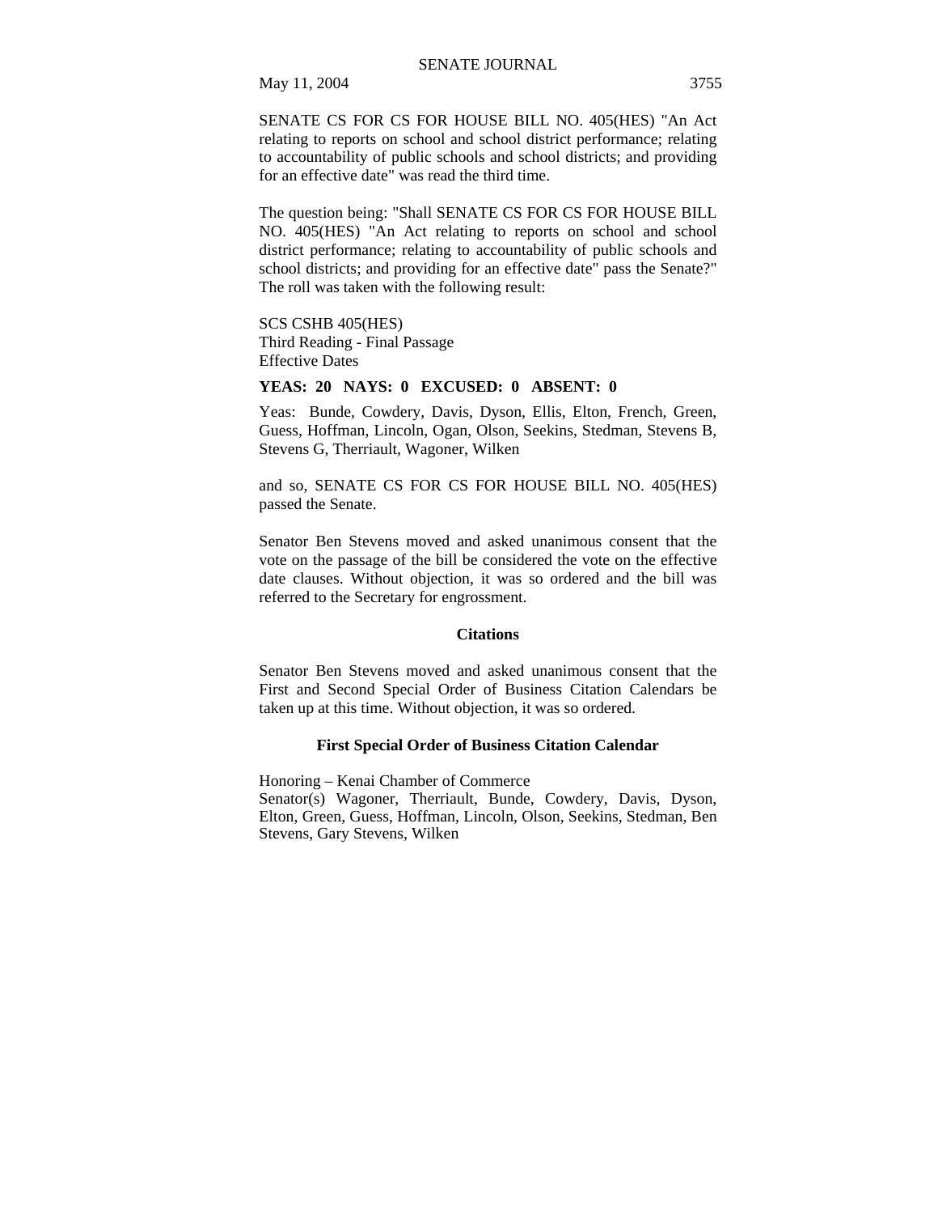SENATE CS FOR CS FOR HOUSE BILL NO. 405(HES) "An Act relating to reports on school and school district performance; relating to accountability of public schools and school districts; and providing for an effective date" was read the third time.

The question being: "Shall SENATE CS FOR CS FOR HOUSE BILL NO. 405(HES) "An Act relating to reports on school and school district performance; relating to accountability of public schools and school districts; and providing for an effective date" pass the Senate?" The roll was taken with the following result:

SCS CSHB 405(HES)
Third Reading - Final Passage
Effective Dates

**YEAS: 20 NAYS: 0 EXCUSED: 0 ABSENT: 0**

Yeas: Bunde, Cowdery, Davis, Dyson, Ellis, Elton, French, Green, Guess, Hoffman, Lincoln, Ogan, Olson, Seekins, Stedman, Stevens B, Stevens G, Therriault, Wagoner, Wilken

and so, SENATE CS FOR CS FOR HOUSE BILL NO. 405(HES) passed the Senate.

Senator Ben Stevens moved and asked unanimous consent that the vote on the passage of the bill be considered the vote on the effective date clauses. Without objection, it was so ordered and the bill was referred to the Secretary for engrossment.

## Citations

Senator Ben Stevens moved and asked unanimous consent that the First and Second Special Order of Business Citation Calendars be taken up at this time. Without objection, it was so ordered.

## First Special Order of Business Citation Calendar

Honoring – Kenai Chamber of Commerce
Senator(s) Wagoner, Therriault, Bunde, Cowdery, Davis, Dyson, Elton, Green, Guess, Hoffman, Lincoln, Olson, Seekins, Stedman, Ben Stevens, Gary Stevens, Wilken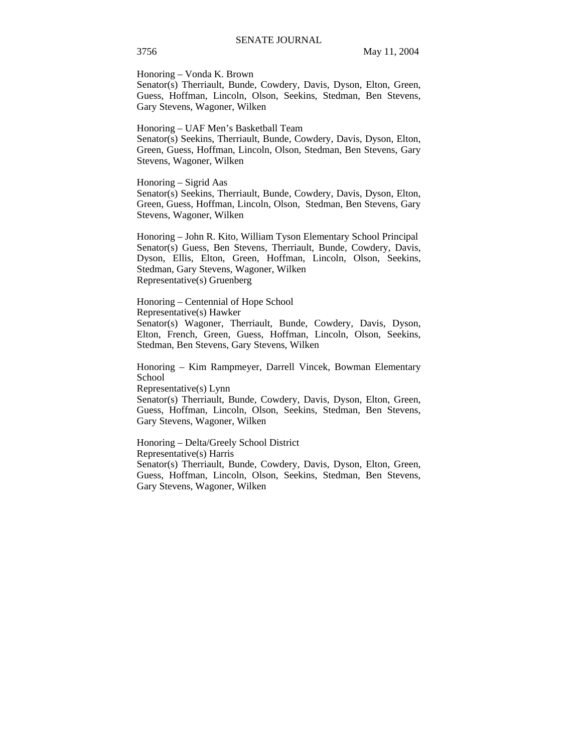Honoring – Vonda K. Brown
Senator(s) Therriault, Bunde, Cowdery, Davis, Dyson, Elton, Green, Guess, Hoffman, Lincoln, Olson, Seekins, Stedman, Ben Stevens, Gary Stevens, Wagoner, Wilken

Honoring – UAF Men's Basketball Team
Senator(s) Seekins, Therriault, Bunde, Cowdery, Davis, Dyson, Elton, Green, Guess, Hoffman, Lincoln, Olson, Stedman, Ben Stevens, Gary Stevens, Wagoner, Wilken

Honoring – Sigrid Aas
Senator(s) Seekins, Therriault, Bunde, Cowdery, Davis, Dyson, Elton, Green, Guess, Hoffman, Lincoln, Olson, Stedman, Ben Stevens, Gary Stevens, Wagoner, Wilken

Honoring – John R. Kito, William Tyson Elementary School Principal
Senator(s) Guess, Ben Stevens, Therriault, Bunde, Cowdery, Davis, Dyson, Ellis, Elton, Green, Hoffman, Lincoln, Olson, Seekins, Stedman, Gary Stevens, Wagoner, Wilken
Representative(s) Gruenberg

Honoring – Centennial of Hope School
Representative(s) Hawker
Senator(s) Wagoner, Therriault, Bunde, Cowdery, Davis, Dyson, Elton, French, Green, Guess, Hoffman, Lincoln, Olson, Seekins, Stedman, Ben Stevens, Gary Stevens, Wilken

Honoring – Kim Rampmeyer, Darrell Vincek, Bowman Elementary School
Representative(s) Lynn
Senator(s) Therriault, Bunde, Cowdery, Davis, Dyson, Elton, Green, Guess, Hoffman, Lincoln, Olson, Seekins, Stedman, Ben Stevens, Gary Stevens, Wagoner, Wilken

Honoring – Delta/Greely School District
Representative(s) Harris
Senator(s) Therriault, Bunde, Cowdery, Davis, Dyson, Elton, Green, Guess, Hoffman, Lincoln, Olson, Seekins, Stedman, Ben Stevens, Gary Stevens, Wagoner, Wilken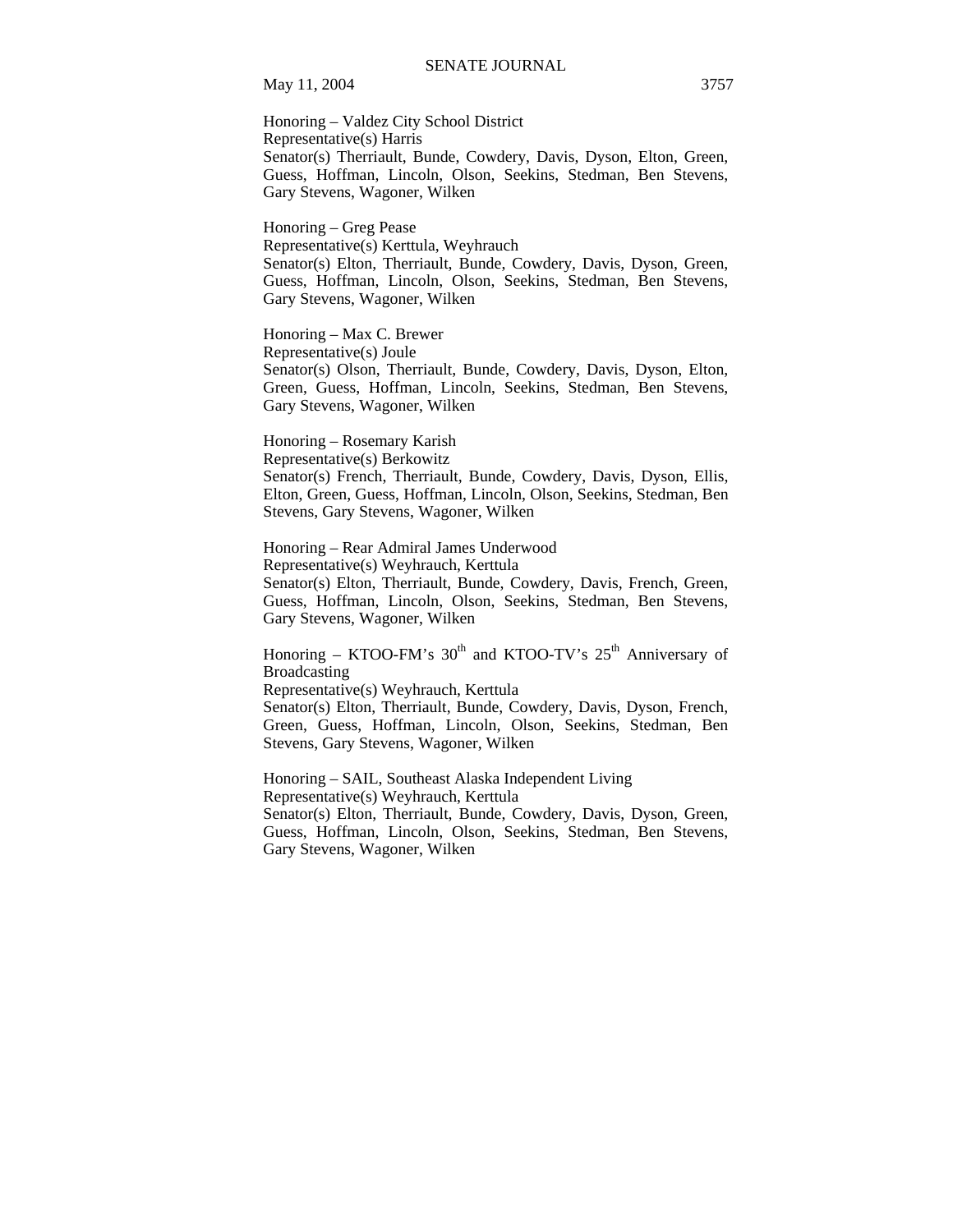Honoring – Valdez City School District
Representative(s) Harris
Senator(s) Therriault, Bunde, Cowdery, Davis, Dyson, Elton, Green, Guess, Hoffman, Lincoln, Olson, Seekins, Stedman, Ben Stevens, Gary Stevens, Wagoner, Wilken

Honoring – Greg Pease
Representative(s) Kerttula, Weyhrauch
Senator(s) Elton, Therriault, Bunde, Cowdery, Davis, Dyson, Green, Guess, Hoffman, Lincoln, Olson, Seekins, Stedman, Ben Stevens, Gary Stevens, Wagoner, Wilken

Honoring – Max C. Brewer
Representative(s) Joule
Senator(s) Olson, Therriault, Bunde, Cowdery, Davis, Dyson, Elton, Green, Guess, Hoffman, Lincoln, Seekins, Stedman, Ben Stevens, Gary Stevens, Wagoner, Wilken

Honoring – Rosemary Karish
Representative(s) Berkowitz
Senator(s) French, Therriault, Bunde, Cowdery, Davis, Dyson, Ellis, Elton, Green, Guess, Hoffman, Lincoln, Olson, Seekins, Stedman, Ben Stevens, Gary Stevens, Wagoner, Wilken

Honoring – Rear Admiral James Underwood
Representative(s) Weyhrauch, Kerttula
Senator(s) Elton, Therriault, Bunde, Cowdery, Davis, French, Green, Guess, Hoffman, Lincoln, Olson, Seekins, Stedman, Ben Stevens, Gary Stevens, Wagoner, Wilken

Honoring – KTOO-FM's 30th and KTOO-TV's 25th Anniversary of Broadcasting
Representative(s) Weyhrauch, Kerttula
Senator(s) Elton, Therriault, Bunde, Cowdery, Davis, Dyson, French, Green, Guess, Hoffman, Lincoln, Olson, Seekins, Stedman, Ben Stevens, Gary Stevens, Wagoner, Wilken

Honoring – SAIL, Southeast Alaska Independent Living
Representative(s) Weyhrauch, Kerttula
Senator(s) Elton, Therriault, Bunde, Cowdery, Davis, Dyson, Green, Guess, Hoffman, Lincoln, Olson, Seekins, Stedman, Ben Stevens, Gary Stevens, Wagoner, Wilken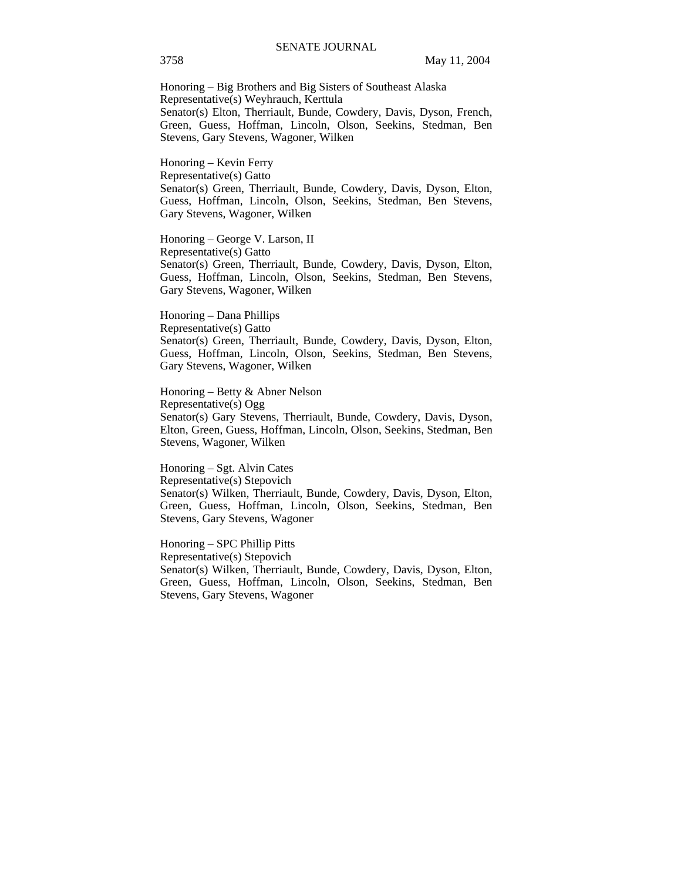Honoring – Big Brothers and Big Sisters of Southeast Alaska
Representative(s) Weyhrauch, Kerttula
Senator(s) Elton, Therriault, Bunde, Cowdery, Davis, Dyson, French, Green, Guess, Hoffman, Lincoln, Olson, Seekins, Stedman, Ben Stevens, Gary Stevens, Wagoner, Wilken

Honoring – Kevin Ferry
Representative(s) Gatto
Senator(s) Green, Therriault, Bunde, Cowdery, Davis, Dyson, Elton, Guess, Hoffman, Lincoln, Olson, Seekins, Stedman, Ben Stevens, Gary Stevens, Wagoner, Wilken

Honoring – George V. Larson, II
Representative(s) Gatto
Senator(s) Green, Therriault, Bunde, Cowdery, Davis, Dyson, Elton, Guess, Hoffman, Lincoln, Olson, Seekins, Stedman, Ben Stevens, Gary Stevens, Wagoner, Wilken

Honoring – Dana Phillips
Representative(s) Gatto
Senator(s) Green, Therriault, Bunde, Cowdery, Davis, Dyson, Elton, Guess, Hoffman, Lincoln, Olson, Seekins, Stedman, Ben Stevens, Gary Stevens, Wagoner, Wilken

Honoring – Betty & Abner Nelson
Representative(s) Ogg
Senator(s) Gary Stevens, Therriault, Bunde, Cowdery, Davis, Dyson, Elton, Green, Guess, Hoffman, Lincoln, Olson, Seekins, Stedman, Ben Stevens, Wagoner, Wilken

Honoring – Sgt. Alvin Cates
Representative(s) Stepovich
Senator(s) Wilken, Therriault, Bunde, Cowdery, Davis, Dyson, Elton, Green, Guess, Hoffman, Lincoln, Olson, Seekins, Stedman, Ben Stevens, Gary Stevens, Wagoner

Honoring – SPC Phillip Pitts
Representative(s) Stepovich
Senator(s) Wilken, Therriault, Bunde, Cowdery, Davis, Dyson, Elton, Green, Guess, Hoffman, Lincoln, Olson, Seekins, Stedman, Ben Stevens, Gary Stevens, Wagoner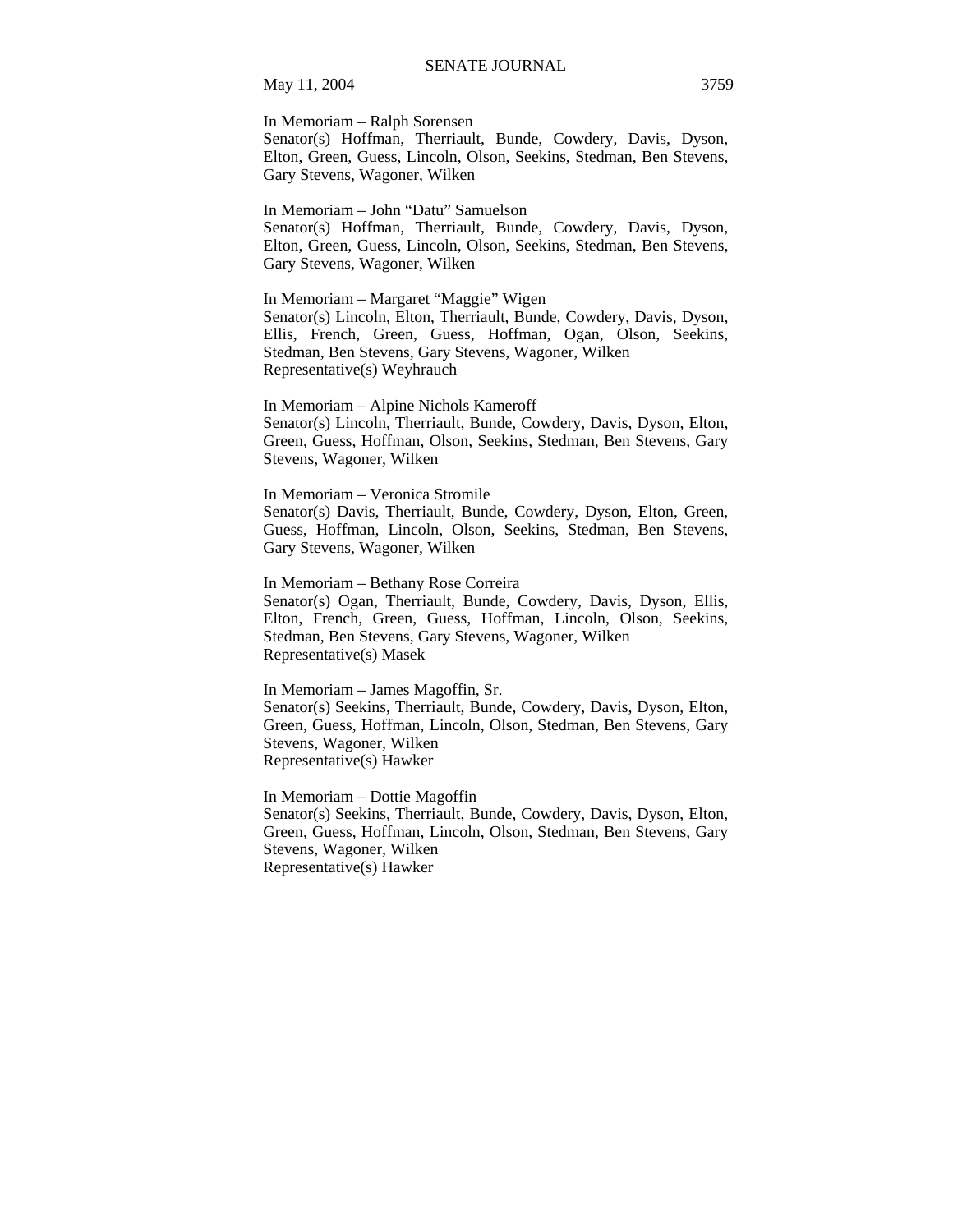In Memoriam – Ralph Sorensen
Senator(s) Hoffman, Therriault, Bunde, Cowdery, Davis, Dyson, Elton, Green, Guess, Lincoln, Olson, Seekins, Stedman, Ben Stevens, Gary Stevens, Wagoner, Wilken

In Memoriam – John "Datu" Samuelson
Senator(s) Hoffman, Therriault, Bunde, Cowdery, Davis, Dyson, Elton, Green, Guess, Lincoln, Olson, Seekins, Stedman, Ben Stevens, Gary Stevens, Wagoner, Wilken

In Memoriam – Margaret "Maggie" Wigen
Senator(s) Lincoln, Elton, Therriault, Bunde, Cowdery, Davis, Dyson, Ellis, French, Green, Guess, Hoffman, Ogan, Olson, Seekins, Stedman, Ben Stevens, Gary Stevens, Wagoner, Wilken
Representative(s) Weyhrauch

In Memoriam – Alpine Nichols Kameroff
Senator(s) Lincoln, Therriault, Bunde, Cowdery, Davis, Dyson, Elton, Green, Guess, Hoffman, Olson, Seekins, Stedman, Ben Stevens, Gary Stevens, Wagoner, Wilken

In Memoriam – Veronica Stromile
Senator(s) Davis, Therriault, Bunde, Cowdery, Dyson, Elton, Green, Guess, Hoffman, Lincoln, Olson, Seekins, Stedman, Ben Stevens, Gary Stevens, Wagoner, Wilken

In Memoriam – Bethany Rose Correira
Senator(s) Ogan, Therriault, Bunde, Cowdery, Davis, Dyson, Ellis, Elton, French, Green, Guess, Hoffman, Lincoln, Olson, Seekins, Stedman, Ben Stevens, Gary Stevens, Wagoner, Wilken
Representative(s) Masek

In Memoriam – James Magoffin, Sr.
Senator(s) Seekins, Therriault, Bunde, Cowdery, Davis, Dyson, Elton, Green, Guess, Hoffman, Lincoln, Olson, Stedman, Ben Stevens, Gary Stevens, Wagoner, Wilken
Representative(s) Hawker

In Memoriam – Dottie Magoffin
Senator(s) Seekins, Therriault, Bunde, Cowdery, Davis, Dyson, Elton, Green, Guess, Hoffman, Lincoln, Olson, Stedman, Ben Stevens, Gary Stevens, Wagoner, Wilken
Representative(s) Hawker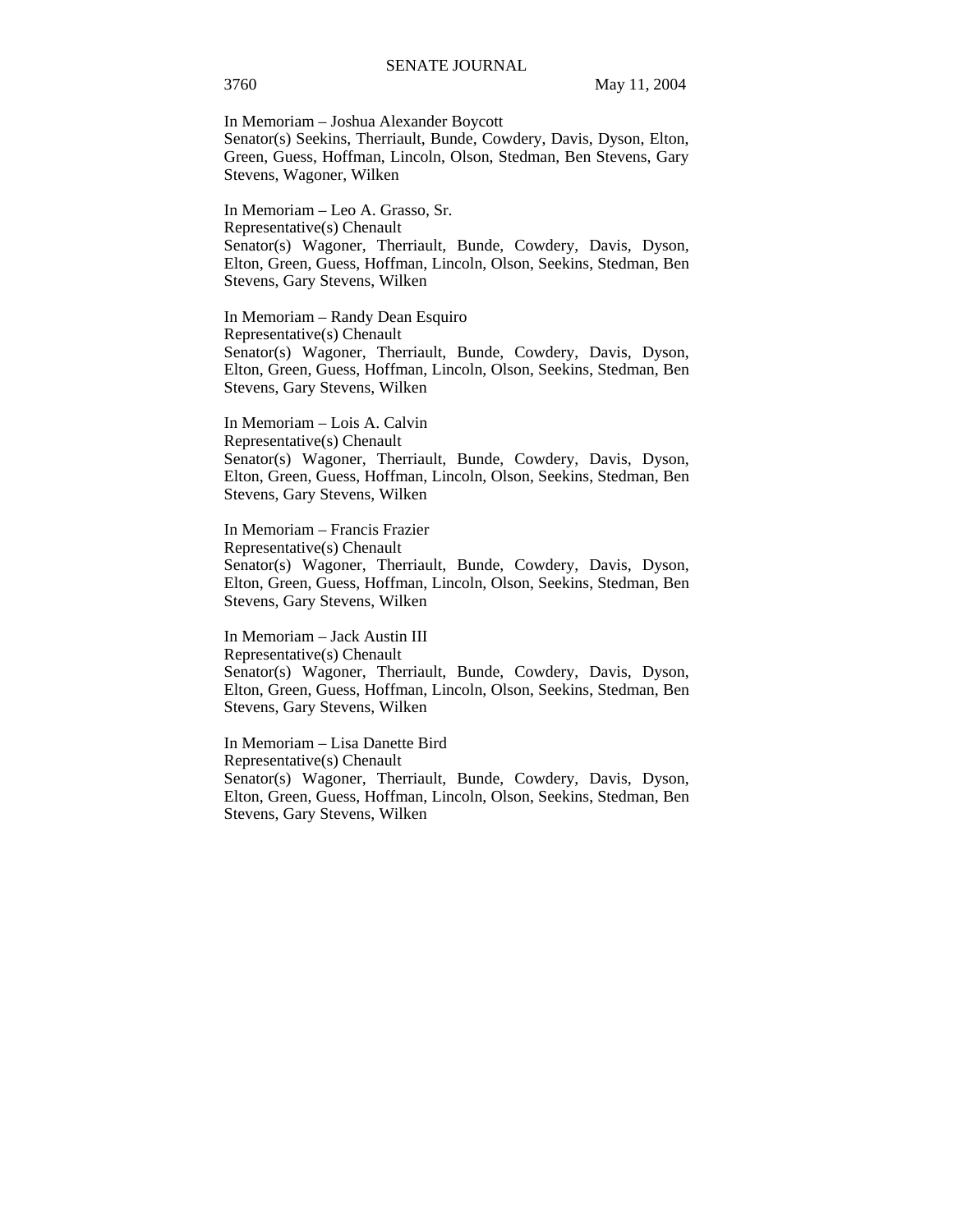In Memoriam – Joshua Alexander Boycott
Senator(s) Seekins, Therriault, Bunde, Cowdery, Davis, Dyson, Elton, Green, Guess, Hoffman, Lincoln, Olson, Stedman, Ben Stevens, Gary Stevens, Wagoner, Wilken

In Memoriam – Leo A. Grasso, Sr.
Representative(s) Chenault
Senator(s) Wagoner, Therriault, Bunde, Cowdery, Davis, Dyson, Elton, Green, Guess, Hoffman, Lincoln, Olson, Seekins, Stedman, Ben Stevens, Gary Stevens, Wilken

In Memoriam – Randy Dean Esquiro
Representative(s) Chenault
Senator(s) Wagoner, Therriault, Bunde, Cowdery, Davis, Dyson, Elton, Green, Guess, Hoffman, Lincoln, Olson, Seekins, Stedman, Ben Stevens, Gary Stevens, Wilken

In Memoriam – Lois A. Calvin
Representative(s) Chenault
Senator(s) Wagoner, Therriault, Bunde, Cowdery, Davis, Dyson, Elton, Green, Guess, Hoffman, Lincoln, Olson, Seekins, Stedman, Ben Stevens, Gary Stevens, Wilken

In Memoriam – Francis Frazier
Representative(s) Chenault
Senator(s) Wagoner, Therriault, Bunde, Cowdery, Davis, Dyson, Elton, Green, Guess, Hoffman, Lincoln, Olson, Seekins, Stedman, Ben Stevens, Gary Stevens, Wilken

In Memoriam – Jack Austin III
Representative(s) Chenault
Senator(s) Wagoner, Therriault, Bunde, Cowdery, Davis, Dyson, Elton, Green, Guess, Hoffman, Lincoln, Olson, Seekins, Stedman, Ben Stevens, Gary Stevens, Wilken

In Memoriam – Lisa Danette Bird
Representative(s) Chenault
Senator(s) Wagoner, Therriault, Bunde, Cowdery, Davis, Dyson, Elton, Green, Guess, Hoffman, Lincoln, Olson, Seekins, Stedman, Ben Stevens, Gary Stevens, Wilken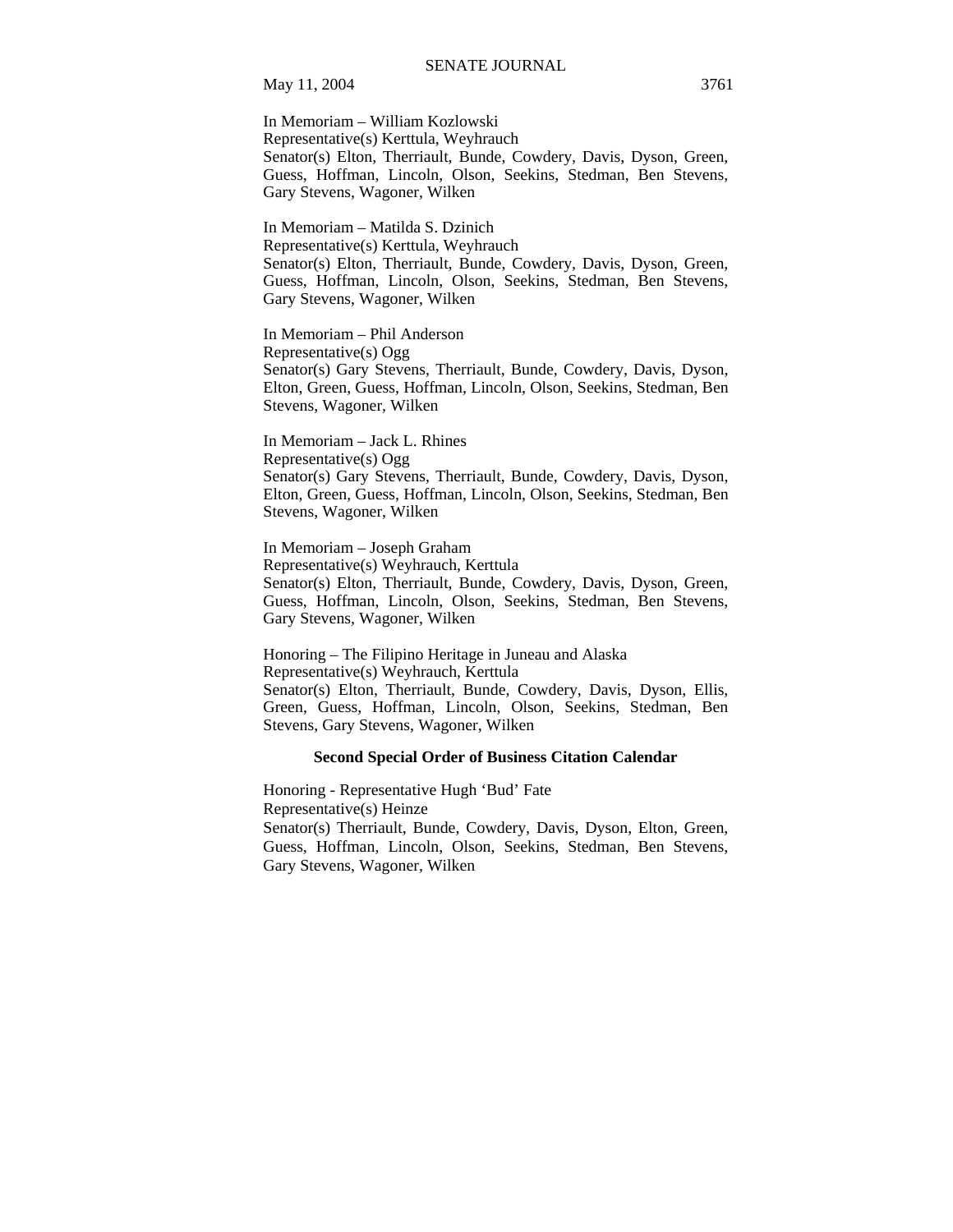In Memoriam – William Kozlowski
Representative(s) Kerttula, Weyhrauch
Senator(s) Elton, Therriault, Bunde, Cowdery, Davis, Dyson, Green, Guess, Hoffman, Lincoln, Olson, Seekins, Stedman, Ben Stevens, Gary Stevens, Wagoner, Wilken

In Memoriam – Matilda S. Dzinich
Representative(s) Kerttula, Weyhrauch
Senator(s) Elton, Therriault, Bunde, Cowdery, Davis, Dyson, Green, Guess, Hoffman, Lincoln, Olson, Seekins, Stedman, Ben Stevens, Gary Stevens, Wagoner, Wilken

In Memoriam – Phil Anderson
Representative(s) Ogg
Senator(s) Gary Stevens, Therriault, Bunde, Cowdery, Davis, Dyson, Elton, Green, Guess, Hoffman, Lincoln, Olson, Seekins, Stedman, Ben Stevens, Wagoner, Wilken

In Memoriam – Jack L. Rhines
Representative(s) Ogg
Senator(s) Gary Stevens, Therriault, Bunde, Cowdery, Davis, Dyson, Elton, Green, Guess, Hoffman, Lincoln, Olson, Seekins, Stedman, Ben Stevens, Wagoner, Wilken

In Memoriam – Joseph Graham
Representative(s) Weyhrauch, Kerttula
Senator(s) Elton, Therriault, Bunde, Cowdery, Davis, Dyson, Green, Guess, Hoffman, Lincoln, Olson, Seekins, Stedman, Ben Stevens, Gary Stevens, Wagoner, Wilken

Honoring – The Filipino Heritage in Juneau and Alaska
Representative(s) Weyhrauch, Kerttula
Senator(s) Elton, Therriault, Bunde, Cowdery, Davis, Dyson, Ellis, Green, Guess, Hoffman, Lincoln, Olson, Seekins, Stedman, Ben Stevens, Gary Stevens, Wagoner, Wilken

**Second Special Order of Business Citation Calendar**

Honoring - Representative Hugh 'Bud' Fate
Representative(s) Heinze
Senator(s) Therriault, Bunde, Cowdery, Davis, Dyson, Elton, Green, Guess, Hoffman, Lincoln, Olson, Seekins, Stedman, Ben Stevens, Gary Stevens, Wagoner, Wilken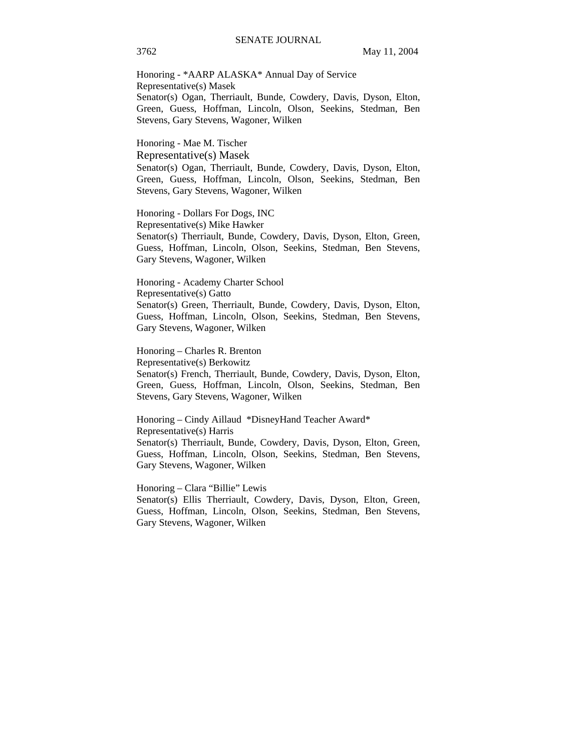Honoring - *AARP ALASKA* Annual Day of Service
Representative(s) Masek
Senator(s) Ogan, Therriault, Bunde, Cowdery, Davis, Dyson, Elton, Green, Guess, Hoffman, Lincoln, Olson, Seekins, Stedman, Ben Stevens, Gary Stevens, Wagoner, Wilken

Honoring - Mae M. Tischer
Representative(s) Masek
Senator(s) Ogan, Therriault, Bunde, Cowdery, Davis, Dyson, Elton, Green, Guess, Hoffman, Lincoln, Olson, Seekins, Stedman, Ben Stevens, Gary Stevens, Wagoner, Wilken

Honoring - Dollars For Dogs, INC
Representative(s) Mike Hawker
Senator(s) Therriault, Bunde, Cowdery, Davis, Dyson, Elton, Green, Guess, Hoffman, Lincoln, Olson, Seekins, Stedman, Ben Stevens, Gary Stevens, Wagoner, Wilken

Honoring - Academy Charter School
Representative(s) Gatto
Senator(s) Green, Therriault, Bunde, Cowdery, Davis, Dyson, Elton, Guess, Hoffman, Lincoln, Olson, Seekins, Stedman, Ben Stevens, Gary Stevens, Wagoner, Wilken

Honoring – Charles R. Brenton
Representative(s) Berkowitz
Senator(s) French, Therriault, Bunde, Cowdery, Davis, Dyson, Elton, Green, Guess, Hoffman, Lincoln, Olson, Seekins, Stedman, Ben Stevens, Gary Stevens, Wagoner, Wilken

Honoring – Cindy Aillaud *DisneyHand Teacher Award*
Representative(s) Harris
Senator(s) Therriault, Bunde, Cowdery, Davis, Dyson, Elton, Green, Guess, Hoffman, Lincoln, Olson, Seekins, Stedman, Ben Stevens, Gary Stevens, Wagoner, Wilken

Honoring – Clara "Billie" Lewis
Senator(s) Ellis Therriault, Cowdery, Davis, Dyson, Elton, Green, Guess, Hoffman, Lincoln, Olson, Seekins, Stedman, Ben Stevens, Gary Stevens, Wagoner, Wilken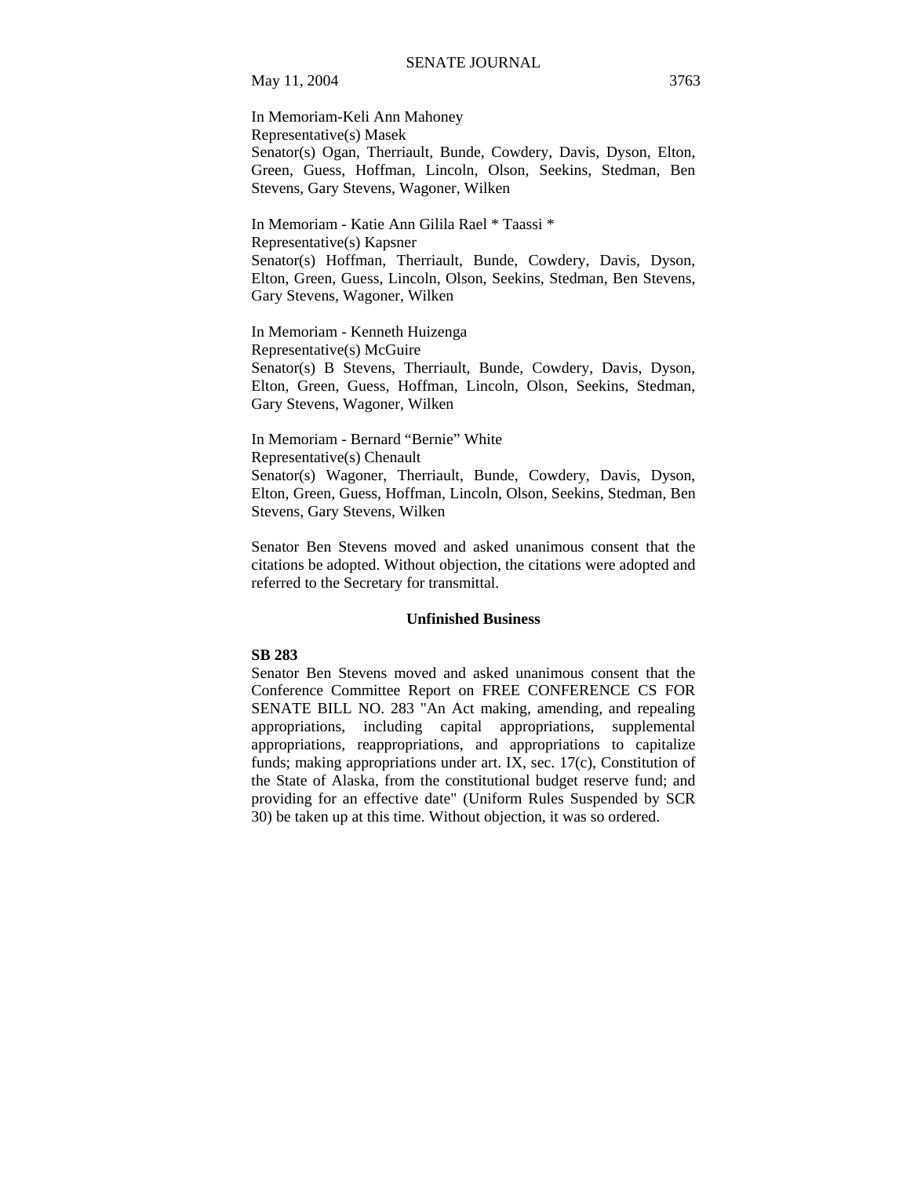In Memoriam-Keli Ann Mahoney
Representative(s) Masek
Senator(s) Ogan, Therriault, Bunde, Cowdery, Davis, Dyson, Elton, Green, Guess, Hoffman, Lincoln, Olson, Seekins, Stedman, Ben Stevens, Gary Stevens, Wagoner, Wilken

In Memoriam - Katie Ann Gilila Rael * Taassi *
Representative(s) Kapsner
Senator(s) Hoffman, Therriault, Bunde, Cowdery, Davis, Dyson, Elton, Green, Guess, Lincoln, Olson, Seekins, Stedman, Ben Stevens, Gary Stevens, Wagoner, Wilken

In Memoriam - Kenneth Huizenga
Representative(s) McGuire
Senator(s) B Stevens, Therriault, Bunde, Cowdery, Davis, Dyson, Elton, Green, Guess, Hoffman, Lincoln, Olson, Seekins, Stedman, Gary Stevens, Wagoner, Wilken

In Memoriam - Bernard "Bernie" White
Representative(s) Chenault
Senator(s) Wagoner, Therriault, Bunde, Cowdery, Davis, Dyson, Elton, Green, Guess, Hoffman, Lincoln, Olson, Seekins, Stedman, Ben Stevens, Gary Stevens, Wilken

Senator Ben Stevens moved and asked unanimous consent that the citations be adopted. Without objection, the citations were adopted and referred to the Secretary for transmittal.

## Unfinished Business

**SB 283**
Senator Ben Stevens moved and asked unanimous consent that the Conference Committee Report on FREE CONFERENCE CS FOR SENATE BILL NO. 283 "An Act making, amending, and repealing appropriations, including capital appropriations, supplemental appropriations, reappropriations, and appropriations to capitalize funds; making appropriations under art. IX, sec. 17(c), Constitution of the State of Alaska, from the constitutional budget reserve fund; and providing for an effective date" (Uniform Rules Suspended by SCR 30) be taken up at this time. Without objection, it was so ordered.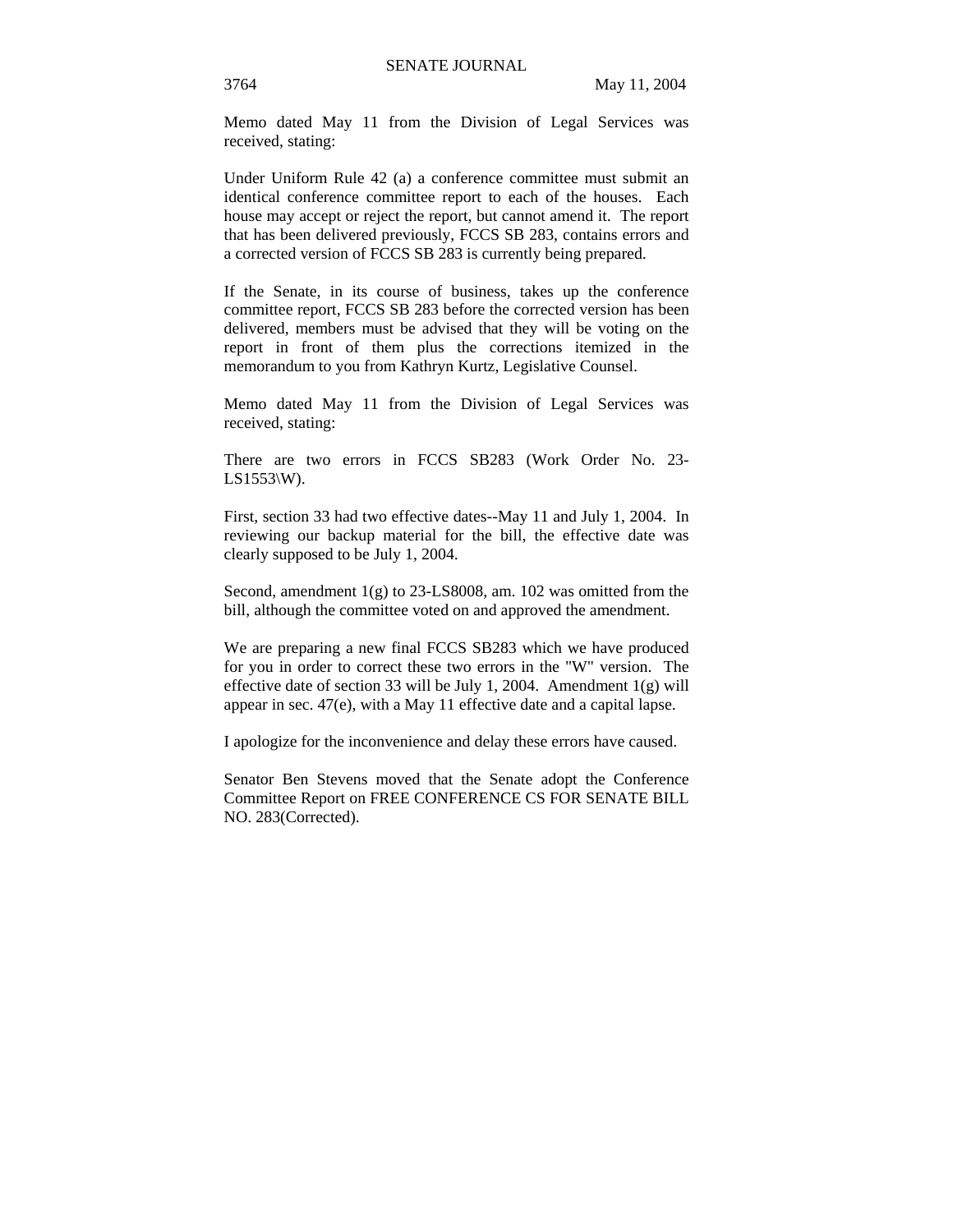Memo dated May 11 from the Division of Legal Services was received, stating:

Under Uniform Rule 42 (a) a conference committee must submit an identical conference committee report to each of the houses. Each house may accept or reject the report, but cannot amend it. The report that has been delivered previously, FCCS SB 283, contains errors and a corrected version of FCCS SB 283 is currently being prepared.

If the Senate, in its course of business, takes up the conference committee report, FCCS SB 283 before the corrected version has been delivered, members must be advised that they will be voting on the report in front of them plus the corrections itemized in the memorandum to you from Kathryn Kurtz, Legislative Counsel.

Memo dated May 11 from the Division of Legal Services was received, stating:

There are two errors in FCCS SB283 (Work Order No. 23-LS1553\W).

First, section 33 had two effective dates--May 11 and July 1, 2004. In reviewing our backup material for the bill, the effective date was clearly supposed to be July 1, 2004.

Second, amendment 1(g) to 23-LS8008, am. 102 was omitted from the bill, although the committee voted on and approved the amendment.

We are preparing a new final FCCS SB283 which we have produced for you in order to correct these two errors in the "W" version. The effective date of section 33 will be July 1, 2004. Amendment 1(g) will appear in sec. 47(e), with a May 11 effective date and a capital lapse.

I apologize for the inconvenience and delay these errors have caused.

Senator Ben Stevens moved that the Senate adopt the Conference Committee Report on FREE CONFERENCE CS FOR SENATE BILL NO. 283(Corrected).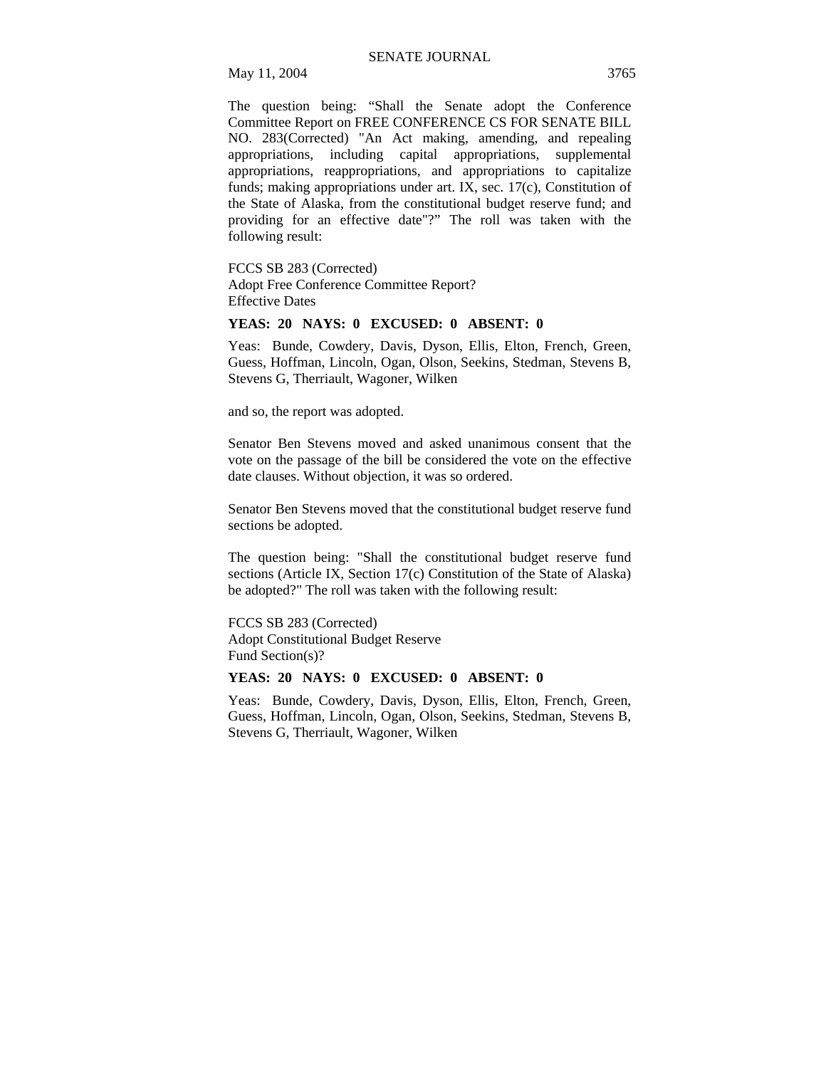The question being: "Shall the Senate adopt the Conference Committee Report on FREE CONFERENCE CS FOR SENATE BILL NO. 283(Corrected) "An Act making, amending, and repealing appropriations, including capital appropriations, supplemental appropriations, reappropriations, and appropriations to capitalize funds; making appropriations under art. IX, sec. 17(c), Constitution of the State of Alaska, from the constitutional budget reserve fund; and providing for an effective date"?" The roll was taken with the following result:

FCCS SB 283 (Corrected)
Adopt Free Conference Committee Report?
Effective Dates

**YEAS: 20 NAYS: 0 EXCUSED: 0 ABSENT: 0**

Yeas: Bunde, Cowdery, Davis, Dyson, Ellis, Elton, French, Green, Guess, Hoffman, Lincoln, Ogan, Olson, Seekins, Stedman, Stevens B, Stevens G, Therriault, Wagoner, Wilken

and so, the report was adopted.

Senator Ben Stevens moved and asked unanimous consent that the vote on the passage of the bill be considered the vote on the effective date clauses. Without objection, it was so ordered.

Senator Ben Stevens moved that the constitutional budget reserve fund sections be adopted.

The question being: "Shall the constitutional budget reserve fund sections (Article IX, Section 17(c) Constitution of the State of Alaska) be adopted?" The roll was taken with the following result:

FCCS SB 283 (Corrected)
Adopt Constitutional Budget Reserve
Fund Section(s)?

**YEAS: 20 NAYS: 0 EXCUSED: 0 ABSENT: 0**

Yeas: Bunde, Cowdery, Davis, Dyson, Ellis, Elton, French, Green, Guess, Hoffman, Lincoln, Ogan, Olson, Seekins, Stedman, Stevens B, Stevens G, Therriault, Wagoner, Wilken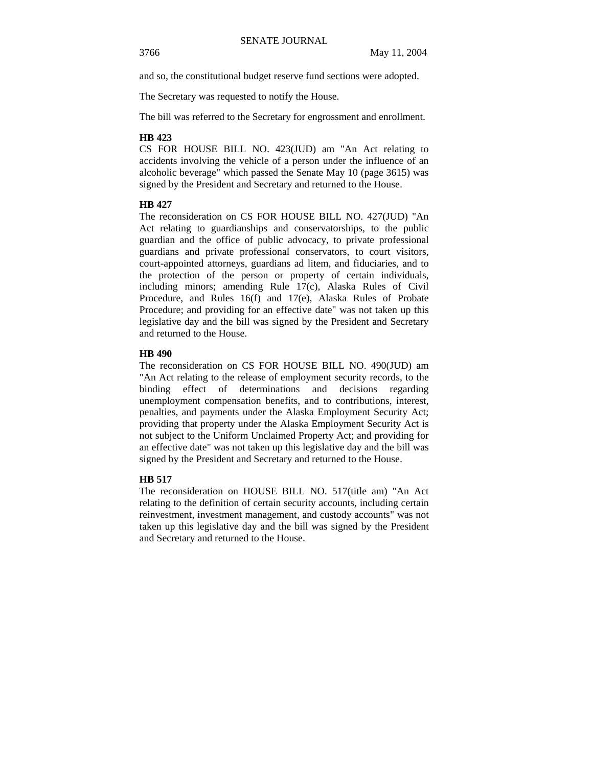and so, the constitutional budget reserve fund sections were adopted.

The Secretary was requested to notify the House.

The bill was referred to the Secretary for engrossment and enrollment.

**HB 423**

CS FOR HOUSE BILL NO. 423(JUD) am "An Act relating to accidents involving the vehicle of a person under the influence of an alcoholic beverage" which passed the Senate May 10 (page 3615) was signed by the President and Secretary and returned to the House.

**HB 427**

The reconsideration on CS FOR HOUSE BILL NO. 427(JUD) "An Act relating to guardianships and conservatorships, to the public guardian and the office of public advocacy, to private professional guardians and private professional conservators, to court visitors, court-appointed attorneys, guardians ad litem, and fiduciaries, and to the protection of the person or property of certain individuals, including minors; amending Rule 17(c), Alaska Rules of Civil Procedure, and Rules 16(f) and 17(e), Alaska Rules of Probate Procedure; and providing for an effective date" was not taken up this legislative day and the bill was signed by the President and Secretary and returned to the House.

**HB 490**

The reconsideration on CS FOR HOUSE BILL NO. 490(JUD) am "An Act relating to the release of employment security records, to the binding effect of determinations and decisions regarding unemployment compensation benefits, and to contributions, interest, penalties, and payments under the Alaska Employment Security Act; providing that property under the Alaska Employment Security Act is not subject to the Uniform Unclaimed Property Act; and providing for an effective date" was not taken up this legislative day and the bill was signed by the President and Secretary and returned to the House.

**HB 517**

The reconsideration on HOUSE BILL NO. 517(title am) "An Act relating to the definition of certain security accounts, including certain reinvestment, investment management, and custody accounts" was not taken up this legislative day and the bill was signed by the President and Secretary and returned to the House.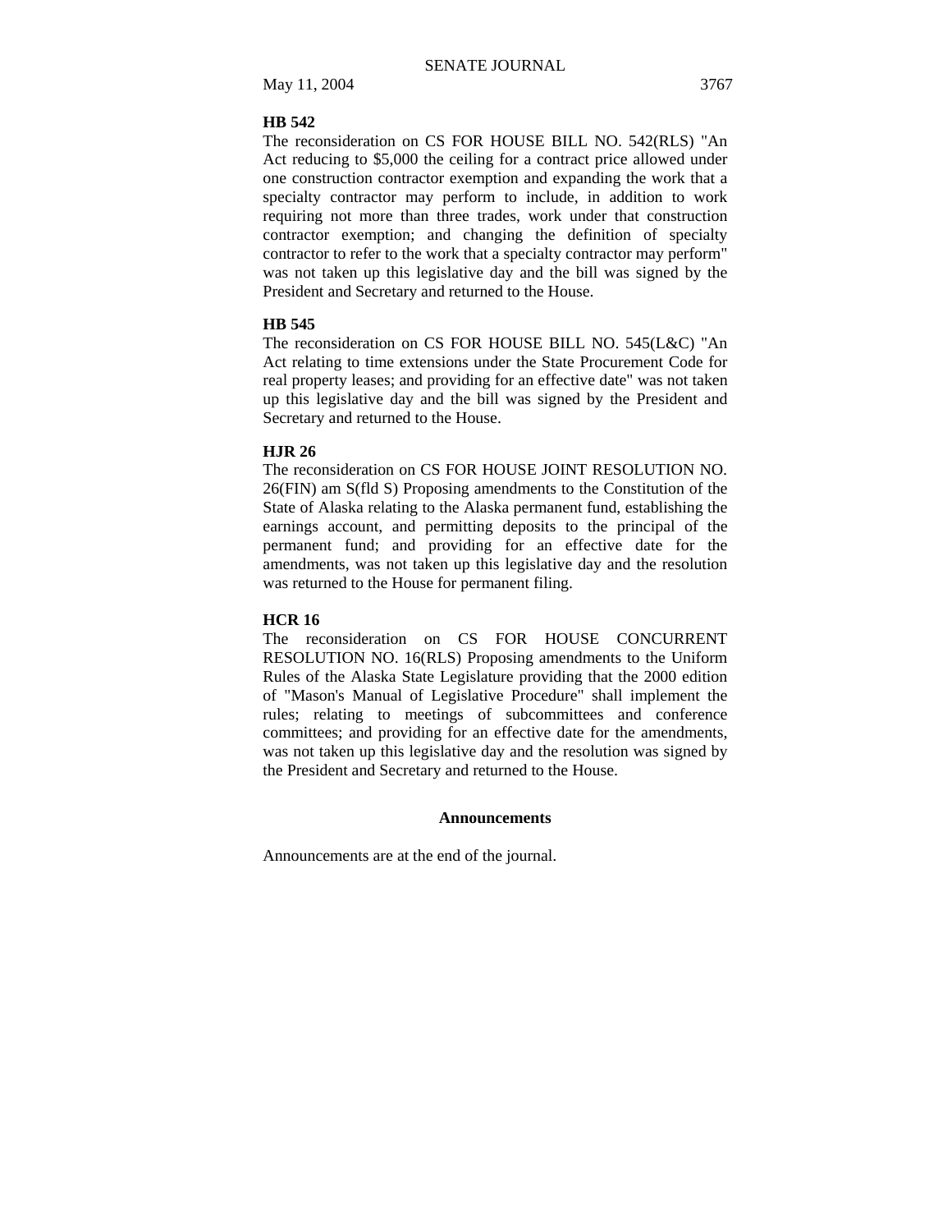**HB 542**

The reconsideration on CS FOR HOUSE BILL NO. 542(RLS) "An Act reducing to $5,000 the ceiling for a contract price allowed under one construction contractor exemption and expanding the work that a specialty contractor may perform to include, in addition to work requiring not more than three trades, work under that construction contractor exemption; and changing the definition of specialty contractor to refer to the work that a specialty contractor may perform" was not taken up this legislative day and the bill was signed by the President and Secretary and returned to the House.

**HB 545**

The reconsideration on CS FOR HOUSE BILL NO. 545(L&C) "An Act relating to time extensions under the State Procurement Code for real property leases; and providing for an effective date" was not taken up this legislative day and the bill was signed by the President and Secretary and returned to the House.

**HJR 26**

The reconsideration on CS FOR HOUSE JOINT RESOLUTION NO. 26(FIN) am S(fld S) Proposing amendments to the Constitution of the State of Alaska relating to the Alaska permanent fund, establishing the earnings account, and permitting deposits to the principal of the permanent fund; and providing for an effective date for the amendments, was not taken up this legislative day and the resolution was returned to the House for permanent filing.

**HCR 16**

The reconsideration on CS FOR HOUSE CONCURRENT RESOLUTION NO. 16(RLS) Proposing amendments to the Uniform Rules of the Alaska State Legislature providing that the 2000 edition of "Mason's Manual of Legislative Procedure" shall implement the rules; relating to meetings of subcommittees and conference committees; and providing for an effective date for the amendments, was not taken up this legislative day and the resolution was signed by the President and Secretary and returned to the House.

**Announcements**

Announcements are at the end of the journal.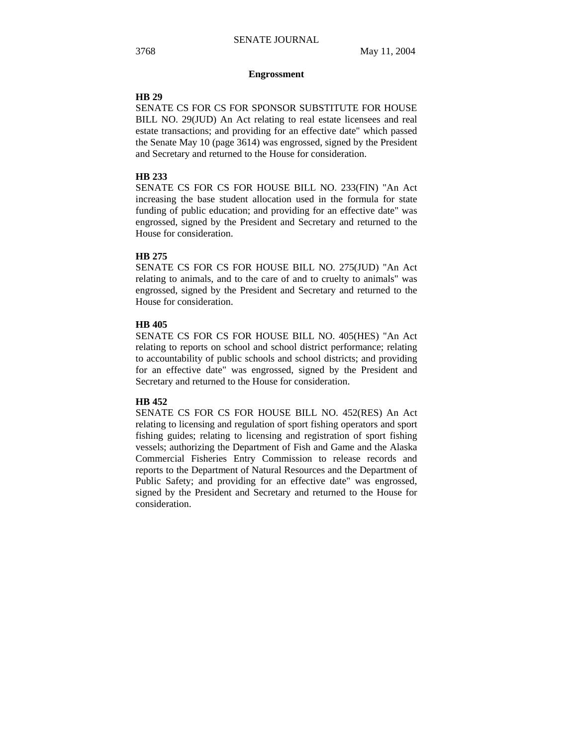## Engrossment

**HB 29**

SENATE CS FOR CS FOR SPONSOR SUBSTITUTE FOR HOUSE BILL NO. 29(JUD) An Act relating to real estate licensees and real estate transactions; and providing for an effective date" which passed the Senate May 10 (page 3614) was engrossed, signed by the President and Secretary and returned to the House for consideration.

**HB 233**

SENATE CS FOR CS FOR HOUSE BILL NO. 233(FIN) "An Act increasing the base student allocation used in the formula for state funding of public education; and providing for an effective date" was engrossed, signed by the President and Secretary and returned to the House for consideration.

**HB 275**

SENATE CS FOR CS FOR HOUSE BILL NO. 275(JUD) "An Act relating to animals, and to the care of and to cruelty to animals" was engrossed, signed by the President and Secretary and returned to the House for consideration.

**HB 405**

SENATE CS FOR CS FOR HOUSE BILL NO. 405(HES) "An Act relating to reports on school and school district performance; relating to accountability of public schools and school districts; and providing for an effective date" was engrossed, signed by the President and Secretary and returned to the House for consideration.

**HB 452**

SENATE CS FOR CS FOR HOUSE BILL NO. 452(RES) An Act relating to licensing and regulation of sport fishing operators and sport fishing guides; relating to licensing and registration of sport fishing vessels; authorizing the Department of Fish and Game and the Alaska Commercial Fisheries Entry Commission to release records and reports to the Department of Natural Resources and the Department of Public Safety; and providing for an effective date" was engrossed, signed by the President and Secretary and returned to the House for consideration.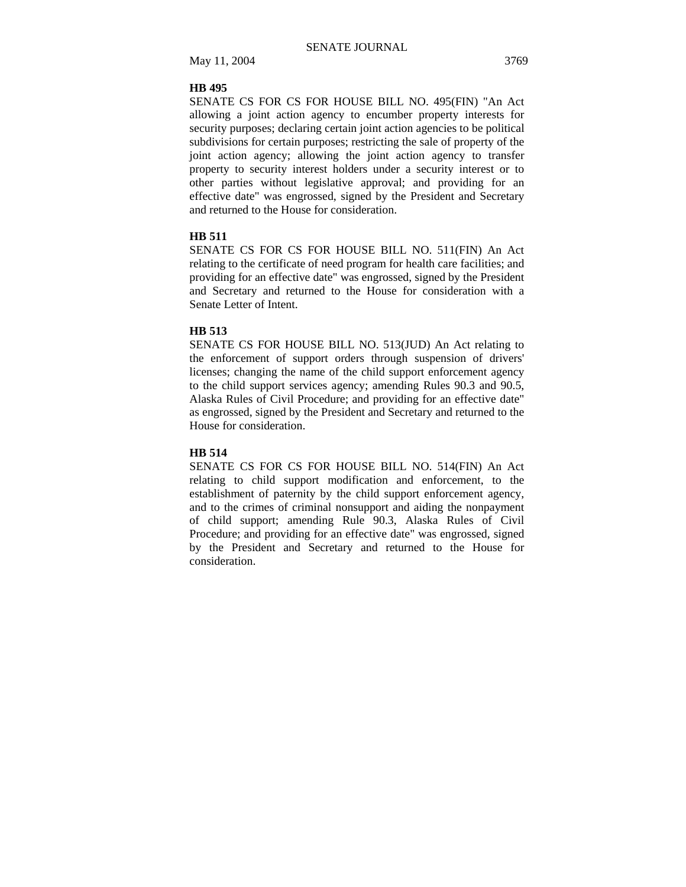**HB 495**

SENATE CS FOR CS FOR HOUSE BILL NO. 495(FIN) "An Act allowing a joint action agency to encumber property interests for security purposes; declaring certain joint action agencies to be political subdivisions for certain purposes; restricting the sale of property of the joint action agency; allowing the joint action agency to transfer property to security interest holders under a security interest or to other parties without legislative approval; and providing for an effective date" was engrossed, signed by the President and Secretary and returned to the House for consideration.

**HB 511**

SENATE CS FOR CS FOR HOUSE BILL NO. 511(FIN) An Act relating to the certificate of need program for health care facilities; and providing for an effective date" was engrossed, signed by the President and Secretary and returned to the House for consideration with a Senate Letter of Intent.

**HB 513**

SENATE CS FOR HOUSE BILL NO. 513(JUD) An Act relating to the enforcement of support orders through suspension of drivers' licenses; changing the name of the child support enforcement agency to the child support services agency; amending Rules 90.3 and 90.5, Alaska Rules of Civil Procedure; and providing for an effective date" as engrossed, signed by the President and Secretary and returned to the House for consideration.

**HB 514**

SENATE CS FOR CS FOR HOUSE BILL NO. 514(FIN) An Act relating to child support modification and enforcement, to the establishment of paternity by the child support enforcement agency, and to the crimes of criminal nonsupport and aiding the nonpayment of child support; amending Rule 90.3, Alaska Rules of Civil Procedure; and providing for an effective date" was engrossed, signed by the President and Secretary and returned to the House for consideration.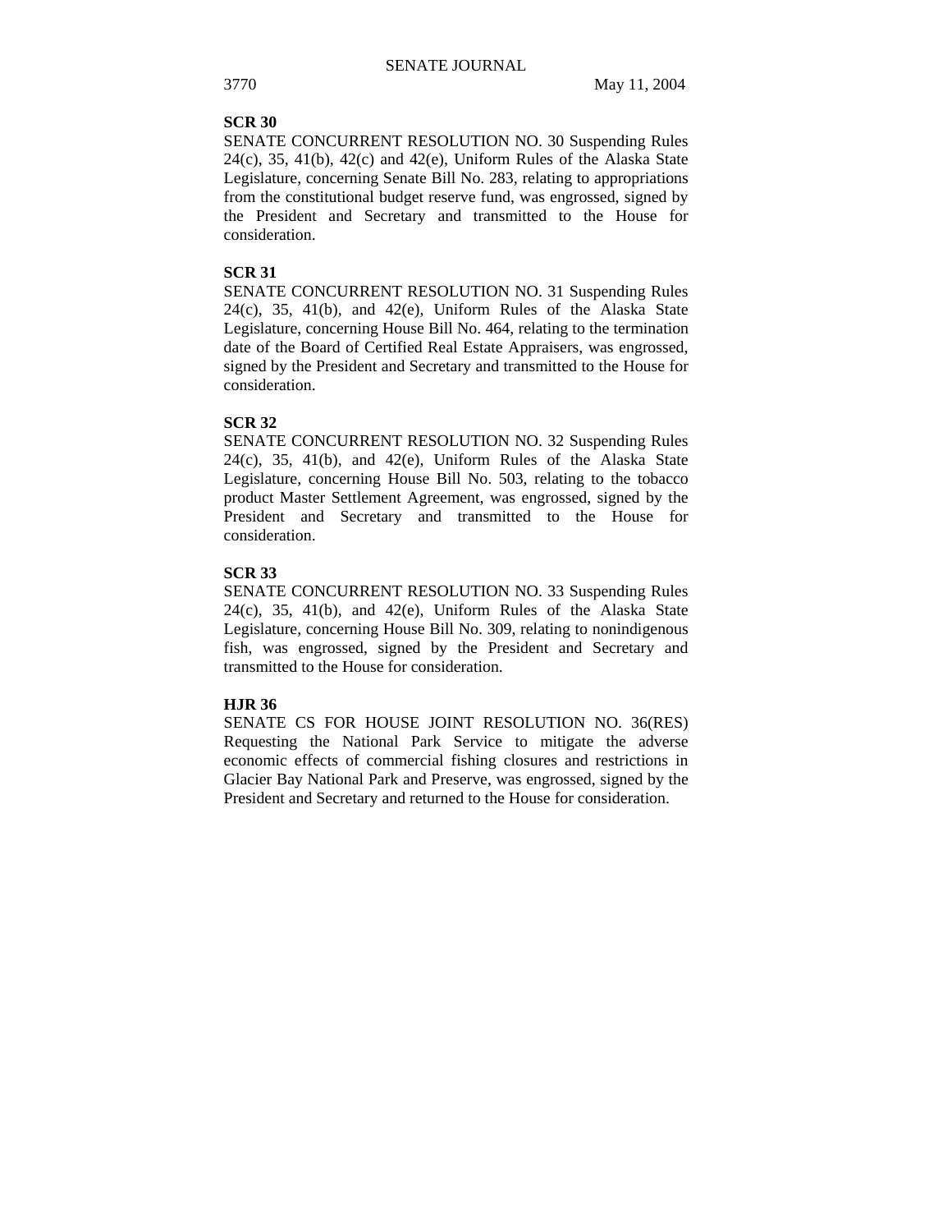**SCR 30**

SENATE CONCURRENT RESOLUTION NO. 30 Suspending Rules 24(c), 35, 41(b), 42(c) and 42(e), Uniform Rules of the Alaska State Legislature, concerning Senate Bill No. 283, relating to appropriations from the constitutional budget reserve fund, was engrossed, signed by the President and Secretary and transmitted to the House for consideration.

**SCR 31**

SENATE CONCURRENT RESOLUTION NO. 31 Suspending Rules 24(c), 35, 41(b), and 42(e), Uniform Rules of the Alaska State Legislature, concerning House Bill No. 464, relating to the termination date of the Board of Certified Real Estate Appraisers, was engrossed, signed by the President and Secretary and transmitted to the House for consideration.

**SCR 32**

SENATE CONCURRENT RESOLUTION NO. 32 Suspending Rules 24(c), 35, 41(b), and 42(e), Uniform Rules of the Alaska State Legislature, concerning House Bill No. 503, relating to the tobacco product Master Settlement Agreement, was engrossed, signed by the President and Secretary and transmitted to the House for consideration.

**SCR 33**

SENATE CONCURRENT RESOLUTION NO. 33 Suspending Rules 24(c), 35, 41(b), and 42(e), Uniform Rules of the Alaska State Legislature, concerning House Bill No. 309, relating to nonindigenous fish, was engrossed, signed by the President and Secretary and transmitted to the House for consideration.

**HJR 36**

SENATE CS FOR HOUSE JOINT RESOLUTION NO. 36(RES) Requesting the National Park Service to mitigate the adverse economic effects of commercial fishing closures and restrictions in Glacier Bay National Park and Preserve, was engrossed, signed by the President and Secretary and returned to the House for consideration.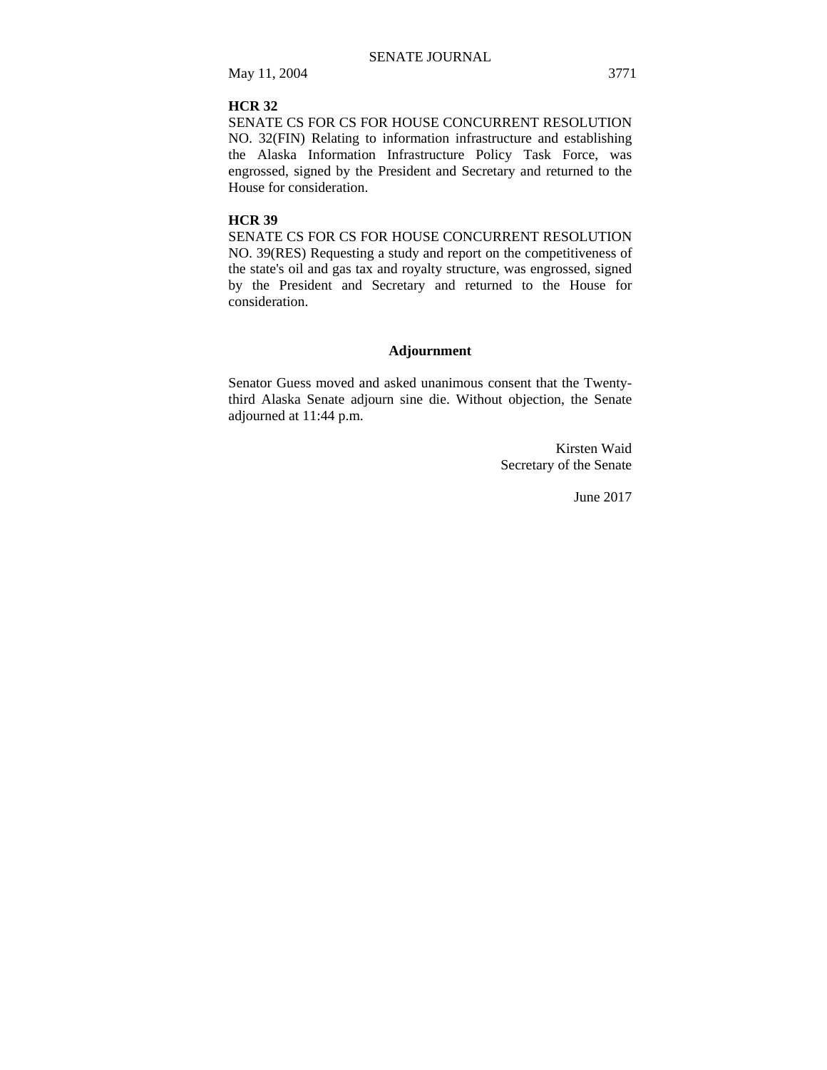**HCR 32**

SENATE CS FOR CS FOR HOUSE CONCURRENT RESOLUTION NO. 32(FIN) Relating to information infrastructure and establishing the Alaska Information Infrastructure Policy Task Force, was engrossed, signed by the President and Secretary and returned to the House for consideration.

**HCR 39**

SENATE CS FOR CS FOR HOUSE CONCURRENT RESOLUTION NO. 39(RES) Requesting a study and report on the competitiveness of the state's oil and gas tax and royalty structure, was engrossed, signed by the President and Secretary and returned to the House for consideration.

## Adjournment

Senator Guess moved and asked unanimous consent that the Twenty-third Alaska Senate adjourn sine die. Without objection, the Senate adjourned at 11:44 p.m.

Kirsten Waid
Secretary of the Senate

June 2017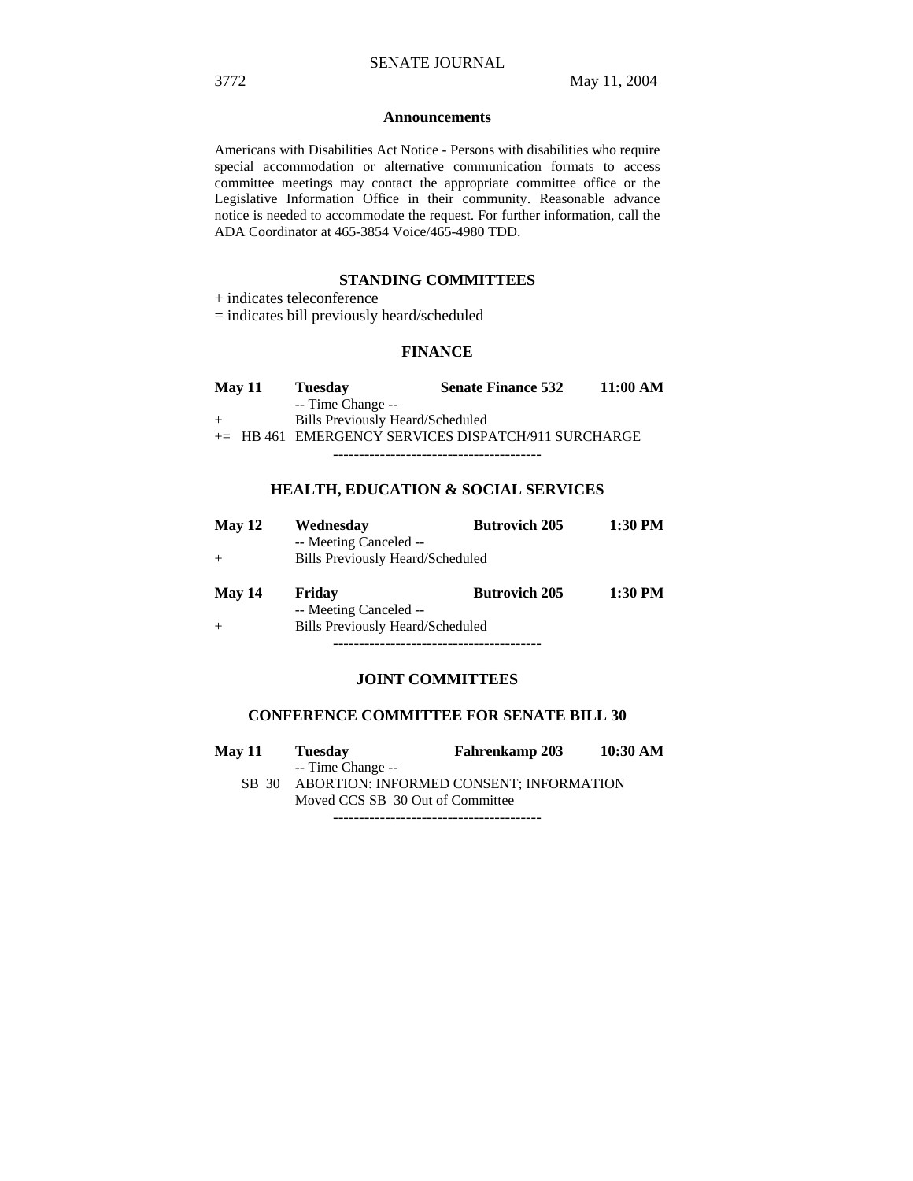## Announcements

Americans with Disabilities Act Notice - Persons with disabilities who require special accommodation or alternative communication formats to access committee meetings may contact the appropriate committee office or the Legislative Information Office in their community. Reasonable advance notice is needed to accommodate the request. For further information, call the ADA Coordinator at 465-3854 Voice/465-4980 TDD.

### STANDING COMMITTEES

+ indicates teleconference

= indicates bill previously heard/scheduled

#### FINANCE

**May 11** **Tuesday** **Senate Finance 532** **11:00 AM**

-- Time Change --

+ Bills Previously Heard/Scheduled

+= HB 461 EMERGENCY SERVICES DISPATCH/911 SURCHARGE

----------------------------------------

#### HEALTH, EDUCATION & SOCIAL SERVICES

**May 12** **Wednesday** **Butrovich 205** **1:30 PM**

-- Meeting Canceled --

+ Bills Previously Heard/Scheduled

**May 14** **Friday** **Butrovich 205** **1:30 PM**

-- Meeting Canceled --

+ Bills Previously Heard/Scheduled

----------------------------------------

### JOINT COMMITTEES

#### CONFERENCE COMMITTEE FOR SENATE BILL 30

**May 11** **Tuesday** **Fahrenkamp 203** **10:30 AM**

-- Time Change --

SB 30 ABORTION: INFORMED CONSENT; INFORMATION

Moved CCS SB 30 Out of Committee

----------------------------------------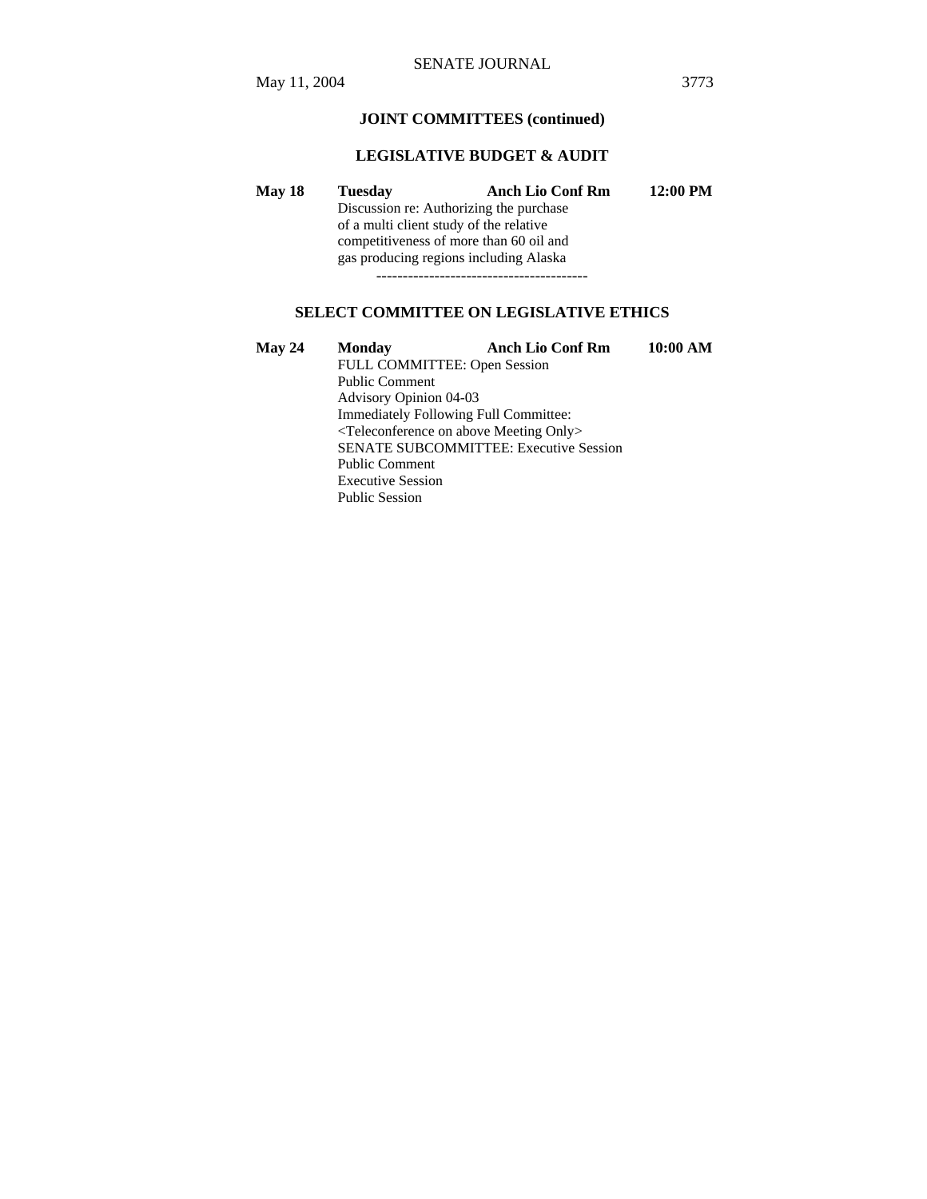## JOINT COMMITTEES (continued)

### LEGISLATIVE BUDGET & AUDIT

**May 18** **Tuesday** **Anch Lio Conf Rm** **12:00 PM**

Discussion re: Authorizing the purchase of a multi client study of the relative competitiveness of more than 60 oil and gas producing regions including Alaska

----------------------------------------

### SELECT COMMITTEE ON LEGISLATIVE ETHICS

**May 24** **Monday** **Anch Lio Conf Rm** **10:00 AM**

FULL COMMITTEE: Open Session
Public Comment
Advisory Opinion 04-03
Immediately Following Full Committee:
<Teleconference on above Meeting Only>
SENATE SUBCOMMITTEE: Executive Session
Public Comment
Executive Session
Public Session